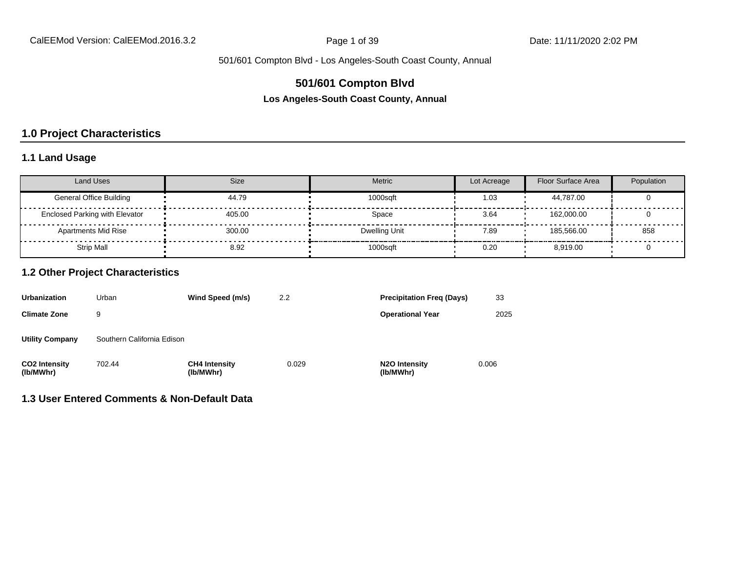# 501/601 Compton Blvd

**Los Angeles-South Coast County, Annual**

## 1.0 Project Characteristics

### 1.1 Land Usage

| Land Uses | Size | Metric | Lot Acreage | Floor Surface Area | Population |
|---|---|---|---|---|---|
| General Office Building | 44.79 | 1000sqft | 1.03 | 44,787.00 | 0 |
| Enclosed Parking with Elevator | 405.00 | Space | 3.64 | 162,000.00 | 0 |
| Apartments Mid Rise | 300.00 | Dwelling Unit | 7.89 | 185,566.00 | 858 |
| Strip Mall | 8.92 | 1000sqft | 0.20 | 8,919.00 | 0 |

### 1.2 Other Project Characteristics

| | | | | | |
|---|---|---|---|---|---|
| **Urbanization** | Urban | **Wind Speed (m/s)** | 2.2 | **Precipitation Freq (Days)** | 33 |
| **Climate Zone** | 9 | | | **Operational Year** | 2025 |
| **Utility Company** | Southern California Edison | | | | |
| **CO2 Intensity (lb/MWhr)** | 702.44 | **CH4 Intensity (lb/MWhr)** | 0.029 | **N2O Intensity (lb/MWhr)** | 0.006 |

### 1.3 User Entered Comments & Non-Default Data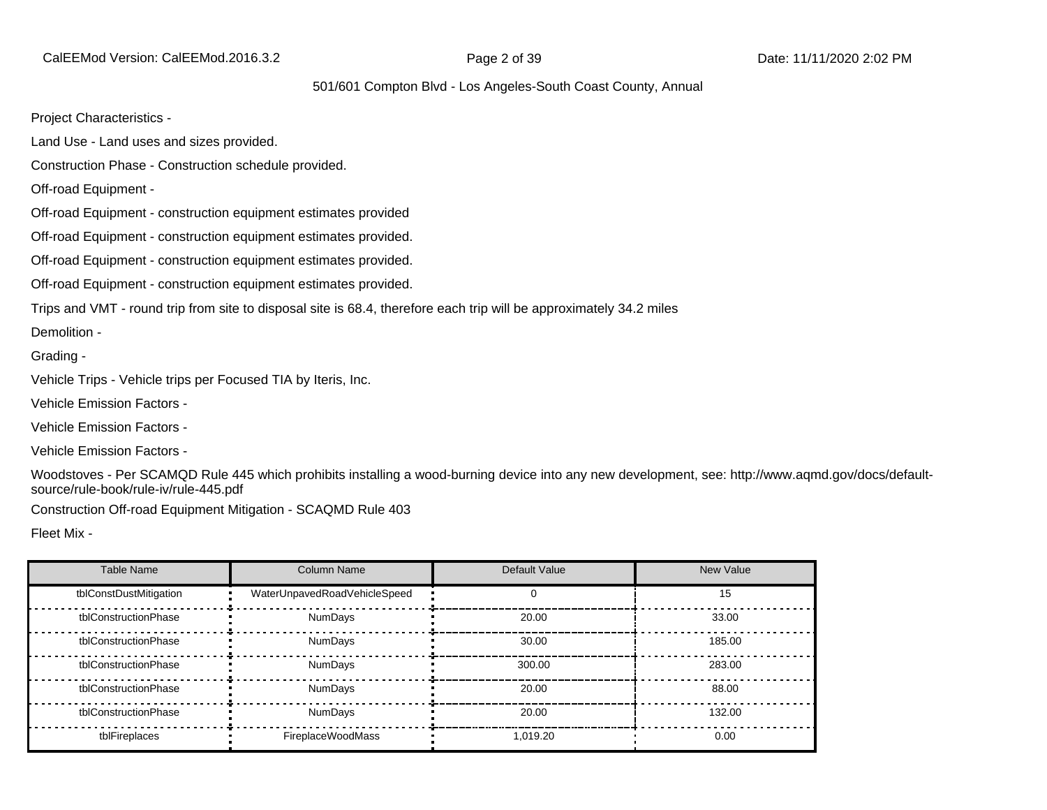Project Characteristics -

Land Use - Land uses and sizes provided.

Construction Phase - Construction schedule provided.

Off-road Equipment -

Off-road Equipment - construction equipment estimates provided

Off-road Equipment - construction equipment estimates provided.

Off-road Equipment - construction equipment estimates provided.

Off-road Equipment - construction equipment estimates provided.

Trips and VMT - round trip from site to disposal site is 68.4, therefore each trip will be approximately 34.2 miles

Demolition -

Grading -

Vehicle Trips - Vehicle trips per Focused TIA by Iteris, Inc.

Vehicle Emission Factors -

Vehicle Emission Factors -

Vehicle Emission Factors -

Woodstoves - Per SCAMQD Rule 445 which prohibits installing a wood-burning device into any new development, see: http://www.aqmd.gov/docs/default-source/rule-book/rule-iv/rule-445.pdf

Construction Off-road Equipment Mitigation - SCAQMD Rule 403

Fleet Mix -

| Table Name | Column Name | Default Value | New Value |
|---|---|---|---|
| tblConstDustMitigation | WaterUnpavedRoadVehicleSpeed | 0 | 15 |
| tblConstructionPhase | NumDays | 20.00 | 33.00 |
| tblConstructionPhase | NumDays | 30.00 | 185.00 |
| tblConstructionPhase | NumDays | 300.00 | 283.00 |
| tblConstructionPhase | NumDays | 20.00 | 88.00 |
| tblConstructionPhase | NumDays | 20.00 | 132.00 |
| tblFireplaces | FireplaceWoodMass | 1,019.20 | 0.00 |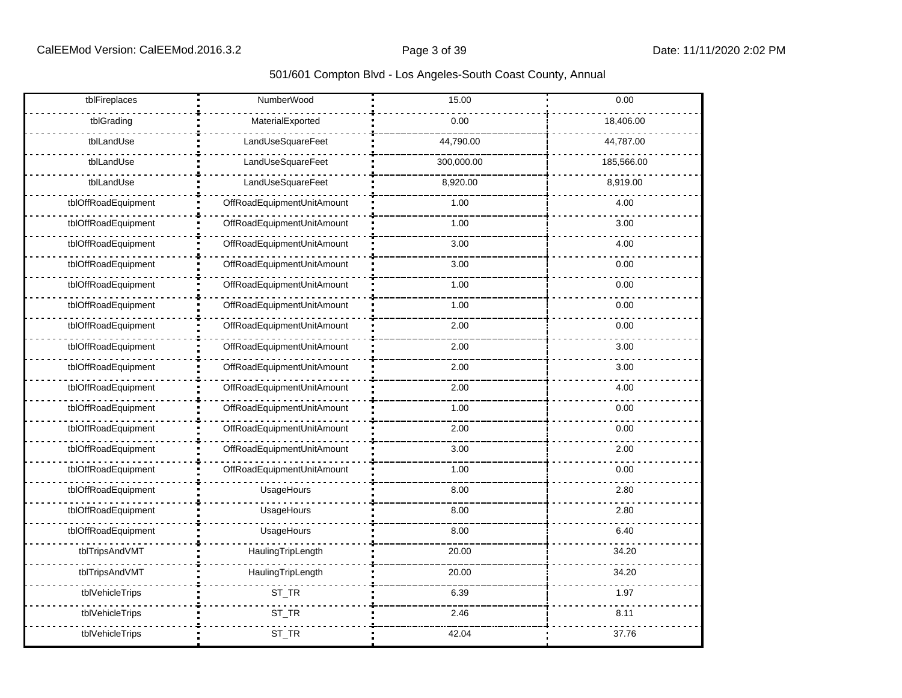| tblFireplaces | NumberWood | 15.00 | 0.00 |
|---|---|---|---|
| tblGrading | MaterialExported | 0.00 | 18,406.00 |
| tblLandUse | LandUseSquareFeet | 44,790.00 | 44,787.00 |
| tblLandUse | LandUseSquareFeet | 300,000.00 | 185,566.00 |
| tblLandUse | LandUseSquareFeet | 8,920.00 | 8,919.00 |
| tblOffRoadEquipment | OffRoadEquipmentUnitAmount | 1.00 | 4.00 |
| tblOffRoadEquipment | OffRoadEquipmentUnitAmount | 1.00 | 3.00 |
| tblOffRoadEquipment | OffRoadEquipmentUnitAmount | 3.00 | 4.00 |
| tblOffRoadEquipment | OffRoadEquipmentUnitAmount | 3.00 | 0.00 |
| tblOffRoadEquipment | OffRoadEquipmentUnitAmount | 1.00 | 0.00 |
| tblOffRoadEquipment | OffRoadEquipmentUnitAmount | 1.00 | 0.00 |
| tblOffRoadEquipment | OffRoadEquipmentUnitAmount | 2.00 | 0.00 |
| tblOffRoadEquipment | OffRoadEquipmentUnitAmount | 2.00 | 3.00 |
| tblOffRoadEquipment | OffRoadEquipmentUnitAmount | 2.00 | 3.00 |
| tblOffRoadEquipment | OffRoadEquipmentUnitAmount | 2.00 | 4.00 |
| tblOffRoadEquipment | OffRoadEquipmentUnitAmount | 1.00 | 0.00 |
| tblOffRoadEquipment | OffRoadEquipmentUnitAmount | 2.00 | 0.00 |
| tblOffRoadEquipment | OffRoadEquipmentUnitAmount | 3.00 | 2.00 |
| tblOffRoadEquipment | OffRoadEquipmentUnitAmount | 1.00 | 0.00 |
| tblOffRoadEquipment | UsageHours | 8.00 | 2.80 |
| tblOffRoadEquipment | UsageHours | 8.00 | 2.80 |
| tblOffRoadEquipment | UsageHours | 8.00 | 6.40 |
| tblTripsAndVMT | HaulingTripLength | 20.00 | 34.20 |
| tblTripsAndVMT | HaulingTripLength | 20.00 | 34.20 |
| tblVehicleTrips | ST_TR | 6.39 | 1.97 |
| tblVehicleTrips | ST_TR | 2.46 | 8.11 |
| tblVehicleTrips | ST_TR | 42.04 | 37.76 |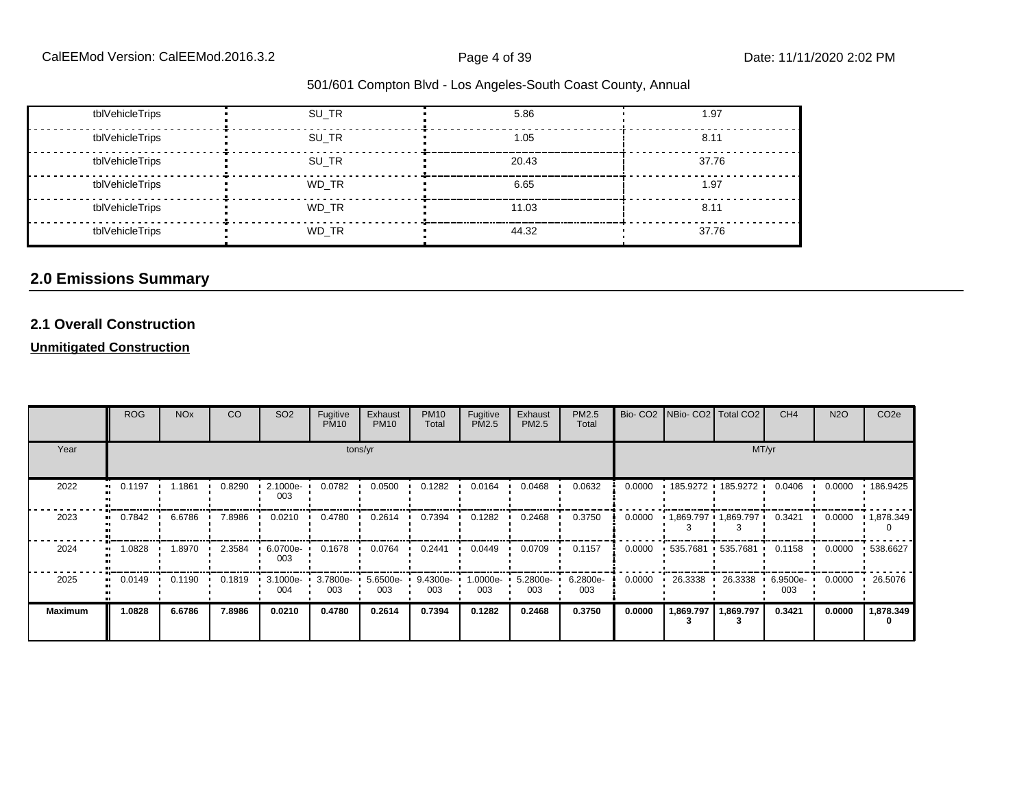| tblVehicleTrips | SU_TR | 5.86 | 1.97 |
|---|---|---|---|
| tblVehicleTrips | SU_TR | 1.05 | 8.11 |
| tblVehicleTrips | SU_TR | 20.43 | 37.76 |
| tblVehicleTrips | WD_TR | 6.65 | 1.97 |
| tblVehicleTrips | WD_TR | 11.03 | 8.11 |
| tblVehicleTrips | WD_TR | 44.32 | 37.76 |

## 2.0 Emissions Summary

### 2.1 Overall Construction

**Unmitigated Construction**

| | ROG | NOx | CO | SO2 | Fugitive PM10 | Exhaust PM10 | PM10 Total | Fugitive PM2.5 | Exhaust PM2.5 | PM2.5 Total | Bio- CO2 | NBio- CO2 | Total CO2 | CH4 | N2O | CO2e |
|---|---|---|---|---|---|---|---|---|---|---|---|---|---|---|---|---|
| Year | tons/yr | | | | | | | | | | MT/yr | | | | | |
| 2022 | 0.1197 | 1.1861 | 0.8290 | 2.1000e-003 | 0.0782 | 0.0500 | 0.1282 | 0.0164 | 0.0468 | 0.0632 | 0.0000 | 185.9272 | 185.9272 | 0.0406 | 0.0000 | 186.9425 |
| 2023 | 0.7842 | 6.6786 | 7.8986 | 0.0210 | 0.4780 | 0.2614 | 0.7394 | 0.1282 | 0.2468 | 0.3750 | 0.0000 | 1,869.7973 | 1,869.7973 | 0.3421 | 0.0000 | 1,878.3490 |
| 2024 | 1.0828 | 1.8970 | 2.3584 | 6.0700e-003 | 0.1678 | 0.0764 | 0.2441 | 0.0449 | 0.0709 | 0.1157 | 0.0000 | 535.7681 | 535.7681 | 0.1158 | 0.0000 | 538.6627 |
| 2025 | 0.0149 | 0.1190 | 0.1819 | 3.1000e-004 | 3.7800e-003 | 5.6500e-003 | 9.4300e-003 | 1.0000e-003 | 5.2800e-003 | 6.2800e-003 | 0.0000 | 26.3338 | 26.3338 | 6.9500e-003 | 0.0000 | 26.5076 |
| **Maximum** | **1.0828** | **6.6786** | **7.8986** | **0.0210** | **0.4780** | **0.2614** | **0.7394** | **0.1282** | **0.2468** | **0.3750** | **0.0000** | **1,869.7973** | **1,869.7973** | **0.3421** | **0.0000** | **1,878.3490** |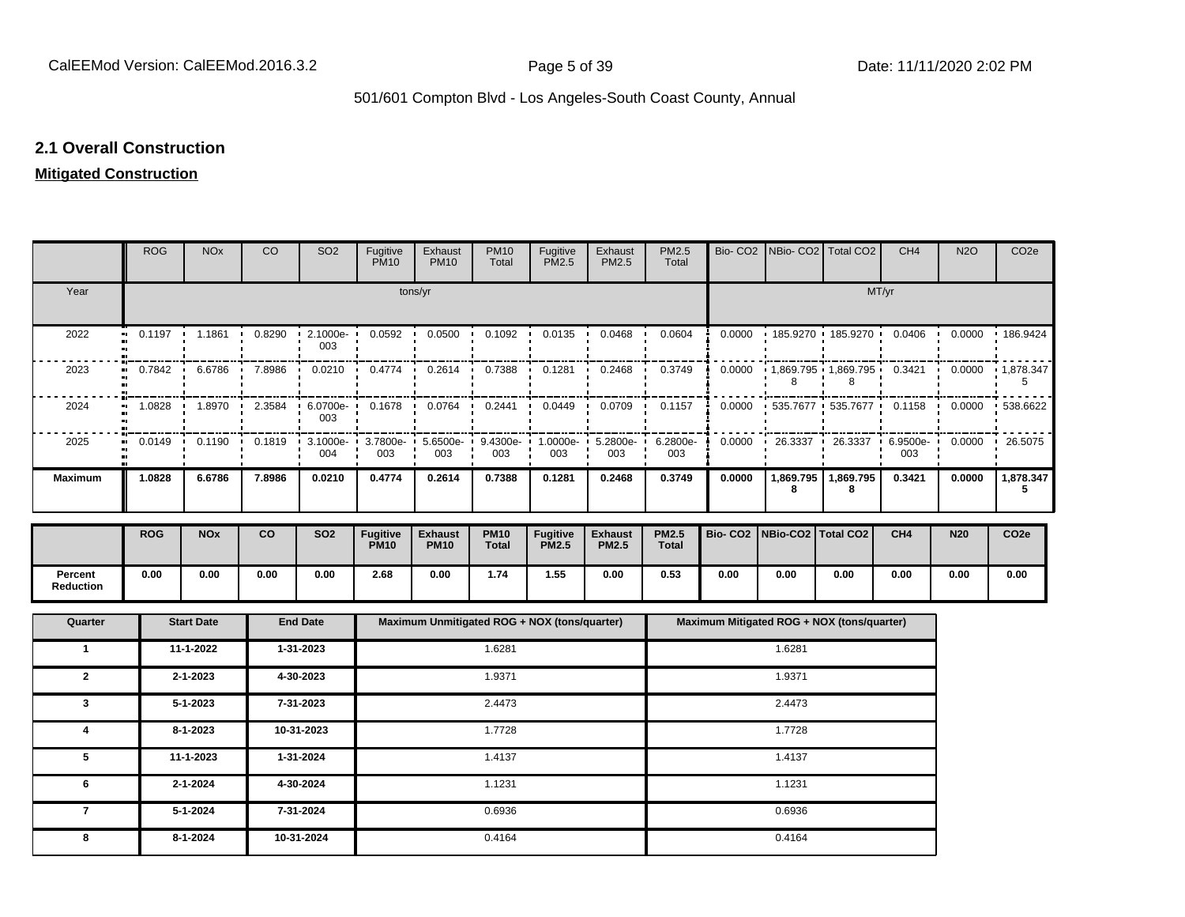## 2.1 Overall Construction

**Mitigated Construction**

| | ROG | NOx | CO | SO2 | Fugitive PM10 | Exhaust PM10 | PM10 Total | Fugitive PM2.5 | Exhaust PM2.5 | PM2.5 Total | Bio- CO2 | NBio- CO2 | Total CO2 | CH4 | N2O | CO2e |
|---|---|---|---|---|---|---|---|---|---|---|---|---|---|---|---|---|
| Year | tons/yr | | | | | | | | | | MT/yr | | | | | |
| 2022 | 0.1197 | 1.1861 | 0.8290 | 2.1000e-003 | 0.0592 | 0.0500 | 0.1092 | 0.0135 | 0.0468 | 0.0604 | 0.0000 | 185.9270 | 185.9270 | 0.0406 | 0.0000 | 186.9424 |
| 2023 | 0.7842 | 6.6786 | 7.8986 | 0.0210 | 0.4774 | 0.2614 | 0.7388 | 0.1281 | 0.2468 | 0.3749 | 0.0000 | 1,869.7958 | 1,869.7958 | 0.3421 | 0.0000 | 1,878.3475 |
| 2024 | 1.0828 | 1.8970 | 2.3584 | 6.0700e-003 | 0.1678 | 0.0764 | 0.2441 | 0.0449 | 0.0709 | 0.1157 | 0.0000 | 535.7677 | 535.7677 | 0.1158 | 0.0000 | 538.6622 |
| 2025 | 0.0149 | 0.1190 | 0.1819 | 3.1000e-004 | 3.7800e-003 | 5.6500e-003 | 9.4300e-003 | 1.0000e-003 | 5.2800e-003 | 6.2800e-003 | 0.0000 | 26.3337 | 26.3337 | 6.9500e-003 | 0.0000 | 26.5075 |
| **Maximum** | **1.0828** | **6.6786** | **7.8986** | **0.0210** | **0.4774** | **0.2614** | **0.7388** | **0.1281** | **0.2468** | **0.3749** | **0.0000** | **1,869.7958** | **1,869.7958** | **0.3421** | **0.0000** | **1,878.3475** |

| | ROG | NOx | CO | SO2 | Fugitive PM10 | Exhaust PM10 | PM10 Total | Fugitive PM2.5 | Exhaust PM2.5 | PM2.5 Total | Bio- CO2 | NBio-CO2 | Total CO2 | CH4 | N20 | CO2e |
|---|---|---|---|---|---|---|---|---|---|---|---|---|---|---|---|---|
| **Percent Reduction** | 0.00 | 0.00 | 0.00 | 0.00 | 2.68 | 0.00 | 1.74 | 1.55 | 0.00 | 0.53 | 0.00 | 0.00 | 0.00 | 0.00 | 0.00 | 0.00 |

| Quarter | Start Date | End Date | Maximum Unmitigated ROG + NOX (tons/quarter) | Maximum Mitigated ROG + NOX (tons/quarter) |
|---|---|---|---|---|
| 1 | 11-1-2022 | 1-31-2023 | 1.6281 | 1.6281 |
| 2 | 2-1-2023 | 4-30-2023 | 1.9371 | 1.9371 |
| 3 | 5-1-2023 | 7-31-2023 | 2.4473 | 2.4473 |
| 4 | 8-1-2023 | 10-31-2023 | 1.7728 | 1.7728 |
| 5 | 11-1-2023 | 1-31-2024 | 1.4137 | 1.4137 |
| 6 | 2-1-2024 | 4-30-2024 | 1.1231 | 1.1231 |
| 7 | 5-1-2024 | 7-31-2024 | 0.6936 | 0.6936 |
| 8 | 8-1-2024 | 10-31-2024 | 0.4164 | 0.4164 |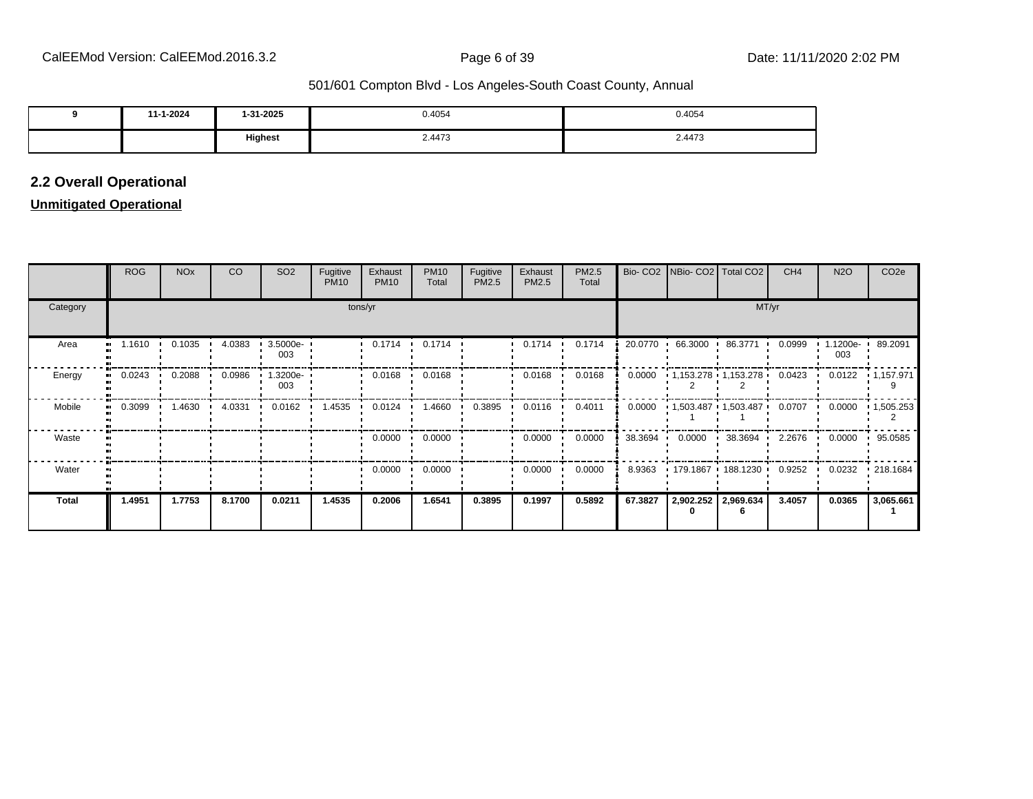| 9 | 11-1-2024 | 1-31-2025 | 0.4054 | 0.4054 |
|---|---|---|---|---|
| | | **Highest** | 2.4473 | 2.4473 |

## 2.2 Overall Operational

**Unmitigated Operational**

| | ROG | NOx | CO | SO2 | Fugitive PM10 | Exhaust PM10 | PM10 Total | Fugitive PM2.5 | Exhaust PM2.5 | PM2.5 Total | Bio- CO2 | NBio- CO2 | Total CO2 | CH4 | N2O | CO2e |
|---|---|---|---|---|---|---|---|---|---|---|---|---|---|---|---|---|
| Category | tons/yr | | | | | | | | | | MT/yr | | | | | |
| Area | 1.1610 | 0.1035 | 4.0383 | 3.5000e-003 | | 0.1714 | 0.1714 | | 0.1714 | 0.1714 | 20.0770 | 66.3000 | 86.3771 | 0.0999 | 1.1200e-003 | 89.2091 |
| Energy | 0.0243 | 0.2088 | 0.0986 | 1.3200e-003 | | 0.0168 | 0.0168 | | 0.0168 | 0.0168 | 0.0000 | 1,153.2782 | 1,153.2782 | 0.0423 | 0.0122 | 1,157.9719 |
| Mobile | 0.3099 | 1.4630 | 4.0331 | 0.0162 | 1.4535 | 0.0124 | 1.4660 | 0.3895 | 0.0116 | 0.4011 | 0.0000 | 1,503.4871 | 1,503.4871 | 0.0707 | 0.0000 | 1,505.2532 |
| Waste | | | | | | 0.0000 | 0.0000 | | 0.0000 | 0.0000 | 38.3694 | 0.0000 | 38.3694 | 2.2676 | 0.0000 | 95.0585 |
| Water | | | | | | 0.0000 | 0.0000 | | 0.0000 | 0.0000 | 8.9363 | 179.1867 | 188.1230 | 0.9252 | 0.0232 | 218.1684 |
| **Total** | **1.4951** | **1.7753** | **8.1700** | **0.0211** | **1.4535** | **0.2006** | **1.6541** | **0.3895** | **0.1997** | **0.5892** | **67.3827** | **2,902.2520** | **2,969.6346** | **3.4057** | **0.0365** | **3,065.6611** |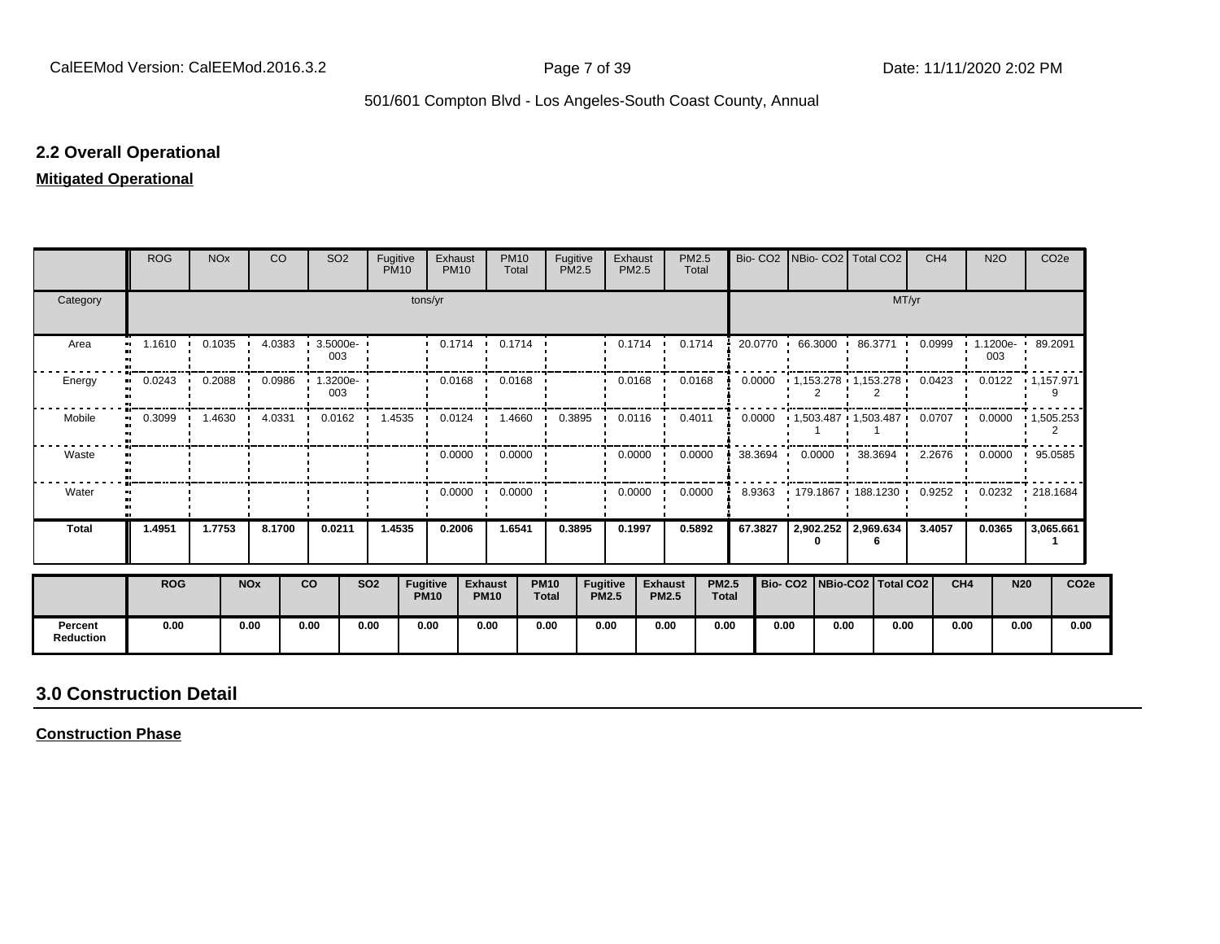## 2.2 Overall Operational

**Mitigated Operational**

| | ROG | NOx | CO | SO2 | Fugitive PM10 | Exhaust PM10 | PM10 Total | Fugitive PM2.5 | Exhaust PM2.5 | PM2.5 Total | Bio- CO2 | NBio- CO2 | Total CO2 | CH4 | N2O | CO2e |
|---|---|---|---|---|---|---|---|---|---|---|---|---|---|---|---|---|
| Category | tons/yr | | | | | | | | | | MT/yr | | | | | |
| Area | 1.1610 | 0.1035 | 4.0383 | 3.5000e-003 | | 0.1714 | 0.1714 | | 0.1714 | 0.1714 | 20.0770 | 66.3000 | 86.3771 | 0.0999 | 1.1200e-003 | 89.2091 |
| Energy | 0.0243 | 0.2088 | 0.0986 | 1.3200e-003 | | 0.0168 | 0.0168 | | 0.0168 | 0.0168 | 0.0000 | 1,153.2782 | 1,153.2782 | 0.0423 | 0.0122 | 1,157.9719 |
| Mobile | 0.3099 | 1.4630 | 4.0331 | 0.0162 | 1.4535 | 0.0124 | 1.4660 | 0.3895 | 0.0116 | 0.4011 | 0.0000 | 1,503.4871 | 1,503.4871 | 0.0707 | 0.0000 | 1,505.2532 |
| Waste | | | | | | 0.0000 | 0.0000 | | 0.0000 | 0.0000 | 38.3694 | 0.0000 | 38.3694 | 2.2676 | 0.0000 | 95.0585 |
| Water | | | | | | 0.0000 | 0.0000 | | 0.0000 | 0.0000 | 8.9363 | 179.1867 | 188.1230 | 0.9252 | 0.0232 | 218.1684 |
| **Total** | **1.4951** | **1.7753** | **8.1700** | **0.0211** | **1.4535** | **0.2006** | **1.6541** | **0.3895** | **0.1997** | **0.5892** | **67.3827** | **2,902.2520** | **2,969.6346** | **3.4057** | **0.0365** | **3,065.6611** |

| | ROG | NOx | CO | SO2 | Fugitive PM10 | Exhaust PM10 | PM10 Total | Fugitive PM2.5 | Exhaust PM2.5 | PM2.5 Total | Bio- CO2 | NBio-CO2 | Total CO2 | CH4 | N20 | CO2e |
|---|---|---|---|---|---|---|---|---|---|---|---|---|---|---|---|---|
| **Percent Reduction** | 0.00 | 0.00 | 0.00 | 0.00 | 0.00 | 0.00 | 0.00 | 0.00 | 0.00 | 0.00 | 0.00 | 0.00 | 0.00 | 0.00 | 0.00 | 0.00 |

## 3.0 Construction Detail

**Construction Phase**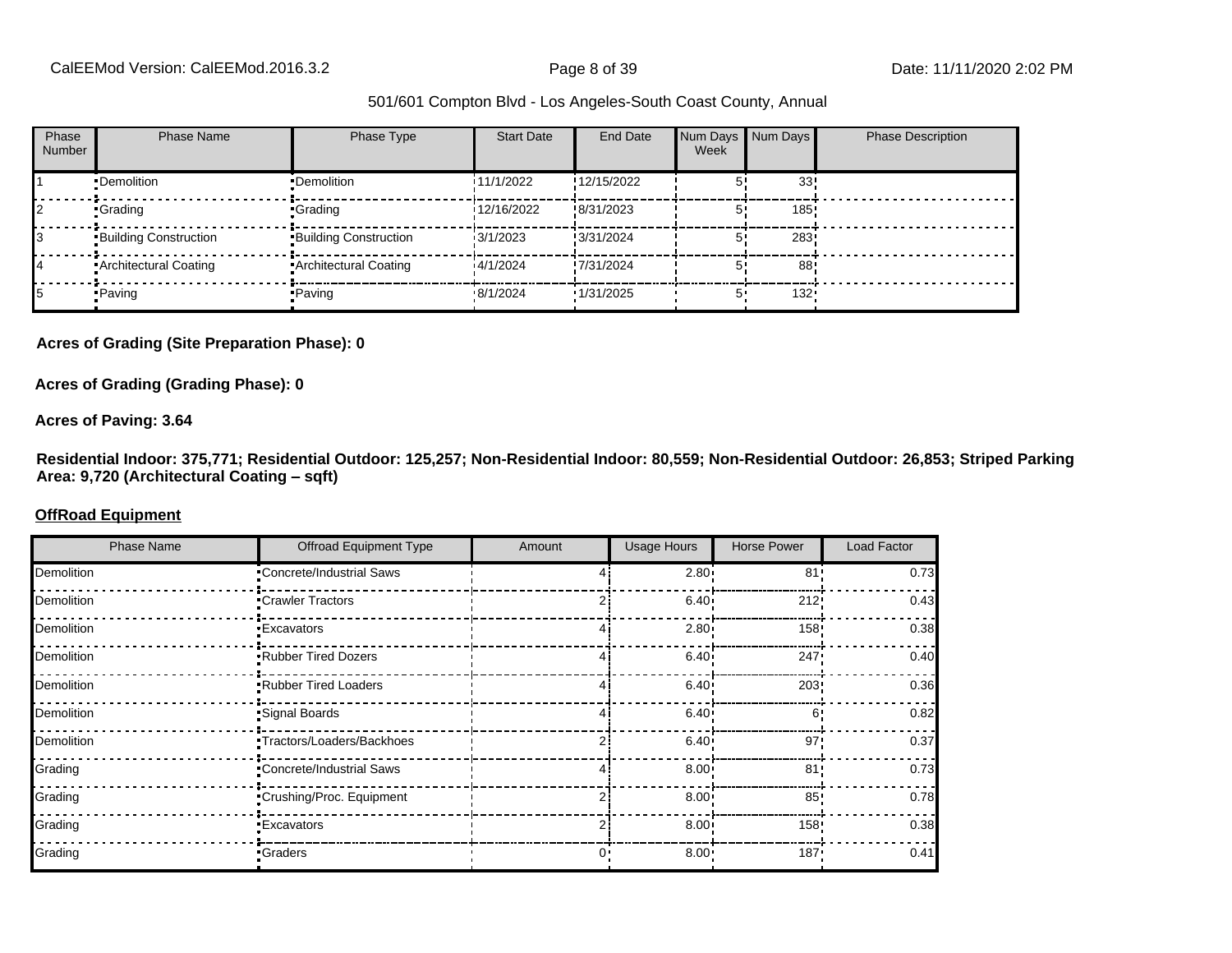| Phase Number | Phase Name | Phase Type | Start Date | End Date | Num Days Week | Num Days | Phase Description |
|---|---|---|---|---|---|---|---|
| 1 | Demolition | Demolition | 11/1/2022 | 12/15/2022 | 5 | 33 | |
| 2 | Grading | Grading | 12/16/2022 | 8/31/2023 | 5 | 185 | |
| 3 | Building Construction | Building Construction | 3/1/2023 | 3/31/2024 | 5 | 283 | |
| 4 | Architectural Coating | Architectural Coating | 4/1/2024 | 7/31/2024 | 5 | 88 | |
| 5 | Paving | Paving | 8/1/2024 | 1/31/2025 | 5 | 132 | |

**Acres of Grading (Site Preparation Phase): 0**

**Acres of Grading (Grading Phase): 0**

**Acres of Paving: 3.64**

**Residential Indoor: 375,771; Residential Outdoor: 125,257; Non-Residential Indoor: 80,559; Non-Residential Outdoor: 26,853; Striped Parking Area: 9,720 (Architectural Coating – sqft)**

**OffRoad Equipment**

| Phase Name | Offroad Equipment Type | Amount | Usage Hours | Horse Power | Load Factor |
|---|---|---|---|---|---|
| Demolition | Concrete/Industrial Saws | 4 | 2.80 | 81 | 0.73 |
| Demolition | Crawler Tractors | 2 | 6.40 | 212 | 0.43 |
| Demolition | Excavators | 4 | 2.80 | 158 | 0.38 |
| Demolition | Rubber Tired Dozers | 4 | 6.40 | 247 | 0.40 |
| Demolition | Rubber Tired Loaders | 4 | 6.40 | 203 | 0.36 |
| Demolition | Signal Boards | 4 | 6.40 | 6 | 0.82 |
| Demolition | Tractors/Loaders/Backhoes | 2 | 6.40 | 97 | 0.37 |
| Grading | Concrete/Industrial Saws | 4 | 8.00 | 81 | 0.73 |
| Grading | Crushing/Proc. Equipment | 2 | 8.00 | 85 | 0.78 |
| Grading | Excavators | 2 | 8.00 | 158 | 0.38 |
| Grading | Graders | 0 | 8.00 | 187 | 0.41 |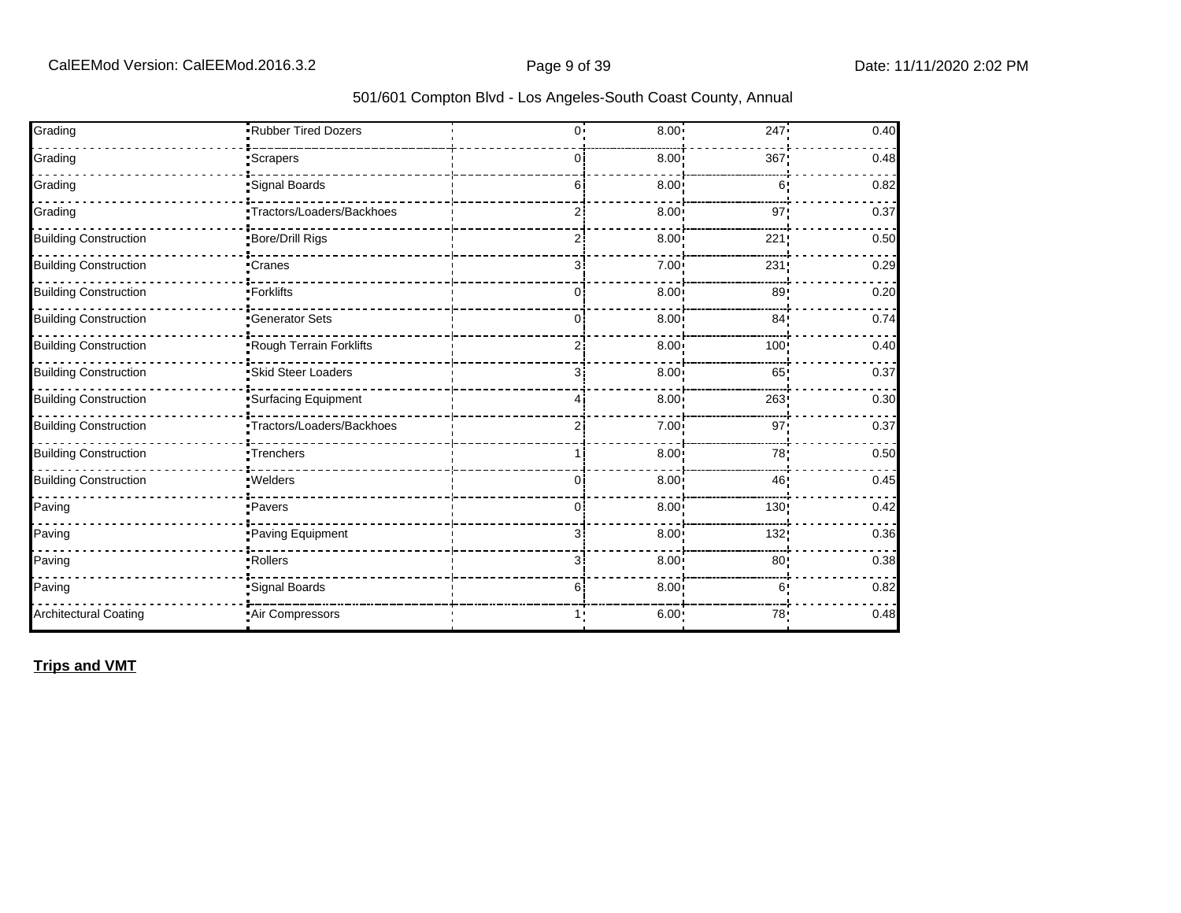| Grading | Rubber Tired Dozers | | 0 | 8.00 | 247 | 0.40 |
|---|---|---|---|---|---|---|
| Grading | Scrapers | | 0 | 8.00 | 367 | 0.48 |
| Grading | Signal Boards | | 6 | 8.00 | 6 | 0.82 |
| Grading | Tractors/Loaders/Backhoes | | 2 | 8.00 | 97 | 0.37 |
| Building Construction | Bore/Drill Rigs | | 2 | 8.00 | 221 | 0.50 |
| Building Construction | Cranes | | 3 | 7.00 | 231 | 0.29 |
| Building Construction | Forklifts | | 0 | 8.00 | 89 | 0.20 |
| Building Construction | Generator Sets | | 0 | 8.00 | 84 | 0.74 |
| Building Construction | Rough Terrain Forklifts | | 2 | 8.00 | 100 | 0.40 |
| Building Construction | Skid Steer Loaders | | 3 | 8.00 | 65 | 0.37 |
| Building Construction | Surfacing Equipment | | 4 | 8.00 | 263 | 0.30 |
| Building Construction | Tractors/Loaders/Backhoes | | 2 | 7.00 | 97 | 0.37 |
| Building Construction | Trenchers | | 1 | 8.00 | 78 | 0.50 |
| Building Construction | Welders | | 0 | 8.00 | 46 | 0.45 |
| Paving | Pavers | | 0 | 8.00 | 130 | 0.42 |
| Paving | Paving Equipment | | 3 | 8.00 | 132 | 0.36 |
| Paving | Rollers | | 3 | 8.00 | 80 | 0.38 |
| Paving | Signal Boards | | 6 | 8.00 | 6 | 0.82 |
| Architectural Coating | Air Compressors | | 1 | 6.00 | 78 | 0.48 |

**Trips and VMT**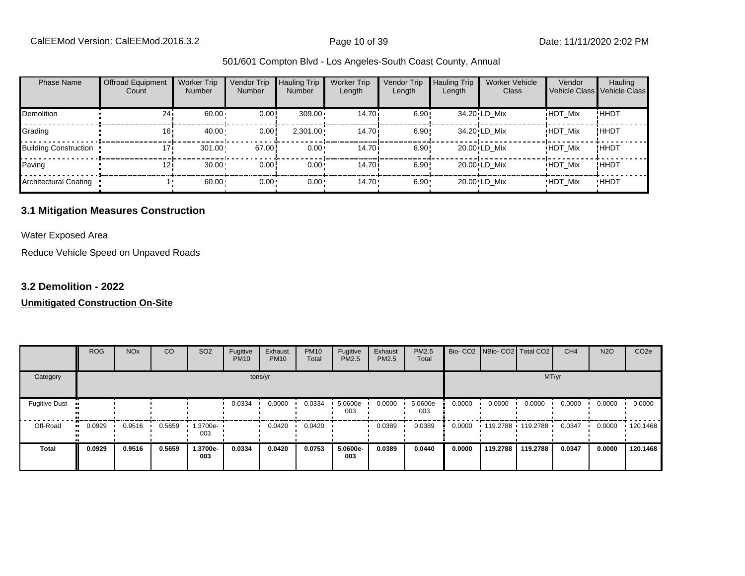| Phase Name | Offroad Equipment Count | Worker Trip Number | Vendor Trip Number | Hauling Trip Number | Worker Trip Length | Vendor Trip Length | Hauling Trip Length | Worker Vehicle Class | Vendor Vehicle Class | Hauling Vehicle Class |
|---|---|---|---|---|---|---|---|---|---|---|
| Demolition | 24 | 60.00 | 0.00 | 309.00 | 14.70 | 6.90 | 34.20 | LD_Mix | HDT_Mix | HHDT |
| Grading | 16 | 40.00 | 0.00 | 2,301.00 | 14.70 | 6.90 | 34.20 | LD_Mix | HDT_Mix | HHDT |
| Building Construction | 17 | 301.00 | 67.00 | 0.00 | 14.70 | 6.90 | 20.00 | LD_Mix | HDT_Mix | HHDT |
| Paving | 12 | 30.00 | 0.00 | 0.00 | 14.70 | 6.90 | 20.00 | LD_Mix | HDT_Mix | HHDT |
| Architectural Coating | 1 | 60.00 | 0.00 | 0.00 | 14.70 | 6.90 | 20.00 | LD_Mix | HDT_Mix | HHDT |

## 3.1 Mitigation Measures Construction

Water Exposed Area

Reduce Vehicle Speed on Unpaved Roads

## 3.2 Demolition - 2022

**Unmitigated Construction On-Site**

| | ROG | NOx | CO | SO2 | Fugitive PM10 | Exhaust PM10 | PM10 Total | Fugitive PM2.5 | Exhaust PM2.5 | PM2.5 Total | Bio- CO2 | NBio- CO2 | Total CO2 | CH4 | N2O | CO2e |
|---|---|---|---|---|---|---|---|---|---|---|---|---|---|---|---|---|
| Category | tons/yr | | | | | | | | | | MT/yr | | | | | |
| Fugitive Dust | | | | | 0.0334 | 0.0000 | 0.0334 | 5.0600e-003 | 0.0000 | 5.0600e-003 | 0.0000 | 0.0000 | 0.0000 | 0.0000 | 0.0000 | 0.0000 |
| Off-Road | 0.0929 | 0.9516 | 0.5659 | 1.3700e-003 | | 0.0420 | 0.0420 | | 0.0389 | 0.0389 | 0.0000 | 119.2788 | 119.2788 | 0.0347 | 0.0000 | 120.1468 |
| **Total** | **0.0929** | **0.9516** | **0.5659** | **1.3700e-003** | **0.0334** | **0.0420** | **0.0753** | **5.0600e-003** | **0.0389** | **0.0440** | **0.0000** | **119.2788** | **119.2788** | **0.0347** | **0.0000** | **120.1468** |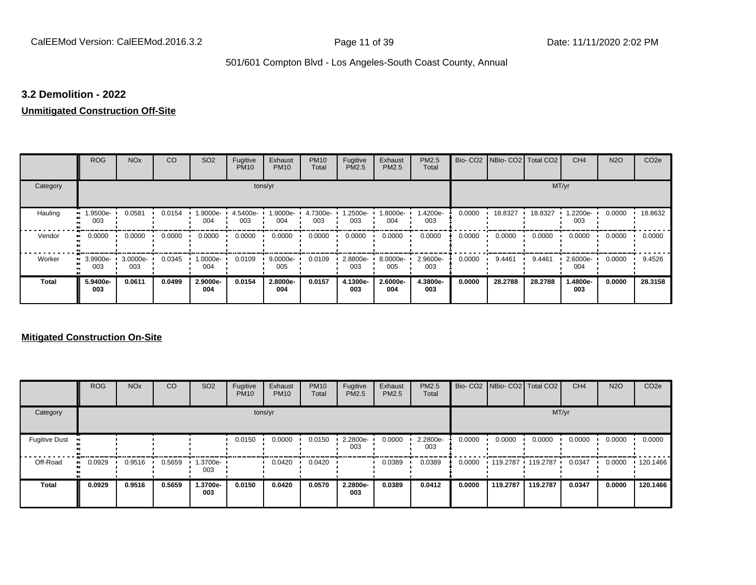## 3.2 Demolition - 2022

**Unmitigated Construction Off-Site**

| | ROG | NOx | CO | SO2 | Fugitive PM10 | Exhaust PM10 | PM10 Total | Fugitive PM2.5 | Exhaust PM2.5 | PM2.5 Total | Bio- CO2 | NBio- CO2 | Total CO2 | CH4 | N2O | CO2e |
|---|---|---|---|---|---|---|---|---|---|---|---|---|---|---|---|---|
| Category | tons/yr | | | | | | | | | | MT/yr | | | | | |
| Hauling | 1.9500e-003 | 0.0581 | 0.0154 | 1.9000e-004 | 4.5400e-003 | 1.9000e-004 | 4.7300e-003 | 1.2500e-003 | 1.8000e-004 | 1.4200e-003 | 0.0000 | 18.8327 | 18.8327 | 1.2200e-003 | 0.0000 | 18.8632 |
| Vendor | 0.0000 | 0.0000 | 0.0000 | 0.0000 | 0.0000 | 0.0000 | 0.0000 | 0.0000 | 0.0000 | 0.0000 | 0.0000 | 0.0000 | 0.0000 | 0.0000 | 0.0000 | 0.0000 |
| Worker | 3.9900e-003 | 3.0000e-003 | 0.0345 | 1.0000e-004 | 0.0109 | 9.0000e-005 | 0.0109 | 2.8800e-003 | 8.0000e-005 | 2.9600e-003 | 0.0000 | 9.4461 | 9.4461 | 2.6000e-004 | 0.0000 | 9.4526 |
| **Total** | **5.9400e-003** | **0.0611** | **0.0499** | **2.9000e-004** | **0.0154** | **2.8000e-004** | **0.0157** | **4.1300e-003** | **2.6000e-004** | **4.3800e-003** | **0.0000** | **28.2788** | **28.2788** | **1.4800e-003** | **0.0000** | **28.3158** |

**Mitigated Construction On-Site**

| | ROG | NOx | CO | SO2 | Fugitive PM10 | Exhaust PM10 | PM10 Total | Fugitive PM2.5 | Exhaust PM2.5 | PM2.5 Total | Bio- CO2 | NBio- CO2 | Total CO2 | CH4 | N2O | CO2e |
|---|---|---|---|---|---|---|---|---|---|---|---|---|---|---|---|---|
| Category | tons/yr | | | | | | | | | | MT/yr | | | | | |
| Fugitive Dust | | | | | 0.0150 | 0.0000 | 0.0150 | 2.2800e-003 | 0.0000 | 2.2800e-003 | 0.0000 | 0.0000 | 0.0000 | 0.0000 | 0.0000 | 0.0000 |
| Off-Road | 0.0929 | 0.9516 | 0.5659 | 1.3700e-003 | | 0.0420 | 0.0420 | | 0.0389 | 0.0389 | 0.0000 | 119.2787 | 119.2787 | 0.0347 | 0.0000 | 120.1466 |
| **Total** | **0.0929** | **0.9516** | **0.5659** | **1.3700e-003** | **0.0150** | **0.0420** | **0.0570** | **2.2800e-003** | **0.0389** | **0.0412** | **0.0000** | **119.2787** | **119.2787** | **0.0347** | **0.0000** | **120.1466** |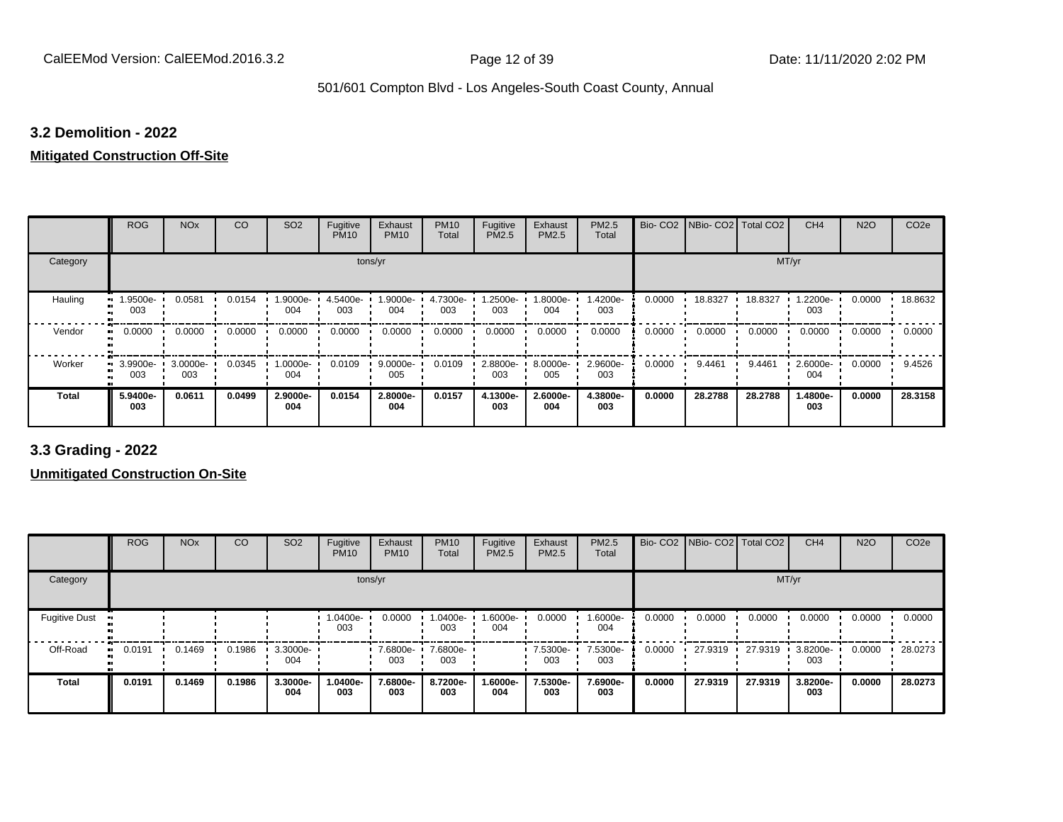## 3.2 Demolition - 2022

**Mitigated Construction Off-Site**

| | ROG | NOx | CO | SO2 | Fugitive PM10 | Exhaust PM10 | PM10 Total | Fugitive PM2.5 | Exhaust PM2.5 | PM2.5 Total | Bio- CO2 | NBio- CO2 | Total CO2 | CH4 | N2O | CO2e |
|---|---|---|---|---|---|---|---|---|---|---|---|---|---|---|---|---|
| Category | tons/yr | | | | | | | | | | MT/yr | | | | | |
| Hauling | 1.9500e-003 | 0.0581 | 0.0154 | 1.9000e-004 | 4.5400e-003 | 1.9000e-004 | 4.7300e-003 | 1.2500e-003 | 1.8000e-004 | 1.4200e-003 | 0.0000 | 18.8327 | 18.8327 | 1.2200e-003 | 0.0000 | 18.8632 |
| Vendor | 0.0000 | 0.0000 | 0.0000 | 0.0000 | 0.0000 | 0.0000 | 0.0000 | 0.0000 | 0.0000 | 0.0000 | 0.0000 | 0.0000 | 0.0000 | 0.0000 | 0.0000 | 0.0000 |
| Worker | 3.9900e-003 | 3.0000e-003 | 0.0345 | 1.0000e-004 | 0.0109 | 9.0000e-005 | 0.0109 | 2.8800e-003 | 8.0000e-005 | 2.9600e-003 | 0.0000 | 9.4461 | 9.4461 | 2.6000e-004 | 0.0000 | 9.4526 |
| **Total** | **5.9400e-003** | **0.0611** | **0.0499** | **2.9000e-004** | **0.0154** | **2.8000e-004** | **0.0157** | **4.1300e-003** | **2.6000e-004** | **4.3800e-003** | **0.0000** | **28.2788** | **28.2788** | **1.4800e-003** | **0.0000** | **28.3158** |

## 3.3 Grading - 2022

**Unmitigated Construction On-Site**

| | ROG | NOx | CO | SO2 | Fugitive PM10 | Exhaust PM10 | PM10 Total | Fugitive PM2.5 | Exhaust PM2.5 | PM2.5 Total | Bio- CO2 | NBio- CO2 | Total CO2 | CH4 | N2O | CO2e |
|---|---|---|---|---|---|---|---|---|---|---|---|---|---|---|---|---|
| Category | tons/yr | | | | | | | | | | MT/yr | | | | | |
| Fugitive Dust | | | | | 1.0400e-003 | 0.0000 | 1.0400e-003 | 1.6000e-004 | 0.0000 | 1.6000e-004 | 0.0000 | 0.0000 | 0.0000 | 0.0000 | 0.0000 | 0.0000 |
| Off-Road | 0.0191 | 0.1469 | 0.1986 | 3.3000e-004 | | 7.6800e-003 | 7.6800e-003 | | 7.5300e-003 | 7.5300e-003 | 0.0000 | 27.9319 | 27.9319 | 3.8200e-003 | 0.0000 | 28.0273 |
| **Total** | **0.0191** | **0.1469** | **0.1986** | **3.3000e-004** | **1.0400e-003** | **7.6800e-003** | **8.7200e-003** | **1.6000e-004** | **7.5300e-003** | **7.6900e-003** | **0.0000** | **27.9319** | **27.9319** | **3.8200e-003** | **0.0000** | **28.0273** |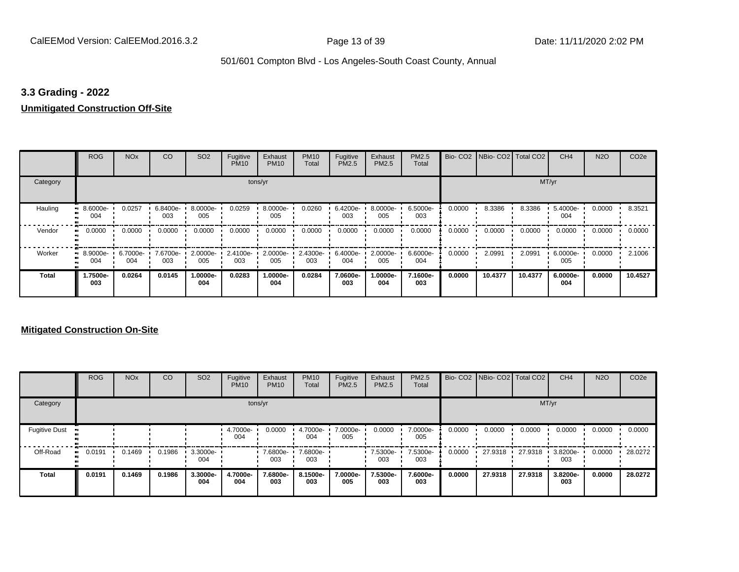### 3.3 Grading - 2022

**Unmitigated Construction Off-Site**

| | ROG | NOx | CO | SO2 | Fugitive PM10 | Exhaust PM10 | PM10 Total | Fugitive PM2.5 | Exhaust PM2.5 | PM2.5 Total | Bio- CO2 | NBio- CO2 | Total CO2 | CH4 | N2O | CO2e |
|---|---|---|---|---|---|---|---|---|---|---|---|---|---|---|---|---|
| Category | tons/yr | | | | | | | | | | MT/yr | | | | | |
| Hauling | 8.6000e-004 | 0.0257 | 6.8400e-003 | 8.0000e-005 | 0.0259 | 8.0000e-005 | 0.0260 | 6.4200e-003 | 8.0000e-005 | 6.5000e-003 | 0.0000 | 8.3386 | 8.3386 | 5.4000e-004 | 0.0000 | 8.3521 |
| Vendor | 0.0000 | 0.0000 | 0.0000 | 0.0000 | 0.0000 | 0.0000 | 0.0000 | 0.0000 | 0.0000 | 0.0000 | 0.0000 | 0.0000 | 0.0000 | 0.0000 | 0.0000 | 0.0000 |
| Worker | 8.9000e-004 | 6.7000e-004 | 7.6700e-003 | 2.0000e-005 | 2.4100e-003 | 2.0000e-005 | 2.4300e-003 | 6.4000e-004 | 2.0000e-005 | 6.6000e-004 | 0.0000 | 2.0991 | 2.0991 | 6.0000e-005 | 0.0000 | 2.1006 |
| **Total** | **1.7500e-003** | **0.0264** | **0.0145** | **1.0000e-004** | **0.0283** | **1.0000e-004** | **0.0284** | **7.0600e-003** | **1.0000e-004** | **7.1600e-003** | **0.0000** | **10.4377** | **10.4377** | **6.0000e-004** | **0.0000** | **10.4527** |

**Mitigated Construction On-Site**

| | ROG | NOx | CO | SO2 | Fugitive PM10 | Exhaust PM10 | PM10 Total | Fugitive PM2.5 | Exhaust PM2.5 | PM2.5 Total | Bio- CO2 | NBio- CO2 | Total CO2 | CH4 | N2O | CO2e |
|---|---|---|---|---|---|---|---|---|---|---|---|---|---|---|---|---|
| Category | tons/yr | | | | | | | | | | MT/yr | | | | | |
| Fugitive Dust | | | | | 4.7000e-004 | 0.0000 | 4.7000e-004 | 7.0000e-005 | 0.0000 | 7.0000e-005 | 0.0000 | 0.0000 | 0.0000 | 0.0000 | 0.0000 | 0.0000 |
| Off-Road | 0.0191 | 0.1469 | 0.1986 | 3.3000e-004 | | 7.6800e-003 | 7.6800e-003 | | 7.5300e-003 | 7.5300e-003 | 0.0000 | 27.9318 | 27.9318 | 3.8200e-003 | 0.0000 | 28.0272 |
| **Total** | **0.0191** | **0.1469** | **0.1986** | **3.3000e-004** | **4.7000e-004** | **7.6800e-003** | **8.1500e-003** | **7.0000e-005** | **7.5300e-003** | **7.6000e-003** | **0.0000** | **27.9318** | **27.9318** | **3.8200e-003** | **0.0000** | **28.0272** |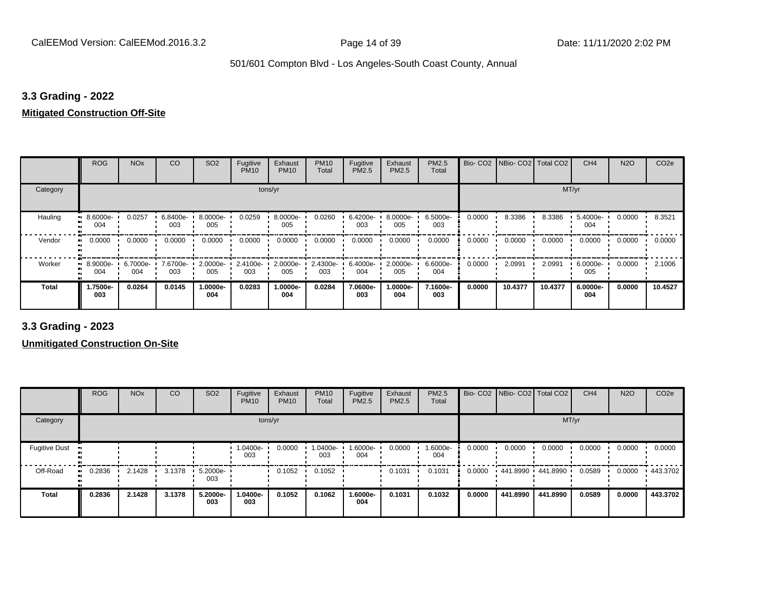### 3.3 Grading - 2022

**Mitigated Construction Off-Site**

| | ROG | NOx | CO | SO2 | Fugitive PM10 | Exhaust PM10 | PM10 Total | Fugitive PM2.5 | Exhaust PM2.5 | PM2.5 Total | Bio- CO2 | NBio- CO2 | Total CO2 | CH4 | N2O | CO2e |
|---|---|---|---|---|---|---|---|---|---|---|---|---|---|---|---|---|
| Category | tons/yr | | | | | | | | | | MT/yr | | | | | |
| Hauling | 8.6000e-004 | 0.0257 | 6.8400e-003 | 8.0000e-005 | 0.0259 | 8.0000e-005 | 0.0260 | 6.4200e-003 | 8.0000e-005 | 6.5000e-003 | 0.0000 | 8.3386 | 8.3386 | 5.4000e-004 | 0.0000 | 8.3521 |
| Vendor | 0.0000 | 0.0000 | 0.0000 | 0.0000 | 0.0000 | 0.0000 | 0.0000 | 0.0000 | 0.0000 | 0.0000 | 0.0000 | 0.0000 | 0.0000 | 0.0000 | 0.0000 | 0.0000 |
| Worker | 8.9000e-004 | 6.7000e-004 | 7.6700e-003 | 2.0000e-005 | 2.4100e-003 | 2.0000e-005 | 2.4300e-003 | 6.4000e-004 | 2.0000e-005 | 6.6000e-004 | 0.0000 | 2.0991 | 2.0991 | 6.0000e-005 | 0.0000 | 2.1006 |
| **Total** | **1.7500e-003** | **0.0264** | **0.0145** | **1.0000e-004** | **0.0283** | **1.0000e-004** | **0.0284** | **7.0600e-003** | **1.0000e-004** | **7.1600e-003** | **0.0000** | **10.4377** | **10.4377** | **6.0000e-004** | **0.0000** | **10.4527** |

### 3.3 Grading - 2023

**Unmitigated Construction On-Site**

| | ROG | NOx | CO | SO2 | Fugitive PM10 | Exhaust PM10 | PM10 Total | Fugitive PM2.5 | Exhaust PM2.5 | PM2.5 Total | Bio- CO2 | NBio- CO2 | Total CO2 | CH4 | N2O | CO2e |
|---|---|---|---|---|---|---|---|---|---|---|---|---|---|---|---|---|
| Category | tons/yr | | | | | | | | | | MT/yr | | | | | |
| Fugitive Dust | | | | | 1.0400e-003 | 0.0000 | 1.0400e-003 | 1.6000e-004 | 0.0000 | 1.6000e-004 | 0.0000 | 0.0000 | 0.0000 | 0.0000 | 0.0000 | 0.0000 |
| Off-Road | 0.2836 | 2.1428 | 3.1378 | 5.2000e-003 | | 0.1052 | 0.1052 | | 0.1031 | 0.1031 | 0.0000 | 441.8990 | 441.8990 | 0.0589 | 0.0000 | 443.3702 |
| **Total** | **0.2836** | **2.1428** | **3.1378** | **5.2000e-003** | **1.0400e-003** | **0.1052** | **0.1062** | **1.6000e-004** | **0.1031** | **0.1032** | **0.0000** | **441.8990** | **441.8990** | **0.0589** | **0.0000** | **443.3702** |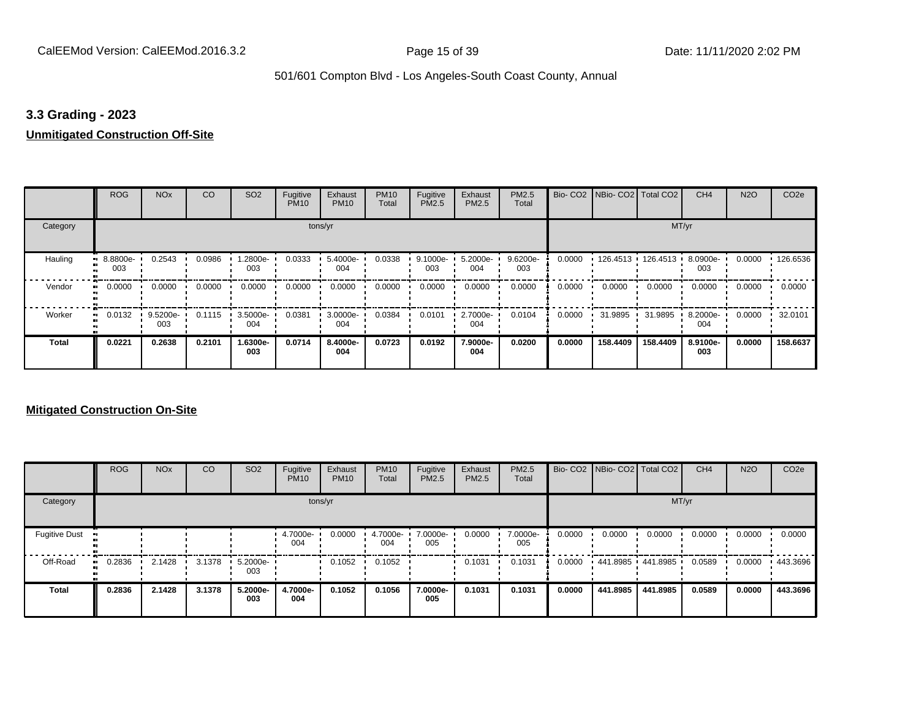### 3.3 Grading - 2023

**Unmitigated Construction Off-Site**

| | ROG | NOx | CO | SO2 | Fugitive PM10 | Exhaust PM10 | PM10 Total | Fugitive PM2.5 | Exhaust PM2.5 | PM2.5 Total | Bio- CO2 | NBio- CO2 | Total CO2 | CH4 | N2O | CO2e |
|---|---|---|---|---|---|---|---|---|---|---|---|---|---|---|---|---|
| Category | tons/yr | | | | | | | | | | MT/yr | | | | | |
| Hauling | 8.8800e-003 | 0.2543 | 0.0986 | 1.2800e-003 | 0.0333 | 5.4000e-004 | 0.0338 | 9.1000e-003 | 5.2000e-004 | 9.6200e-003 | 0.0000 | 126.4513 | 126.4513 | 8.0900e-003 | 0.0000 | 126.6536 |
| Vendor | 0.0000 | 0.0000 | 0.0000 | 0.0000 | 0.0000 | 0.0000 | 0.0000 | 0.0000 | 0.0000 | 0.0000 | 0.0000 | 0.0000 | 0.0000 | 0.0000 | 0.0000 | 0.0000 |
| Worker | 0.0132 | 9.5200e-003 | 0.1115 | 3.5000e-004 | 0.0381 | 3.0000e-004 | 0.0384 | 0.0101 | 2.7000e-004 | 0.0104 | 0.0000 | 31.9895 | 31.9895 | 8.2000e-004 | 0.0000 | 32.0101 |
| **Total** | **0.0221** | **0.2638** | **0.2101** | **1.6300e-003** | **0.0714** | **8.4000e-004** | **0.0723** | **0.0192** | **7.9000e-004** | **0.0200** | **0.0000** | **158.4409** | **158.4409** | **8.9100e-003** | **0.0000** | **158.6637** |

**Mitigated Construction On-Site**

| | ROG | NOx | CO | SO2 | Fugitive PM10 | Exhaust PM10 | PM10 Total | Fugitive PM2.5 | Exhaust PM2.5 | PM2.5 Total | Bio- CO2 | NBio- CO2 | Total CO2 | CH4 | N2O | CO2e |
|---|---|---|---|---|---|---|---|---|---|---|---|---|---|---|---|---|
| Category | tons/yr | | | | | | | | | | MT/yr | | | | | |
| Fugitive Dust | | | | | 4.7000e-004 | 0.0000 | 4.7000e-004 | 7.0000e-005 | 0.0000 | 7.0000e-005 | 0.0000 | 0.0000 | 0.0000 | 0.0000 | 0.0000 | 0.0000 |
| Off-Road | 0.2836 | 2.1428 | 3.1378 | 5.2000e-003 | | 0.1052 | 0.1052 | | 0.1031 | 0.1031 | 0.0000 | 441.8985 | 441.8985 | 0.0589 | 0.0000 | 443.3696 |
| **Total** | **0.2836** | **2.1428** | **3.1378** | **5.2000e-003** | **4.7000e-004** | **0.1052** | **0.1056** | **7.0000e-005** | **0.1031** | **0.1031** | **0.0000** | **441.8985** | **441.8985** | **0.0589** | **0.0000** | **443.3696** |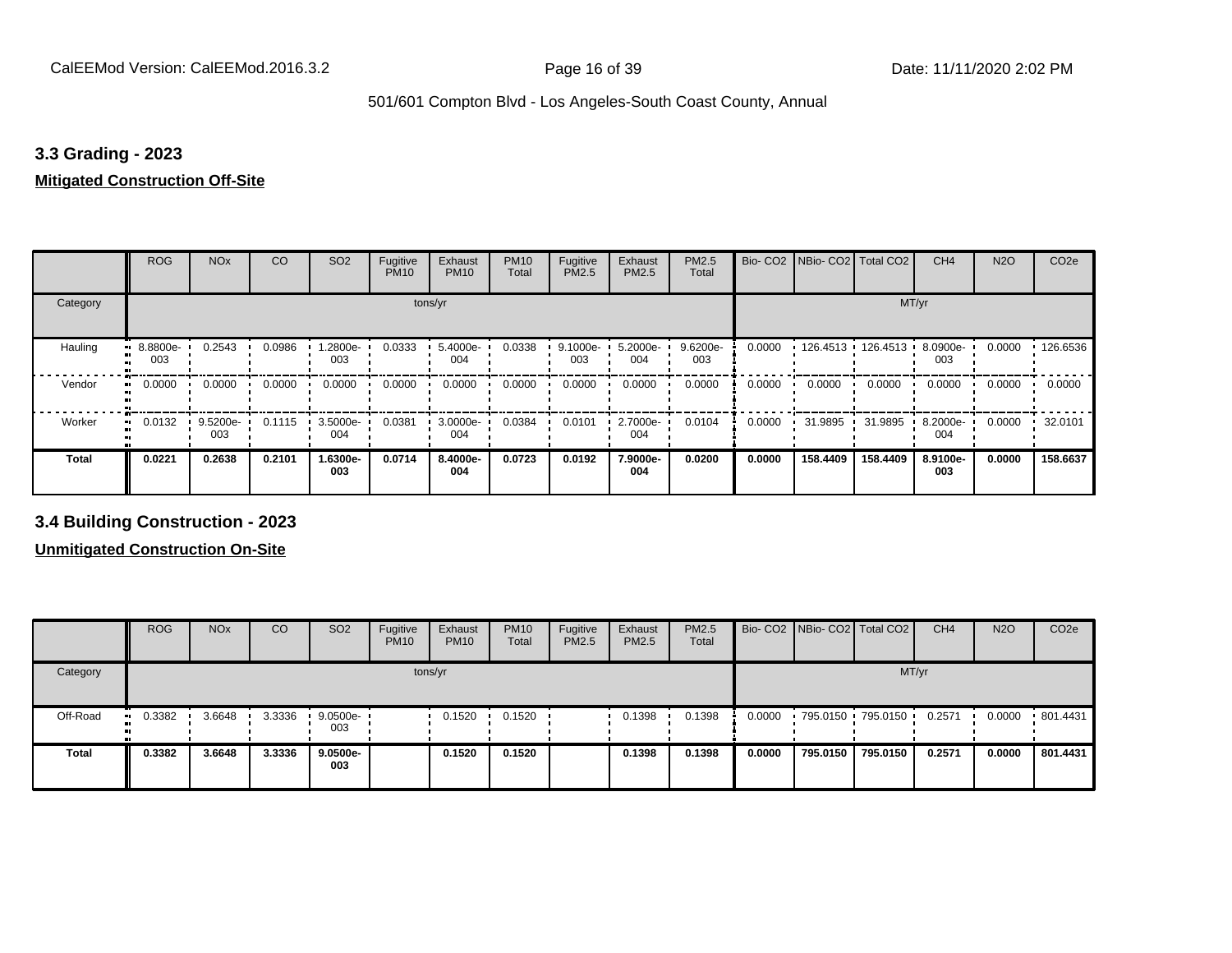### 3.3 Grading - 2023

**Mitigated Construction Off-Site**

| | ROG | NOx | CO | SO2 | Fugitive PM10 | Exhaust PM10 | PM10 Total | Fugitive PM2.5 | Exhaust PM2.5 | PM2.5 Total | Bio- CO2 | NBio- CO2 | Total CO2 | CH4 | N2O | CO2e |
|---|---|---|---|---|---|---|---|---|---|---|---|---|---|---|---|---|
| Category | tons/yr | | | | | | | | | | MT/yr | | | | | |
| Hauling | 8.8800e-003 | 0.2543 | 0.0986 | 1.2800e-003 | 0.0333 | 5.4000e-004 | 0.0338 | 9.1000e-003 | 5.2000e-004 | 9.6200e-003 | 0.0000 | 126.4513 | 126.4513 | 8.0900e-003 | 0.0000 | 126.6536 |
| Vendor | 0.0000 | 0.0000 | 0.0000 | 0.0000 | 0.0000 | 0.0000 | 0.0000 | 0.0000 | 0.0000 | 0.0000 | 0.0000 | 0.0000 | 0.0000 | 0.0000 | 0.0000 | 0.0000 |
| Worker | 0.0132 | 9.5200e-003 | 0.1115 | 3.5000e-004 | 0.0381 | 3.0000e-004 | 0.0384 | 0.0101 | 2.7000e-004 | 0.0104 | 0.0000 | 31.9895 | 31.9895 | 8.2000e-004 | 0.0000 | 32.0101 |
| **Total** | **0.0221** | **0.2638** | **0.2101** | **1.6300e-003** | **0.0714** | **8.4000e-004** | **0.0723** | **0.0192** | **7.9000e-004** | **0.0200** | **0.0000** | **158.4409** | **158.4409** | **8.9100e-003** | **0.0000** | **158.6637** |

### 3.4 Building Construction - 2023

**Unmitigated Construction On-Site**

| | ROG | NOx | CO | SO2 | Fugitive PM10 | Exhaust PM10 | PM10 Total | Fugitive PM2.5 | Exhaust PM2.5 | PM2.5 Total | Bio- CO2 | NBio- CO2 | Total CO2 | CH4 | N2O | CO2e |
|---|---|---|---|---|---|---|---|---|---|---|---|---|---|---|---|---|
| Category | tons/yr | | | | | | | | | | MT/yr | | | | | |
| Off-Road | 0.3382 | 3.6648 | 3.3336 | 9.0500e-003 | | 0.1520 | 0.1520 | | 0.1398 | 0.1398 | 0.0000 | 795.0150 | 795.0150 | 0.2571 | 0.0000 | 801.4431 |
| **Total** | **0.3382** | **3.6648** | **3.3336** | **9.0500e-003** | | **0.1520** | **0.1520** | | **0.1398** | **0.1398** | **0.0000** | **795.0150** | **795.0150** | **0.2571** | **0.0000** | **801.4431** |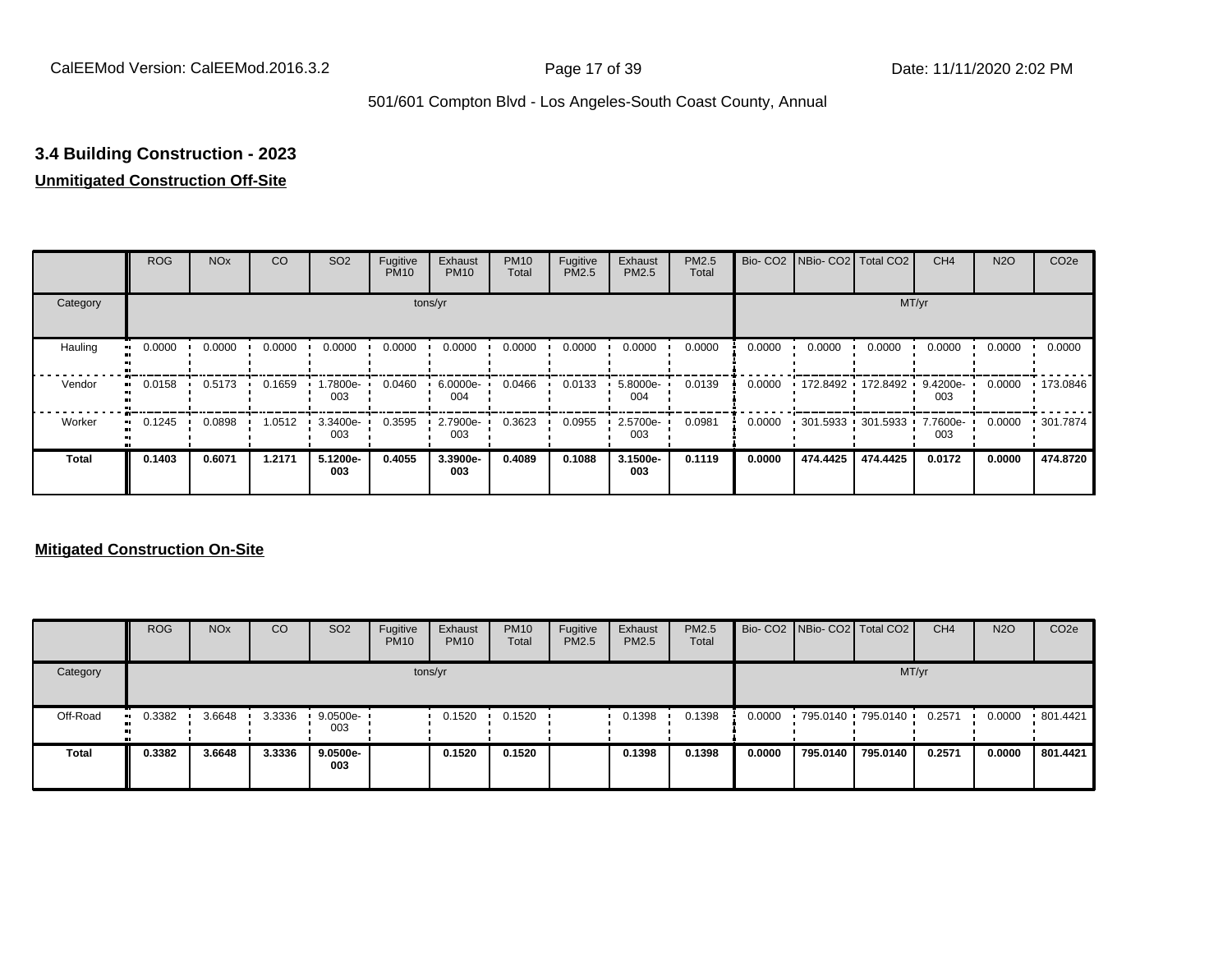### 3.4 Building Construction - 2023

**Unmitigated Construction Off-Site**

| | ROG | NOx | CO | SO2 | Fugitive PM10 | Exhaust PM10 | PM10 Total | Fugitive PM2.5 | Exhaust PM2.5 | PM2.5 Total | Bio- CO2 | NBio- CO2 | Total CO2 | CH4 | N2O | CO2e |
|---|---|---|---|---|---|---|---|---|---|---|---|---|---|---|---|---|
| Category | tons/yr | | | | | | | | | | MT/yr | | | | | |
| Hauling | 0.0000 | 0.0000 | 0.0000 | 0.0000 | 0.0000 | 0.0000 | 0.0000 | 0.0000 | 0.0000 | 0.0000 | 0.0000 | 0.0000 | 0.0000 | 0.0000 | 0.0000 | 0.0000 |
| Vendor | 0.0158 | 0.5173 | 0.1659 | 1.7800e-003 | 0.0460 | 6.0000e-004 | 0.0466 | 0.0133 | 5.8000e-004 | 0.0139 | 0.0000 | 172.8492 | 172.8492 | 9.4200e-003 | 0.0000 | 173.0846 |
| Worker | 0.1245 | 0.0898 | 1.0512 | 3.3400e-003 | 0.3595 | 2.7900e-003 | 0.3623 | 0.0955 | 2.5700e-003 | 0.0981 | 0.0000 | 301.5933 | 301.5933 | 7.7600e-003 | 0.0000 | 301.7874 |
| **Total** | **0.1403** | **0.6071** | **1.2171** | **5.1200e-003** | **0.4055** | **3.3900e-003** | **0.4089** | **0.1088** | **3.1500e-003** | **0.1119** | **0.0000** | **474.4425** | **474.4425** | **0.0172** | **0.0000** | **474.8720** |

**Mitigated Construction On-Site**

| | ROG | NOx | CO | SO2 | Fugitive PM10 | Exhaust PM10 | PM10 Total | Fugitive PM2.5 | Exhaust PM2.5 | PM2.5 Total | Bio- CO2 | NBio- CO2 | Total CO2 | CH4 | N2O | CO2e |
|---|---|---|---|---|---|---|---|---|---|---|---|---|---|---|---|---|
| Category | tons/yr | | | | | | | | | | MT/yr | | | | | |
| Off-Road | 0.3382 | 3.6648 | 3.3336 | 9.0500e-003 | | 0.1520 | 0.1520 | | 0.1398 | 0.1398 | 0.0000 | 795.0140 | 795.0140 | 0.2571 | 0.0000 | 801.4421 |
| **Total** | **0.3382** | **3.6648** | **3.3336** | **9.0500e-003** | | **0.1520** | **0.1520** | | **0.1398** | **0.1398** | **0.0000** | **795.0140** | **795.0140** | **0.2571** | **0.0000** | **801.4421** |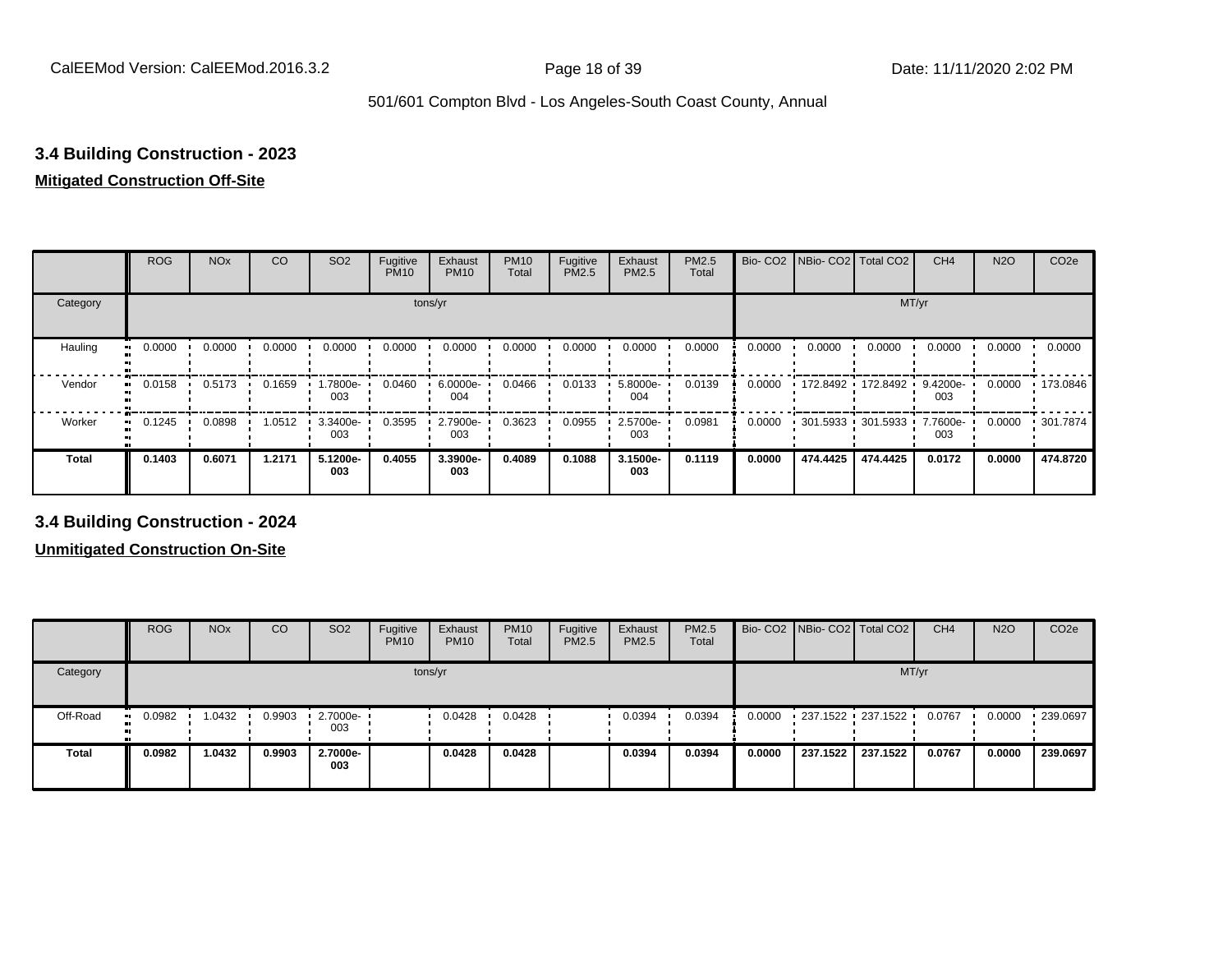## 3.4 Building Construction - 2023

**Mitigated Construction Off-Site**

| | ROG | NOx | CO | SO2 | Fugitive PM10 | Exhaust PM10 | PM10 Total | Fugitive PM2.5 | Exhaust PM2.5 | PM2.5 Total | Bio- CO2 | NBio- CO2 | Total CO2 | CH4 | N2O | CO2e |
|---|---|---|---|---|---|---|---|---|---|---|---|---|---|---|---|---|
| Category | tons/yr | | | | | | | | | | MT/yr | | | | | |
| Hauling | 0.0000 | 0.0000 | 0.0000 | 0.0000 | 0.0000 | 0.0000 | 0.0000 | 0.0000 | 0.0000 | 0.0000 | 0.0000 | 0.0000 | 0.0000 | 0.0000 | 0.0000 | 0.0000 |
| Vendor | 0.0158 | 0.5173 | 0.1659 | 1.7800e-003 | 0.0460 | 6.0000e-004 | 0.0466 | 0.0133 | 5.8000e-004 | 0.0139 | 0.0000 | 172.8492 | 172.8492 | 9.4200e-003 | 0.0000 | 173.0846 |
| Worker | 0.1245 | 0.0898 | 1.0512 | 3.3400e-003 | 0.3595 | 2.7900e-003 | 0.3623 | 0.0955 | 2.5700e-003 | 0.0981 | 0.0000 | 301.5933 | 301.5933 | 7.7600e-003 | 0.0000 | 301.7874 |
| **Total** | **0.1403** | **0.6071** | **1.2171** | **5.1200e-003** | **0.4055** | **3.3900e-003** | **0.4089** | **0.1088** | **3.1500e-003** | **0.1119** | **0.0000** | **474.4425** | **474.4425** | **0.0172** | **0.0000** | **474.8720** |

## 3.4 Building Construction - 2024

**Unmitigated Construction On-Site**

| | ROG | NOx | CO | SO2 | Fugitive PM10 | Exhaust PM10 | PM10 Total | Fugitive PM2.5 | Exhaust PM2.5 | PM2.5 Total | Bio- CO2 | NBio- CO2 | Total CO2 | CH4 | N2O | CO2e |
|---|---|---|---|---|---|---|---|---|---|---|---|---|---|---|---|---|
| Category | tons/yr | | | | | | | | | | MT/yr | | | | | |
| Off-Road | 0.0982 | 1.0432 | 0.9903 | 2.7000e-003 | | 0.0428 | 0.0428 | | 0.0394 | 0.0394 | 0.0000 | 237.1522 | 237.1522 | 0.0767 | 0.0000 | 239.0697 |
| **Total** | **0.0982** | **1.0432** | **0.9903** | **2.7000e-003** | | **0.0428** | **0.0428** | | **0.0394** | **0.0394** | **0.0000** | **237.1522** | **237.1522** | **0.0767** | **0.0000** | **239.0697** |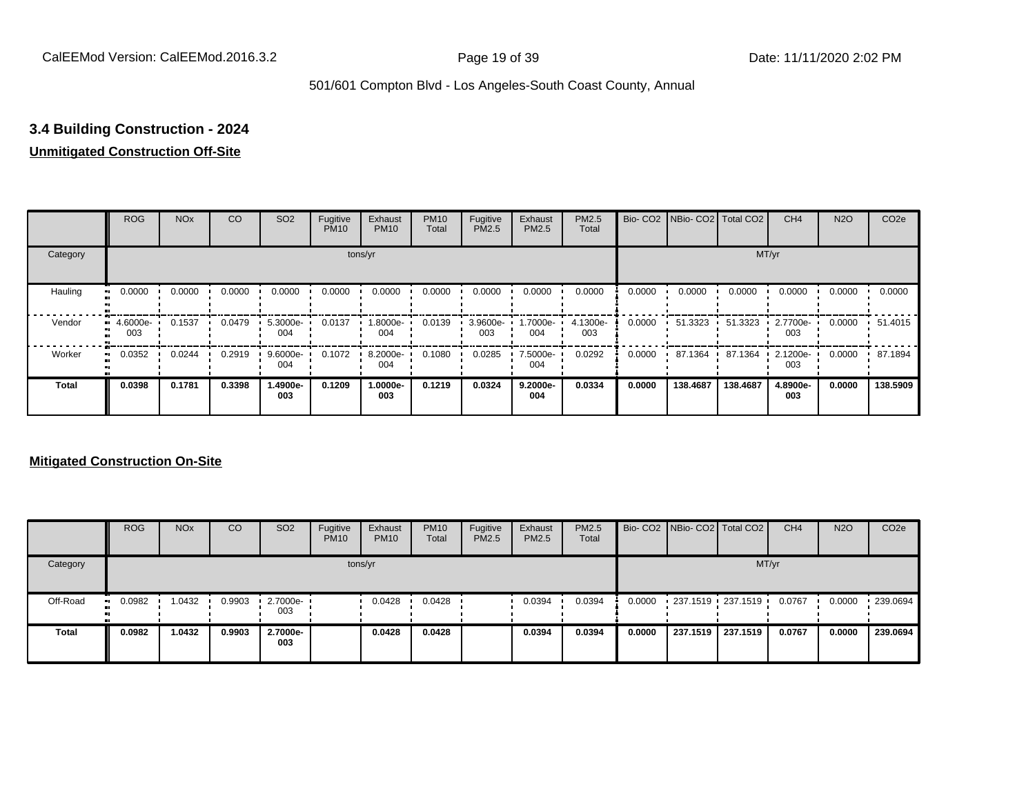### 3.4 Building Construction - 2024

**Unmitigated Construction Off-Site**

| | ROG | NOx | CO | SO2 | Fugitive PM10 | Exhaust PM10 | PM10 Total | Fugitive PM2.5 | Exhaust PM2.5 | PM2.5 Total | Bio- CO2 | NBio- CO2 | Total CO2 | CH4 | N2O | CO2e |
|---|---|---|---|---|---|---|---|---|---|---|---|---|---|---|---|---|
| Category | tons/yr | | | | | | | | | | MT/yr | | | | | |
| Hauling | 0.0000 | 0.0000 | 0.0000 | 0.0000 | 0.0000 | 0.0000 | 0.0000 | 0.0000 | 0.0000 | 0.0000 | 0.0000 | 0.0000 | 0.0000 | 0.0000 | 0.0000 | 0.0000 |
| Vendor | 4.6000e-003 | 0.1537 | 0.0479 | 5.3000e-004 | 0.0137 | 1.8000e-004 | 0.0139 | 3.9600e-003 | 1.7000e-004 | 4.1300e-003 | 0.0000 | 51.3323 | 51.3323 | 2.7700e-003 | 0.0000 | 51.4015 |
| Worker | 0.0352 | 0.0244 | 0.2919 | 9.6000e-004 | 0.1072 | 8.2000e-004 | 0.1080 | 0.0285 | 7.5000e-004 | 0.0292 | 0.0000 | 87.1364 | 87.1364 | 2.1200e-003 | 0.0000 | 87.1894 |
| **Total** | **0.0398** | **0.1781** | **0.3398** | **1.4900e-003** | **0.1209** | **1.0000e-003** | **0.1219** | **0.0324** | **9.2000e-004** | **0.0334** | **0.0000** | **138.4687** | **138.4687** | **4.8900e-003** | **0.0000** | **138.5909** |

**Mitigated Construction On-Site**

| | ROG | NOx | CO | SO2 | Fugitive PM10 | Exhaust PM10 | PM10 Total | Fugitive PM2.5 | Exhaust PM2.5 | PM2.5 Total | Bio- CO2 | NBio- CO2 | Total CO2 | CH4 | N2O | CO2e |
|---|---|---|---|---|---|---|---|---|---|---|---|---|---|---|---|---|
| Category | tons/yr | | | | | | | | | | MT/yr | | | | | |
| Off-Road | 0.0982 | 1.0432 | 0.9903 | 2.7000e-003 | | 0.0428 | 0.0428 | | 0.0394 | 0.0394 | 0.0000 | 237.1519 | 237.1519 | 0.0767 | 0.0000 | 239.0694 |
| **Total** | **0.0982** | **1.0432** | **0.9903** | **2.7000e-003** | | **0.0428** | **0.0428** | | **0.0394** | **0.0394** | **0.0000** | **237.1519** | **237.1519** | **0.0767** | **0.0000** | **239.0694** |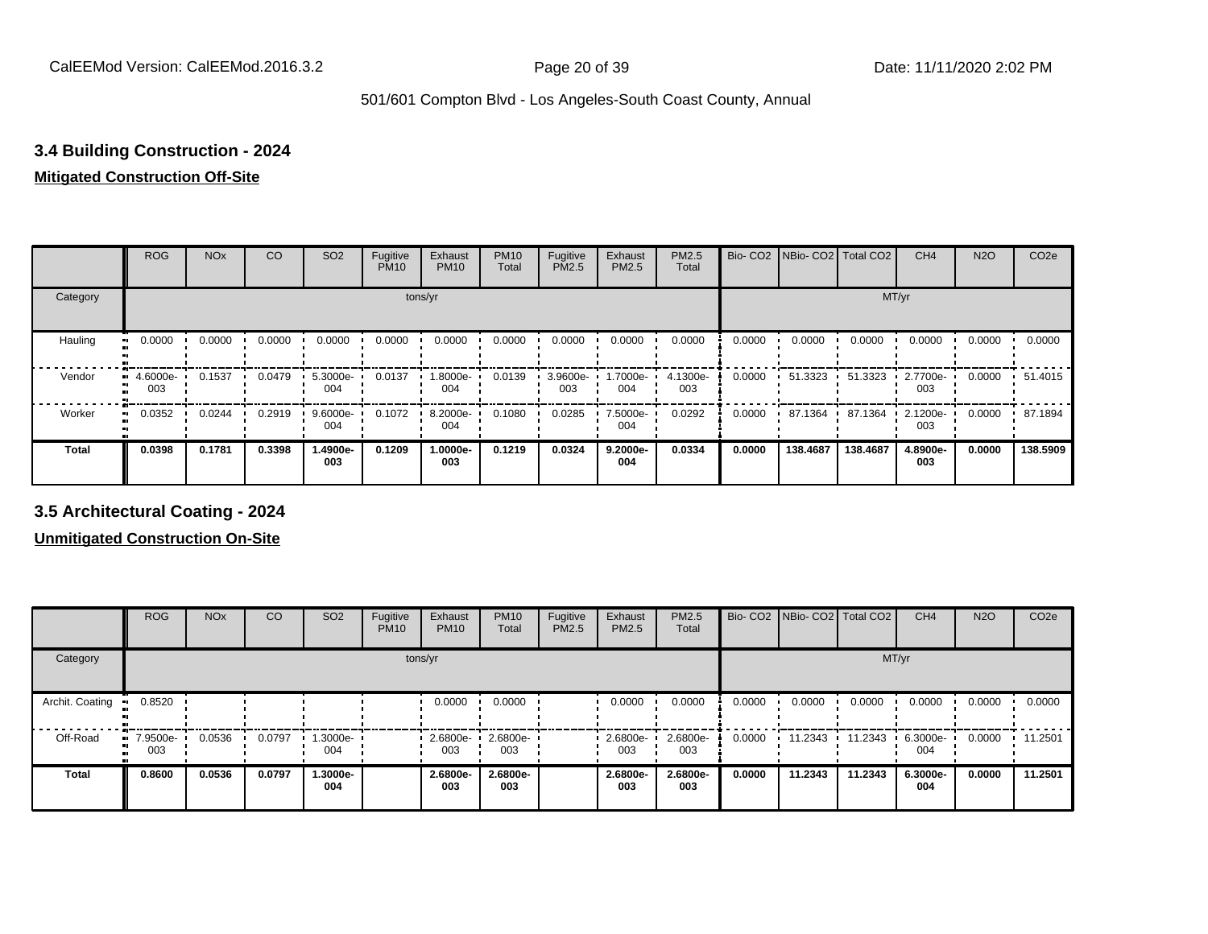### 3.4 Building Construction - 2024

**Mitigated Construction Off-Site**

| | ROG | NOx | CO | SO2 | Fugitive PM10 | Exhaust PM10 | PM10 Total | Fugitive PM2.5 | Exhaust PM2.5 | PM2.5 Total | Bio- CO2 | NBio- CO2 | Total CO2 | CH4 | N2O | CO2e |
|---|---|---|---|---|---|---|---|---|---|---|---|---|---|---|---|---|
| Category | | | | | | tons/yr | | | | | | | | MT/yr | | |
| Hauling | 0.0000 | 0.0000 | 0.0000 | 0.0000 | 0.0000 | 0.0000 | 0.0000 | 0.0000 | 0.0000 | 0.0000 | 0.0000 | 0.0000 | 0.0000 | 0.0000 | 0.0000 | 0.0000 |
| Vendor | 4.6000e-003 | 0.1537 | 0.0479 | 5.3000e-004 | 0.0137 | 1.8000e-004 | 0.0139 | 3.9600e-003 | 1.7000e-004 | 4.1300e-003 | 0.0000 | 51.3323 | 51.3323 | 2.7700e-003 | 0.0000 | 51.4015 |
| Worker | 0.0352 | 0.0244 | 0.2919 | 9.6000e-004 | 0.1072 | 8.2000e-004 | 0.1080 | 0.0285 | 7.5000e-004 | 0.0292 | 0.0000 | 87.1364 | 87.1364 | 2.1200e-003 | 0.0000 | 87.1894 |
| **Total** | **0.0398** | **0.1781** | **0.3398** | **1.4900e-003** | **0.1209** | **1.0000e-003** | **0.1219** | **0.0324** | **9.2000e-004** | **0.0334** | **0.0000** | **138.4687** | **138.4687** | **4.8900e-003** | **0.0000** | **138.5909** |

### 3.5 Architectural Coating - 2024

**Unmitigated Construction On-Site**

| | ROG | NOx | CO | SO2 | Fugitive PM10 | Exhaust PM10 | PM10 Total | Fugitive PM2.5 | Exhaust PM2.5 | PM2.5 Total | Bio- CO2 | NBio- CO2 | Total CO2 | CH4 | N2O | CO2e |
|---|---|---|---|---|---|---|---|---|---|---|---|---|---|---|---|---|
| Category | | | | | | tons/yr | | | | | | | | MT/yr | | |
| Archit. Coating | 0.8520 | | | | | 0.0000 | 0.0000 | | 0.0000 | 0.0000 | 0.0000 | 0.0000 | 0.0000 | 0.0000 | 0.0000 | 0.0000 |
| Off-Road | 7.9500e-003 | 0.0536 | 0.0797 | 1.3000e-004 | | 2.6800e-003 | 2.6800e-003 | | 2.6800e-003 | 2.6800e-003 | 0.0000 | 11.2343 | 11.2343 | 6.3000e-004 | 0.0000 | 11.2501 |
| **Total** | **0.8600** | **0.0536** | **0.0797** | **1.3000e-004** | | **2.6800e-003** | **2.6800e-003** | | **2.6800e-003** | **2.6800e-003** | **0.0000** | **11.2343** | **11.2343** | **6.3000e-004** | **0.0000** | **11.2501** |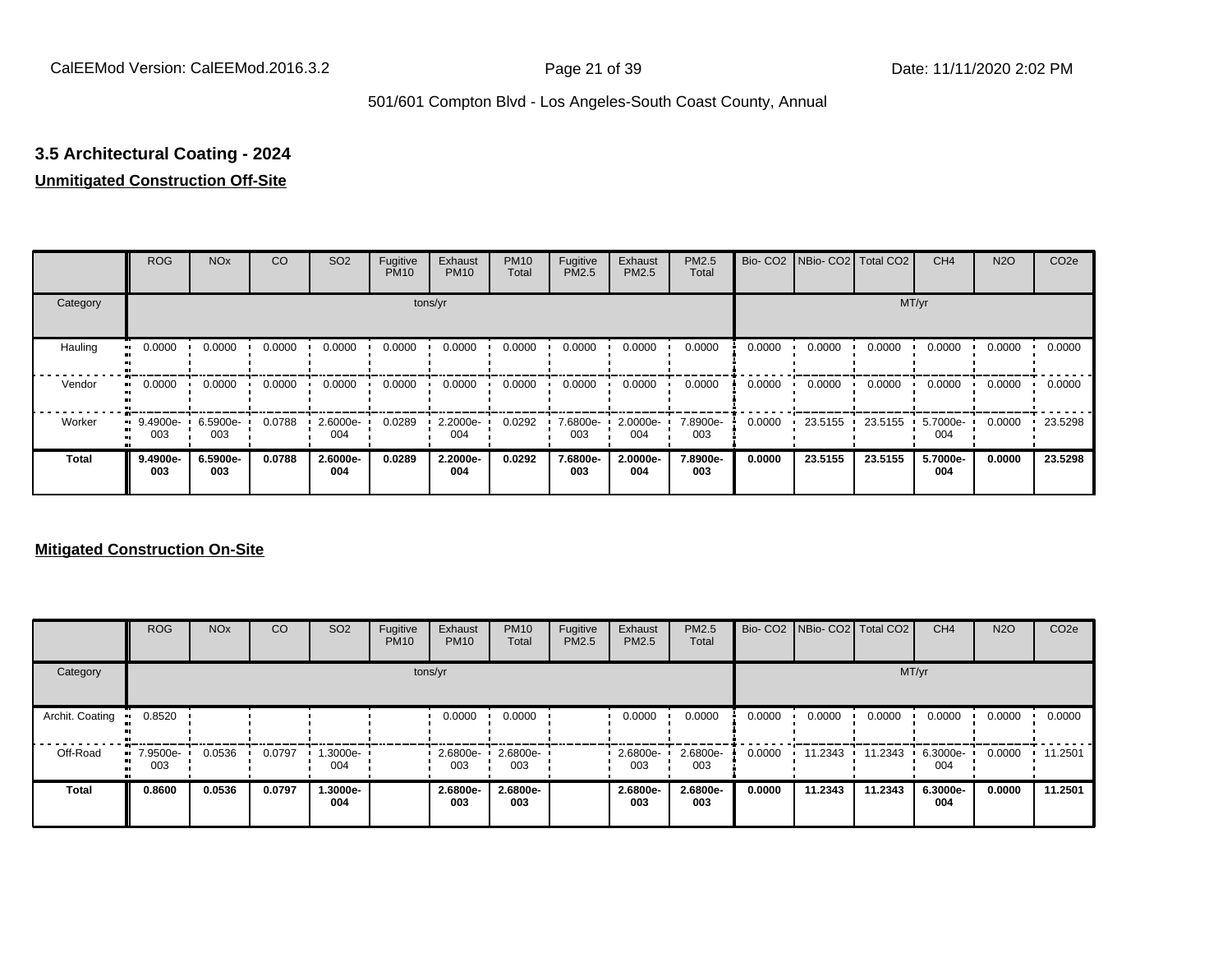### 3.5 Architectural Coating - 2024

**Unmitigated Construction Off-Site**

| | ROG | NOx | CO | SO2 | Fugitive PM10 | Exhaust PM10 | PM10 Total | Fugitive PM2.5 | Exhaust PM2.5 | PM2.5 Total | Bio- CO2 | NBio- CO2 | Total CO2 | CH4 | N2O | CO2e |
|---|---|---|---|---|---|---|---|---|---|---|---|---|---|---|---|---|
| Category | tons/yr | | | | | | | | | | MT/yr | | | | | |
| Hauling | 0.0000 | 0.0000 | 0.0000 | 0.0000 | 0.0000 | 0.0000 | 0.0000 | 0.0000 | 0.0000 | 0.0000 | 0.0000 | 0.0000 | 0.0000 | 0.0000 | 0.0000 | 0.0000 |
| Vendor | 0.0000 | 0.0000 | 0.0000 | 0.0000 | 0.0000 | 0.0000 | 0.0000 | 0.0000 | 0.0000 | 0.0000 | 0.0000 | 0.0000 | 0.0000 | 0.0000 | 0.0000 | 0.0000 |
| Worker | 9.4900e-003 | 6.5900e-003 | 0.0788 | 2.6000e-004 | 0.0289 | 2.2000e-004 | 0.0292 | 7.6800e-003 | 2.0000e-004 | 7.8900e-003 | 0.0000 | 23.5155 | 23.5155 | 5.7000e-004 | 0.0000 | 23.5298 |
| **Total** | **9.4900e-003** | **6.5900e-003** | **0.0788** | **2.6000e-004** | **0.0289** | **2.2000e-004** | **0.0292** | **7.6800e-003** | **2.0000e-004** | **7.8900e-003** | **0.0000** | **23.5155** | **23.5155** | **5.7000e-004** | **0.0000** | **23.5298** |

**Mitigated Construction On-Site**

| | ROG | NOx | CO | SO2 | Fugitive PM10 | Exhaust PM10 | PM10 Total | Fugitive PM2.5 | Exhaust PM2.5 | PM2.5 Total | Bio- CO2 | NBio- CO2 | Total CO2 | CH4 | N2O | CO2e |
|---|---|---|---|---|---|---|---|---|---|---|---|---|---|---|---|---|
| Category | tons/yr | | | | | | | | | | MT/yr | | | | | |
| Archit. Coating | 0.8520 | | | | | 0.0000 | 0.0000 | | 0.0000 | 0.0000 | 0.0000 | 0.0000 | 0.0000 | 0.0000 | 0.0000 | 0.0000 |
| Off-Road | 7.9500e-003 | 0.0536 | 0.0797 | 1.3000e-004 | | 2.6800e-003 | 2.6800e-003 | | 2.6800e-003 | 2.6800e-003 | 0.0000 | 11.2343 | 11.2343 | 6.3000e-004 | 0.0000 | 11.2501 |
| **Total** | **0.8600** | **0.0536** | **0.0797** | **1.3000e-004** | | **2.6800e-003** | **2.6800e-003** | | **2.6800e-003** | **2.6800e-003** | **0.0000** | **11.2343** | **11.2343** | **6.3000e-004** | **0.0000** | **11.2501** |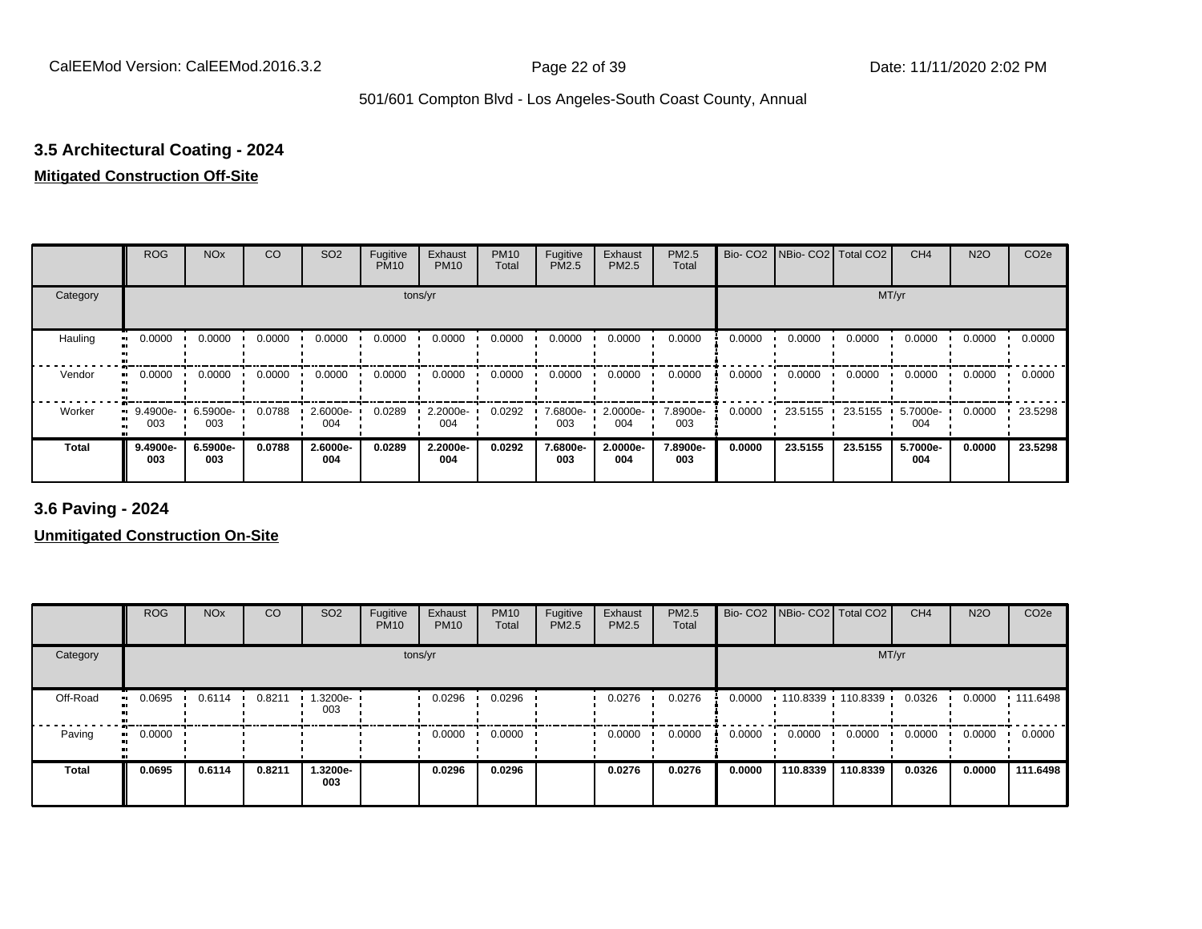### 3.5 Architectural Coating - 2024

**Mitigated Construction Off-Site**

| | ROG | NOx | CO | SO2 | Fugitive PM10 | Exhaust PM10 | PM10 Total | Fugitive PM2.5 | Exhaust PM2.5 | PM2.5 Total | Bio- CO2 | NBio- CO2 | Total CO2 | CH4 | N2O | CO2e |
|---|---|---|---|---|---|---|---|---|---|---|---|---|---|---|---|---|
| Category | tons/yr | | | | | | | | | | MT/yr | | | | | |
| Hauling | 0.0000 | 0.0000 | 0.0000 | 0.0000 | 0.0000 | 0.0000 | 0.0000 | 0.0000 | 0.0000 | 0.0000 | 0.0000 | 0.0000 | 0.0000 | 0.0000 | 0.0000 | 0.0000 |
| Vendor | 0.0000 | 0.0000 | 0.0000 | 0.0000 | 0.0000 | 0.0000 | 0.0000 | 0.0000 | 0.0000 | 0.0000 | 0.0000 | 0.0000 | 0.0000 | 0.0000 | 0.0000 | 0.0000 |
| Worker | 9.4900e-003 | 6.5900e-003 | 0.0788 | 2.6000e-004 | 0.0289 | 2.2000e-004 | 0.0292 | 7.6800e-003 | 2.0000e-004 | 7.8900e-003 | 0.0000 | 23.5155 | 23.5155 | 5.7000e-004 | 0.0000 | 23.5298 |
| **Total** | **9.4900e-003** | **6.5900e-003** | **0.0788** | **2.6000e-004** | **0.0289** | **2.2000e-004** | **0.0292** | **7.6800e-003** | **2.0000e-004** | **7.8900e-003** | **0.0000** | **23.5155** | **23.5155** | **5.7000e-004** | **0.0000** | **23.5298** |

### 3.6 Paving - 2024

**Unmitigated Construction On-Site**

| | ROG | NOx | CO | SO2 | Fugitive PM10 | Exhaust PM10 | PM10 Total | Fugitive PM2.5 | Exhaust PM2.5 | PM2.5 Total | Bio- CO2 | NBio- CO2 | Total CO2 | CH4 | N2O | CO2e |
|---|---|---|---|---|---|---|---|---|---|---|---|---|---|---|---|---|
| Category | tons/yr | | | | | | | | | | MT/yr | | | | | |
| Off-Road | 0.0695 | 0.6114 | 0.8211 | 1.3200e-003 | | 0.0296 | 0.0296 | | 0.0276 | 0.0276 | 0.0000 | 110.8339 | 110.8339 | 0.0326 | 0.0000 | 111.6498 |
| Paving | 0.0000 | | | | | 0.0000 | 0.0000 | | 0.0000 | 0.0000 | 0.0000 | 0.0000 | 0.0000 | 0.0000 | 0.0000 | 0.0000 |
| **Total** | **0.0695** | **0.6114** | **0.8211** | **1.3200e-003** | | **0.0296** | **0.0296** | | **0.0276** | **0.0276** | **0.0000** | **110.8339** | **110.8339** | **0.0326** | **0.0000** | **111.6498** |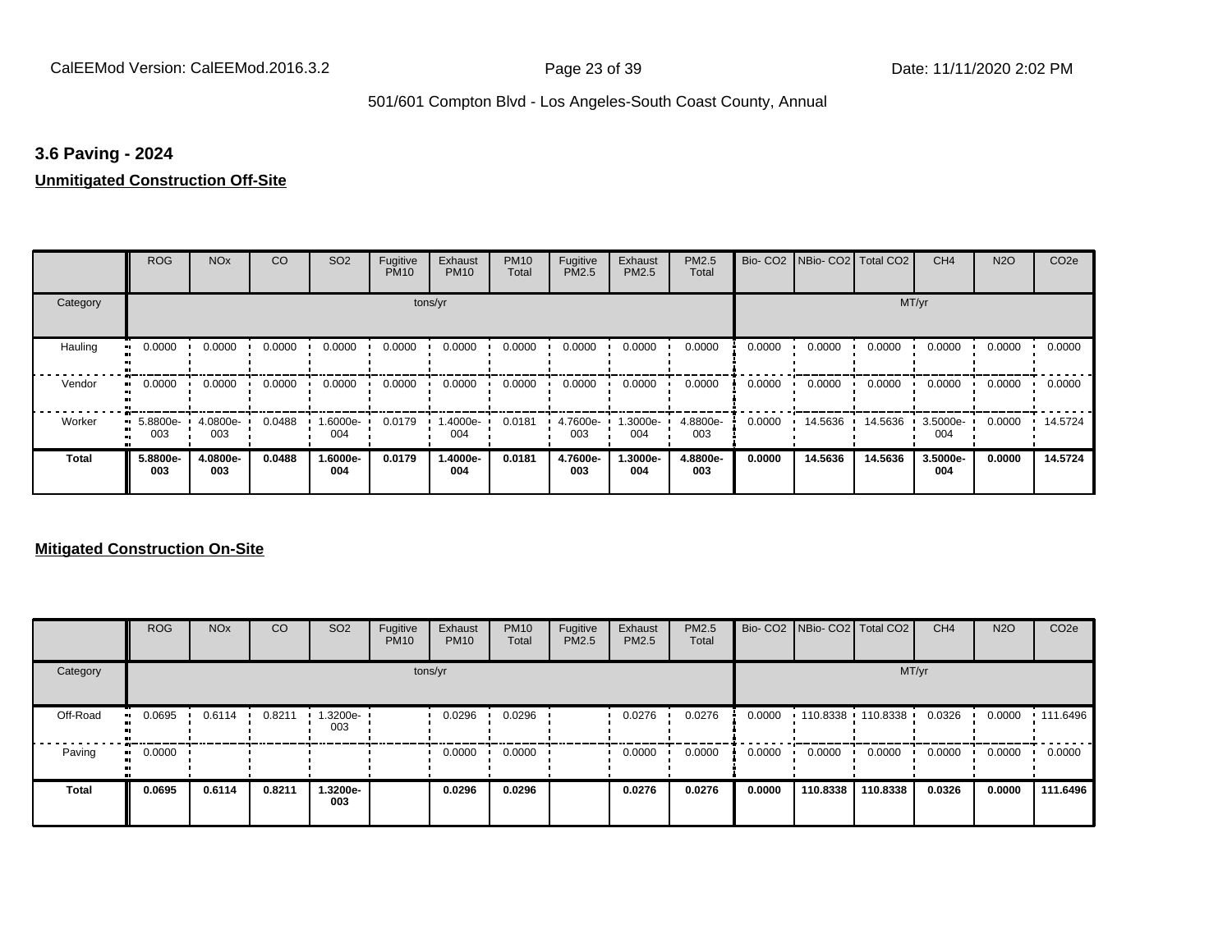### 3.6 Paving - 2024

**Unmitigated Construction Off-Site**

| | ROG | NOx | CO | SO2 | Fugitive PM10 | Exhaust PM10 | PM10 Total | Fugitive PM2.5 | Exhaust PM2.5 | PM2.5 Total | Bio- CO2 | NBio- CO2 | Total CO2 | CH4 | N2O | CO2e |
|---|---|---|---|---|---|---|---|---|---|---|---|---|---|---|---|---|
| Category | tons/yr | | | | | | | | | | MT/yr | | | | | |
| Hauling | 0.0000 | 0.0000 | 0.0000 | 0.0000 | 0.0000 | 0.0000 | 0.0000 | 0.0000 | 0.0000 | 0.0000 | 0.0000 | 0.0000 | 0.0000 | 0.0000 | 0.0000 | 0.0000 |
| Vendor | 0.0000 | 0.0000 | 0.0000 | 0.0000 | 0.0000 | 0.0000 | 0.0000 | 0.0000 | 0.0000 | 0.0000 | 0.0000 | 0.0000 | 0.0000 | 0.0000 | 0.0000 | 0.0000 |
| Worker | 5.8800e-003 | 4.0800e-003 | 0.0488 | 1.6000e-004 | 0.0179 | 1.4000e-004 | 0.0181 | 4.7600e-003 | 1.3000e-004 | 4.8800e-003 | 0.0000 | 14.5636 | 14.5636 | 3.5000e-004 | 0.0000 | 14.5724 |
| **Total** | **5.8800e-003** | **4.0800e-003** | **0.0488** | **1.6000e-004** | **0.0179** | **1.4000e-004** | **0.0181** | **4.7600e-003** | **1.3000e-004** | **4.8800e-003** | **0.0000** | **14.5636** | **14.5636** | **3.5000e-004** | **0.0000** | **14.5724** |

**Mitigated Construction On-Site**

| | ROG | NOx | CO | SO2 | Fugitive PM10 | Exhaust PM10 | PM10 Total | Fugitive PM2.5 | Exhaust PM2.5 | PM2.5 Total | Bio- CO2 | NBio- CO2 | Total CO2 | CH4 | N2O | CO2e |
|---|---|---|---|---|---|---|---|---|---|---|---|---|---|---|---|---|
| Category | tons/yr | | | | | | | | | | MT/yr | | | | | |
| Off-Road | 0.0695 | 0.6114 | 0.8211 | 1.3200e-003 | | 0.0296 | 0.0296 | | 0.0276 | 0.0276 | 0.0000 | 110.8338 | 110.8338 | 0.0326 | 0.0000 | 111.6496 |
| Paving | 0.0000 | | | | | 0.0000 | 0.0000 | | 0.0000 | 0.0000 | 0.0000 | 0.0000 | 0.0000 | 0.0000 | 0.0000 | 0.0000 |
| **Total** | **0.0695** | **0.6114** | **0.8211** | **1.3200e-003** | | **0.0296** | **0.0296** | | **0.0276** | **0.0276** | **0.0000** | **110.8338** | **110.8338** | **0.0326** | **0.0000** | **111.6496** |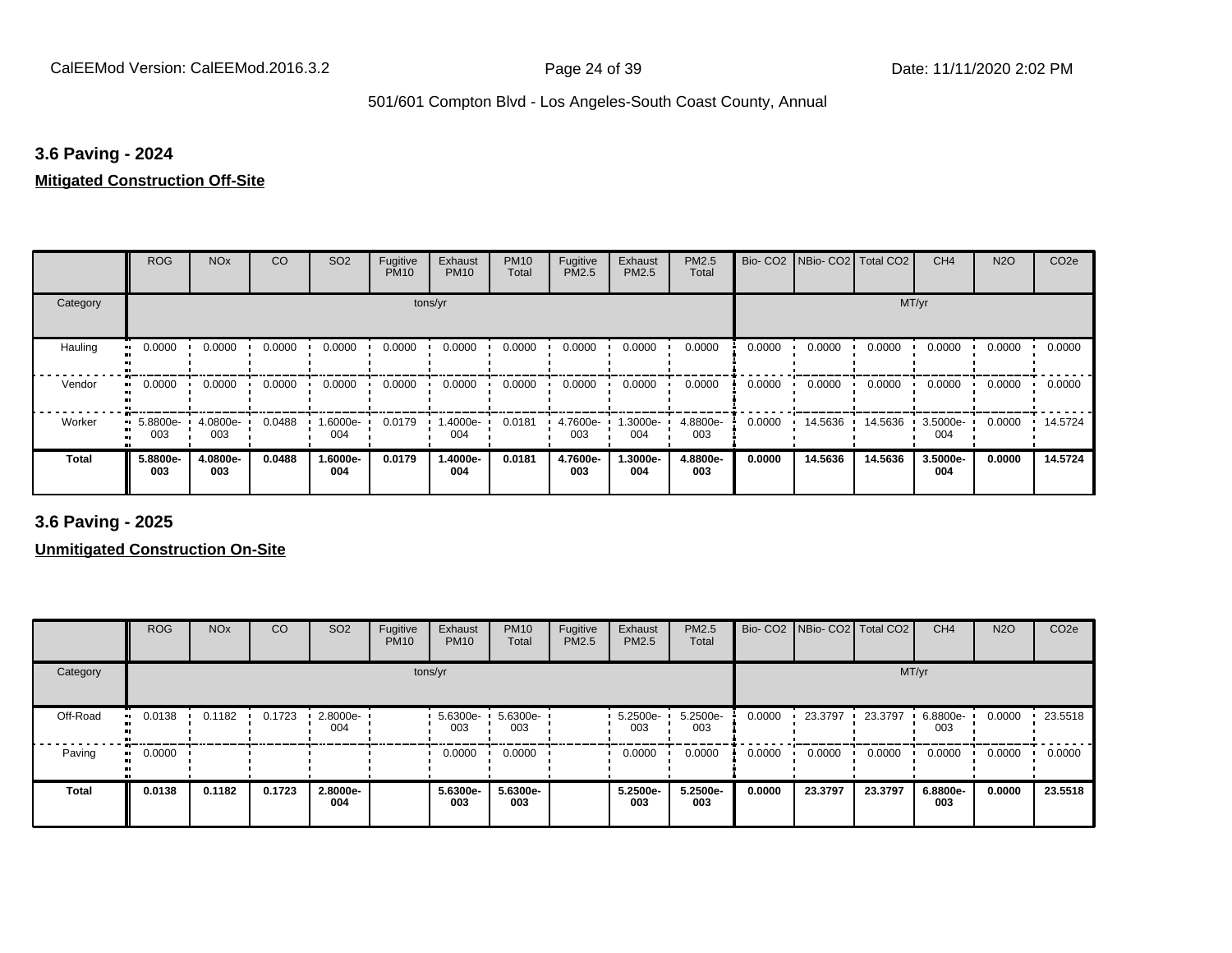### 3.6 Paving - 2024

**Mitigated Construction Off-Site**

| | ROG | NOx | CO | SO2 | Fugitive PM10 | Exhaust PM10 | PM10 Total | Fugitive PM2.5 | Exhaust PM2.5 | PM2.5 Total | Bio- CO2 | NBio- CO2 | Total CO2 | CH4 | N2O | CO2e |
|---|---|---|---|---|---|---|---|---|---|---|---|---|---|---|---|---|
| Category | tons/yr | | | | | | | | | | MT/yr | | | | | |
| Hauling | 0.0000 | 0.0000 | 0.0000 | 0.0000 | 0.0000 | 0.0000 | 0.0000 | 0.0000 | 0.0000 | 0.0000 | 0.0000 | 0.0000 | 0.0000 | 0.0000 | 0.0000 | 0.0000 |
| Vendor | 0.0000 | 0.0000 | 0.0000 | 0.0000 | 0.0000 | 0.0000 | 0.0000 | 0.0000 | 0.0000 | 0.0000 | 0.0000 | 0.0000 | 0.0000 | 0.0000 | 0.0000 | 0.0000 |
| Worker | 5.8800e-003 | 4.0800e-003 | 0.0488 | 1.6000e-004 | 0.0179 | 1.4000e-004 | 0.0181 | 4.7600e-003 | 1.3000e-004 | 4.8800e-003 | 0.0000 | 14.5636 | 14.5636 | 3.5000e-004 | 0.0000 | 14.5724 |
| **Total** | **5.8800e-003** | **4.0800e-003** | **0.0488** | **1.6000e-004** | **0.0179** | **1.4000e-004** | **0.0181** | **4.7600e-003** | **1.3000e-004** | **4.8800e-003** | **0.0000** | **14.5636** | **14.5636** | **3.5000e-004** | **0.0000** | **14.5724** |

### 3.6 Paving - 2025

**Unmitigated Construction On-Site**

| | ROG | NOx | CO | SO2 | Fugitive PM10 | Exhaust PM10 | PM10 Total | Fugitive PM2.5 | Exhaust PM2.5 | PM2.5 Total | Bio- CO2 | NBio- CO2 | Total CO2 | CH4 | N2O | CO2e |
|---|---|---|---|---|---|---|---|---|---|---|---|---|---|---|---|---|
| Category | tons/yr | | | | | | | | | | MT/yr | | | | | |
| Off-Road | 0.0138 | 0.1182 | 0.1723 | 2.8000e-004 | | 5.6300e-003 | 5.6300e-003 | | 5.2500e-003 | 5.2500e-003 | 0.0000 | 23.3797 | 23.3797 | 6.8800e-003 | 0.0000 | 23.5518 |
| Paving | 0.0000 | | | | | 0.0000 | 0.0000 | | 0.0000 | 0.0000 | 0.0000 | 0.0000 | 0.0000 | 0.0000 | 0.0000 | 0.0000 |
| **Total** | **0.0138** | **0.1182** | **0.1723** | **2.8000e-004** | | **5.6300e-003** | **5.6300e-003** | | **5.2500e-003** | **5.2500e-003** | **0.0000** | **23.3797** | **23.3797** | **6.8800e-003** | **0.0000** | **23.5518** |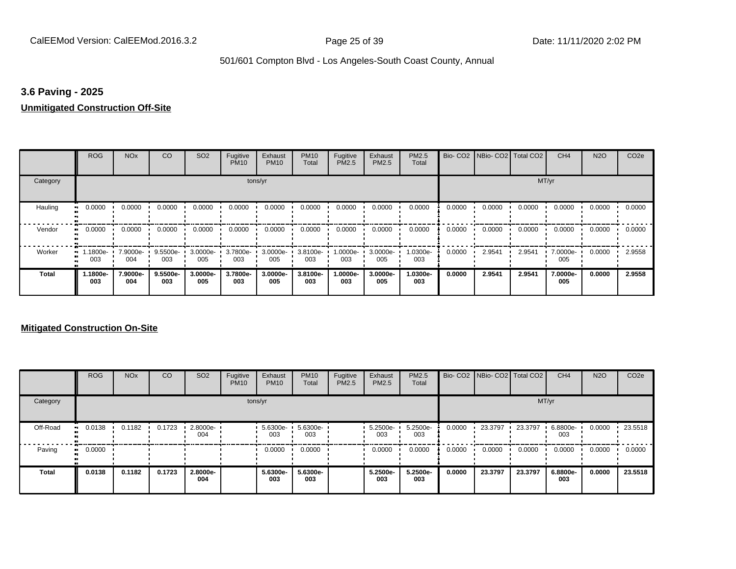### 3.6 Paving - 2025

**Unmitigated Construction Off-Site**

| | ROG | NOx | CO | SO2 | Fugitive PM10 | Exhaust PM10 | PM10 Total | Fugitive PM2.5 | Exhaust PM2.5 | PM2.5 Total | Bio- CO2 | NBio- CO2 | Total CO2 | CH4 | N2O | CO2e |
|---|---|---|---|---|---|---|---|---|---|---|---|---|---|---|---|---|
| Category | tons/yr | | | | | | | | | | MT/yr | | | | | |
| Hauling | 0.0000 | 0.0000 | 0.0000 | 0.0000 | 0.0000 | 0.0000 | 0.0000 | 0.0000 | 0.0000 | 0.0000 | 0.0000 | 0.0000 | 0.0000 | 0.0000 | 0.0000 | 0.0000 |
| Vendor | 0.0000 | 0.0000 | 0.0000 | 0.0000 | 0.0000 | 0.0000 | 0.0000 | 0.0000 | 0.0000 | 0.0000 | 0.0000 | 0.0000 | 0.0000 | 0.0000 | 0.0000 | 0.0000 |
| Worker | 1.1800e-003 | 7.9000e-004 | 9.5500e-003 | 3.0000e-005 | 3.7800e-003 | 3.0000e-005 | 3.8100e-003 | 1.0000e-003 | 3.0000e-005 | 1.0300e-003 | 0.0000 | 2.9541 | 2.9541 | 7.0000e-005 | 0.0000 | 2.9558 |
| **Total** | **1.1800e-003** | **7.9000e-004** | **9.5500e-003** | **3.0000e-005** | **3.7800e-003** | **3.0000e-005** | **3.8100e-003** | **1.0000e-003** | **3.0000e-005** | **1.0300e-003** | **0.0000** | **2.9541** | **2.9541** | **7.0000e-005** | **0.0000** | **2.9558** |

**Mitigated Construction On-Site**

| | ROG | NOx | CO | SO2 | Fugitive PM10 | Exhaust PM10 | PM10 Total | Fugitive PM2.5 | Exhaust PM2.5 | PM2.5 Total | Bio- CO2 | NBio- CO2 | Total CO2 | CH4 | N2O | CO2e |
|---|---|---|---|---|---|---|---|---|---|---|---|---|---|---|---|---|
| Category | tons/yr | | | | | | | | | | MT/yr | | | | | |
| Off-Road | 0.0138 | 0.1182 | 0.1723 | 2.8000e-004 | | 5.6300e-003 | 5.6300e-003 | | 5.2500e-003 | 5.2500e-003 | 0.0000 | 23.3797 | 23.3797 | 6.8800e-003 | 0.0000 | 23.5518 |
| Paving | 0.0000 | | | | | 0.0000 | 0.0000 | | 0.0000 | 0.0000 | 0.0000 | 0.0000 | 0.0000 | 0.0000 | 0.0000 | 0.0000 |
| **Total** | **0.0138** | **0.1182** | **0.1723** | **2.8000e-004** | | **5.6300e-003** | **5.6300e-003** | | **5.2500e-003** | **5.2500e-003** | **0.0000** | **23.3797** | **23.3797** | **6.8800e-003** | **0.0000** | **23.5518** |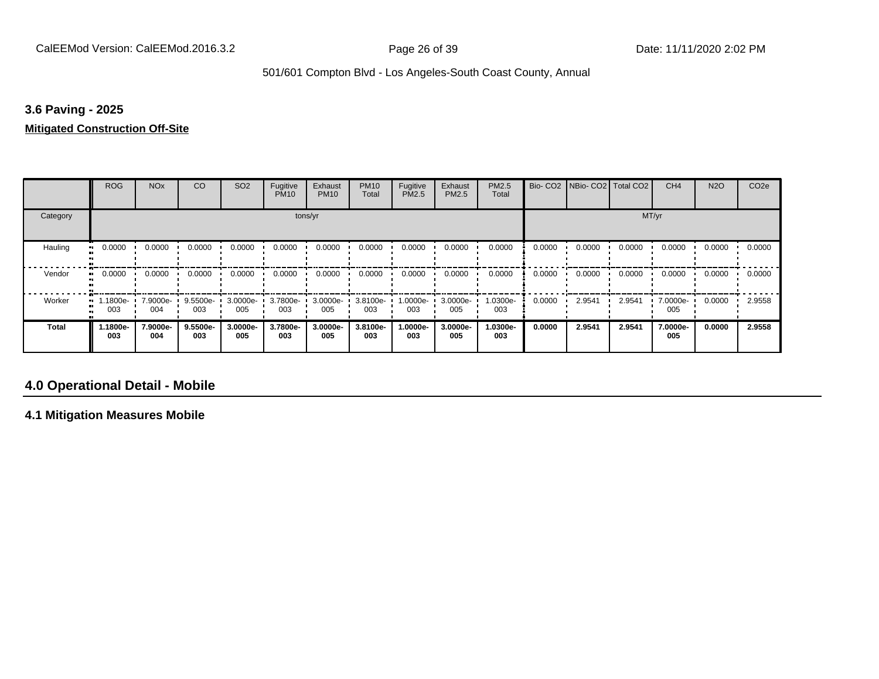### 3.6 Paving - 2025

**Mitigated Construction Off-Site**

| | ROG | NOx | CO | SO2 | Fugitive PM10 | Exhaust PM10 | PM10 Total | Fugitive PM2.5 | Exhaust PM2.5 | PM2.5 Total | Bio- CO2 | NBio- CO2 | Total CO2 | CH4 | N2O | CO2e |
|---|---|---|---|---|---|---|---|---|---|---|---|---|---|---|---|---|
| Category | tons/yr | | | | | | | | | | MT/yr | | | | | |
| Hauling | 0.0000 | 0.0000 | 0.0000 | 0.0000 | 0.0000 | 0.0000 | 0.0000 | 0.0000 | 0.0000 | 0.0000 | 0.0000 | 0.0000 | 0.0000 | 0.0000 | 0.0000 | 0.0000 |
| Vendor | 0.0000 | 0.0000 | 0.0000 | 0.0000 | 0.0000 | 0.0000 | 0.0000 | 0.0000 | 0.0000 | 0.0000 | 0.0000 | 0.0000 | 0.0000 | 0.0000 | 0.0000 | 0.0000 |
| Worker | 1.1800e-003 | 7.9000e-004 | 9.5500e-003 | 3.0000e-005 | 3.7800e-003 | 3.0000e-005 | 3.8100e-003 | 1.0000e-003 | 3.0000e-005 | 1.0300e-003 | 0.0000 | 2.9541 | 2.9541 | 7.0000e-005 | 0.0000 | 2.9558 |
| **Total** | **1.1800e-003** | **7.9000e-004** | **9.5500e-003** | **3.0000e-005** | **3.7800e-003** | **3.0000e-005** | **3.8100e-003** | **1.0000e-003** | **3.0000e-005** | **1.0300e-003** | **0.0000** | **2.9541** | **2.9541** | **7.0000e-005** | **0.0000** | **2.9558** |

## 4.0 Operational Detail - Mobile

### 4.1 Mitigation Measures Mobile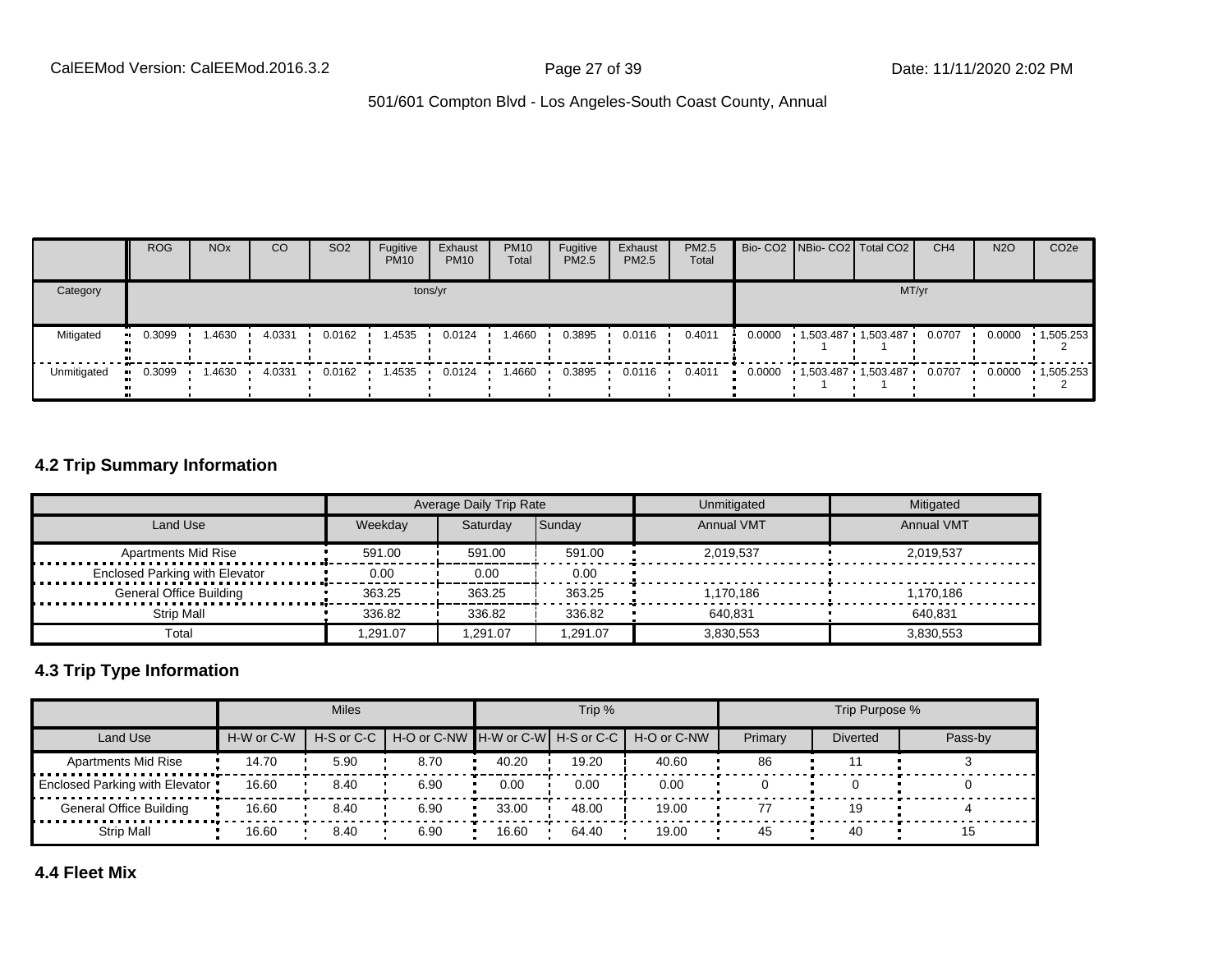| | ROG | NOx | CO | SO2 | Fugitive PM10 | Exhaust PM10 | PM10 Total | Fugitive PM2.5 | Exhaust PM2.5 | PM2.5 Total | Bio- CO2 | NBio- CO2 | Total CO2 | CH4 | N2O | CO2e |
|---|---|---|---|---|---|---|---|---|---|---|---|---|---|---|---|---|
| Category | tons/yr | | | | | | | | | | MT/yr | | | | | |
| Mitigated | 0.3099 | 1.4630 | 4.0331 | 0.0162 | 1.4535 | 0.0124 | 1.4660 | 0.3895 | 0.0116 | 0.4011 | 0.0000 | 1,503.4871 | 1,503.4871 | 0.0707 | 0.0000 | 1,505.2532 |
| Unmitigated | 0.3099 | 1.4630 | 4.0331 | 0.0162 | 1.4535 | 0.0124 | 1.4660 | 0.3895 | 0.0116 | 0.4011 | 0.0000 | 1,503.4871 | 1,503.4871 | 0.0707 | 0.0000 | 1,505.2532 |

## 4.2 Trip Summary Information

| | Average Daily Trip Rate | | | Unmitigated | Mitigated |
|---|---|---|---|---|---|
| Land Use | Weekday | Saturday | Sunday | Annual VMT | Annual VMT |
| Apartments Mid Rise | 591.00 | 591.00 | 591.00 | 2,019,537 | 2,019,537 |
| Enclosed Parking with Elevator | 0.00 | 0.00 | 0.00 | | |
| General Office Building | 363.25 | 363.25 | 363.25 | 1,170,186 | 1,170,186 |
| Strip Mall | 336.82 | 336.82 | 336.82 | 640,831 | 640,831 |
| Total | 1,291.07 | 1,291.07 | 1,291.07 | 3,830,553 | 3,830,553 |

## 4.3 Trip Type Information

| | Miles | | | Trip % | | | Trip Purpose % | | |
|---|---|---|---|---|---|---|---|---|---|
| Land Use | H-W or C-W | H-S or C-C | H-O or C-NW | H-W or C-W | H-S or C-C | H-O or C-NW | Primary | Diverted | Pass-by |
| Apartments Mid Rise | 14.70 | 5.90 | 8.70 | 40.20 | 19.20 | 40.60 | 86 | 11 | 3 |
| Enclosed Parking with Elevator | 16.60 | 8.40 | 6.90 | 0.00 | 0.00 | 0.00 | 0 | 0 | 0 |
| General Office Building | 16.60 | 8.40 | 6.90 | 33.00 | 48.00 | 19.00 | 77 | 19 | 4 |
| Strip Mall | 16.60 | 8.40 | 6.90 | 16.60 | 64.40 | 19.00 | 45 | 40 | 15 |

## 4.4 Fleet Mix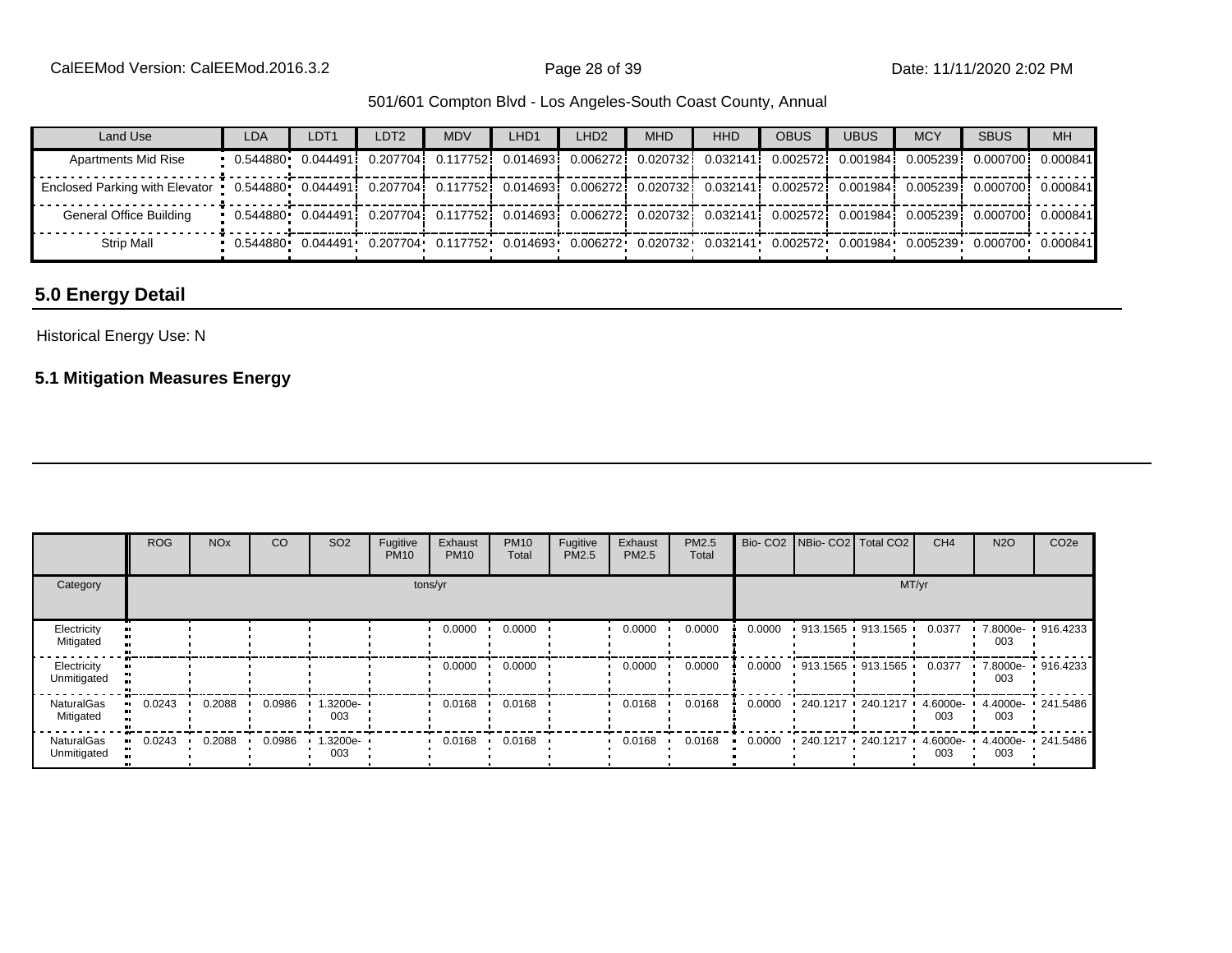501/601 Compton Blvd - Los Angeles-South Coast County, Annual

| Land Use | LDA | LDT1 | LDT2 | MDV | LHD1 | LHD2 | MHD | HHD | OBUS | UBUS | MCY | SBUS | MH |
|---|---|---|---|---|---|---|---|---|---|---|---|---|---|
| Apartments Mid Rise | 0.544880 | 0.044491 | 0.207704 | 0.117752 | 0.014693 | 0.006272 | 0.020732 | 0.032141 | 0.002572 | 0.001984 | 0.005239 | 0.000700 | 0.000841 |
| Enclosed Parking with Elevator | 0.544880 | 0.044491 | 0.207704 | 0.117752 | 0.014693 | 0.006272 | 0.020732 | 0.032141 | 0.002572 | 0.001984 | 0.005239 | 0.000700 | 0.000841 |
| General Office Building | 0.544880 | 0.044491 | 0.207704 | 0.117752 | 0.014693 | 0.006272 | 0.020732 | 0.032141 | 0.002572 | 0.001984 | 0.005239 | 0.000700 | 0.000841 |
| Strip Mall | 0.544880 | 0.044491 | 0.207704 | 0.117752 | 0.014693 | 0.006272 | 0.020732 | 0.032141 | 0.002572 | 0.001984 | 0.005239 | 0.000700 | 0.000841 |

## 5.0 Energy Detail

Historical Energy Use: N

### 5.1 Mitigation Measures Energy

| | ROG | NOx | CO | SO2 | Fugitive PM10 | Exhaust PM10 | PM10 Total | Fugitive PM2.5 | Exhaust PM2.5 | PM2.5 Total | Bio- CO2 | NBio- CO2 | Total CO2 | CH4 | N2O | CO2e |
|---|---|---|---|---|---|---|---|---|---|---|---|---|---|---|---|---|
| Category | tons/yr | | | | | | | | | | MT/yr | | | | | |
| Electricity Mitigated | | | | | | 0.0000 | 0.0000 | | 0.0000 | 0.0000 | 0.0000 | 913.1565 | 913.1565 | 0.0377 | 7.8000e-003 | 916.4233 |
| Electricity Unmitigated | | | | | | 0.0000 | 0.0000 | | 0.0000 | 0.0000 | 0.0000 | 913.1565 | 913.1565 | 0.0377 | 7.8000e-003 | 916.4233 |
| NaturalGas Mitigated | 0.0243 | 0.2088 | 0.0986 | 1.3200e-003 | | 0.0168 | 0.0168 | | 0.0168 | 0.0168 | 0.0000 | 240.1217 | 240.1217 | 4.6000e-003 | 4.4000e-003 | 241.5486 |
| NaturalGas Unmitigated | 0.0243 | 0.2088 | 0.0986 | 1.3200e-003 | | 0.0168 | 0.0168 | | 0.0168 | 0.0168 | 0.0000 | 240.1217 | 240.1217 | 4.6000e-003 | 4.4000e-003 | 241.5486 |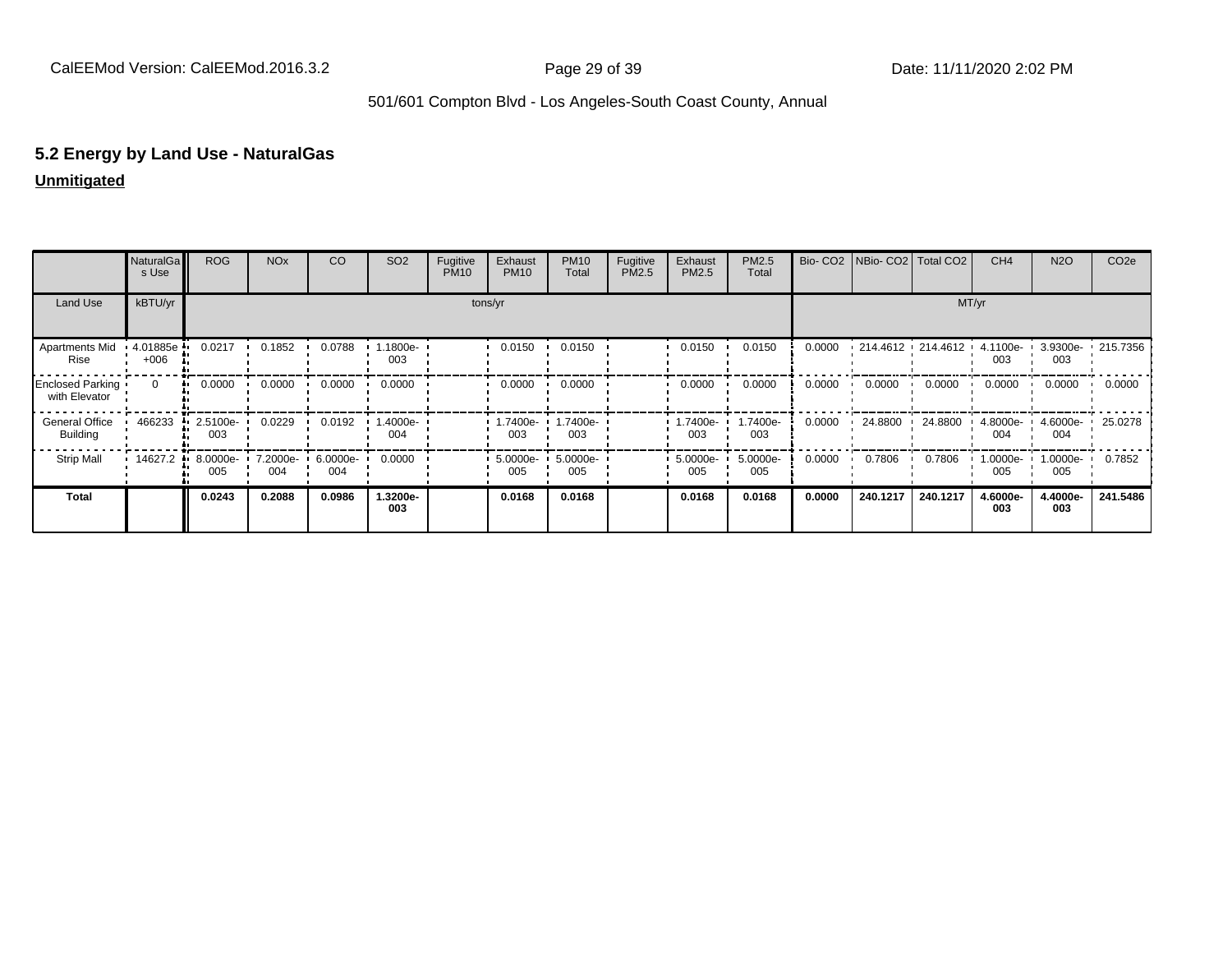## 5.2 Energy by Land Use - NaturalGas

**Unmitigated**

| | NaturalGas Use | ROG | NOx | CO | SO2 | Fugitive PM10 | Exhaust PM10 | PM10 Total | Fugitive PM2.5 | Exhaust PM2.5 | PM2.5 Total | Bio- CO2 | NBio- CO2 | Total CO2 | CH4 | N2O | CO2e |
|---|---|---|---|---|---|---|---|---|---|---|---|---|---|---|---|---|---|
| Land Use | kBTU/yr | tons/yr | | | | | | | | | | MT/yr | | | | | |
| Apartments Mid Rise | 4.01885e+006 | 0.0217 | 0.1852 | 0.0788 | 1.1800e-003 | | 0.0150 | 0.0150 | | 0.0150 | 0.0150 | 0.0000 | 214.4612 | 214.4612 | 4.1100e-003 | 3.9300e-003 | 215.7356 |
| Enclosed Parking with Elevator | 0 | 0.0000 | 0.0000 | 0.0000 | 0.0000 | | 0.0000 | 0.0000 | | 0.0000 | 0.0000 | 0.0000 | 0.0000 | 0.0000 | 0.0000 | 0.0000 | 0.0000 |
| General Office Building | 466233 | 2.5100e-003 | 0.0229 | 0.0192 | 1.4000e-004 | | 1.7400e-003 | 1.7400e-003 | | 1.7400e-003 | 1.7400e-003 | 0.0000 | 24.8800 | 24.8800 | 4.8000e-004 | 4.6000e-004 | 25.0278 |
| Strip Mall | 14627.2 | 8.0000e-005 | 7.2000e-004 | 6.0000e-004 | 0.0000 | | 5.0000e-005 | 5.0000e-005 | | 5.0000e-005 | 5.0000e-005 | 0.0000 | 0.7806 | 0.7806 | 1.0000e-005 | 1.0000e-005 | 0.7852 |
| **Total** | | **0.0243** | **0.2088** | **0.0986** | **1.3200e-003** | | **0.0168** | **0.0168** | | **0.0168** | **0.0168** | **0.0000** | **240.1217** | **240.1217** | **4.6000e-003** | **4.4000e-003** | **241.5486** |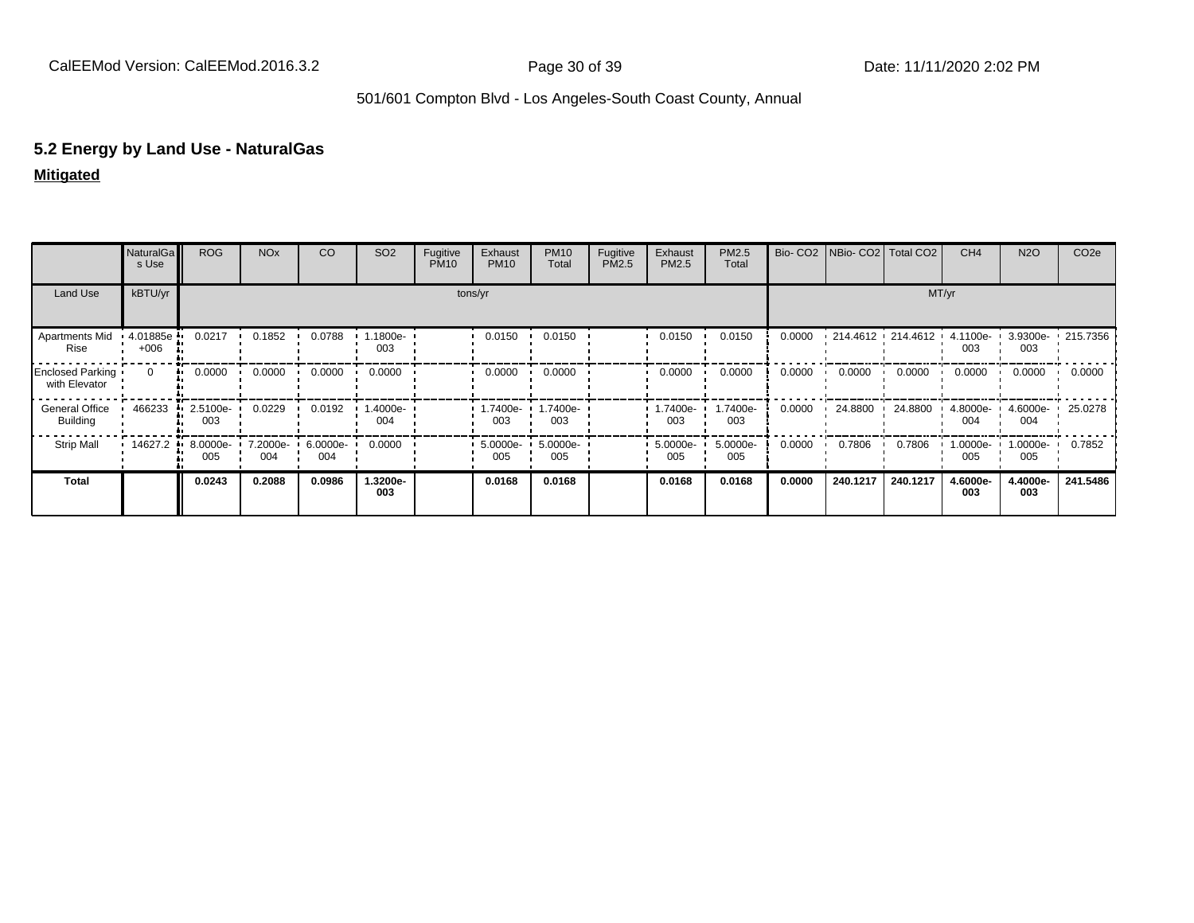## 5.2 Energy by Land Use - NaturalGas

**Mitigated**

| | NaturalGas Use | ROG | NOx | CO | SO2 | Fugitive PM10 | Exhaust PM10 | PM10 Total | Fugitive PM2.5 | Exhaust PM2.5 | PM2.5 Total | Bio- CO2 | NBio- CO2 | Total CO2 | CH4 | N2O | CO2e |
|---|---|---|---|---|---|---|---|---|---|---|---|---|---|---|---|---|---|
| Land Use | kBTU/yr | tons/yr | | | | | | | | | | MT/yr | | | | | |
| Apartments Mid Rise | 4.01885e+006 | 0.0217 | 0.1852 | 0.0788 | 1.1800e-003 | | 0.0150 | 0.0150 | | 0.0150 | 0.0150 | 0.0000 | 214.4612 | 214.4612 | 4.1100e-003 | 3.9300e-003 | 215.7356 |
| Enclosed Parking with Elevator | 0 | 0.0000 | 0.0000 | 0.0000 | 0.0000 | | 0.0000 | 0.0000 | | 0.0000 | 0.0000 | 0.0000 | 0.0000 | 0.0000 | 0.0000 | 0.0000 | 0.0000 |
| General Office Building | 466233 | 2.5100e-003 | 0.0229 | 0.0192 | 1.4000e-004 | | 1.7400e-003 | 1.7400e-003 | | 1.7400e-003 | 1.7400e-003 | 0.0000 | 24.8800 | 24.8800 | 4.8000e-004 | 4.6000e-004 | 25.0278 |
| Strip Mall | 14627.2 | 8.0000e-005 | 7.2000e-004 | 6.0000e-004 | 0.0000 | | 5.0000e-005 | 5.0000e-005 | | 5.0000e-005 | 5.0000e-005 | 0.0000 | 0.7806 | 0.7806 | 1.0000e-005 | 1.0000e-005 | 0.7852 |
| **Total** | | **0.0243** | **0.2088** | **0.0986** | **1.3200e-003** | | **0.0168** | **0.0168** | | **0.0168** | **0.0168** | **0.0000** | **240.1217** | **240.1217** | **4.6000e-003** | **4.4000e-003** | **241.5486** |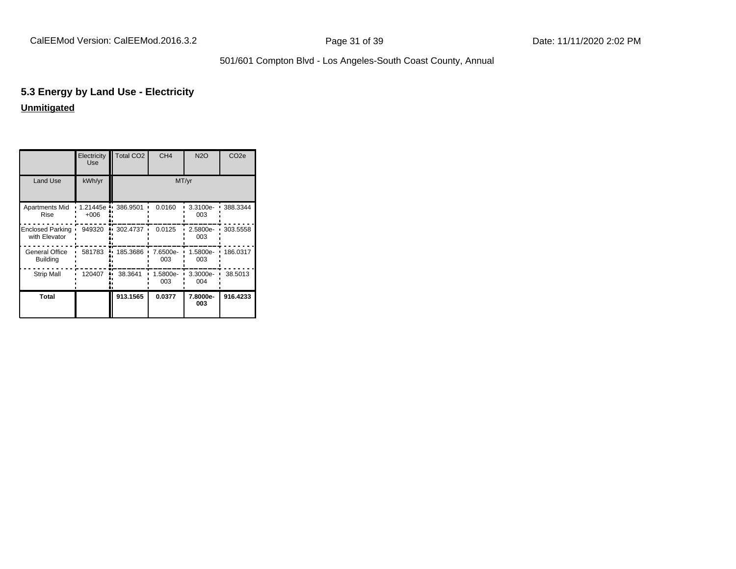## 5.3 Energy by Land Use - Electricity

**Unmitigated**

| | Electricity Use | Total CO2 | CH4 | N2O | CO2e |
|---|---|---|---|---|---|
| Land Use | kWh/yr | MT/yr | | | |
| Apartments Mid Rise | 1.21445e+006 | 386.9501 | 0.0160 | 3.3100e-003 | 388.3344 |
| Enclosed Parking with Elevator | 949320 | 302.4737 | 0.0125 | 2.5800e-003 | 303.5558 |
| General Office Building | 581783 | 185.3686 | 7.6500e-003 | 1.5800e-003 | 186.0317 |
| Strip Mall | 120407 | 38.3641 | 1.5800e-003 | 3.3000e-004 | 38.5013 |
| **Total** | | **913.1565** | **0.0377** | **7.8000e-003** | **916.4233** |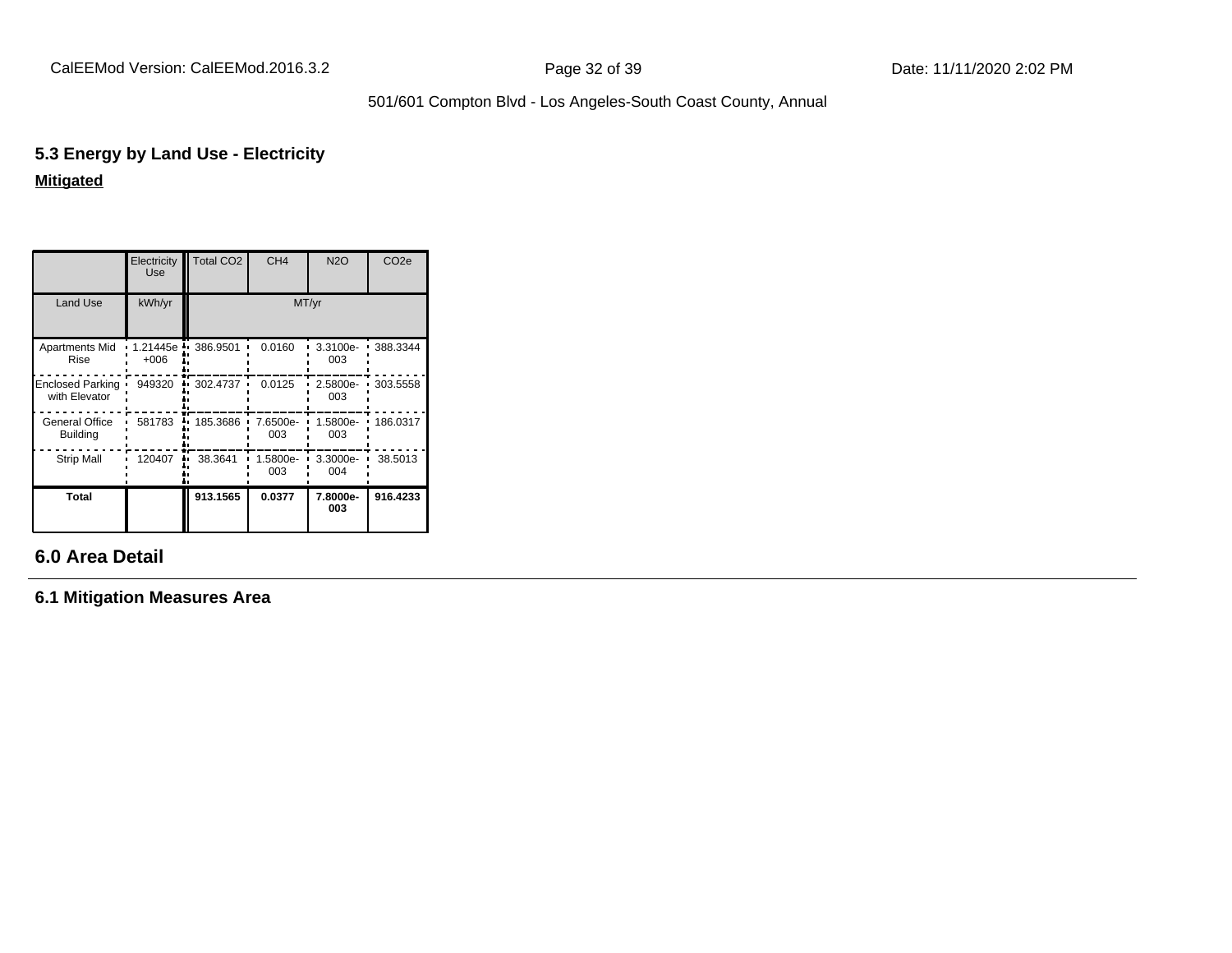## 5.3 Energy by Land Use - Electricity

**Mitigated**

| | Electricity Use | Total CO2 | CH4 | N2O | CO2e |
|---|---|---|---|---|---|
| Land Use | kWh/yr | MT/yr | | | |
| Apartments Mid Rise | 1.21445e +006 | 386.9501 | 0.0160 | 3.3100e-003 | 388.3344 |
| Enclosed Parking with Elevator | 949320 | 302.4737 | 0.0125 | 2.5800e-003 | 303.5558 |
| General Office Building | 581783 | 185.3686 | 7.6500e-003 | 1.5800e-003 | 186.0317 |
| Strip Mall | 120407 | 38.3641 | 1.5800e-003 | 3.3000e-004 | 38.5013 |
| **Total** | | **913.1565** | **0.0377** | **7.8000e-003** | **916.4233** |

## 6.0 Area Detail

### 6.1 Mitigation Measures Area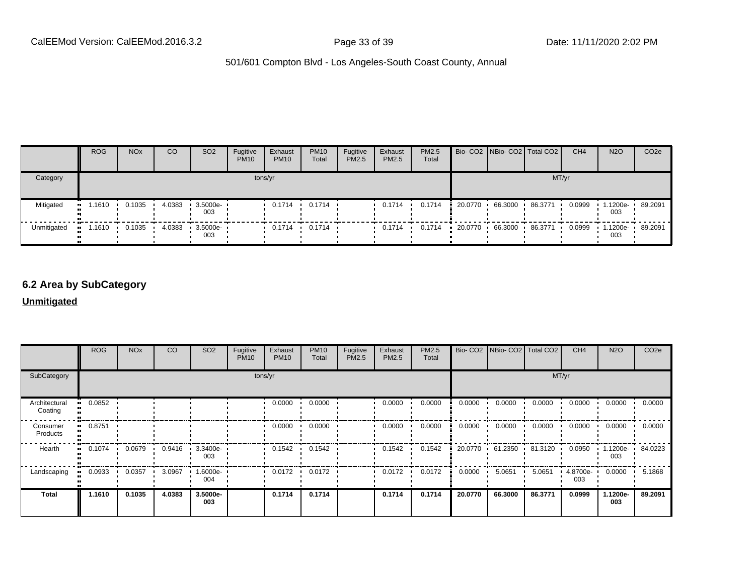| | ROG | NOx | CO | SO2 | Fugitive PM10 | Exhaust PM10 | PM10 Total | Fugitive PM2.5 | Exhaust PM2.5 | PM2.5 Total | Bio- CO2 | NBio- CO2 | Total CO2 | CH4 | N2O | CO2e |
|---|---|---|---|---|---|---|---|---|---|---|---|---|---|---|---|---|
| Category | tons/yr | | | | | | | | | | MT/yr | | | | | |
| Mitigated | 1.1610 | 0.1035 | 4.0383 | 3.5000e-003 | | 0.1714 | 0.1714 | | 0.1714 | 0.1714 | 20.0770 | 66.3000 | 86.3771 | 0.0999 | 1.1200e-003 | 89.2091 |
| Unmitigated | 1.1610 | 0.1035 | 4.0383 | 3.5000e-003 | | 0.1714 | 0.1714 | | 0.1714 | 0.1714 | 20.0770 | 66.3000 | 86.3771 | 0.0999 | 1.1200e-003 | 89.2091 |

## 6.2 Area by SubCategory

**Unmitigated**

| | ROG | NOx | CO | SO2 | Fugitive PM10 | Exhaust PM10 | PM10 Total | Fugitive PM2.5 | Exhaust PM2.5 | PM2.5 Total | Bio- CO2 | NBio- CO2 | Total CO2 | CH4 | N2O | CO2e |
|---|---|---|---|---|---|---|---|---|---|---|---|---|---|---|---|---|
| SubCategory | tons/yr | | | | | | | | | | MT/yr | | | | | |
| Architectural Coating | 0.0852 | | | | | 0.0000 | 0.0000 | | 0.0000 | 0.0000 | 0.0000 | 0.0000 | 0.0000 | 0.0000 | 0.0000 | 0.0000 |
| Consumer Products | 0.8751 | | | | | 0.0000 | 0.0000 | | 0.0000 | 0.0000 | 0.0000 | 0.0000 | 0.0000 | 0.0000 | 0.0000 | 0.0000 |
| Hearth | 0.1074 | 0.0679 | 0.9416 | 3.3400e-003 | | 0.1542 | 0.1542 | | 0.1542 | 0.1542 | 20.0770 | 61.2350 | 81.3120 | 0.0950 | 1.1200e-003 | 84.0223 |
| Landscaping | 0.0933 | 0.0357 | 3.0967 | 1.6000e-004 | | 0.0172 | 0.0172 | | 0.0172 | 0.0172 | 0.0000 | 5.0651 | 5.0651 | 4.8700e-003 | 0.0000 | 5.1868 |
| **Total** | **1.1610** | **0.1035** | **4.0383** | **3.5000e-003** | | **0.1714** | **0.1714** | | **0.1714** | **0.1714** | **20.0770** | **66.3000** | **86.3771** | **0.0999** | **1.1200e-003** | **89.2091** |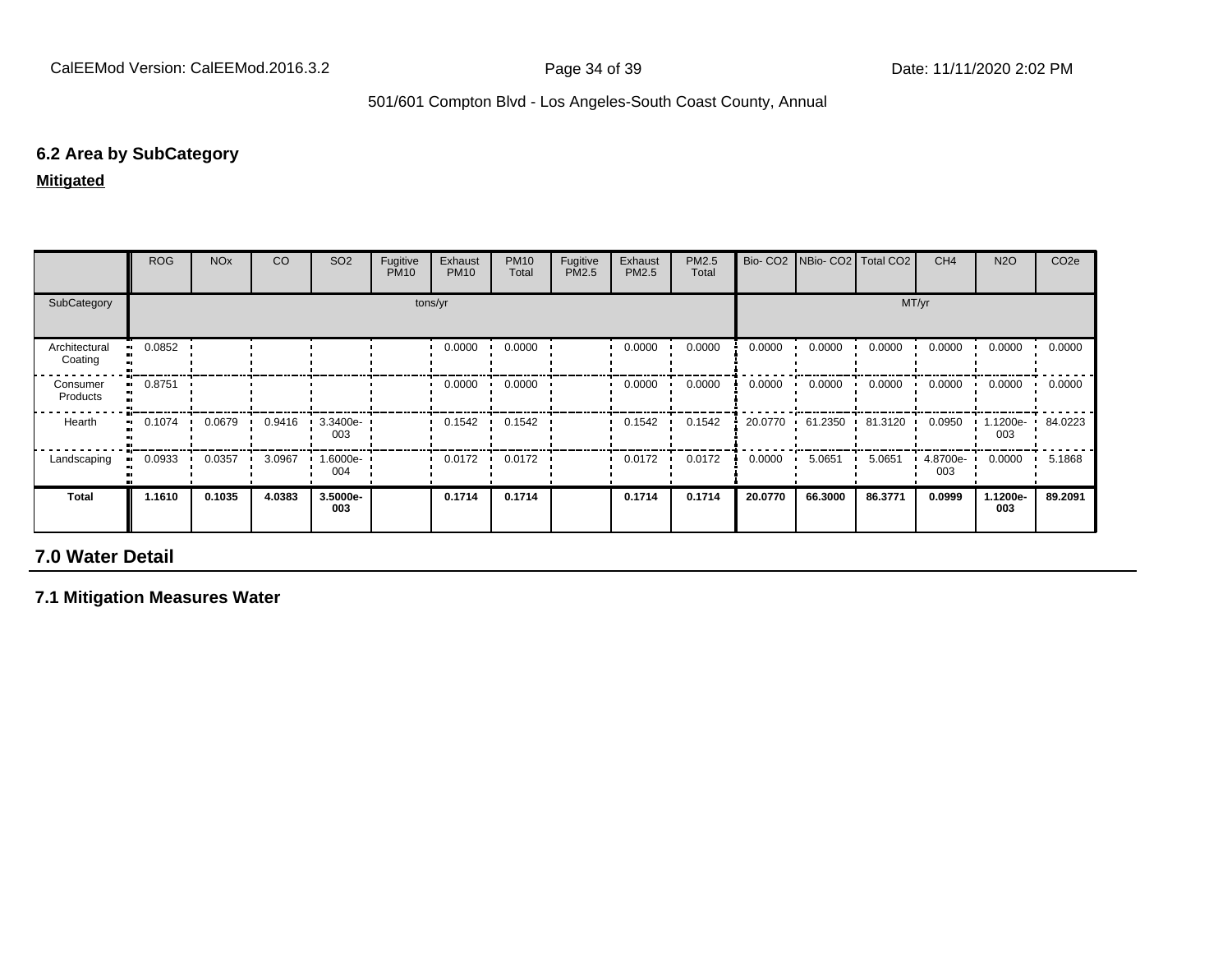### 6.2 Area by SubCategory

**Mitigated**

| | ROG | NOx | CO | SO2 | Fugitive PM10 | Exhaust PM10 | PM10 Total | Fugitive PM2.5 | Exhaust PM2.5 | PM2.5 Total | Bio- CO2 | NBio- CO2 | Total CO2 | CH4 | N2O | CO2e |
|---|---|---|---|---|---|---|---|---|---|---|---|---|---|---|---|---|
| SubCategory | tons/yr | | | | | | | | | | MT/yr | | | | | |
| Architectural Coating | 0.0852 | | | | | 0.0000 | 0.0000 | | 0.0000 | 0.0000 | 0.0000 | 0.0000 | 0.0000 | 0.0000 | 0.0000 | 0.0000 |
| Consumer Products | 0.8751 | | | | | 0.0000 | 0.0000 | | 0.0000 | 0.0000 | 0.0000 | 0.0000 | 0.0000 | 0.0000 | 0.0000 | 0.0000 |
| Hearth | 0.1074 | 0.0679 | 0.9416 | 3.3400e-003 | | 0.1542 | 0.1542 | | 0.1542 | 0.1542 | 20.0770 | 61.2350 | 81.3120 | 0.0950 | 1.1200e-003 | 84.0223 |
| Landscaping | 0.0933 | 0.0357 | 3.0967 | 1.6000e-004 | | 0.0172 | 0.0172 | | 0.0172 | 0.0172 | 0.0000 | 5.0651 | 5.0651 | 4.8700e-003 | 0.0000 | 5.1868 |
| **Total** | **1.1610** | **0.1035** | **4.0383** | **3.5000e-003** | | **0.1714** | **0.1714** | | **0.1714** | **0.1714** | **20.0770** | **66.3000** | **86.3771** | **0.0999** | **1.1200e-003** | **89.2091** |

## 7.0 Water Detail

### 7.1 Mitigation Measures Water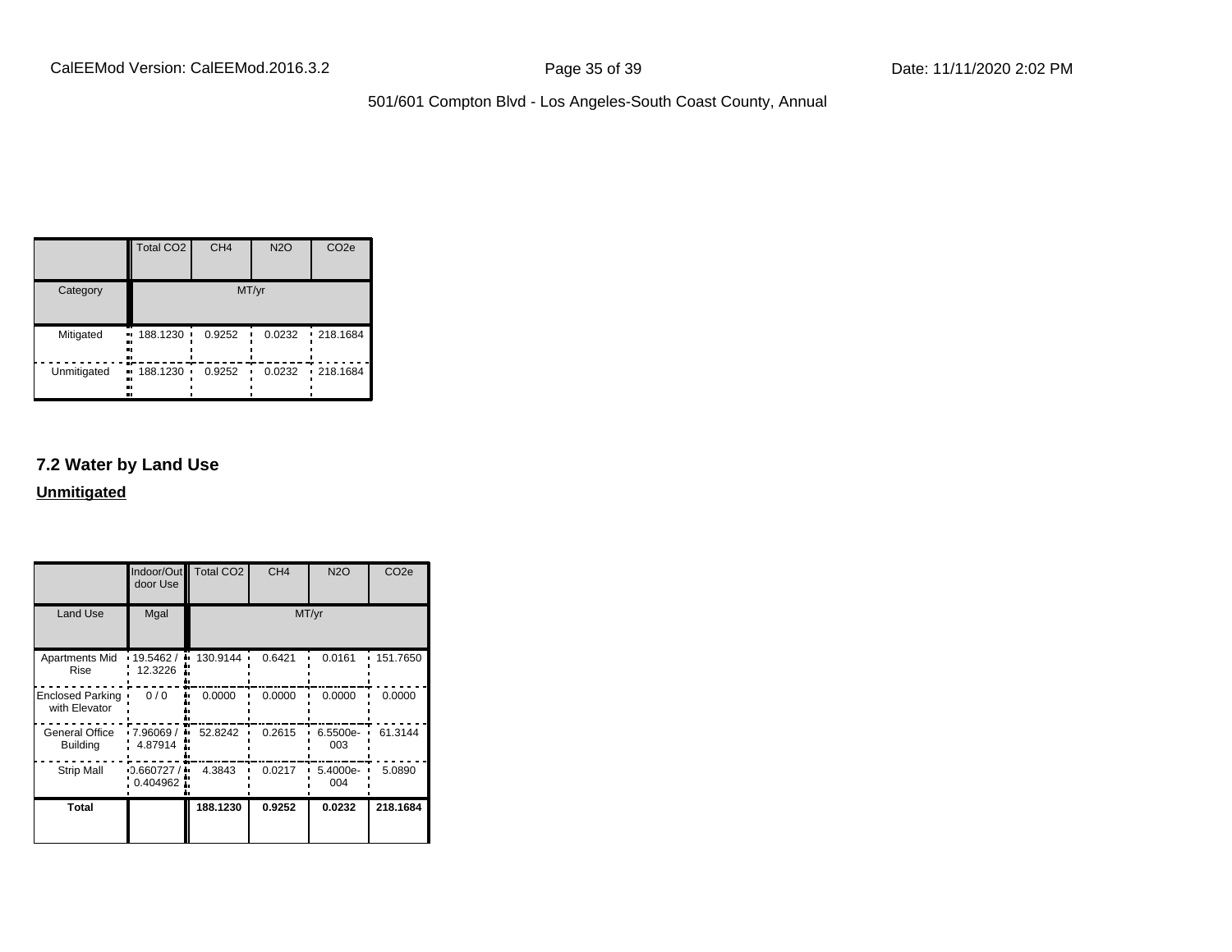| | Total CO2 | CH4 | N2O | CO2e |
|---|---|---|---|---|
| Category | MT/yr | | | |
| Mitigated | 188.1230 | 0.9252 | 0.0232 | 218.1684 |
| Unmitigated | 188.1230 | 0.9252 | 0.0232 | 218.1684 |

## 7.2 Water by Land Use

**Unmitigated**

| | Indoor/Outdoor Use | Total CO2 | CH4 | N2O | CO2e |
|---|---|---|---|---|---|
| Land Use | Mgal | MT/yr | | | |
| Apartments Mid Rise | 19.5462 / 12.3226 | 130.9144 | 0.6421 | 0.0161 | 151.7650 |
| Enclosed Parking with Elevator | 0 / 0 | 0.0000 | 0.0000 | 0.0000 | 0.0000 |
| General Office Building | 7.96069 / 4.87914 | 52.8242 | 0.2615 | 6.5500e-003 | 61.3144 |
| Strip Mall | 0.660727 / 0.404962 | 4.3843 | 0.0217 | 5.4000e-004 | 5.0890 |
| **Total** | | **188.1230** | **0.9252** | **0.0232** | **218.1684** |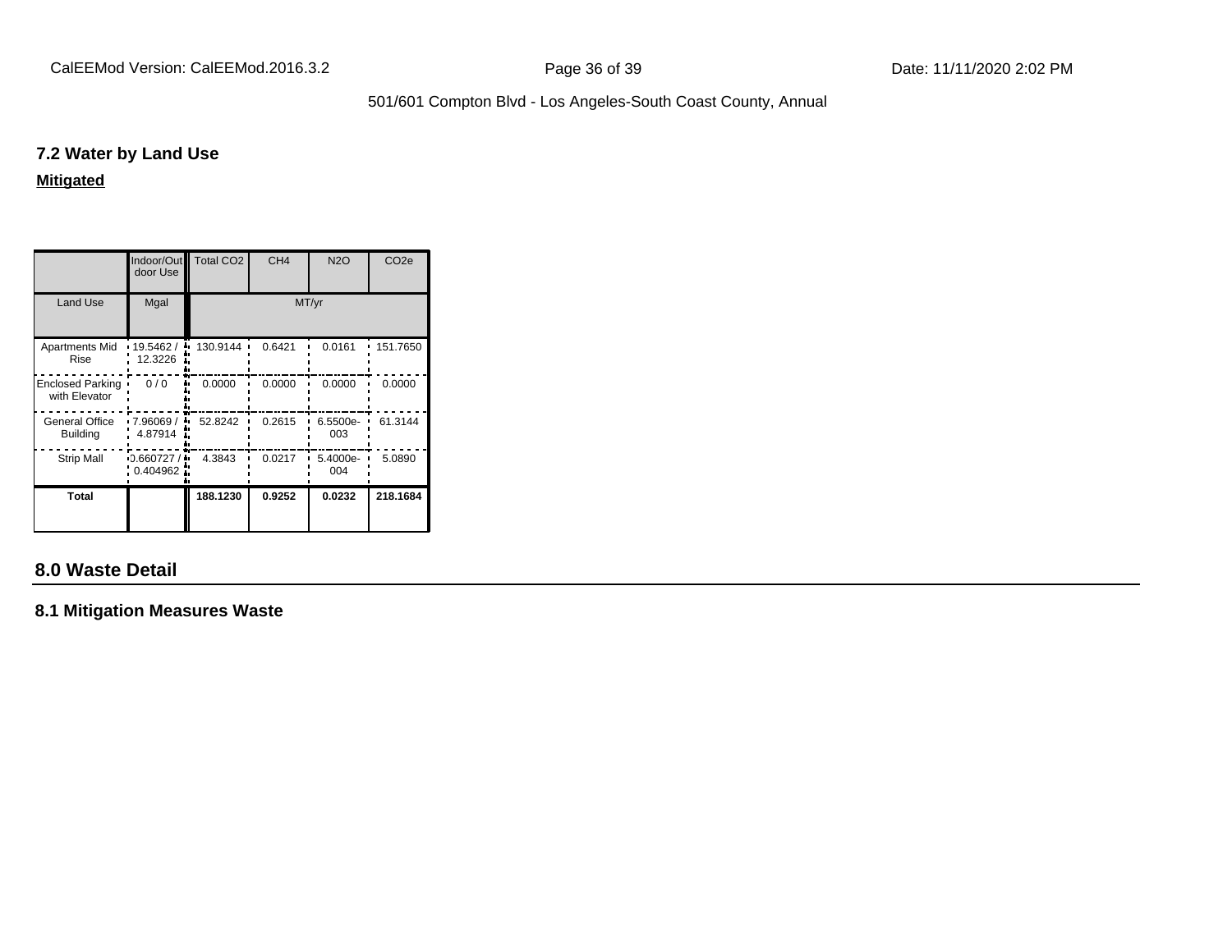### 7.2 Water by Land Use

**Mitigated**

| | Indoor/Outdoor Use | Total $CO_2$ | $CH_4$ | $N_2O$ | $CO_2e$ |
|---|---|---|---|---|---|
| Land Use | Mgal | MT/yr | | | |
| Apartments Mid Rise | 19.5462 / 12.3226 | 130.9144 | 0.6421 | 0.0161 | 151.7650 |
| Enclosed Parking with Elevator | 0 / 0 | 0.0000 | 0.0000 | 0.0000 | 0.0000 |
| General Office Building | 7.96069 / 4.87914 | 52.8242 | 0.2615 | 6.5500e-003 | 61.3144 |
| Strip Mall | 0.660727 / 0.404962 | 4.3843 | 0.0217 | 5.4000e-004 | 5.0890 |
| **Total** | | **188.1230** | **0.9252** | **0.0232** | **218.1684** |

## 8.0 Waste Detail

### 8.1 Mitigation Measures Waste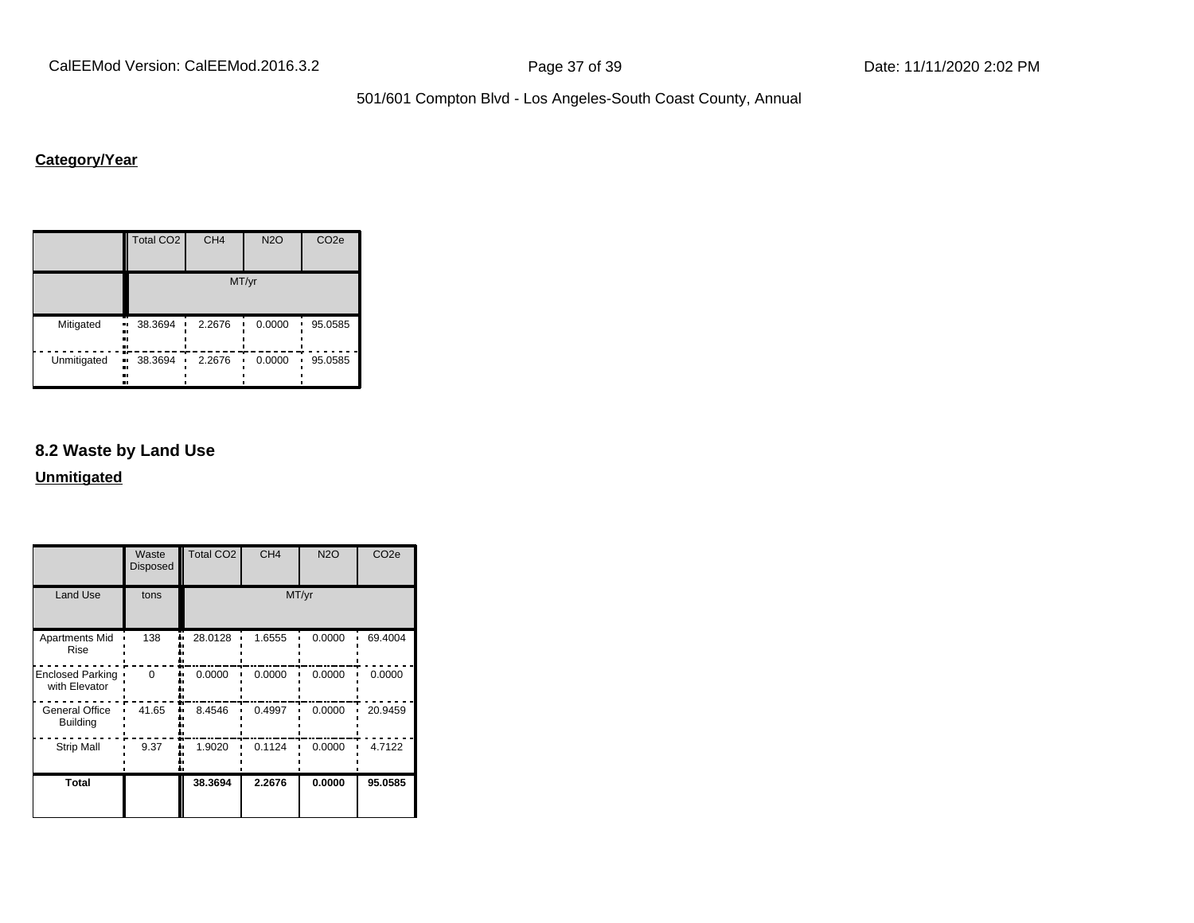**Category/Year**

| | Total CO2 | CH4 | N2O | CO2e |
|---|---|---|---|---|
| | MT/yr | | | |
| Mitigated | 38.3694 | 2.2676 | 0.0000 | 95.0585 |
| Unmitigated | 38.3694 | 2.2676 | 0.0000 | 95.0585 |

## 8.2 Waste by Land Use

**Unmitigated**

| | Waste Disposed | Total CO2 | CH4 | N2O | CO2e |
|---|---|---|---|---|---|
| Land Use | tons | MT/yr | | | |
| Apartments Mid Rise | 138 | 28.0128 | 1.6555 | 0.0000 | 69.4004 |
| Enclosed Parking with Elevator | 0 | 0.0000 | 0.0000 | 0.0000 | 0.0000 |
| General Office Building | 41.65 | 8.4546 | 0.4997 | 0.0000 | 20.9459 |
| Strip Mall | 9.37 | 1.9020 | 0.1124 | 0.0000 | 4.7122 |
| **Total** | | **38.3694** | **2.2676** | **0.0000** | **95.0585** |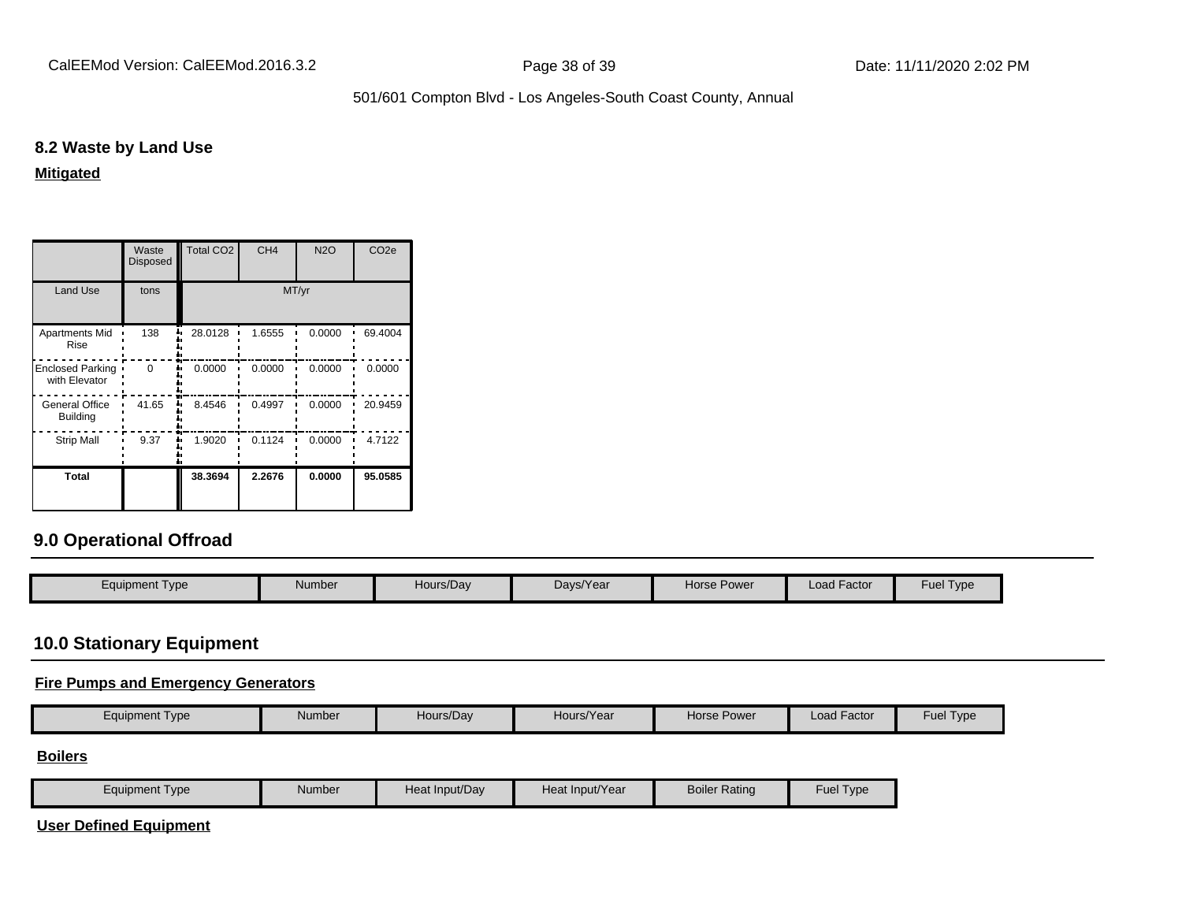### 8.2 Waste by Land Use

**Mitigated**

| | Waste Disposed | Total CO2 | CH4 | N2O | CO2e |
|---|---|---|---|---|---|
| Land Use | tons | MT/yr | | | |
| Apartments Mid Rise | 138 | 28.0128 | 1.6555 | 0.0000 | 69.4004 |
| Enclosed Parking with Elevator | 0 | 0.0000 | 0.0000 | 0.0000 | 0.0000 |
| General Office Building | 41.65 | 8.4546 | 0.4997 | 0.0000 | 20.9459 |
| Strip Mall | 9.37 | 1.9020 | 0.1124 | 0.0000 | 4.7122 |
| **Total** | | **38.3694** | **2.2676** | **0.0000** | **95.0585** |

## 9.0 Operational Offroad

| Equipment Type | Number | Hours/Day | Days/Year | Horse Power | Load Factor | Fuel Type |
|---|---|---|---|---|---|---|

## 10.0 Stationary Equipment

**Fire Pumps and Emergency Generators**

| Equipment Type | Number | Hours/Day | Hours/Year | Horse Power | Load Factor | Fuel Type |
|---|---|---|---|---|---|---|

**Boilers**

| Equipment Type | Number | Heat Input/Day | Heat Input/Year | Boiler Rating | Fuel Type |
|---|---|---|---|---|---|

**User Defined Equipment**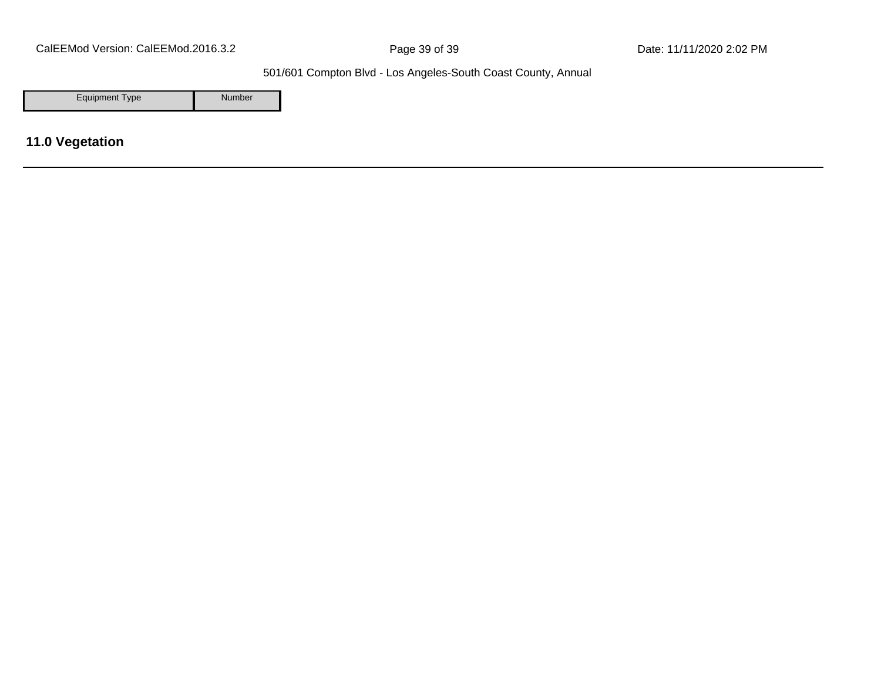| Equipment Type | Number |
| --- | --- |

## 11.0 Vegetation

---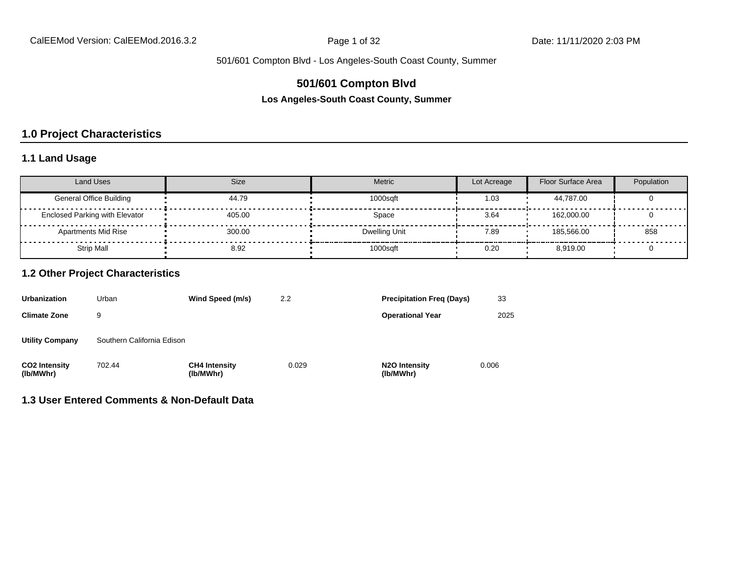# 501/601 Compton Blvd

**Los Angeles-South Coast County, Summer**

## 1.0 Project Characteristics

### 1.1 Land Usage

| Land Uses | Size | Metric | Lot Acreage | Floor Surface Area | Population |
|---|---|---|---|---|---|
| General Office Building | 44.79 | 1000sqft | 1.03 | 44,787.00 | 0 |
| Enclosed Parking with Elevator | 405.00 | Space | 3.64 | 162,000.00 | 0 |
| Apartments Mid Rise | 300.00 | Dwelling Unit | 7.89 | 185,566.00 | 858 |
| Strip Mall | 8.92 | 1000sqft | 0.20 | 8,919.00 | 0 |

### 1.2 Other Project Characteristics

| | | | | | |
|---|---|---|---|---|---|
| **Urbanization** | Urban | **Wind Speed (m/s)** | 2.2 | **Precipitation Freq (Days)** | 33 |
| **Climate Zone** | 9 | | | **Operational Year** | 2025 |
| **Utility Company** | Southern California Edison | | | | |
| **CO2 Intensity (lb/MWhr)** | 702.44 | **CH4 Intensity (lb/MWhr)** | 0.029 | **N2O Intensity (lb/MWhr)** | 0.006 |

### 1.3 User Entered Comments & Non-Default Data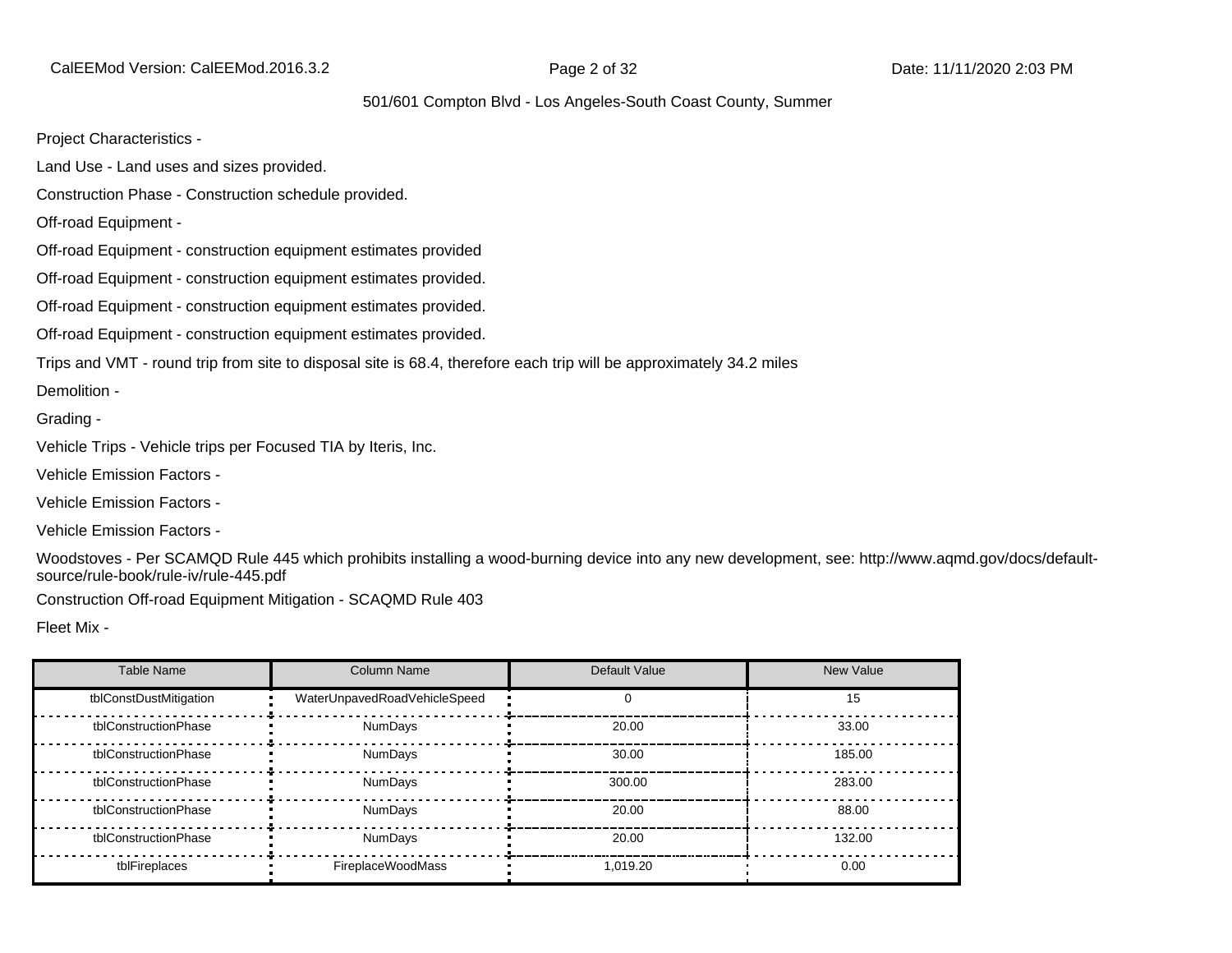501/601 Compton Blvd - Los Angeles-South Coast County, Summer

Project Characteristics -

Land Use - Land uses and sizes provided.

Construction Phase - Construction schedule provided.

Off-road Equipment -

Off-road Equipment - construction equipment estimates provided

Off-road Equipment - construction equipment estimates provided.

Off-road Equipment - construction equipment estimates provided.

Off-road Equipment - construction equipment estimates provided.

Trips and VMT - round trip from site to disposal site is 68.4, therefore each trip will be approximately 34.2 miles

Demolition -

Grading -

Vehicle Trips - Vehicle trips per Focused TIA by Iteris, Inc.

Vehicle Emission Factors -

Vehicle Emission Factors -

Vehicle Emission Factors -

Woodstoves - Per SCAMQD Rule 445 which prohibits installing a wood-burning device into any new development, see: http://www.aqmd.gov/docs/default-source/rule-book/rule-iv/rule-445.pdf

Construction Off-road Equipment Mitigation - SCAQMD Rule 403

Fleet Mix -

| Table Name | Column Name | Default Value | New Value |
|---|---|---|---|
| tblConstDustMitigation | WaterUnpavedRoadVehicleSpeed | 0 | 15 |
| tblConstructionPhase | NumDays | 20.00 | 33.00 |
| tblConstructionPhase | NumDays | 30.00 | 185.00 |
| tblConstructionPhase | NumDays | 300.00 | 283.00 |
| tblConstructionPhase | NumDays | 20.00 | 88.00 |
| tblConstructionPhase | NumDays | 20.00 | 132.00 |
| tblFireplaces | FireplaceWoodMass | 1,019.20 | 0.00 |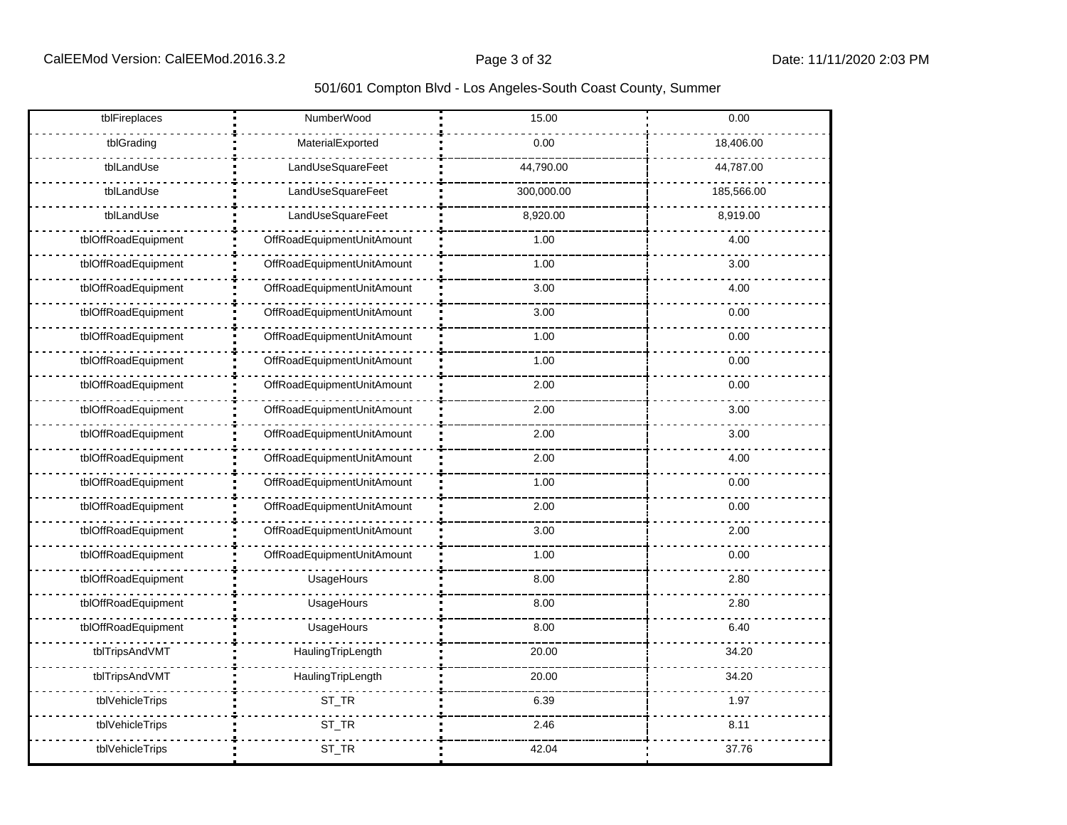| tblFireplaces | NumberWood | 15.00 | 0.00 |
|---|---|---|---|
| tblGrading | MaterialExported | 0.00 | 18,406.00 |
| tblLandUse | LandUseSquareFeet | 44,790.00 | 44,787.00 |
| tblLandUse | LandUseSquareFeet | 300,000.00 | 185,566.00 |
| tblLandUse | LandUseSquareFeet | 8,920.00 | 8,919.00 |
| tblOffRoadEquipment | OffRoadEquipmentUnitAmount | 1.00 | 4.00 |
| tblOffRoadEquipment | OffRoadEquipmentUnitAmount | 1.00 | 3.00 |
| tblOffRoadEquipment | OffRoadEquipmentUnitAmount | 3.00 | 4.00 |
| tblOffRoadEquipment | OffRoadEquipmentUnitAmount | 3.00 | 0.00 |
| tblOffRoadEquipment | OffRoadEquipmentUnitAmount | 1.00 | 0.00 |
| tblOffRoadEquipment | OffRoadEquipmentUnitAmount | 1.00 | 0.00 |
| tblOffRoadEquipment | OffRoadEquipmentUnitAmount | 2.00 | 0.00 |
| tblOffRoadEquipment | OffRoadEquipmentUnitAmount | 2.00 | 3.00 |
| tblOffRoadEquipment | OffRoadEquipmentUnitAmount | 2.00 | 3.00 |
| tblOffRoadEquipment | OffRoadEquipmentUnitAmount | 2.00 | 4.00 |
| tblOffRoadEquipment | OffRoadEquipmentUnitAmount | 1.00 | 0.00 |
| tblOffRoadEquipment | OffRoadEquipmentUnitAmount | 2.00 | 0.00 |
| tblOffRoadEquipment | OffRoadEquipmentUnitAmount | 3.00 | 2.00 |
| tblOffRoadEquipment | OffRoadEquipmentUnitAmount | 1.00 | 0.00 |
| tblOffRoadEquipment | UsageHours | 8.00 | 2.80 |
| tblOffRoadEquipment | UsageHours | 8.00 | 2.80 |
| tblOffRoadEquipment | UsageHours | 8.00 | 6.40 |
| tblTripsAndVMT | HaulingTripLength | 20.00 | 34.20 |
| tblTripsAndVMT | HaulingTripLength | 20.00 | 34.20 |
| tblVehicleTrips | ST_TR | 6.39 | 1.97 |
| tblVehicleTrips | ST_TR | 2.46 | 8.11 |
| tblVehicleTrips | ST_TR | 42.04 | 37.76 |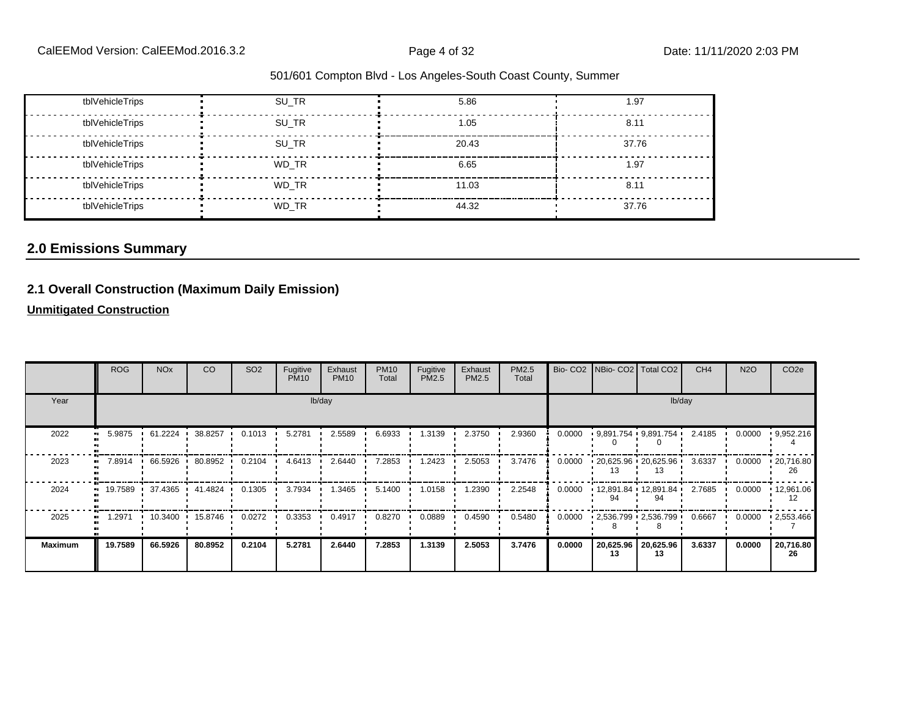| tblVehicleTrips | SU_TR | 5.86 | 1.97 |
|---|---|---|---|
| tblVehicleTrips | SU_TR | 1.05 | 8.11 |
| tblVehicleTrips | SU_TR | 20.43 | 37.76 |
| tblVehicleTrips | WD_TR | 6.65 | 1.97 |
| tblVehicleTrips | WD_TR | 11.03 | 8.11 |
| tblVehicleTrips | WD_TR | 44.32 | 37.76 |

## 2.0 Emissions Summary

### 2.1 Overall Construction (Maximum Daily Emission)

**Unmitigated Construction**

| | ROG | NOx | CO | SO2 | Fugitive PM10 | Exhaust PM10 | PM10 Total | Fugitive PM2.5 | Exhaust PM2.5 | PM2.5 Total | Bio- CO2 | NBio- CO2 | Total CO2 | CH4 | N2O | CO2e |
|---|---|---|---|---|---|---|---|---|---|---|---|---|---|---|---|---|
| Year | lb/day | | | | | | | | | | lb/day | | | | | |
| 2022 | 5.9875 | 61.2224 | 38.8257 | 0.1013 | 5.2781 | 2.5589 | 6.6933 | 1.3139 | 2.3750 | 2.9360 | 0.0000 | 9,891.7540 | 9,891.7540 | 2.4185 | 0.0000 | 9,952.2164 |
| 2023 | 7.8914 | 66.5926 | 80.8952 | 0.2104 | 4.6413 | 2.6440 | 7.2853 | 1.2423 | 2.5053 | 3.7476 | 0.0000 | 20,625.9613 | 20,625.9613 | 3.6337 | 0.0000 | 20,716.8026 |
| 2024 | 19.7589 | 37.4365 | 41.4824 | 0.1305 | 3.7934 | 1.3465 | 5.1400 | 1.0158 | 1.2390 | 2.2548 | 0.0000 | 12,891.8494 | 12,891.8494 | 2.7685 | 0.0000 | 12,961.0612 |
| 2025 | 1.2971 | 10.3400 | 15.8746 | 0.0272 | 0.3353 | 0.4917 | 0.8270 | 0.0889 | 0.4590 | 0.5480 | 0.0000 | 2,536.7998 | 2,536.7998 | 0.6667 | 0.0000 | 2,553.4667 |
| **Maximum** | **19.7589** | **66.5926** | **80.8952** | **0.2104** | **5.2781** | **2.6440** | **7.2853** | **1.3139** | **2.5053** | **3.7476** | **0.0000** | **20,625.9613** | **20,625.9613** | **3.6337** | **0.0000** | **20,716.8026** |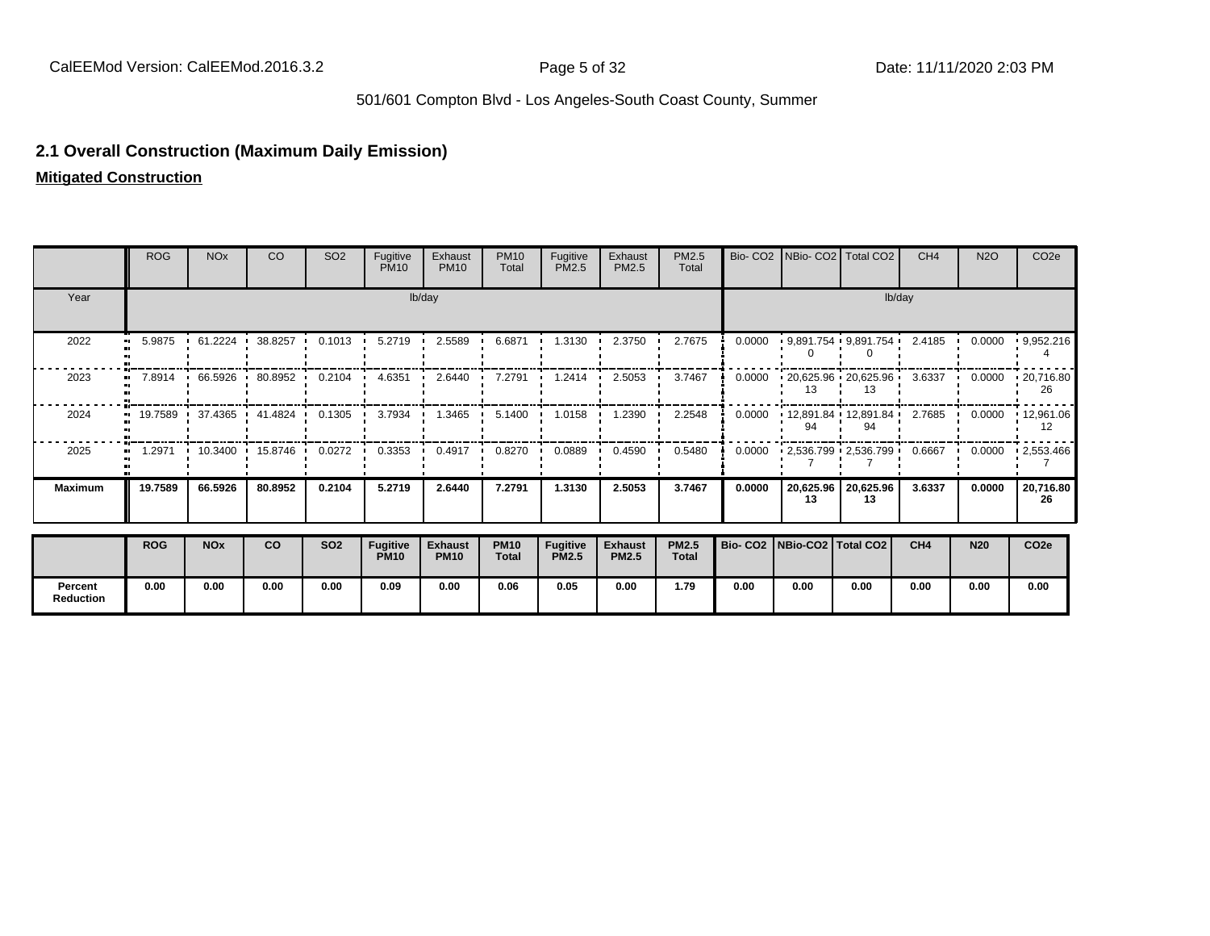## 2.1 Overall Construction (Maximum Daily Emission)

**Mitigated Construction**

| | ROG | NOx | CO | SO2 | Fugitive PM10 | Exhaust PM10 | PM10 Total | Fugitive PM2.5 | Exhaust PM2.5 | PM2.5 Total | Bio- CO2 | NBio- CO2 | Total CO2 | CH4 | N2O | CO2e |
|---|---|---|---|---|---|---|---|---|---|---|---|---|---|---|---|---|
| Year | lb/day | | | | | | | | | | lb/day | | | | | |
| 2022 | 5.9875 | 61.2224 | 38.8257 | 0.1013 | 5.2719 | 2.5589 | 6.6871 | 1.3130 | 2.3750 | 2.7675 | 0.0000 | 9,891.7540 | 9,891.7540 | 2.4185 | 0.0000 | 9,952.2164 |
| 2023 | 7.8914 | 66.5926 | 80.8952 | 0.2104 | 4.6351 | 2.6440 | 7.2791 | 1.2414 | 2.5053 | 3.7467 | 0.0000 | 20,625.9613 | 20,625.9613 | 3.6337 | 0.0000 | 20,716.8026 |
| 2024 | 19.7589 | 37.4365 | 41.4824 | 0.1305 | 3.7934 | 1.3465 | 5.1400 | 1.0158 | 1.2390 | 2.2548 | 0.0000 | 12,891.8494 | 12,891.8494 | 2.7685 | 0.0000 | 12,961.0612 |
| 2025 | 1.2971 | 10.3400 | 15.8746 | 0.0272 | 0.3353 | 0.4917 | 0.8270 | 0.0889 | 0.4590 | 0.5480 | 0.0000 | 2,536.7997 | 2,536.7997 | 0.6667 | 0.0000 | 2,553.4667 |
| **Maximum** | **19.7589** | **66.5926** | **80.8952** | **0.2104** | **5.2719** | **2.6440** | **7.2791** | **1.3130** | **2.5053** | **3.7467** | **0.0000** | **20,625.9613** | **20,625.9613** | **3.6337** | **0.0000** | **20,716.8026** |

| | ROG | NOx | CO | SO2 | Fugitive PM10 | Exhaust PM10 | PM10 Total | Fugitive PM2.5 | Exhaust PM2.5 | PM2.5 Total | Bio- CO2 | NBio-CO2 | Total CO2 | CH4 | N20 | CO2e |
|---|---|---|---|---|---|---|---|---|---|---|---|---|---|---|---|---|
| **Percent Reduction** | **0.00** | **0.00** | **0.00** | **0.00** | **0.09** | **0.00** | **0.06** | **0.05** | **0.00** | **1.79** | **0.00** | **0.00** | **0.00** | **0.00** | **0.00** | **0.00** |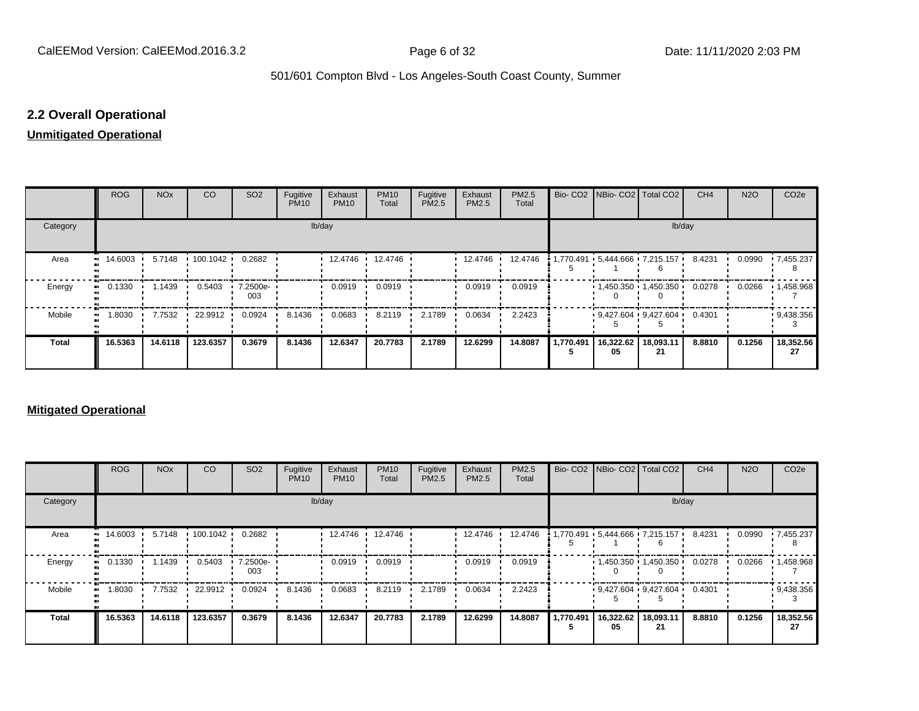## 2.2 Overall Operational

**Unmitigated Operational**

| | ROG | NOx | CO | SO2 | Fugitive PM10 | Exhaust PM10 | PM10 Total | Fugitive PM2.5 | Exhaust PM2.5 | PM2.5 Total | Bio- CO2 | NBio- CO2 | Total CO2 | CH4 | N2O | CO2e |
|---|---|---|---|---|---|---|---|---|---|---|---|---|---|---|---|---|
| Category | lb/day | | | | | | | | | | lb/day | | | | | |
| Area | 14.6003 | 5.7148 | 100.1042 | 0.2682 | | 12.4746 | 12.4746 | | 12.4746 | 12.4746 | 1,770.4915 | 5,444.6661 | 7,215.1576 | 8.4231 | 0.0990 | 7,455.2378 |
| Energy | 0.1330 | 1.1439 | 0.5403 | 7.2500e-003 | | 0.0919 | 0.0919 | | 0.0919 | 0.0919 | | 1,450.3500 | 1,450.3500 | 0.0278 | 0.0266 | 1,458.9687 |
| Mobile | 1.8030 | 7.7532 | 22.9912 | 0.0924 | 8.1436 | 0.0683 | 8.2119 | 2.1789 | 0.0634 | 2.2423 | | 9,427.6045 | 9,427.6045 | 0.4301 | | 9,438.3563 |
| **Total** | **16.5363** | **14.6118** | **123.6357** | **0.3679** | **8.1436** | **12.6347** | **20.7783** | **2.1789** | **12.6299** | **14.8087** | **1,770.4915** | **16,322.6205** | **18,093.1121** | **8.8810** | **0.1256** | **18,352.5627** |

**Mitigated Operational**

| | ROG | NOx | CO | SO2 | Fugitive PM10 | Exhaust PM10 | PM10 Total | Fugitive PM2.5 | Exhaust PM2.5 | PM2.5 Total | Bio- CO2 | NBio- CO2 | Total CO2 | CH4 | N2O | CO2e |
|---|---|---|---|---|---|---|---|---|---|---|---|---|---|---|---|---|
| Category | lb/day | | | | | | | | | | lb/day | | | | | |
| Area | 14.6003 | 5.7148 | 100.1042 | 0.2682 | | 12.4746 | 12.4746 | | 12.4746 | 12.4746 | 1,770.4915 | 5,444.6661 | 7,215.1576 | 8.4231 | 0.0990 | 7,455.2378 |
| Energy | 0.1330 | 1.1439 | 0.5403 | 7.2500e-003 | | 0.0919 | 0.0919 | | 0.0919 | 0.0919 | | 1,450.3500 | 1,450.3500 | 0.0278 | 0.0266 | 1,458.9687 |
| Mobile | 1.8030 | 7.7532 | 22.9912 | 0.0924 | 8.1436 | 0.0683 | 8.2119 | 2.1789 | 0.0634 | 2.2423 | | 9,427.6045 | 9,427.6045 | 0.4301 | | 9,438.3563 |
| **Total** | **16.5363** | **14.6118** | **123.6357** | **0.3679** | **8.1436** | **12.6347** | **20.7783** | **2.1789** | **12.6299** | **14.8087** | **1,770.4915** | **16,322.6205** | **18,093.1121** | **8.8810** | **0.1256** | **18,352.5627** |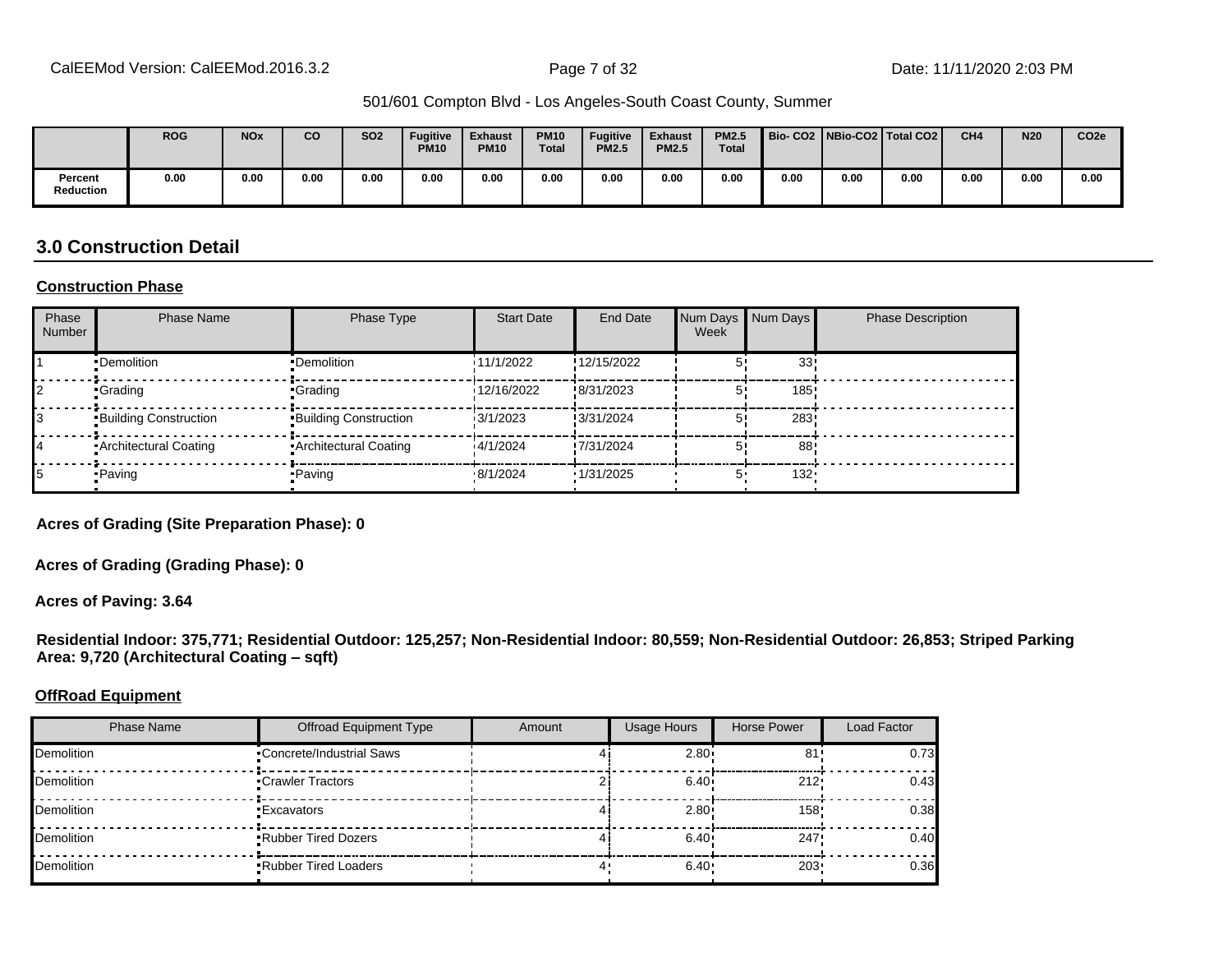|  | ROG | NOx | CO | SO2 | Fugitive PM10 | Exhaust PM10 | PM10 Total | Fugitive PM2.5 | Exhaust PM2.5 | PM2.5 Total | Bio- CO2 | NBio-CO2 | Total CO2 | CH4 | N20 | CO2e |
|---|---|---|---|---|---|---|---|---|---|---|---|---|---|---|---|---|
| Percent Reduction | 0.00 | 0.00 | 0.00 | 0.00 | 0.00 | 0.00 | 0.00 | 0.00 | 0.00 | 0.00 | 0.00 | 0.00 | 0.00 | 0.00 | 0.00 | 0.00 |

## 3.0 Construction Detail

**Construction Phase**

| Phase Number | Phase Name | Phase Type | Start Date | End Date | Num Days Week | Num Days | Phase Description |
|---|---|---|---|---|---|---|---|
| 1 | Demolition | Demolition | 11/1/2022 | 12/15/2022 | 5 | 33 | |
| 2 | Grading | Grading | 12/16/2022 | 8/31/2023 | 5 | 185 | |
| 3 | Building Construction | Building Construction | 3/1/2023 | 3/31/2024 | 5 | 283 | |
| 4 | Architectural Coating | Architectural Coating | 4/1/2024 | 7/31/2024 | 5 | 88 | |
| 5 | Paving | Paving | 8/1/2024 | 1/31/2025 | 5 | 132 | |

**Acres of Grading (Site Preparation Phase): 0**

**Acres of Grading (Grading Phase): 0**

**Acres of Paving: 3.64**

**Residential Indoor: 375,771; Residential Outdoor: 125,257; Non-Residential Indoor: 80,559; Non-Residential Outdoor: 26,853; Striped Parking Area: 9,720 (Architectural Coating – sqft)**

**OffRoad Equipment**

| Phase Name | Offroad Equipment Type | Amount | Usage Hours | Horse Power | Load Factor |
|---|---|---|---|---|---|
| Demolition | Concrete/Industrial Saws | 4 | 2.80 | 81 | 0.73 |
| Demolition | Crawler Tractors | 2 | 6.40 | 212 | 0.43 |
| Demolition | Excavators | 4 | 2.80 | 158 | 0.38 |
| Demolition | Rubber Tired Dozers | 4 | 6.40 | 247 | 0.40 |
| Demolition | Rubber Tired Loaders | 4 | 6.40 | 203 | 0.36 |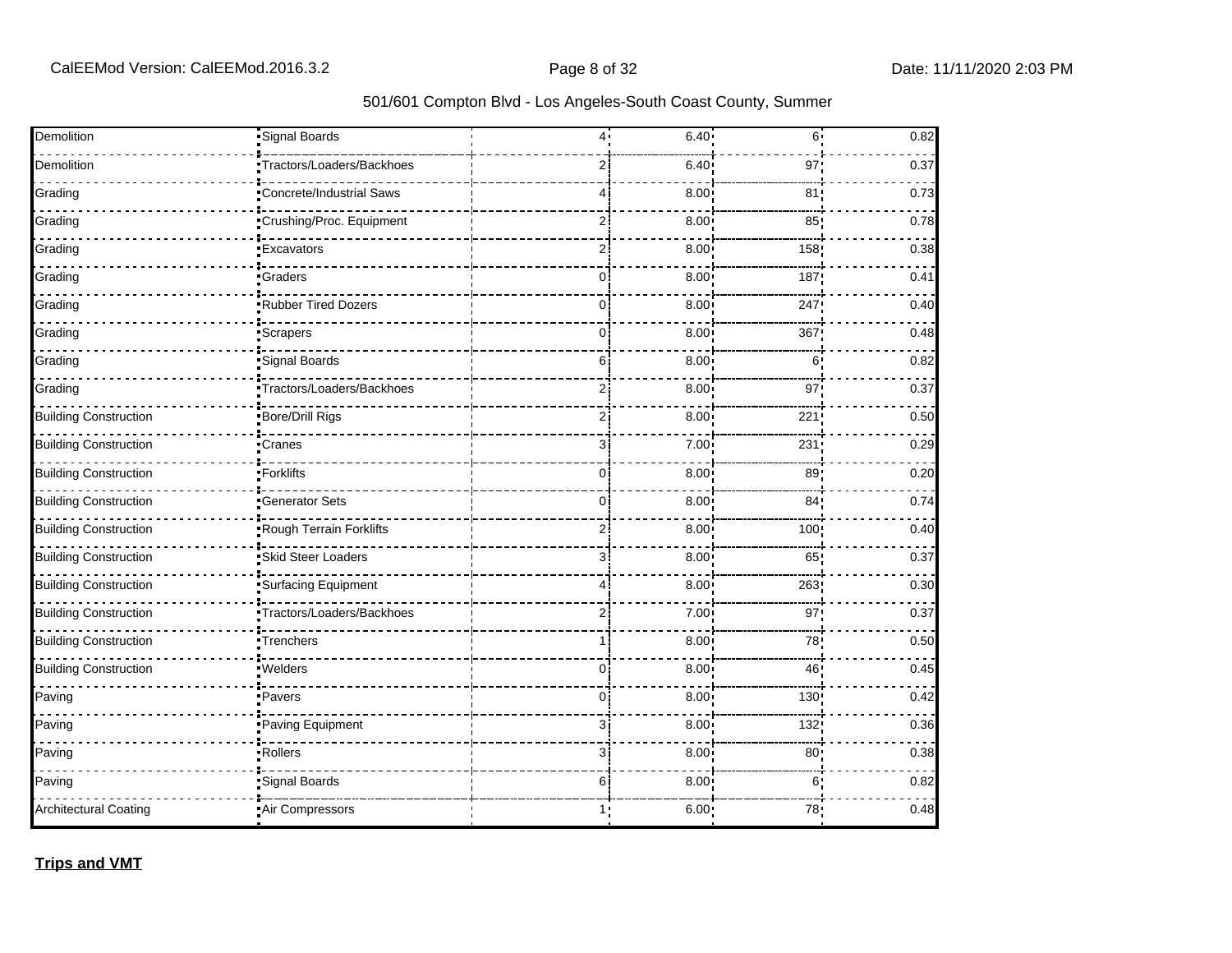| | | | | | |
|---|---|---|---|---|---|
| Demolition | Signal Boards | | 4 | 6.40 | 6 | 0.82 |
| Demolition | Tractors/Loaders/Backhoes | | 2 | 6.40 | 97 | 0.37 |
| Grading | Concrete/Industrial Saws | | 4 | 8.00 | 81 | 0.73 |
| Grading | Crushing/Proc. Equipment | | 2 | 8.00 | 85 | 0.78 |
| Grading | Excavators | | 2 | 8.00 | 158 | 0.38 |
| Grading | Graders | | 0 | 8.00 | 187 | 0.41 |
| Grading | Rubber Tired Dozers | | 0 | 8.00 | 247 | 0.40 |
| Grading | Scrapers | | 0 | 8.00 | 367 | 0.48 |
| Grading | Signal Boards | | 6 | 8.00 | 6 | 0.82 |
| Grading | Tractors/Loaders/Backhoes | | 2 | 8.00 | 97 | 0.37 |
| Building Construction | Bore/Drill Rigs | | 2 | 8.00 | 221 | 0.50 |
| Building Construction | Cranes | | 3 | 7.00 | 231 | 0.29 |
| Building Construction | Forklifts | | 0 | 8.00 | 89 | 0.20 |
| Building Construction | Generator Sets | | 0 | 8.00 | 84 | 0.74 |
| Building Construction | Rough Terrain Forklifts | | 2 | 8.00 | 100 | 0.40 |
| Building Construction | Skid Steer Loaders | | 3 | 8.00 | 65 | 0.37 |
| Building Construction | Surfacing Equipment | | 4 | 8.00 | 263 | 0.30 |
| Building Construction | Tractors/Loaders/Backhoes | | 2 | 7.00 | 97 | 0.37 |
| Building Construction | Trenchers | | 1 | 8.00 | 78 | 0.50 |
| Building Construction | Welders | | 0 | 8.00 | 46 | 0.45 |
| Paving | Pavers | | 0 | 8.00 | 130 | 0.42 |
| Paving | Paving Equipment | | 3 | 8.00 | 132 | 0.36 |
| Paving | Rollers | | 3 | 8.00 | 80 | 0.38 |
| Paving | Signal Boards | | 6 | 8.00 | 6 | 0.82 |
| Architectural Coating | Air Compressors | | 1 | 6.00 | 78 | 0.48 |

**Trips and VMT**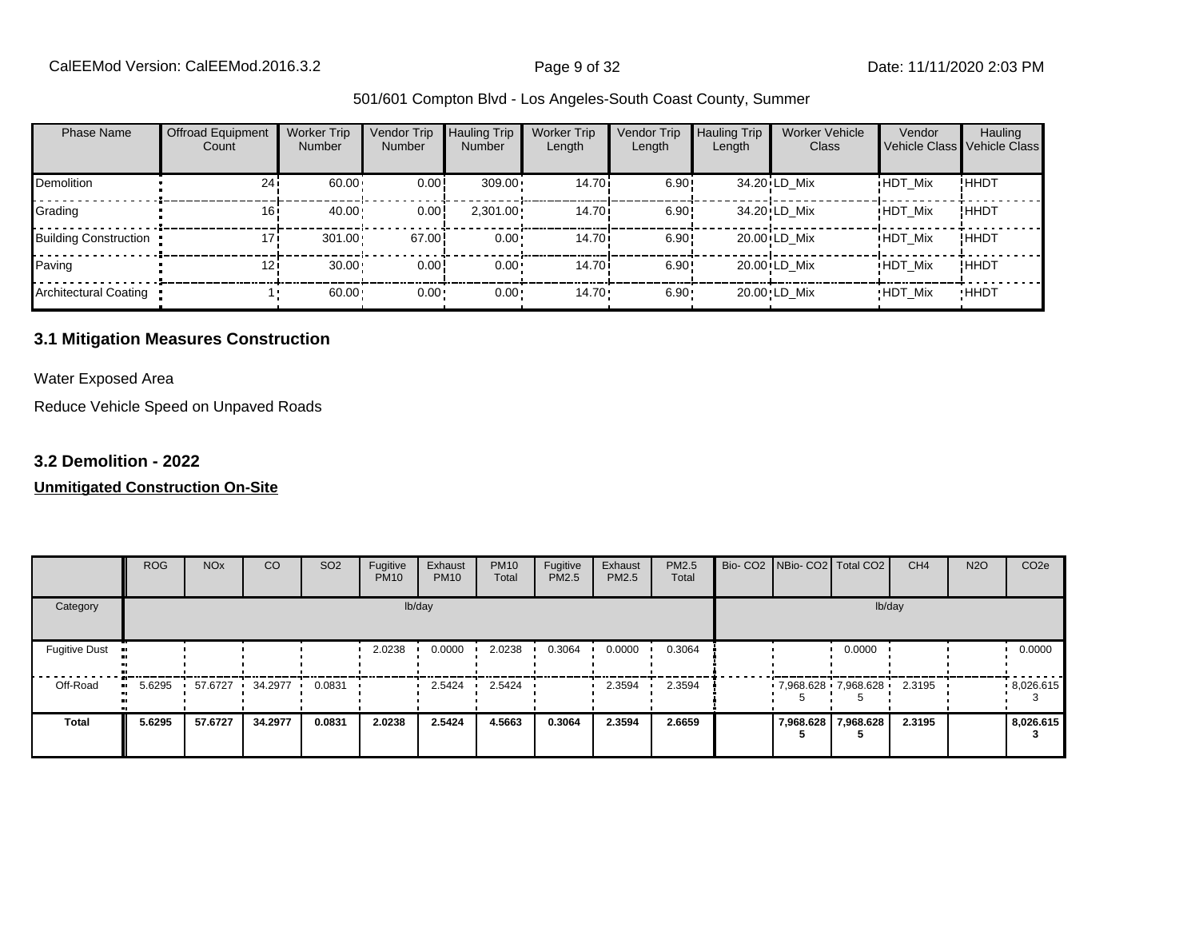501/601 Compton Blvd - Los Angeles-South Coast County, Summer

| Phase Name | Offroad Equipment Count | Worker Trip Number | Vendor Trip Number | Hauling Trip Number | Worker Trip Length | Vendor Trip Length | Hauling Trip Length | Worker Vehicle Class | Vendor Vehicle Class | Hauling Vehicle Class |
|---|---|---|---|---|---|---|---|---|---|---|
| Demolition | 24 | 60.00 | 0.00 | 309.00 | 14.70 | 6.90 | 34.20 | LD_Mix | HDT_Mix | HHDT |
| Grading | 16 | 40.00 | 0.00 | 2,301.00 | 14.70 | 6.90 | 34.20 | LD_Mix | HDT_Mix | HHDT |
| Building Construction | 17 | 301.00 | 67.00 | 0.00 | 14.70 | 6.90 | 20.00 | LD_Mix | HDT_Mix | HHDT |
| Paving | 12 | 30.00 | 0.00 | 0.00 | 14.70 | 6.90 | 20.00 | LD_Mix | HDT_Mix | HHDT |
| Architectural Coating | 1 | 60.00 | 0.00 | 0.00 | 14.70 | 6.90 | 20.00 | LD_Mix | HDT_Mix | HHDT |

## 3.1 Mitigation Measures Construction

Water Exposed Area

Reduce Vehicle Speed on Unpaved Roads

## 3.2 Demolition - 2022

**Unmitigated Construction On-Site**

| | ROG | NOx | CO | SO2 | Fugitive PM10 | Exhaust PM10 | PM10 Total | Fugitive PM2.5 | Exhaust PM2.5 | PM2.5 Total | Bio- CO2 | NBio- CO2 | Total CO2 | CH4 | N2O | CO2e |
|---|---|---|---|---|---|---|---|---|---|---|---|---|---|---|---|---|
| Category | lb/day | | | | | | | | | | lb/day | | | | | |
| Fugitive Dust | | | | | 2.0238 | 0.0000 | 2.0238 | 0.3064 | 0.0000 | 0.3064 | | | 0.0000 | | | 0.0000 |
| Off-Road | 5.6295 | 57.6727 | 34.2977 | 0.0831 | | 2.5424 | 2.5424 | | 2.3594 | 2.3594 | | 7,968.6285 | 7,968.6285 | 2.3195 | | 8,026.6153 |
| **Total** | **5.6295** | **57.6727** | **34.2977** | **0.0831** | **2.0238** | **2.5424** | **4.5663** | **0.3064** | **2.3594** | **2.6659** | | **7,968.6285** | **7,968.6285** | **2.3195** | | **8,026.6153** |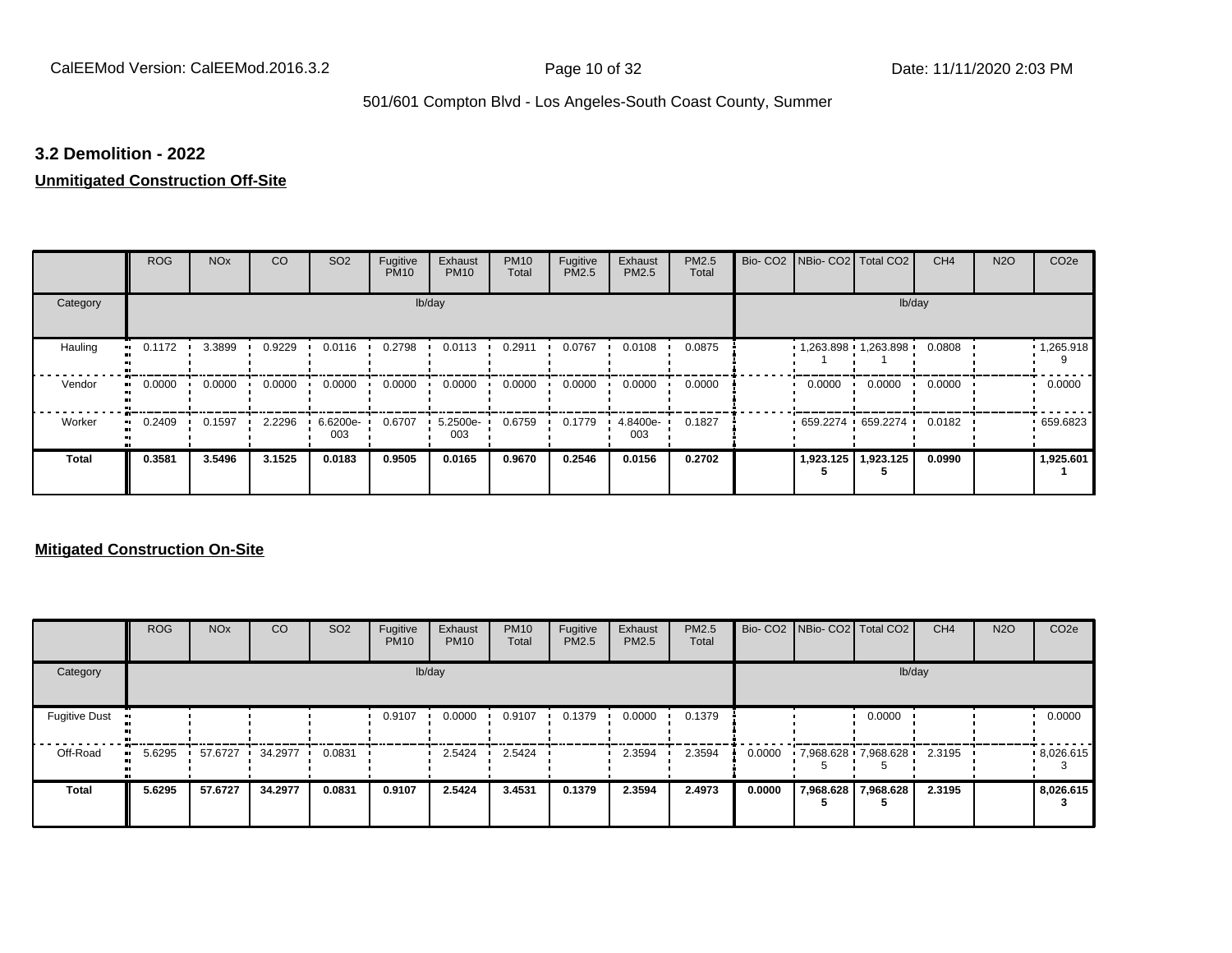## 3.2 Demolition - 2022

**Unmitigated Construction Off-Site**

| | ROG | NOx | CO | SO2 | Fugitive PM10 | Exhaust PM10 | PM10 Total | Fugitive PM2.5 | Exhaust PM2.5 | PM2.5 Total | Bio- CO2 | NBio- CO2 | Total CO2 | CH4 | N2O | CO2e |
|---|---|---|---|---|---|---|---|---|---|---|---|---|---|---|---|---|
| Category | | | | | lb/day | | | | | | | | lb/day | | | |
| Hauling | 0.1172 | 3.3899 | 0.9229 | 0.0116 | 0.2798 | 0.0113 | 0.2911 | 0.0767 | 0.0108 | 0.0875 | | 1,263.898 1 | 1,263.898 1 | 0.0808 | | 1,265.918 9 |
| Vendor | 0.0000 | 0.0000 | 0.0000 | 0.0000 | 0.0000 | 0.0000 | 0.0000 | 0.0000 | 0.0000 | 0.0000 | | 0.0000 | 0.0000 | 0.0000 | | 0.0000 |
| Worker | 0.2409 | 0.1597 | 2.2296 | 6.6200e-003 | 0.6707 | 5.2500e-003 | 0.6759 | 0.1779 | 4.8400e-003 | 0.1827 | | 659.2274 | 659.2274 | 0.0182 | | 659.6823 |
| **Total** | **0.3581** | **3.5496** | **3.1525** | **0.0183** | **0.9505** | **0.0165** | **0.9670** | **0.2546** | **0.0156** | **0.2702** | | **1,923.125 5** | **1,923.125 5** | **0.0990** | | **1,925.601 1** |

**Mitigated Construction On-Site**

| | ROG | NOx | CO | SO2 | Fugitive PM10 | Exhaust PM10 | PM10 Total | Fugitive PM2.5 | Exhaust PM2.5 | PM2.5 Total | Bio- CO2 | NBio- CO2 | Total CO2 | CH4 | N2O | CO2e |
|---|---|---|---|---|---|---|---|---|---|---|---|---|---|---|---|---|
| Category | | | | | lb/day | | | | | | | | lb/day | | | |
| Fugitive Dust | | | | | 0.9107 | 0.0000 | 0.9107 | 0.1379 | 0.0000 | 0.1379 | | | 0.0000 | | | 0.0000 |
| Off-Road | 5.6295 | 57.6727 | 34.2977 | 0.0831 | | 2.5424 | 2.5424 | | 2.3594 | 2.3594 | 0.0000 | 7,968.628 5 | 7,968.628 5 | 2.3195 | | 8,026.615 3 |
| **Total** | **5.6295** | **57.6727** | **34.2977** | **0.0831** | **0.9107** | **2.5424** | **3.4531** | **0.1379** | **2.3594** | **2.4973** | **0.0000** | **7,968.628 5** | **7,968.628 5** | **2.3195** | | **8,026.615 3** |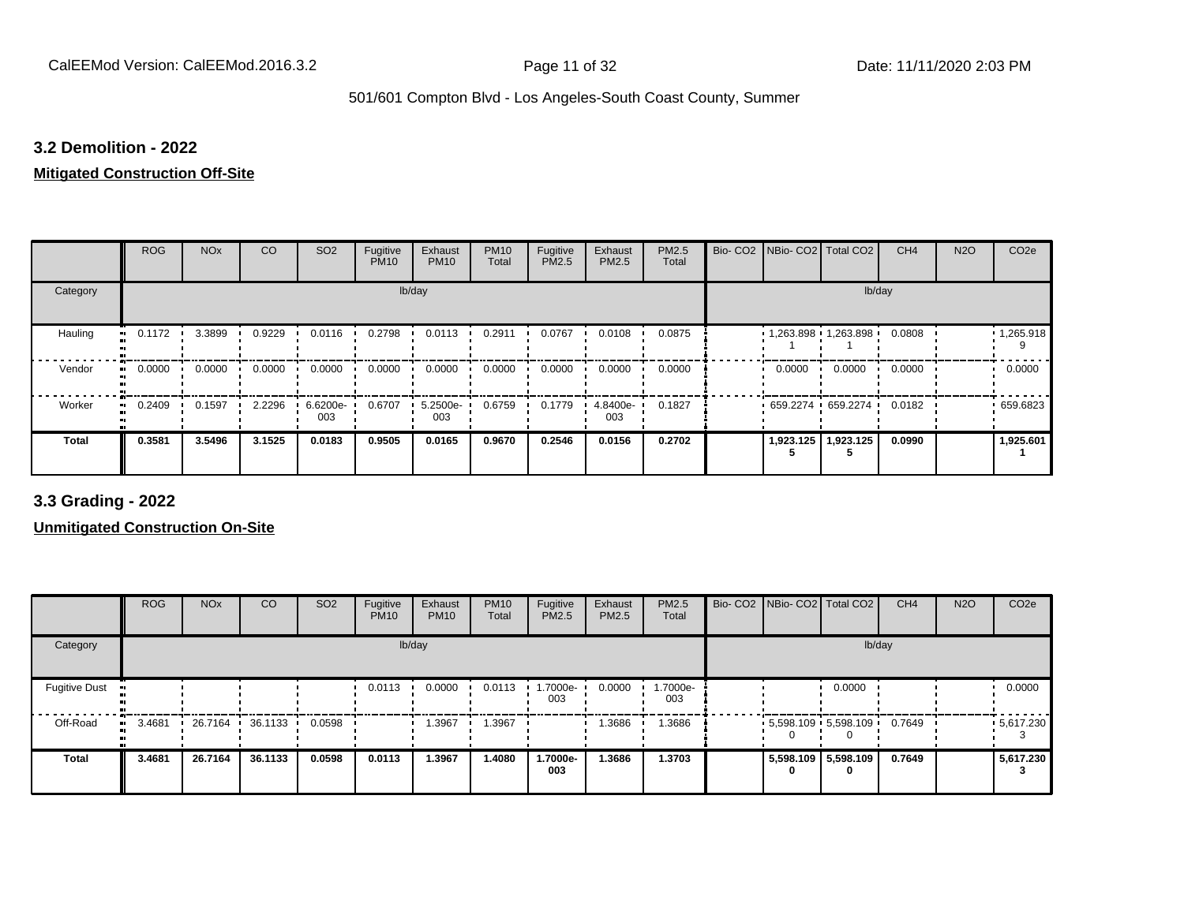## 3.2 Demolition - 2022

**Mitigated Construction Off-Site**

| | ROG | NOx | CO | SO2 | Fugitive PM10 | Exhaust PM10 | PM10 Total | Fugitive PM2.5 | Exhaust PM2.5 | PM2.5 Total | Bio- CO2 | NBio- CO2 | Total CO2 | CH4 | N2O | CO2e |
|---|---|---|---|---|---|---|---|---|---|---|---|---|---|---|---|---|
| Category | lb/day | | | | | | | | | | lb/day | | | | | |
| Hauling | 0.1172 | 3.3899 | 0.9229 | 0.0116 | 0.2798 | 0.0113 | 0.2911 | 0.0767 | 0.0108 | 0.0875 | | 1,263.898 1 | 1,263.898 1 | 0.0808 | | 1,265.918 9 |
| Vendor | 0.0000 | 0.0000 | 0.0000 | 0.0000 | 0.0000 | 0.0000 | 0.0000 | 0.0000 | 0.0000 | 0.0000 | | 0.0000 | 0.0000 | 0.0000 | | 0.0000 |
| Worker | 0.2409 | 0.1597 | 2.2296 | 6.6200e-003 | 0.6707 | 5.2500e-003 | 0.6759 | 0.1779 | 4.8400e-003 | 0.1827 | | 659.2274 | 659.2274 | 0.0182 | | 659.6823 |
| **Total** | **0.3581** | **3.5496** | **3.1525** | **0.0183** | **0.9505** | **0.0165** | **0.9670** | **0.2546** | **0.0156** | **0.2702** | | **1,923.125 5** | **1,923.125 5** | **0.0990** | | **1,925.601 1** |

## 3.3 Grading - 2022

**Unmitigated Construction On-Site**

| | ROG | NOx | CO | SO2 | Fugitive PM10 | Exhaust PM10 | PM10 Total | Fugitive PM2.5 | Exhaust PM2.5 | PM2.5 Total | Bio- CO2 | NBio- CO2 | Total CO2 | CH4 | N2O | CO2e |
|---|---|---|---|---|---|---|---|---|---|---|---|---|---|---|---|---|
| Category | lb/day | | | | | | | | | | lb/day | | | | | |
| Fugitive Dust | | | | | 0.0113 | 0.0000 | 0.0113 | 1.7000e-003 | 0.0000 | 1.7000e-003 | | | 0.0000 | | | 0.0000 |
| Off-Road | 3.4681 | 26.7164 | 36.1133 | 0.0598 | | 1.3967 | 1.3967 | | 1.3686 | 1.3686 | | 5,598.109 0 | 5,598.109 0 | 0.7649 | | 5,617.230 3 |
| **Total** | **3.4681** | **26.7164** | **36.1133** | **0.0598** | **0.0113** | **1.3967** | **1.4080** | **1.7000e-003** | **1.3686** | **1.3703** | | **5,598.109 0** | **5,598.109 0** | **0.7649** | | **5,617.230 3** |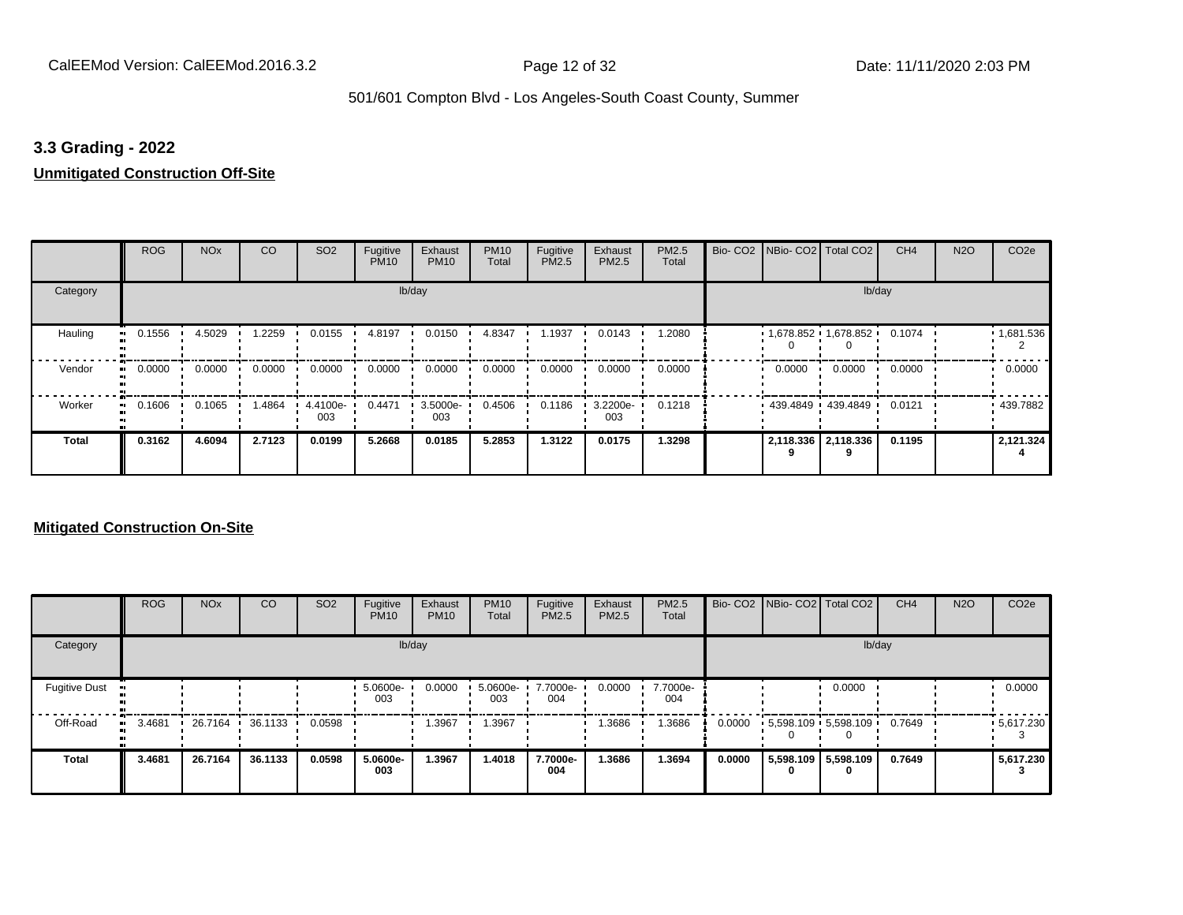## 3.3 Grading - 2022

**Unmitigated Construction Off-Site**

| | ROG | NOx | CO | SO2 | Fugitive PM10 | Exhaust PM10 | PM10 Total | Fugitive PM2.5 | Exhaust PM2.5 | PM2.5 Total | Bio- CO2 | NBio- CO2 | Total CO2 | CH4 | N2O | CO2e |
|---|---|---|---|---|---|---|---|---|---|---|---|---|---|---|---|---|
| Category | | | | | lb/day | | | | | | | | | lb/day | | |
| Hauling | 0.1556 | 4.5029 | 1.2259 | 0.0155 | 4.8197 | 0.0150 | 4.8347 | 1.1937 | 0.0143 | 1.2080 | | 1,678.852 0 | 1,678.852 0 | 0.1074 | | 1,681.536 2 |
| Vendor | 0.0000 | 0.0000 | 0.0000 | 0.0000 | 0.0000 | 0.0000 | 0.0000 | 0.0000 | 0.0000 | 0.0000 | | 0.0000 | 0.0000 | 0.0000 | | 0.0000 |
| Worker | 0.1606 | 0.1065 | 1.4864 | 4.4100e-003 | 0.4471 | 3.5000e-003 | 0.4506 | 0.1186 | 3.2200e-003 | 0.1218 | | 439.4849 | 439.4849 | 0.0121 | | 439.7882 |
| **Total** | **0.3162** | **4.6094** | **2.7123** | **0.0199** | **5.2668** | **0.0185** | **5.2853** | **1.3122** | **0.0175** | **1.3298** | | **2,118.336 9** | **2,118.336 9** | **0.1195** | | **2,121.324 4** |

**Mitigated Construction On-Site**

| | ROG | NOx | CO | SO2 | Fugitive PM10 | Exhaust PM10 | PM10 Total | Fugitive PM2.5 | Exhaust PM2.5 | PM2.5 Total | Bio- CO2 | NBio- CO2 | Total CO2 | CH4 | N2O | CO2e |
|---|---|---|---|---|---|---|---|---|---|---|---|---|---|---|---|---|
| Category | | | | | lb/day | | | | | | | | | lb/day | | |
| Fugitive Dust | | | | | 5.0600e-003 | 0.0000 | 5.0600e-003 | 7.7000e-004 | 0.0000 | 7.7000e-004 | | | 0.0000 | | | 0.0000 |
| Off-Road | 3.4681 | 26.7164 | 36.1133 | 0.0598 | | 1.3967 | 1.3967 | | 1.3686 | 1.3686 | 0.0000 | 5,598.109 0 | 5,598.109 0 | 0.7649 | | 5,617.230 3 |
| **Total** | **3.4681** | **26.7164** | **36.1133** | **0.0598** | **5.0600e-003** | **1.3967** | **1.4018** | **7.7000e-004** | **1.3686** | **1.3694** | **0.0000** | **5,598.109 0** | **5,598.109 0** | **0.7649** | | **5,617.230 3** |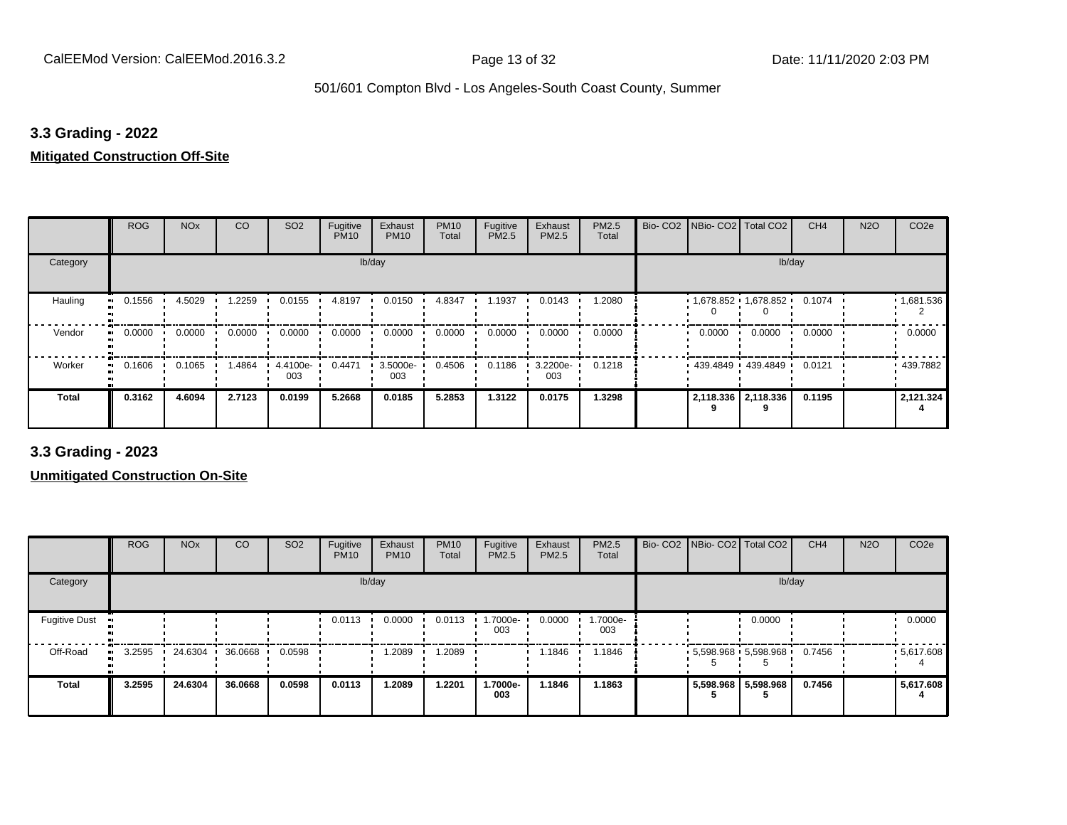## 3.3 Grading - 2022

**Mitigated Construction Off-Site**

| | ROG | NOx | CO | SO2 | Fugitive PM10 | Exhaust PM10 | PM10 Total | Fugitive PM2.5 | Exhaust PM2.5 | PM2.5 Total | Bio- CO2 | NBio- CO2 | Total CO2 | CH4 | N2O | CO2e |
|---|---|---|---|---|---|---|---|---|---|---|---|---|---|---|---|---|
| Category | lb/day | | | | | | | | | | lb/day | | | | | |
| Hauling | 0.1556 | 4.5029 | 1.2259 | 0.0155 | 4.8197 | 0.0150 | 4.8347 | 1.1937 | 0.0143 | 1.2080 | | 1,678.8520 | 1,678.8520 | 0.1074 | | 1,681.5362 |
| Vendor | 0.0000 | 0.0000 | 0.0000 | 0.0000 | 0.0000 | 0.0000 | 0.0000 | 0.0000 | 0.0000 | 0.0000 | | 0.0000 | 0.0000 | 0.0000 | | 0.0000 |
| Worker | 0.1606 | 0.1065 | 1.4864 | 4.4100e-003 | 0.4471 | 3.5000e-003 | 0.4506 | 0.1186 | 3.2200e-003 | 0.1218 | | 439.4849 | 439.4849 | 0.0121 | | 439.7882 |
| **Total** | **0.3162** | **4.6094** | **2.7123** | **0.0199** | **5.2668** | **0.0185** | **5.2853** | **1.3122** | **0.0175** | **1.3298** | | **2,118.3369** | **2,118.3369** | **0.1195** | | **2,121.3244** |

## 3.3 Grading - 2023

**Unmitigated Construction On-Site**

| | ROG | NOx | CO | SO2 | Fugitive PM10 | Exhaust PM10 | PM10 Total | Fugitive PM2.5 | Exhaust PM2.5 | PM2.5 Total | Bio- CO2 | NBio- CO2 | Total CO2 | CH4 | N2O | CO2e |
|---|---|---|---|---|---|---|---|---|---|---|---|---|---|---|---|---|
| Category | lb/day | | | | | | | | | | lb/day | | | | | |
| Fugitive Dust | | | | | 0.0113 | 0.0000 | 0.0113 | 1.7000e-003 | 0.0000 | 1.7000e-003 | | | 0.0000 | | | 0.0000 |
| Off-Road | 3.2595 | 24.6304 | 36.0668 | 0.0598 | | 1.2089 | 1.2089 | | 1.1846 | 1.1846 | | 5,598.9685 | 5,598.9685 | 0.7456 | | 5,617.6084 |
| **Total** | **3.2595** | **24.6304** | **36.0668** | **0.0598** | **0.0113** | **1.2089** | **1.2201** | **1.7000e-003** | **1.1846** | **1.1863** | | **5,598.9685** | **5,598.9685** | **0.7456** | | **5,617.6084** |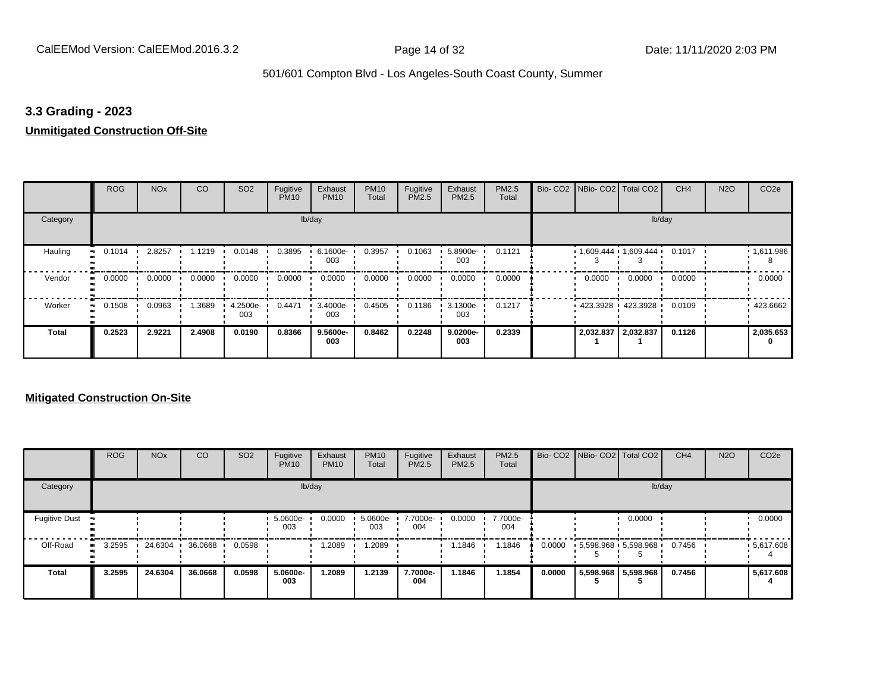## 3.3 Grading - 2023

**Unmitigated Construction Off-Site**

| | ROG | NOx | CO | SO2 | Fugitive PM10 | Exhaust PM10 | PM10 Total | Fugitive PM2.5 | Exhaust PM2.5 | PM2.5 Total | Bio- CO2 | NBio- CO2 | Total CO2 | CH4 | N2O | CO2e |
|---|---|---|---|---|---|---|---|---|---|---|---|---|---|---|---|---|
| Category | | | | | lb/day | | | | | | | | lb/day | | | |
| Hauling | 0.1014 | 2.8257 | 1.1219 | 0.0148 | 0.3895 | 6.1600e-003 | 0.3957 | 0.1063 | 5.8900e-003 | 0.1121 | | 1,609.4443 | 1,609.4443 | 0.1017 | | 1,611.9868 |
| Vendor | 0.0000 | 0.0000 | 0.0000 | 0.0000 | 0.0000 | 0.0000 | 0.0000 | 0.0000 | 0.0000 | 0.0000 | | 0.0000 | 0.0000 | 0.0000 | | 0.0000 |
| Worker | 0.1508 | 0.0963 | 1.3689 | 4.2500e-003 | 0.4471 | 3.4000e-003 | 0.4505 | 0.1186 | 3.1300e-003 | 0.1217 | | 423.3928 | 423.3928 | 0.0109 | | 423.6662 |
| **Total** | **0.2523** | **2.9221** | **2.4908** | **0.0190** | **0.8366** | **9.5600e-003** | **0.8462** | **0.2248** | **9.0200e-003** | **0.2339** | | **2,032.8371** | **2,032.8371** | **0.1126** | | **2,035.6530** |

**Mitigated Construction On-Site**

| | ROG | NOx | CO | SO2 | Fugitive PM10 | Exhaust PM10 | PM10 Total | Fugitive PM2.5 | Exhaust PM2.5 | PM2.5 Total | Bio- CO2 | NBio- CO2 | Total CO2 | CH4 | N2O | CO2e |
|---|---|---|---|---|---|---|---|---|---|---|---|---|---|---|---|---|
| Category | | | | | lb/day | | | | | | | | lb/day | | | |
| Fugitive Dust | | | | | 5.0600e-003 | 0.0000 | 5.0600e-003 | 7.7000e-004 | 0.0000 | 7.7000e-004 | | | 0.0000 | | | 0.0000 |
| Off-Road | 3.2595 | 24.6304 | 36.0668 | 0.0598 | | 1.2089 | 1.2089 | | 1.1846 | 1.1846 | 0.0000 | 5,598.9685 | 5,598.9685 | 0.7456 | | 5,617.6084 |
| **Total** | **3.2595** | **24.6304** | **36.0668** | **0.0598** | **5.0600e-003** | **1.2089** | **1.2139** | **7.7000e-004** | **1.1846** | **1.1854** | **0.0000** | **5,598.9685** | **5,598.9685** | **0.7456** | | **5,617.6084** |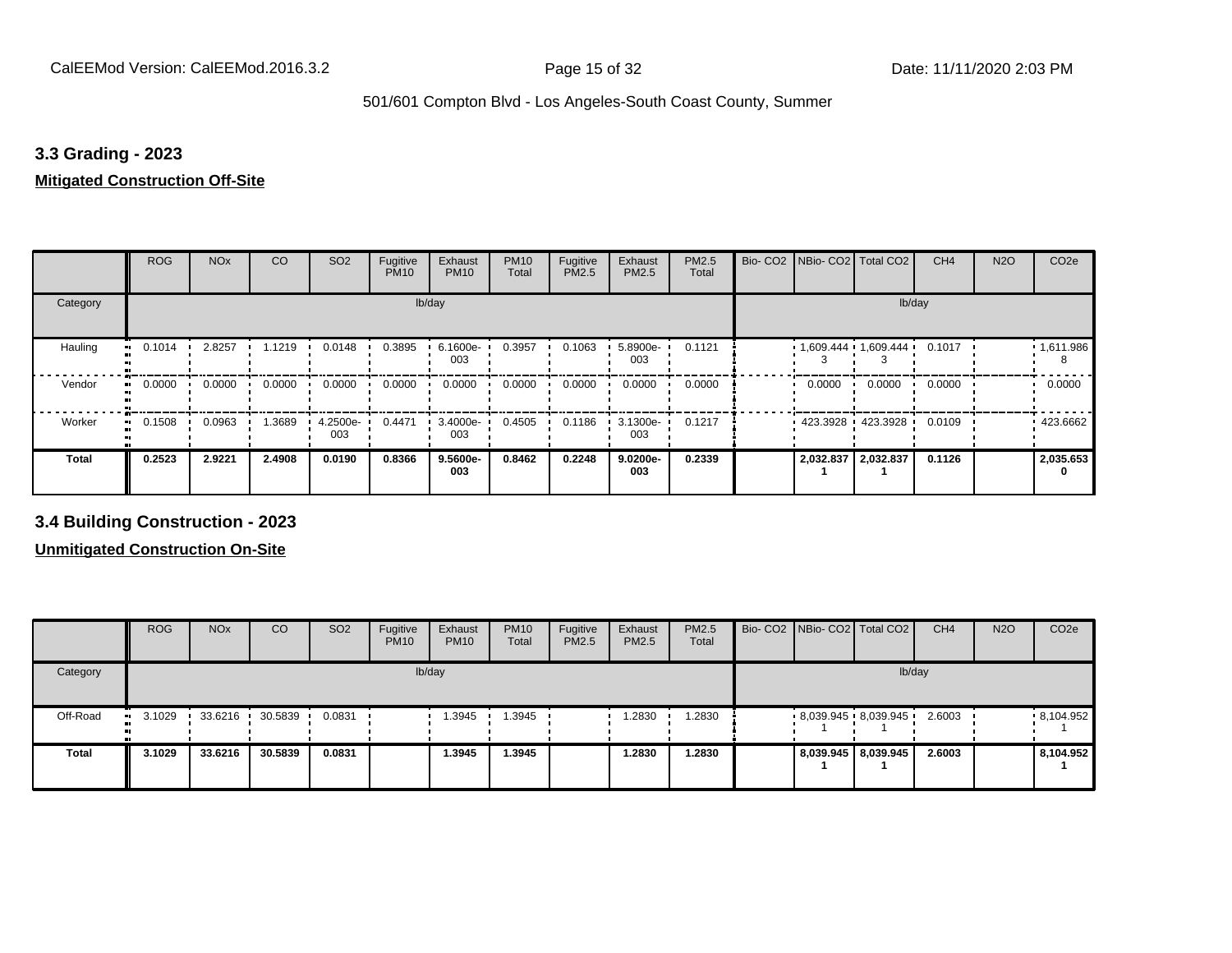## 3.3 Grading - 2023

**Mitigated Construction Off-Site**

| | ROG | NOx | CO | SO2 | Fugitive PM10 | Exhaust PM10 | PM10 Total | Fugitive PM2.5 | Exhaust PM2.5 | PM2.5 Total | Bio- CO2 | NBio- CO2 | Total CO2 | CH4 | N2O | CO2e |
|---|---|---|---|---|---|---|---|---|---|---|---|---|---|---|---|---|
| Category | lb/day | | | | | | | | | | lb/day | | | | | |
| Hauling | 0.1014 | 2.8257 | 1.1219 | 0.0148 | 0.3895 | 6.1600e-003 | 0.3957 | 0.1063 | 5.8900e-003 | 0.1121 | | 1,609.4443 | 1,609.4443 | 0.1017 | | 1,611.9868 |
| Vendor | 0.0000 | 0.0000 | 0.0000 | 0.0000 | 0.0000 | 0.0000 | 0.0000 | 0.0000 | 0.0000 | 0.0000 | | 0.0000 | 0.0000 | 0.0000 | | 0.0000 |
| Worker | 0.1508 | 0.0963 | 1.3689 | 4.2500e-003 | 0.4471 | 3.4000e-003 | 0.4505 | 0.1186 | 3.1300e-003 | 0.1217 | | 423.3928 | 423.3928 | 0.0109 | | 423.6662 |
| **Total** | **0.2523** | **2.9221** | **2.4908** | **0.0190** | **0.8366** | **9.5600e-003** | **0.8462** | **0.2248** | **9.0200e-003** | **0.2339** | | **2,032.8371** | **2,032.8371** | **0.1126** | | **2,035.6530** |

## 3.4 Building Construction - 2023

**Unmitigated Construction On-Site**

| | ROG | NOx | CO | SO2 | Fugitive PM10 | Exhaust PM10 | PM10 Total | Fugitive PM2.5 | Exhaust PM2.5 | PM2.5 Total | Bio- CO2 | NBio- CO2 | Total CO2 | CH4 | N2O | CO2e |
|---|---|---|---|---|---|---|---|---|---|---|---|---|---|---|---|---|
| Category | lb/day | | | | | | | | | | lb/day | | | | | |
| Off-Road | 3.1029 | 33.6216 | 30.5839 | 0.0831 | | 1.3945 | 1.3945 | | 1.2830 | 1.2830 | | 8,039.9451 | 8,039.9451 | 2.6003 | | 8,104.9521 |
| **Total** | **3.1029** | **33.6216** | **30.5839** | **0.0831** | | **1.3945** | **1.3945** | | **1.2830** | **1.2830** | | **8,039.9451** | **8,039.9451** | **2.6003** | | **8,104.9521** |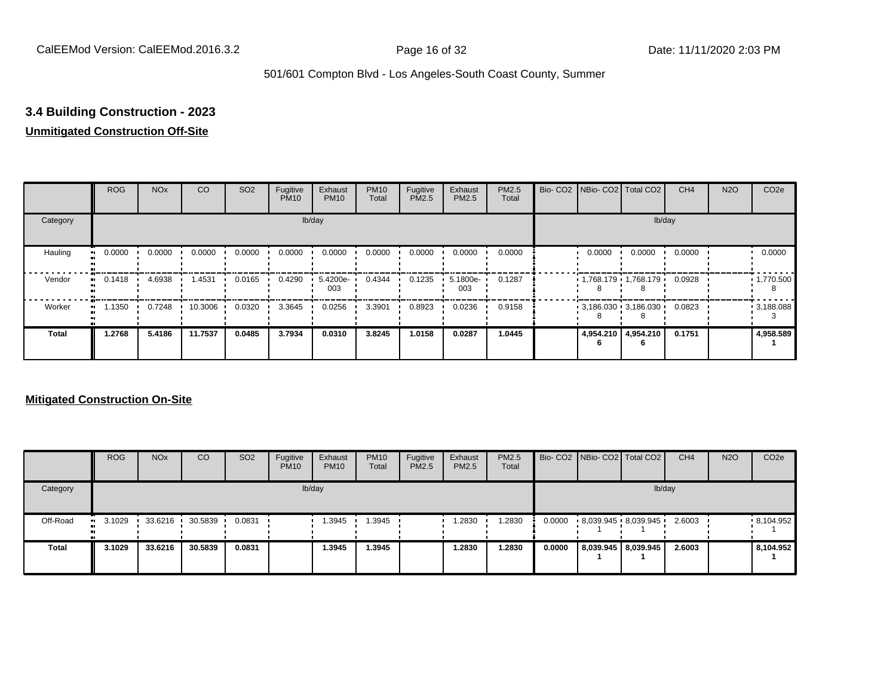### 3.4 Building Construction - 2023

**Unmitigated Construction Off-Site**

| | ROG | NOx | CO | SO2 | Fugitive PM10 | Exhaust PM10 | PM10 Total | Fugitive PM2.5 | Exhaust PM2.5 | PM2.5 Total | Bio- CO2 | NBio- CO2 | Total CO2 | CH4 | N2O | CO2e |
|---|---|---|---|---|---|---|---|---|---|---|---|---|---|---|---|---|
| Category | lb/day | | | | | | | | | | lb/day | | | | | |
| Hauling | 0.0000 | 0.0000 | 0.0000 | 0.0000 | 0.0000 | 0.0000 | 0.0000 | 0.0000 | 0.0000 | 0.0000 | | 0.0000 | 0.0000 | 0.0000 | | 0.0000 |
| Vendor | 0.1418 | 4.6938 | 1.4531 | 0.0165 | 0.4290 | 5.4200e-003 | 0.4344 | 0.1235 | 5.1800e-003 | 0.1287 | | 1,768.1798 | 1,768.1798 | 0.0928 | | 1,770.5008 |
| Worker | 1.1350 | 0.7248 | 10.3006 | 0.0320 | 3.3645 | 0.0256 | 3.3901 | 0.8923 | 0.0236 | 0.9158 | | 3,186.0308 | 3,186.0308 | 0.0823 | | 3,188.0883 |
| **Total** | **1.2768** | **5.4186** | **11.7537** | **0.0485** | **3.7934** | **0.0310** | **3.8245** | **1.0158** | **0.0287** | **1.0445** | | **4,954.2106** | **4,954.2106** | **0.1751** | | **4,958.5891** |

**Mitigated Construction On-Site**

| | ROG | NOx | CO | SO2 | Fugitive PM10 | Exhaust PM10 | PM10 Total | Fugitive PM2.5 | Exhaust PM2.5 | PM2.5 Total | Bio- CO2 | NBio- CO2 | Total CO2 | CH4 | N2O | CO2e |
|---|---|---|---|---|---|---|---|---|---|---|---|---|---|---|---|---|
| Category | lb/day | | | | | | | | | | lb/day | | | | | |
| Off-Road | 3.1029 | 33.6216 | 30.5839 | 0.0831 | | 1.3945 | 1.3945 | | 1.2830 | 1.2830 | 0.0000 | 8,039.9451 | 8,039.9451 | 2.6003 | | 8,104.9521 |
| **Total** | **3.1029** | **33.6216** | **30.5839** | **0.0831** | | **1.3945** | **1.3945** | | **1.2830** | **1.2830** | **0.0000** | **8,039.9451** | **8,039.9451** | **2.6003** | | **8,104.9521** |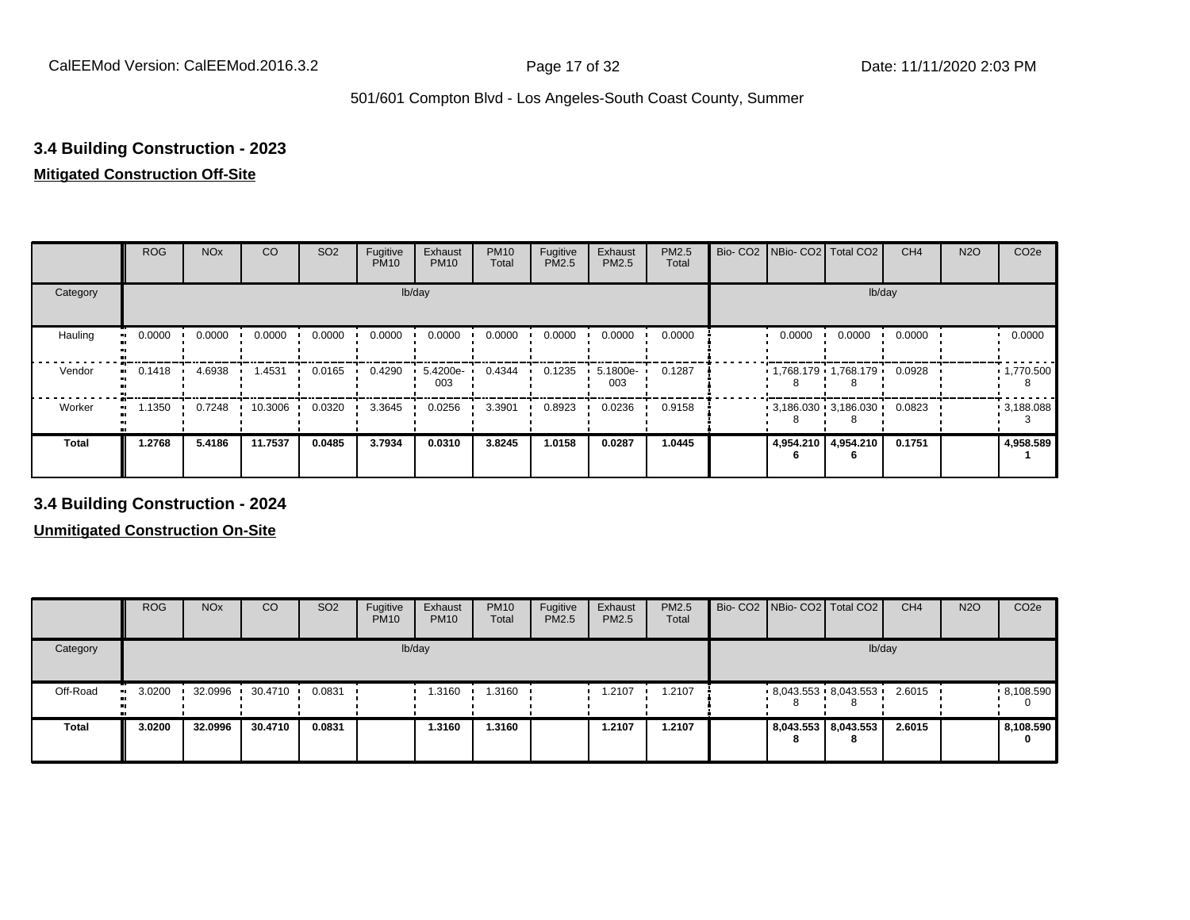### 3.4 Building Construction - 2023

**Mitigated Construction Off-Site**

| | ROG | NOx | CO | SO2 | Fugitive PM10 | Exhaust PM10 | PM10 Total | Fugitive PM2.5 | Exhaust PM2.5 | PM2.5 Total | Bio- CO2 | NBio- CO2 | Total CO2 | CH4 | N2O | CO2e |
|---|---|---|---|---|---|---|---|---|---|---|---|---|---|---|---|---|
| Category | lb/day | | | | | | | | | | lb/day | | | | | |
| Hauling | 0.0000 | 0.0000 | 0.0000 | 0.0000 | 0.0000 | 0.0000 | 0.0000 | 0.0000 | 0.0000 | 0.0000 | | 0.0000 | 0.0000 | 0.0000 | | 0.0000 |
| Vendor | 0.1418 | 4.6938 | 1.4531 | 0.0165 | 0.4290 | 5.4200e-003 | 0.4344 | 0.1235 | 5.1800e-003 | 0.1287 | | 1,768.1798 | 1,768.1798 | 0.0928 | | 1,770.5008 |
| Worker | 1.1350 | 0.7248 | 10.3006 | 0.0320 | 3.3645 | 0.0256 | 3.3901 | 0.8923 | 0.0236 | 0.9158 | | 3,186.0308 | 3,186.0308 | 0.0823 | | 3,188.0883 |
| **Total** | **1.2768** | **5.4186** | **11.7537** | **0.0485** | **3.7934** | **0.0310** | **3.8245** | **1.0158** | **0.0287** | **1.0445** | | **4,954.2106** | **4,954.2106** | **0.1751** | | **4,958.5891** |

### 3.4 Building Construction - 2024

**Unmitigated Construction On-Site**

| | ROG | NOx | CO | SO2 | Fugitive PM10 | Exhaust PM10 | PM10 Total | Fugitive PM2.5 | Exhaust PM2.5 | PM2.5 Total | Bio- CO2 | NBio- CO2 | Total CO2 | CH4 | N2O | CO2e |
|---|---|---|---|---|---|---|---|---|---|---|---|---|---|---|---|---|
| Category | lb/day | | | | | | | | | | lb/day | | | | | |
| Off-Road | 3.0200 | 32.0996 | 30.4710 | 0.0831 | | 1.3160 | 1.3160 | | 1.2107 | 1.2107 | | 8,043.5538 | 8,043.5538 | 2.6015 | | 8,108.5900 |
| **Total** | **3.0200** | **32.0996** | **30.4710** | **0.0831** | | **1.3160** | **1.3160** | | **1.2107** | **1.2107** | | **8,043.5538** | **8,043.5538** | **2.6015** | | **8,108.5900** |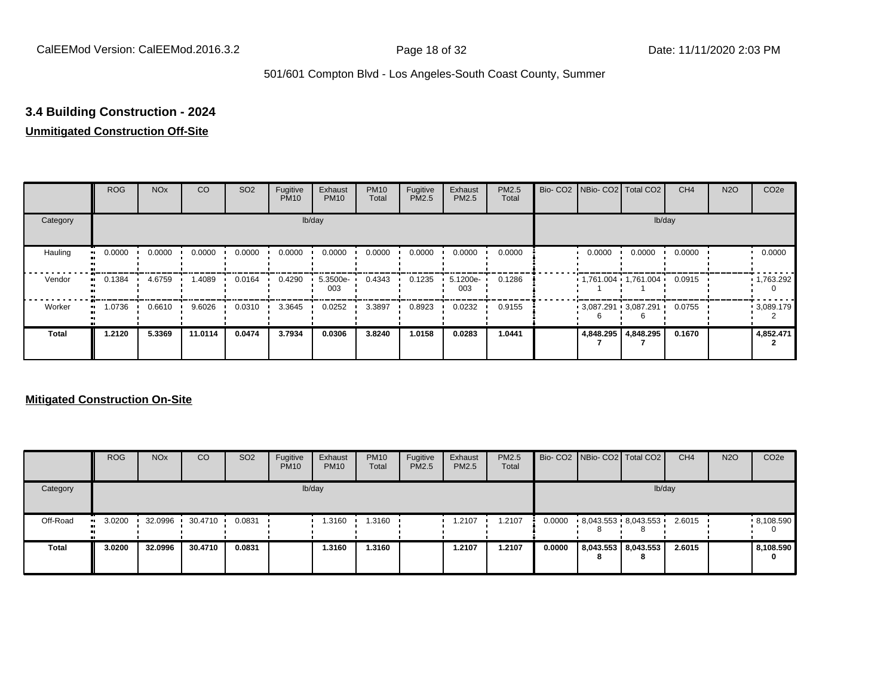## 3.4 Building Construction - 2024

**Unmitigated Construction Off-Site**

| | ROG | NOx | CO | SO2 | Fugitive PM10 | Exhaust PM10 | PM10 Total | Fugitive PM2.5 | Exhaust PM2.5 | PM2.5 Total | Bio- CO2 | NBio- CO2 | Total CO2 | CH4 | N2O | CO2e |
|---|---|---|---|---|---|---|---|---|---|---|---|---|---|---|---|---|
| Category | lb/day | | | | | | | | | | lb/day | | | | | |
| Hauling | 0.0000 | 0.0000 | 0.0000 | 0.0000 | 0.0000 | 0.0000 | 0.0000 | 0.0000 | 0.0000 | 0.0000 | | 0.0000 | 0.0000 | 0.0000 | | 0.0000 |
| Vendor | 0.1384 | 4.6759 | 1.4089 | 0.0164 | 0.4290 | 5.3500e-003 | 0.4343 | 0.1235 | 5.1200e-003 | 0.1286 | | 1,761.0041 | 1,761.0041 | 0.0915 | | 1,763.2920 |
| Worker | 1.0736 | 0.6610 | 9.6026 | 0.0310 | 3.3645 | 0.0252 | 3.3897 | 0.8923 | 0.0232 | 0.9155 | | 3,087.2916 | 3,087.2916 | 0.0755 | | 3,089.1792 |
| **Total** | **1.2120** | **5.3369** | **11.0114** | **0.0474** | **3.7934** | **0.0306** | **3.8240** | **1.0158** | **0.0283** | **1.0441** | | **4,848.2957** | **4,848.2957** | **0.1670** | | **4,852.4712** |

**Mitigated Construction On-Site**

| | ROG | NOx | CO | SO2 | Fugitive PM10 | Exhaust PM10 | PM10 Total | Fugitive PM2.5 | Exhaust PM2.5 | PM2.5 Total | Bio- CO2 | NBio- CO2 | Total CO2 | CH4 | N2O | CO2e |
|---|---|---|---|---|---|---|---|---|---|---|---|---|---|---|---|---|
| Category | lb/day | | | | | | | | | | lb/day | | | | | |
| Off-Road | 3.0200 | 32.0996 | 30.4710 | 0.0831 | | 1.3160 | 1.3160 | | 1.2107 | 1.2107 | 0.0000 | 8,043.5538 | 8,043.5538 | 2.6015 | | 8,108.5900 |
| **Total** | **3.0200** | **32.0996** | **30.4710** | **0.0831** | | **1.3160** | **1.3160** | | **1.2107** | **1.2107** | **0.0000** | **8,043.5538** | **8,043.5538** | **2.6015** | | **8,108.5900** |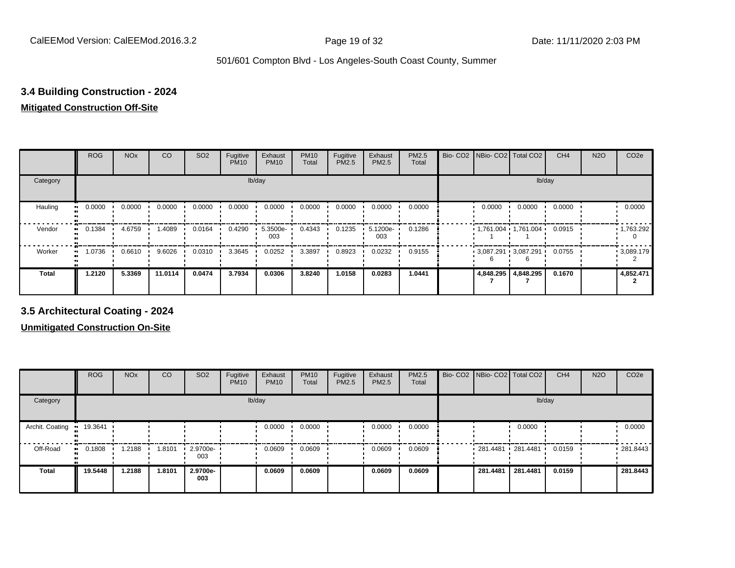## 3.4 Building Construction - 2024

**Mitigated Construction Off-Site**

| | ROG | NOx | CO | SO2 | Fugitive PM10 | Exhaust PM10 | PM10 Total | Fugitive PM2.5 | Exhaust PM2.5 | PM2.5 Total | Bio- CO2 | NBio- CO2 | Total CO2 | CH4 | N2O | CO2e |
|---|---|---|---|---|---|---|---|---|---|---|---|---|---|---|---|---|
| Category | | | | | | lb/day | | | | | | | | lb/day | | |
| Hauling | 0.0000 | 0.0000 | 0.0000 | 0.0000 | 0.0000 | 0.0000 | 0.0000 | 0.0000 | 0.0000 | 0.0000 | | 0.0000 | 0.0000 | 0.0000 | | 0.0000 |
| Vendor | 0.1384 | 4.6759 | 1.4089 | 0.0164 | 0.4290 | 5.3500e-003 | 0.4343 | 0.1235 | 5.1200e-003 | 0.1286 | | 1,761.0041 | 1,761.0041 | 0.0915 | | 1,763.2920 |
| Worker | 1.0736 | 0.6610 | 9.6026 | 0.0310 | 3.3645 | 0.0252 | 3.3897 | 0.8923 | 0.0232 | 0.9155 | | 3,087.2916 | 3,087.2916 | 0.0755 | | 3,089.1792 |
| **Total** | **1.2120** | **5.3369** | **11.0114** | **0.0474** | **3.7934** | **0.0306** | **3.8240** | **1.0158** | **0.0283** | **1.0441** | | **4,848.2957** | **4,848.2957** | **0.1670** | | **4,852.4712** |

## 3.5 Architectural Coating - 2024

**Unmitigated Construction On-Site**

| | ROG | NOx | CO | SO2 | Fugitive PM10 | Exhaust PM10 | PM10 Total | Fugitive PM2.5 | Exhaust PM2.5 | PM2.5 Total | Bio- CO2 | NBio- CO2 | Total CO2 | CH4 | N2O | CO2e |
|---|---|---|---|---|---|---|---|---|---|---|---|---|---|---|---|---|
| Category | | | | | | lb/day | | | | | | | | lb/day | | |
| Archit. Coating | 19.3641 | | | | | 0.0000 | 0.0000 | | 0.0000 | 0.0000 | | | 0.0000 | | | 0.0000 |
| Off-Road | 0.1808 | 1.2188 | 1.8101 | 2.9700e-003 | | 0.0609 | 0.0609 | | 0.0609 | 0.0609 | | 281.4481 | 281.4481 | 0.0159 | | 281.8443 |
| **Total** | **19.5448** | **1.2188** | **1.8101** | **2.9700e-003** | | **0.0609** | **0.0609** | | **0.0609** | **0.0609** | | **281.4481** | **281.4481** | **0.0159** | | **281.8443** |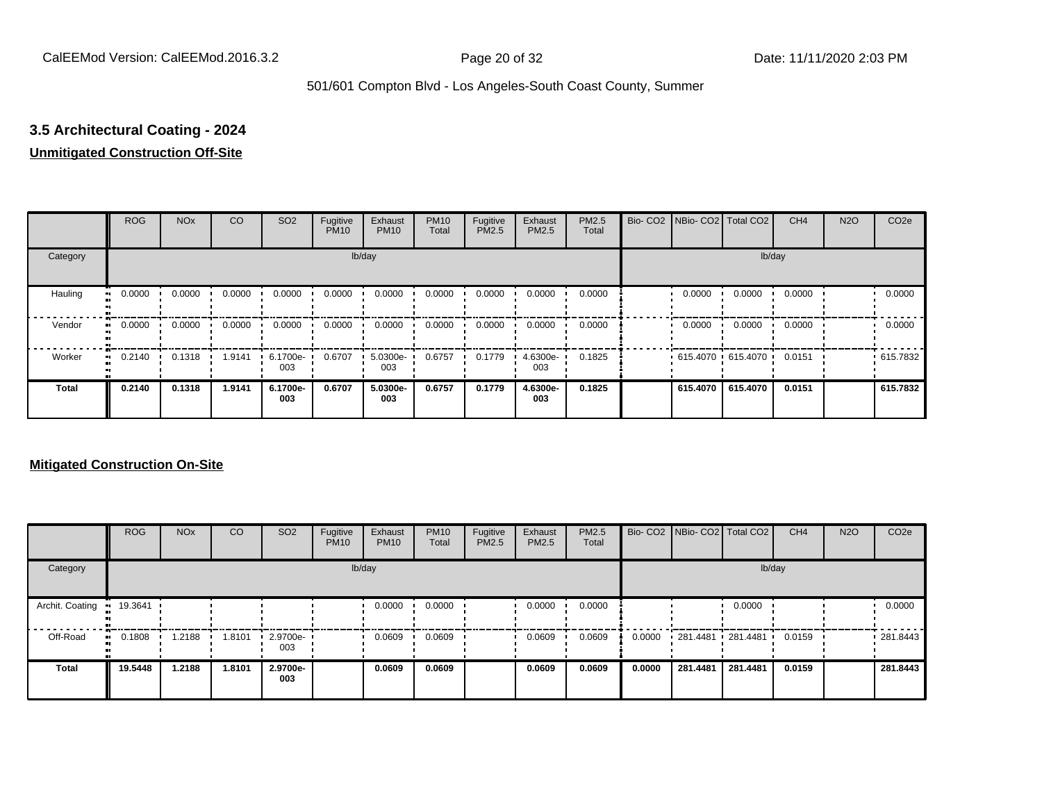### 3.5 Architectural Coating - 2024

**Unmitigated Construction Off-Site**

| | ROG | NOx | CO | SO2 | Fugitive PM10 | Exhaust PM10 | PM10 Total | Fugitive PM2.5 | Exhaust PM2.5 | PM2.5 Total | Bio- CO2 | NBio- CO2 | Total CO2 | CH4 | N2O | CO2e |
|---|---|---|---|---|---|---|---|---|---|---|---|---|---|---|---|---|
| Category | lb/day | | | | | | | | | | lb/day | | | | | |
| Hauling | 0.0000 | 0.0000 | 0.0000 | 0.0000 | 0.0000 | 0.0000 | 0.0000 | 0.0000 | 0.0000 | 0.0000 | | 0.0000 | 0.0000 | 0.0000 | | 0.0000 |
| Vendor | 0.0000 | 0.0000 | 0.0000 | 0.0000 | 0.0000 | 0.0000 | 0.0000 | 0.0000 | 0.0000 | 0.0000 | | 0.0000 | 0.0000 | 0.0000 | | 0.0000 |
| Worker | 0.2140 | 0.1318 | 1.9141 | 6.1700e-003 | 0.6707 | 5.0300e-003 | 0.6757 | 0.1779 | 4.6300e-003 | 0.1825 | | 615.4070 | 615.4070 | 0.0151 | | 615.7832 |
| **Total** | **0.2140** | **0.1318** | **1.9141** | **6.1700e-003** | **0.6707** | **5.0300e-003** | **0.6757** | **0.1779** | **4.6300e-003** | **0.1825** | | **615.4070** | **615.4070** | **0.0151** | | **615.7832** |

**Mitigated Construction On-Site**

| | ROG | NOx | CO | SO2 | Fugitive PM10 | Exhaust PM10 | PM10 Total | Fugitive PM2.5 | Exhaust PM2.5 | PM2.5 Total | Bio- CO2 | NBio- CO2 | Total CO2 | CH4 | N2O | CO2e |
|---|---|---|---|---|---|---|---|---|---|---|---|---|---|---|---|---|
| Category | lb/day | | | | | | | | | | lb/day | | | | | |
| Archit. Coating | 19.3641 | | | | | 0.0000 | 0.0000 | | 0.0000 | 0.0000 | | | 0.0000 | | | 0.0000 |
| Off-Road | 0.1808 | 1.2188 | 1.8101 | 2.9700e-003 | | 0.0609 | 0.0609 | | 0.0609 | 0.0609 | 0.0000 | 281.4481 | 281.4481 | 0.0159 | | 281.8443 |
| **Total** | **19.5448** | **1.2188** | **1.8101** | **2.9700e-003** | | **0.0609** | **0.0609** | | **0.0609** | **0.0609** | **0.0000** | **281.4481** | **281.4481** | **0.0159** | | **281.8443** |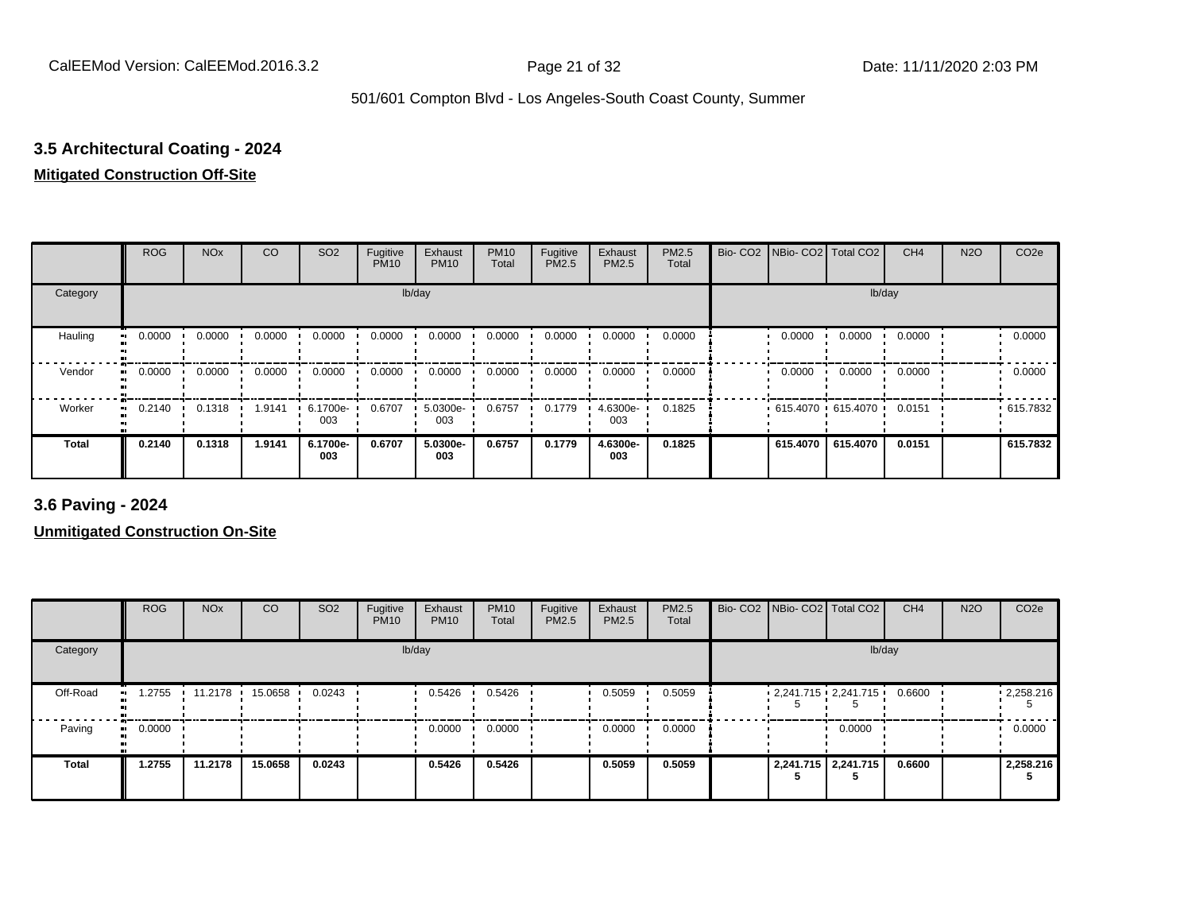### 3.5 Architectural Coating - 2024

**Mitigated Construction Off-Site**

| | ROG | NOx | CO | SO2 | Fugitive PM10 | Exhaust PM10 | PM10 Total | Fugitive PM2.5 | Exhaust PM2.5 | PM2.5 Total | Bio- CO2 | NBio- CO2 | Total CO2 | CH4 | N2O | CO2e |
|---|---|---|---|---|---|---|---|---|---|---|---|---|---|---|---|---|
| Category | | | | | | lb/day | | | | | | | | lb/day | | |
| Hauling | 0.0000 | 0.0000 | 0.0000 | 0.0000 | 0.0000 | 0.0000 | 0.0000 | 0.0000 | 0.0000 | 0.0000 | | 0.0000 | 0.0000 | 0.0000 | | 0.0000 |
| Vendor | 0.0000 | 0.0000 | 0.0000 | 0.0000 | 0.0000 | 0.0000 | 0.0000 | 0.0000 | 0.0000 | 0.0000 | | 0.0000 | 0.0000 | 0.0000 | | 0.0000 |
| Worker | 0.2140 | 0.1318 | 1.9141 | 6.1700e-003 | 0.6707 | 5.0300e-003 | 0.6757 | 0.1779 | 4.6300e-003 | 0.1825 | | 615.4070 | 615.4070 | 0.0151 | | 615.7832 |
| **Total** | **0.2140** | **0.1318** | **1.9141** | **6.1700e-003** | **0.6707** | **5.0300e-003** | **0.6757** | **0.1779** | **4.6300e-003** | **0.1825** | | **615.4070** | **615.4070** | **0.0151** | | **615.7832** |

### 3.6 Paving - 2024

**Unmitigated Construction On-Site**

| | ROG | NOx | CO | SO2 | Fugitive PM10 | Exhaust PM10 | PM10 Total | Fugitive PM2.5 | Exhaust PM2.5 | PM2.5 Total | Bio- CO2 | NBio- CO2 | Total CO2 | CH4 | N2O | CO2e |
|---|---|---|---|---|---|---|---|---|---|---|---|---|---|---|---|---|
| Category | | | | | | lb/day | | | | | | | | lb/day | | |
| Off-Road | 1.2755 | 11.2178 | 15.0658 | 0.0243 | | 0.5426 | 0.5426 | | 0.5059 | 0.5059 | | 2,241.7155 | 2,241.7155 | 0.6600 | | 2,258.2165 |
| Paving | 0.0000 | | | | | 0.0000 | 0.0000 | | 0.0000 | 0.0000 | | | 0.0000 | | | 0.0000 |
| **Total** | **1.2755** | **11.2178** | **15.0658** | **0.0243** | | **0.5426** | **0.5426** | | **0.5059** | **0.5059** | | **2,241.7155** | **2,241.7155** | **0.6600** | | **2,258.2165** |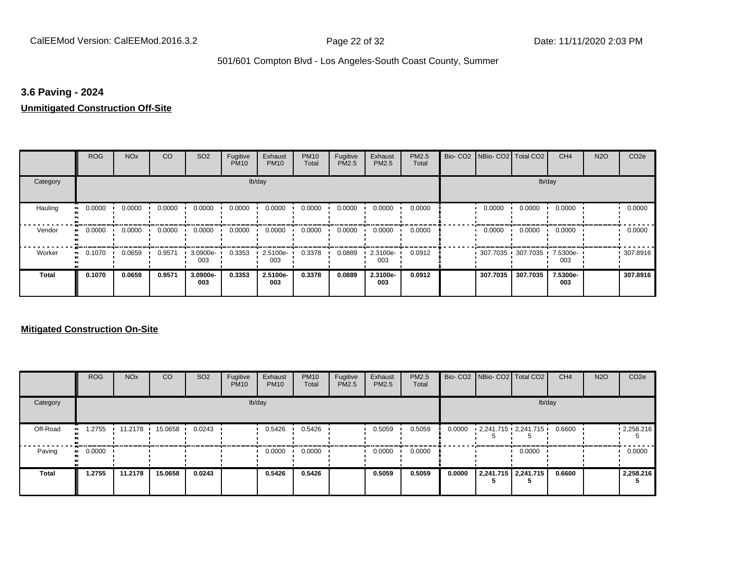## 3.6 Paving - 2024

**Unmitigated Construction Off-Site**

| | ROG | NOx | CO | SO2 | Fugitive PM10 | Exhaust PM10 | PM10 Total | Fugitive PM2.5 | Exhaust PM2.5 | PM2.5 Total | Bio- CO2 | NBio- CO2 | Total CO2 | CH4 | N2O | CO2e |
|---|---|---|---|---|---|---|---|---|---|---|---|---|---|---|---|---|
| Category | | | | | lb/day | | | | | | | | | lb/day | | |
| Hauling | 0.0000 | 0.0000 | 0.0000 | 0.0000 | 0.0000 | 0.0000 | 0.0000 | 0.0000 | 0.0000 | 0.0000 | | 0.0000 | 0.0000 | 0.0000 | | 0.0000 |
| Vendor | 0.0000 | 0.0000 | 0.0000 | 0.0000 | 0.0000 | 0.0000 | 0.0000 | 0.0000 | 0.0000 | 0.0000 | | 0.0000 | 0.0000 | 0.0000 | | 0.0000 |
| Worker | 0.1070 | 0.0659 | 0.9571 | 3.0900e-003 | 0.3353 | 2.5100e-003 | 0.3378 | 0.0889 | 2.3100e-003 | 0.0912 | | 307.7035 | 307.7035 | 7.5300e-003 | | 307.8916 |
| **Total** | **0.1070** | **0.0659** | **0.9571** | **3.0900e-003** | **0.3353** | **2.5100e-003** | **0.3378** | **0.0889** | **2.3100e-003** | **0.0912** | | **307.7035** | **307.7035** | **7.5300e-003** | | **307.8916** |

**Mitigated Construction On-Site**

| | ROG | NOx | CO | SO2 | Fugitive PM10 | Exhaust PM10 | PM10 Total | Fugitive PM2.5 | Exhaust PM2.5 | PM2.5 Total | Bio- CO2 | NBio- CO2 | Total CO2 | CH4 | N2O | CO2e |
|---|---|---|---|---|---|---|---|---|---|---|---|---|---|---|---|---|
| Category | | | | | lb/day | | | | | | | | | lb/day | | |
| Off-Road | 1.2755 | 11.2178 | 15.0658 | 0.0243 | | 0.5426 | 0.5426 | | 0.5059 | 0.5059 | 0.0000 | 2,241.7155 | 2,241.7155 | 0.6600 | | 2,258.2165 |
| Paving | 0.0000 | | | | | 0.0000 | 0.0000 | | 0.0000 | 0.0000 | | | 0.0000 | | | 0.0000 |
| **Total** | **1.2755** | **11.2178** | **15.0658** | **0.0243** | | **0.5426** | **0.5426** | | **0.5059** | **0.5059** | **0.0000** | **2,241.7155** | **2,241.7155** | **0.6600** | | **2,258.2165** |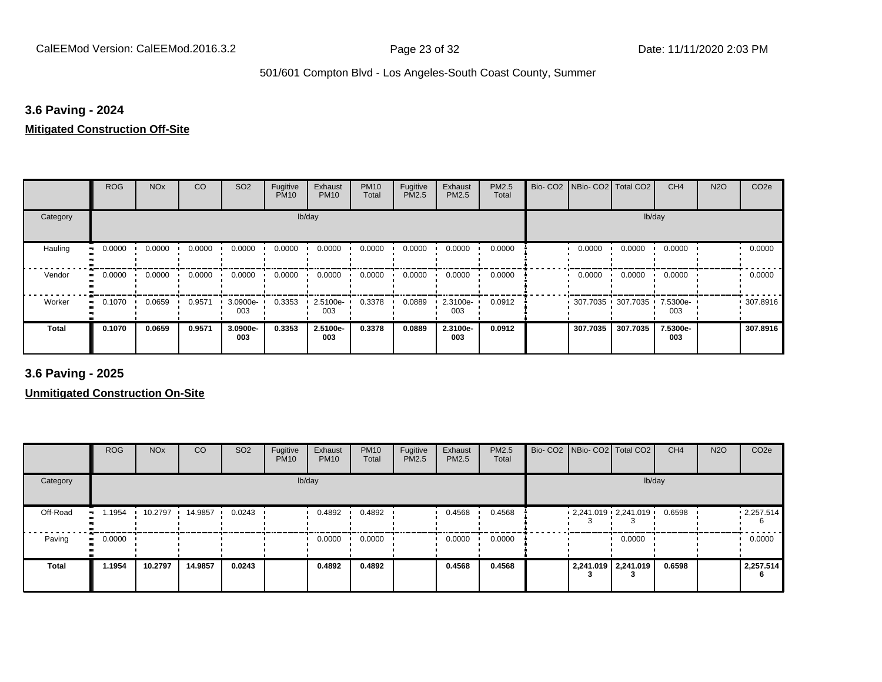### 3.6 Paving - 2024

**Mitigated Construction Off-Site**

| | ROG | NOx | CO | SO2 | Fugitive PM10 | Exhaust PM10 | PM10 Total | Fugitive PM2.5 | Exhaust PM2.5 | PM2.5 Total | Bio- CO2 | NBio- CO2 | Total CO2 | CH4 | N2O | CO2e |
|---|---|---|---|---|---|---|---|---|---|---|---|---|---|---|---|---|
| Category | lb/day | | | | | | | | | | lb/day | | | | | |
| Hauling | 0.0000 | 0.0000 | 0.0000 | 0.0000 | 0.0000 | 0.0000 | 0.0000 | 0.0000 | 0.0000 | 0.0000 | | 0.0000 | 0.0000 | 0.0000 | | 0.0000 |
| Vendor | 0.0000 | 0.0000 | 0.0000 | 0.0000 | 0.0000 | 0.0000 | 0.0000 | 0.0000 | 0.0000 | 0.0000 | | 0.0000 | 0.0000 | 0.0000 | | 0.0000 |
| Worker | 0.1070 | 0.0659 | 0.9571 | 3.0900e-003 | 0.3353 | 2.5100e-003 | 0.3378 | 0.0889 | 2.3100e-003 | 0.0912 | | 307.7035 | 307.7035 | 7.5300e-003 | | 307.8916 |
| **Total** | **0.1070** | **0.0659** | **0.9571** | **3.0900e-003** | **0.3353** | **2.5100e-003** | **0.3378** | **0.0889** | **2.3100e-003** | **0.0912** | | **307.7035** | **307.7035** | **7.5300e-003** | | **307.8916** |

### 3.6 Paving - 2025

**Unmitigated Construction On-Site**

| | ROG | NOx | CO | SO2 | Fugitive PM10 | Exhaust PM10 | PM10 Total | Fugitive PM2.5 | Exhaust PM2.5 | PM2.5 Total | Bio- CO2 | NBio- CO2 | Total CO2 | CH4 | N2O | CO2e |
|---|---|---|---|---|---|---|---|---|---|---|---|---|---|---|---|---|
| Category | lb/day | | | | | | | | | | lb/day | | | | | |
| Off-Road | 1.1954 | 10.2797 | 14.9857 | 0.0243 | | 0.4892 | 0.4892 | | 0.4568 | 0.4568 | | 2,241.0193 | 2,241.0193 | 0.6598 | | 2,257.5146 |
| Paving | 0.0000 | | | | | 0.0000 | 0.0000 | | 0.0000 | 0.0000 | | | 0.0000 | | | 0.0000 |
| **Total** | **1.1954** | **10.2797** | **14.9857** | **0.0243** | | **0.4892** | **0.4892** | | **0.4568** | **0.4568** | | **2,241.0193** | **2,241.0193** | **0.6598** | | **2,257.5146** |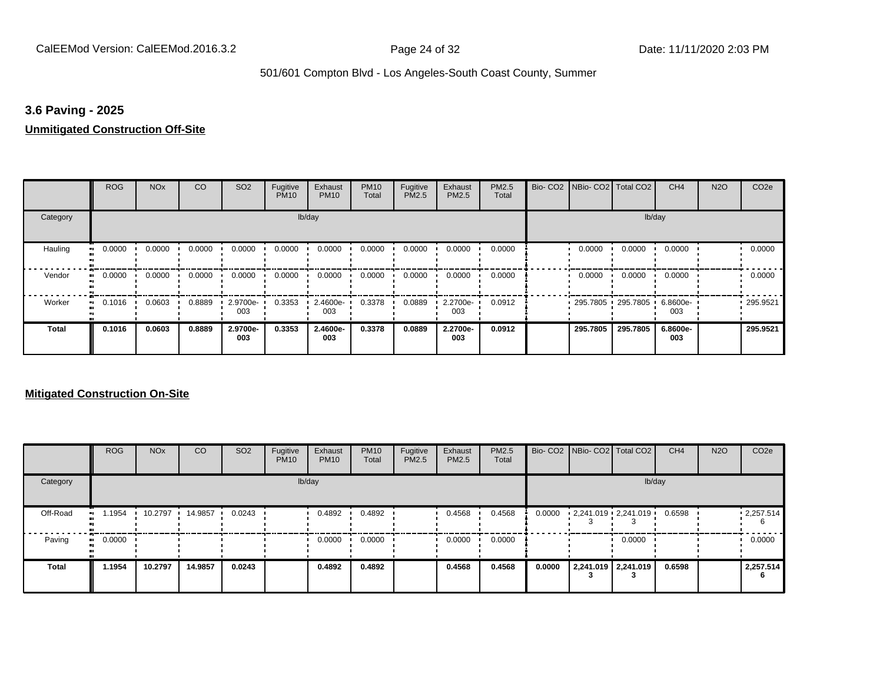### 3.6 Paving - 2025

**Unmitigated Construction Off-Site**

| | ROG | NOx | CO | SO2 | Fugitive PM10 | Exhaust PM10 | PM10 Total | Fugitive PM2.5 | Exhaust PM2.5 | PM2.5 Total | Bio- CO2 | NBio- CO2 | Total CO2 | CH4 | N2O | CO2e |
|---|---|---|---|---|---|---|---|---|---|---|---|---|---|---|---|---|
| Category | | | | | lb/day | | | | | | | | | lb/day | | |
| Hauling | 0.0000 | 0.0000 | 0.0000 | 0.0000 | 0.0000 | 0.0000 | 0.0000 | 0.0000 | 0.0000 | 0.0000 | | 0.0000 | 0.0000 | 0.0000 | | 0.0000 |
| Vendor | 0.0000 | 0.0000 | 0.0000 | 0.0000 | 0.0000 | 0.0000 | 0.0000 | 0.0000 | 0.0000 | 0.0000 | | 0.0000 | 0.0000 | 0.0000 | | 0.0000 |
| Worker | 0.1016 | 0.0603 | 0.8889 | 2.9700e-003 | 0.3353 | 2.4600e-003 | 0.3378 | 0.0889 | 2.2700e-003 | 0.0912 | | 295.7805 | 295.7805 | 6.8600e-003 | | 295.9521 |
| **Total** | **0.1016** | **0.0603** | **0.8889** | **2.9700e-003** | **0.3353** | **2.4600e-003** | **0.3378** | **0.0889** | **2.2700e-003** | **0.0912** | | **295.7805** | **295.7805** | **6.8600e-003** | | **295.9521** |

**Mitigated Construction On-Site**

| | ROG | NOx | CO | SO2 | Fugitive PM10 | Exhaust PM10 | PM10 Total | Fugitive PM2.5 | Exhaust PM2.5 | PM2.5 Total | Bio- CO2 | NBio- CO2 | Total CO2 | CH4 | N2O | CO2e |
|---|---|---|---|---|---|---|---|---|---|---|---|---|---|---|---|---|
| Category | | | | | lb/day | | | | | | | | | lb/day | | |
| Off-Road | 1.1954 | 10.2797 | 14.9857 | 0.0243 | | 0.4892 | 0.4892 | | 0.4568 | 0.4568 | 0.0000 | 2,241.0193 | 2,241.0193 | 0.6598 | | 2,257.5146 |
| Paving | 0.0000 | | | | | 0.0000 | 0.0000 | | 0.0000 | 0.0000 | | | 0.0000 | | | 0.0000 |
| **Total** | **1.1954** | **10.2797** | **14.9857** | **0.0243** | | **0.4892** | **0.4892** | | **0.4568** | **0.4568** | **0.0000** | **2,241.0193** | **2,241.0193** | **0.6598** | | **2,257.5146** |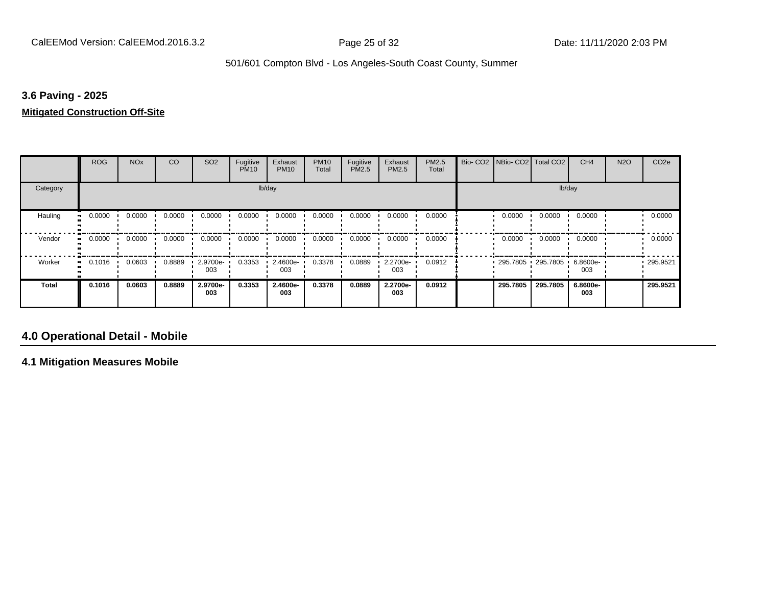### 3.6 Paving - 2025

**Mitigated Construction Off-Site**

| | ROG | NOx | CO | SO2 | Fugitive PM10 | Exhaust PM10 | PM10 Total | Fugitive PM2.5 | Exhaust PM2.5 | PM2.5 Total | Bio- CO2 | NBio- CO2 | Total CO2 | CH4 | N2O | CO2e |
|---|---|---|---|---|---|---|---|---|---|---|---|---|---|---|---|---|
| Category | lb/day | | | | | | | | | | lb/day | | | | | |
| Hauling | 0.0000 | 0.0000 | 0.0000 | 0.0000 | 0.0000 | 0.0000 | 0.0000 | 0.0000 | 0.0000 | 0.0000 | | 0.0000 | 0.0000 | 0.0000 | | 0.0000 |
| Vendor | 0.0000 | 0.0000 | 0.0000 | 0.0000 | 0.0000 | 0.0000 | 0.0000 | 0.0000 | 0.0000 | 0.0000 | | 0.0000 | 0.0000 | 0.0000 | | 0.0000 |
| Worker | 0.1016 | 0.0603 | 0.8889 | 2.9700e-003 | 0.3353 | 2.4600e-003 | 0.3378 | 0.0889 | 2.2700e-003 | 0.0912 | | 295.7805 | 295.7805 | 6.8600e-003 | | 295.9521 |
| **Total** | **0.1016** | **0.0603** | **0.8889** | **2.9700e-003** | **0.3353** | **2.4600e-003** | **0.3378** | **0.0889** | **2.2700e-003** | **0.0912** | | **295.7805** | **295.7805** | **6.8600e-003** | | **295.9521** |

## 4.0 Operational Detail - Mobile

### 4.1 Mitigation Measures Mobile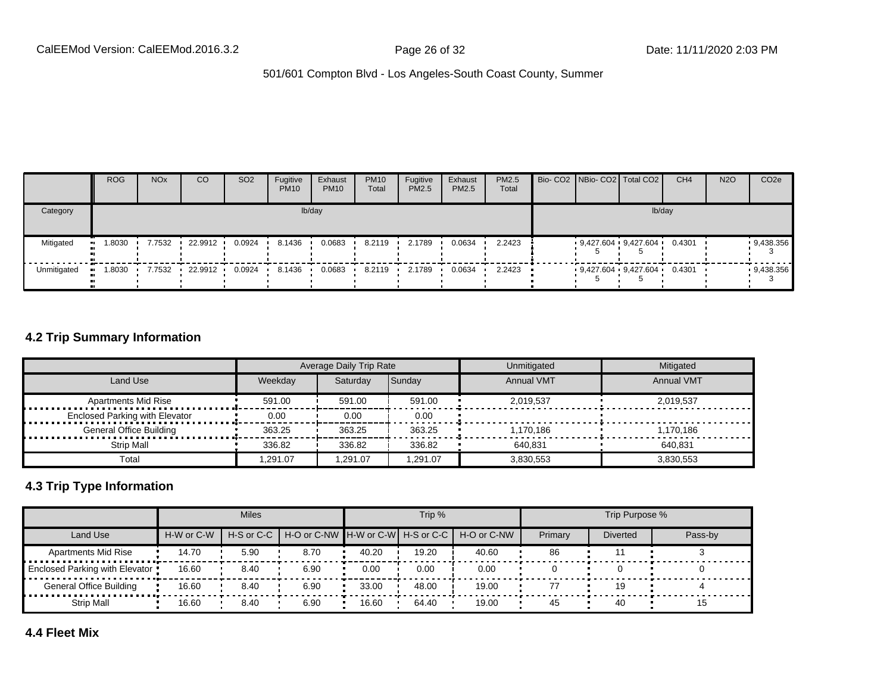| | ROG | NOx | CO | SO2 | Fugitive PM10 | Exhaust PM10 | PM10 Total | Fugitive PM2.5 | Exhaust PM2.5 | PM2.5 Total | Bio- CO2 | NBio- CO2 | Total CO2 | CH4 | N2O | CO2e |
|---|---|---|---|---|---|---|---|---|---|---|---|---|---|---|---|---|
| Category | lb/day | | | | | | | | | | lb/day | | | | | |
| Mitigated | 1.8030 | 7.7532 | 22.9912 | 0.0924 | 8.1436 | 0.0683 | 8.2119 | 2.1789 | 0.0634 | 2.2423 | | 9,427.6045 | 9,427.6045 | 0.4301 | | 9,438.3563 |
| Unmitigated | 1.8030 | 7.7532 | 22.9912 | 0.0924 | 8.1436 | 0.0683 | 8.2119 | 2.1789 | 0.0634 | 2.2423 | | 9,427.6045 | 9,427.6045 | 0.4301 | | 9,438.3563 |

## 4.2 Trip Summary Information

| | Average Daily Trip Rate | | | Unmitigated | Mitigated |
|---|---|---|---|---|---|
| Land Use | Weekday | Saturday | Sunday | Annual VMT | Annual VMT |
| Apartments Mid Rise | 591.00 | 591.00 | 591.00 | 2,019,537 | 2,019,537 |
| Enclosed Parking with Elevator | 0.00 | 0.00 | 0.00 | | |
| General Office Building | 363.25 | 363.25 | 363.25 | 1,170,186 | 1,170,186 |
| Strip Mall | 336.82 | 336.82 | 336.82 | 640,831 | 640,831 |
| Total | 1,291.07 | 1,291.07 | 1,291.07 | 3,830,553 | 3,830,553 |

## 4.3 Trip Type Information

| | Miles | | | Trip % | | | Trip Purpose % | | |
|---|---|---|---|---|---|---|---|---|---|
| Land Use | H-W or C-W | H-S or C-C | H-O or C-NW | H-W or C-W | H-S or C-C | H-O or C-NW | Primary | Diverted | Pass-by |
| Apartments Mid Rise | 14.70 | 5.90 | 8.70 | 40.20 | 19.20 | 40.60 | 86 | 11 | 3 |
| Enclosed Parking with Elevator | 16.60 | 8.40 | 6.90 | 0.00 | 0.00 | 0.00 | 0 | 0 | 0 |
| General Office Building | 16.60 | 8.40 | 6.90 | 33.00 | 48.00 | 19.00 | 77 | 19 | 4 |
| Strip Mall | 16.60 | 8.40 | 6.90 | 16.60 | 64.40 | 19.00 | 45 | 40 | 15 |

## 4.4 Fleet Mix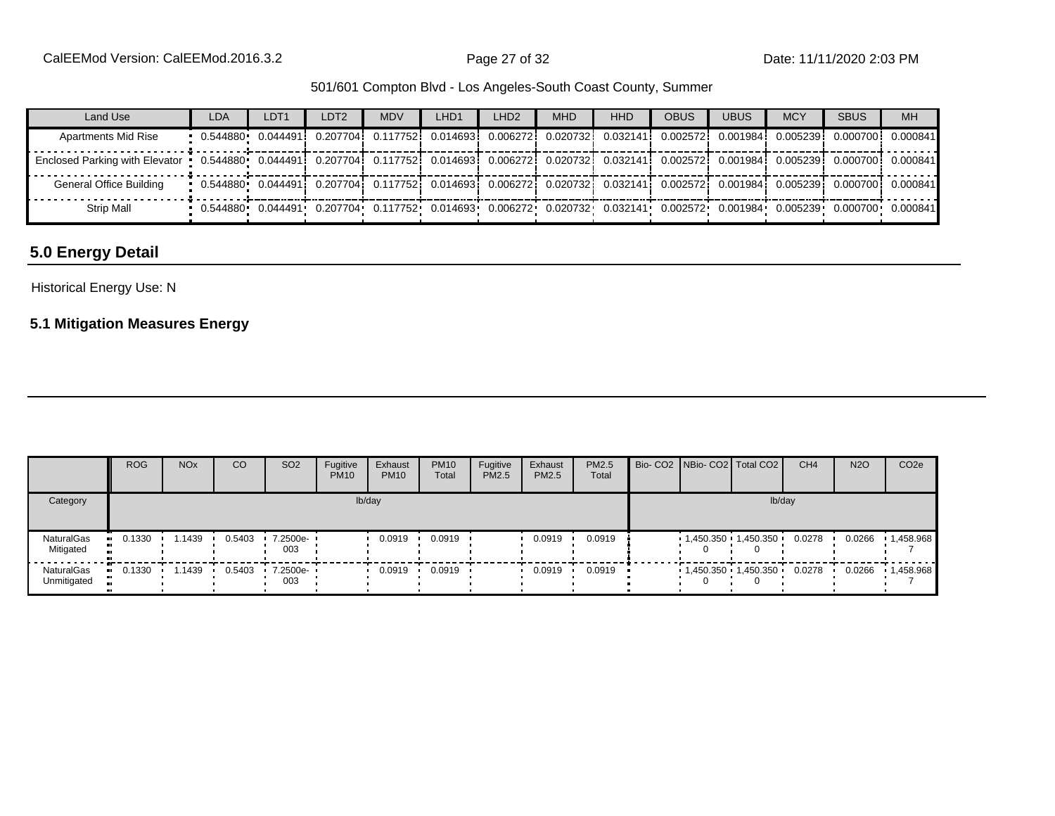501/601 Compton Blvd - Los Angeles-South Coast County, Summer

| Land Use | LDA | LDT1 | LDT2 | MDV | LHD1 | LHD2 | MHD | HHD | OBUS | UBUS | MCY | SBUS | MH |
|---|---|---|---|---|---|---|---|---|---|---|---|---|---|
| Apartments Mid Rise | 0.544880 | 0.044491 | 0.207704 | 0.117752 | 0.014693 | 0.006272 | 0.020732 | 0.032141 | 0.002572 | 0.001984 | 0.005239 | 0.000700 | 0.000841 |
| Enclosed Parking with Elevator | 0.544880 | 0.044491 | 0.207704 | 0.117752 | 0.014693 | 0.006272 | 0.020732 | 0.032141 | 0.002572 | 0.001984 | 0.005239 | 0.000700 | 0.000841 |
| General Office Building | 0.544880 | 0.044491 | 0.207704 | 0.117752 | 0.014693 | 0.006272 | 0.020732 | 0.032141 | 0.002572 | 0.001984 | 0.005239 | 0.000700 | 0.000841 |
| Strip Mall | 0.544880 | 0.044491 | 0.207704 | 0.117752 | 0.014693 | 0.006272 | 0.020732 | 0.032141 | 0.002572 | 0.001984 | 0.005239 | 0.000700 | 0.000841 |

## 5.0 Energy Detail

Historical Energy Use: N

### 5.1 Mitigation Measures Energy

| | ROG | NOx | CO | SO2 | Fugitive PM10 | Exhaust PM10 | PM10 Total | Fugitive PM2.5 | Exhaust PM2.5 | PM2.5 Total | Bio- CO2 | NBio- CO2 | Total CO2 | CH4 | N2O | CO2e |
|---|---|---|---|---|---|---|---|---|---|---|---|---|---|---|---|---|
| Category | lb/day | | | | | | | | | | lb/day | | | | | |
| NaturalGas Mitigated | 0.1330 | 1.1439 | 0.5403 | 7.2500e-003 | | 0.0919 | 0.0919 | | 0.0919 | 0.0919 | | 1,450.3500 | 1,450.3500 | 0.0278 | 0.0266 | 1,458.9687 |
| NaturalGas Unmitigated | 0.1330 | 1.1439 | 0.5403 | 7.2500e-003 | | 0.0919 | 0.0919 | | 0.0919 | 0.0919 | | 1,450.3500 | 1,450.3500 | 0.0278 | 0.0266 | 1,458.9687 |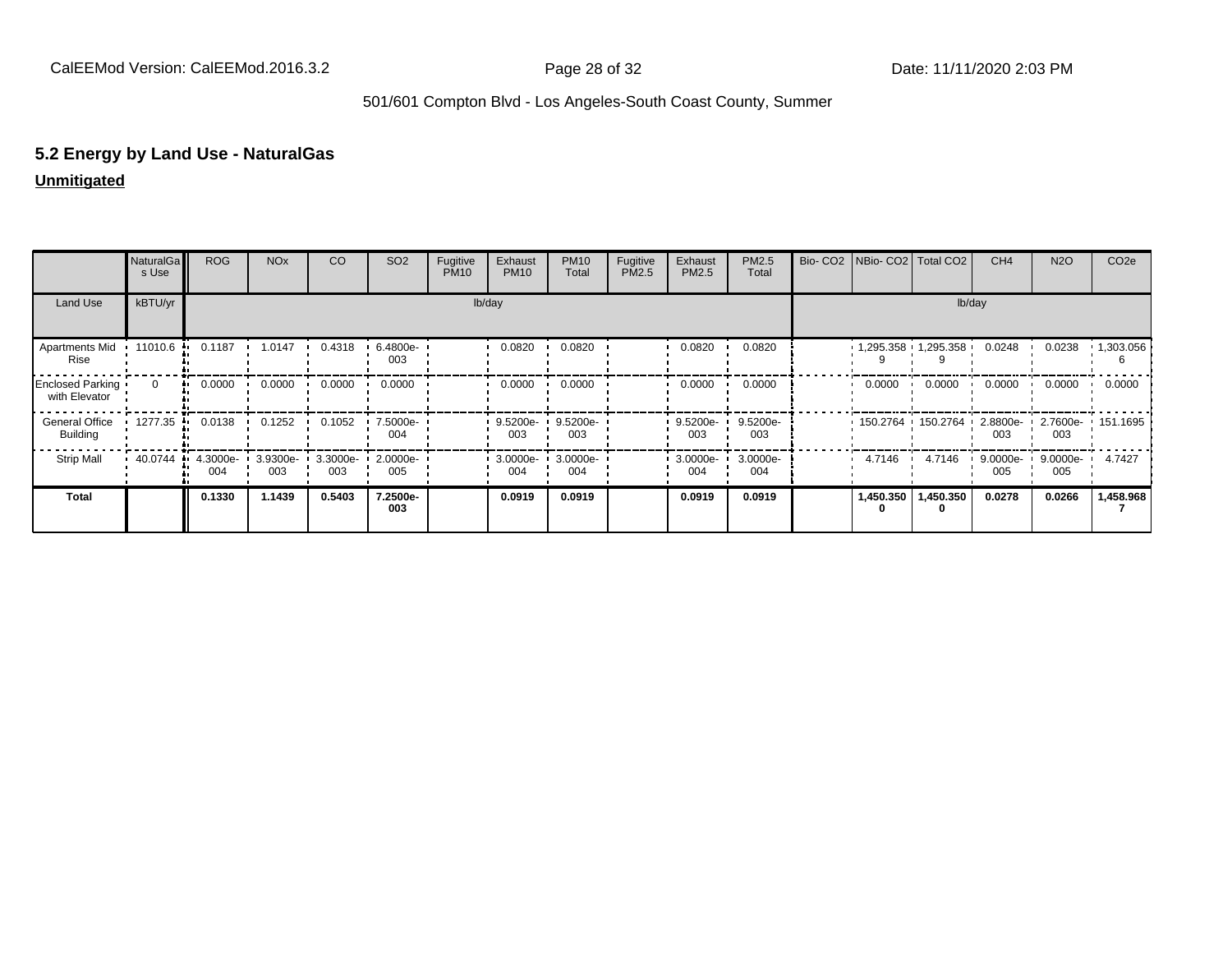## 5.2 Energy by Land Use - NaturalGas

**Unmitigated**

| | NaturalGas Use | ROG | NOx | CO | SO2 | Fugitive PM10 | Exhaust PM10 | PM10 Total | Fugitive PM2.5 | Exhaust PM2.5 | PM2.5 Total | Bio- CO2 | NBio- CO2 | Total CO2 | CH4 | N2O | CO2e |
|---|---|---|---|---|---|---|---|---|---|---|---|---|---|---|---|---|---|
| Land Use | kBTU/yr | lb/day | | | | | | | | | | lb/day | | | | | |
| Apartments Mid Rise | 11010.6 | 0.1187 | 1.0147 | 0.4318 | 6.4800e-003 | | 0.0820 | 0.0820 | | 0.0820 | 0.0820 | | 1,295.3589 | 1,295.3589 | 0.0248 | 0.0238 | 1,303.0566 |
| Enclosed Parking with Elevator | 0 | 0.0000 | 0.0000 | 0.0000 | 0.0000 | | 0.0000 | 0.0000 | | 0.0000 | 0.0000 | | 0.0000 | 0.0000 | 0.0000 | 0.0000 | 0.0000 |
| General Office Building | 1277.35 | 0.0138 | 0.1252 | 0.1052 | 7.5000e-004 | | 9.5200e-003 | 9.5200e-003 | | 9.5200e-003 | 9.5200e-003 | | 150.2764 | 150.2764 | 2.8800e-003 | 2.7600e-003 | 151.1695 |
| Strip Mall | 40.0744 | 4.3000e-004 | 3.9300e-003 | 3.3000e-003 | 2.0000e-005 | | 3.0000e-004 | 3.0000e-004 | | 3.0000e-004 | 3.0000e-004 | | 4.7146 | 4.7146 | 9.0000e-005 | 9.0000e-005 | 4.7427 |
| **Total** | | **0.1330** | **1.1439** | **0.5403** | **7.2500e-003** | | **0.0919** | **0.0919** | | **0.0919** | **0.0919** | | **1,450.3500** | **1,450.3500** | **0.0278** | **0.0266** | **1,458.9687** |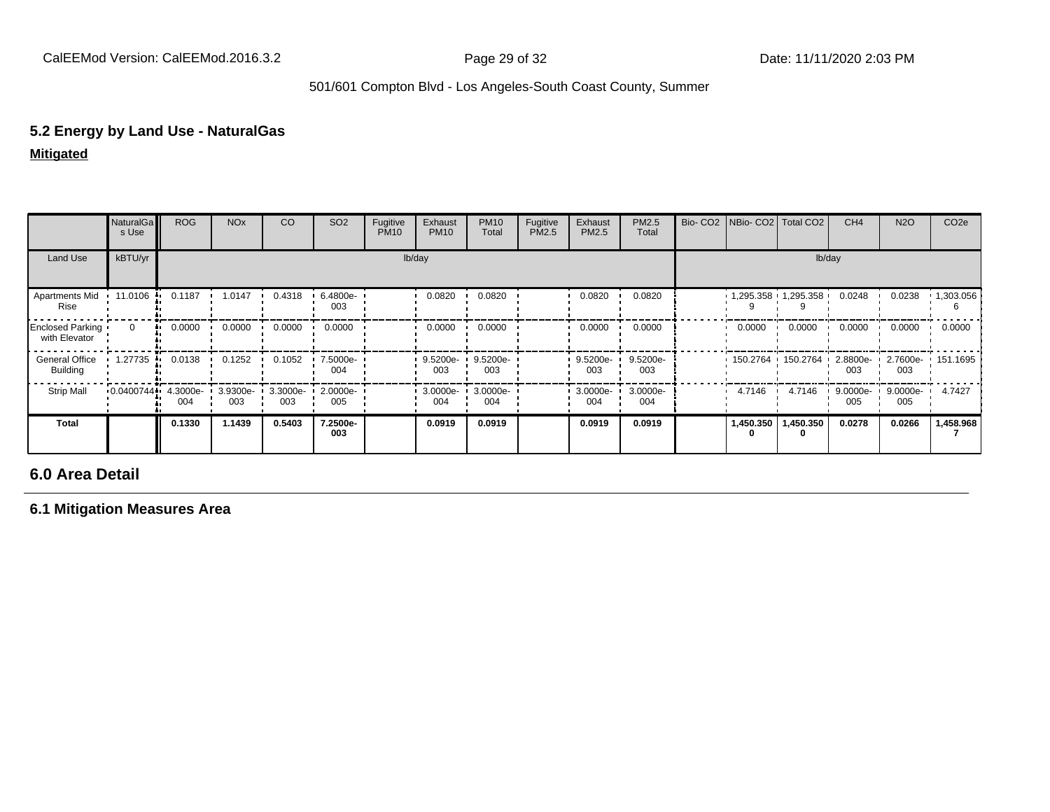## 5.2 Energy by Land Use - NaturalGas

**Mitigated**

| | NaturalGas Use | ROG | NOx | CO | SO2 | Fugitive PM10 | Exhaust PM10 | PM10 Total | Fugitive PM2.5 | Exhaust PM2.5 | PM2.5 Total | Bio- CO2 | NBio- CO2 | Total CO2 | CH4 | N2O | CO2e |
|---|---|---|---|---|---|---|---|---|---|---|---|---|---|---|---|---|---|
| Land Use | kBTU/yr | lb/day | | | | | | | | | | lb/day | | | | | |
| Apartments Mid Rise | 11.0106 | 0.1187 | 1.0147 | 0.4318 | 6.4800e-003 | | 0.0820 | 0.0820 | | 0.0820 | 0.0820 | | 1,295.3589 | 1,295.3589 | 0.0248 | 0.0238 | 1,303.0566 |
| Enclosed Parking with Elevator | 0 | 0.0000 | 0.0000 | 0.0000 | 0.0000 | | 0.0000 | 0.0000 | | 0.0000 | 0.0000 | | 0.0000 | 0.0000 | 0.0000 | 0.0000 | 0.0000 |
| General Office Building | 1.27735 | 0.0138 | 0.1252 | 0.1052 | 7.5000e-004 | | 9.5200e-003 | 9.5200e-003 | | 9.5200e-003 | 9.5200e-003 | | 150.2764 | 150.2764 | 2.8800e-003 | 2.7600e-003 | 151.1695 |
| Strip Mall | 0.0400744 | 4.3000e-004 | 3.9300e-003 | 3.3000e-003 | 2.0000e-005 | | 3.0000e-004 | 3.0000e-004 | | 3.0000e-004 | 3.0000e-004 | | 4.7146 | 4.7146 | 9.0000e-005 | 9.0000e-005 | 4.7427 |
| **Total** | | **0.1330** | **1.1439** | **0.5403** | **7.2500e-003** | | **0.0919** | **0.0919** | | **0.0919** | **0.0919** | | **1,450.3500** | **1,450.3500** | **0.0278** | **0.0266** | **1,458.9687** |

## 6.0 Area Detail

### 6.1 Mitigation Measures Area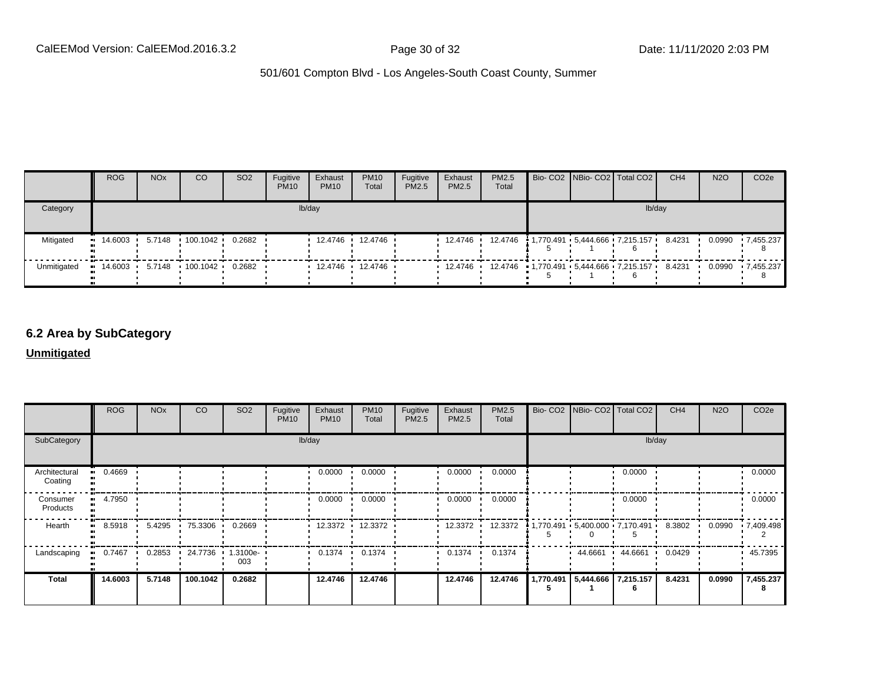| | ROG | NOx | CO | SO2 | Fugitive PM10 | Exhaust PM10 | PM10 Total | Fugitive PM2.5 | Exhaust PM2.5 | PM2.5 Total | Bio- CO2 | NBio- CO2 | Total CO2 | CH4 | N2O | CO2e |
|---|---|---|---|---|---|---|---|---|---|---|---|---|---|---|---|---|
| Category | lb/day | | | | | | | | | | lb/day | | | | | |
| Mitigated | 14.6003 | 5.7148 | 100.1042 | 0.2682 | | 12.4746 | 12.4746 | | 12.4746 | 12.4746 | 1,770.4915 | 5,444.6661 | 7,215.1576 | 8.4231 | 0.0990 | 7,455.2378 |
| Unmitigated | 14.6003 | 5.7148 | 100.1042 | 0.2682 | | 12.4746 | 12.4746 | | 12.4746 | 12.4746 | 1,770.4915 | 5,444.6661 | 7,215.1576 | 8.4231 | 0.0990 | 7,455.2378 |

## 6.2 Area by SubCategory

**Unmitigated**

| | ROG | NOx | CO | SO2 | Fugitive PM10 | Exhaust PM10 | PM10 Total | Fugitive PM2.5 | Exhaust PM2.5 | PM2.5 Total | Bio- CO2 | NBio- CO2 | Total CO2 | CH4 | N2O | CO2e |
|---|---|---|---|---|---|---|---|---|---|---|---|---|---|---|---|---|
| SubCategory | lb/day | | | | | | | | | | lb/day | | | | | |
| Architectural Coating | 0.4669 | | | | | 0.0000 | 0.0000 | | 0.0000 | 0.0000 | | | 0.0000 | | | 0.0000 |
| Consumer Products | 4.7950 | | | | | 0.0000 | 0.0000 | | 0.0000 | 0.0000 | | | 0.0000 | | | 0.0000 |
| Hearth | 8.5918 | 5.4295 | 75.3306 | 0.2669 | | 12.3372 | 12.3372 | | 12.3372 | 12.3372 | 1,770.4915 | 5,400.0000 | 7,170.4915 | 8.3802 | 0.0990 | 7,409.4982 |
| Landscaping | 0.7467 | 0.2853 | 24.7736 | 1.3100e-003 | | 0.1374 | 0.1374 | | 0.1374 | 0.1374 | | 44.6661 | 44.6661 | 0.0429 | | 45.7395 |
| **Total** | **14.6003** | **5.7148** | **100.1042** | **0.2682** | | **12.4746** | **12.4746** | | **12.4746** | **12.4746** | **1,770.4915** | **5,444.6661** | **7,215.1576** | **8.4231** | **0.0990** | **7,455.2378** |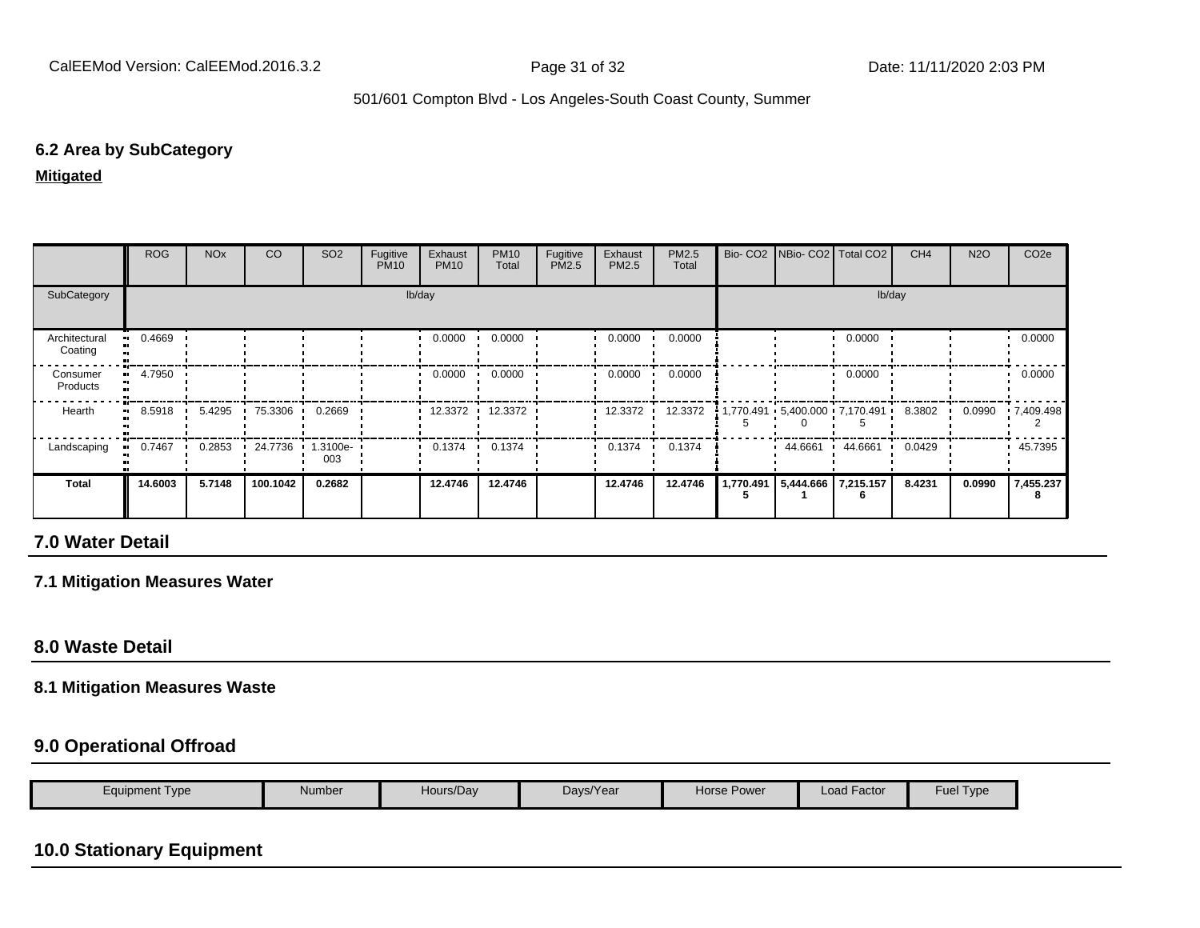### 6.2 Area by SubCategory

**Mitigated**

| | ROG | NOx | CO | SO2 | Fugitive PM10 | Exhaust PM10 | PM10 Total | Fugitive PM2.5 | Exhaust PM2.5 | PM2.5 Total | Bio- CO2 | NBio- CO2 | Total CO2 | CH4 | N2O | CO2e |
|---|---|---|---|---|---|---|---|---|---|---|---|---|---|---|---|---|
| SubCategory | lb/day | | | | | | | | | | lb/day | | | | | |
| Architectural Coating | 0.4669 | | | | | 0.0000 | 0.0000 | | 0.0000 | 0.0000 | | | 0.0000 | | | 0.0000 |
| Consumer Products | 4.7950 | | | | | 0.0000 | 0.0000 | | 0.0000 | 0.0000 | | | 0.0000 | | | 0.0000 |
| Hearth | 8.5918 | 5.4295 | 75.3306 | 0.2669 | | 12.3372 | 12.3372 | | 12.3372 | 12.3372 | 1,770.4915 | 5,400.0000 | 7,170.4915 | 8.3802 | 0.0990 | 7,409.4982 |
| Landscaping | 0.7467 | 0.2853 | 24.7736 | 1.3100e-003 | | 0.1374 | 0.1374 | | 0.1374 | 0.1374 | | 44.6661 | 44.6661 | 0.0429 | | 45.7395 |
| **Total** | **14.6003** | **5.7148** | **100.1042** | **0.2682** | | **12.4746** | **12.4746** | | **12.4746** | **12.4746** | **1,770.4915** | **5,444.6661** | **7,215.1576** | **8.4231** | **0.0990** | **7,455.2378** |

## 7.0 Water Detail

### 7.1 Mitigation Measures Water

## 8.0 Waste Detail

### 8.1 Mitigation Measures Waste

## 9.0 Operational Offroad

| Equipment Type | Number | Hours/Day | Days/Year | Horse Power | Load Factor | Fuel Type |
|---|---|---|---|---|---|---|

## 10.0 Stationary Equipment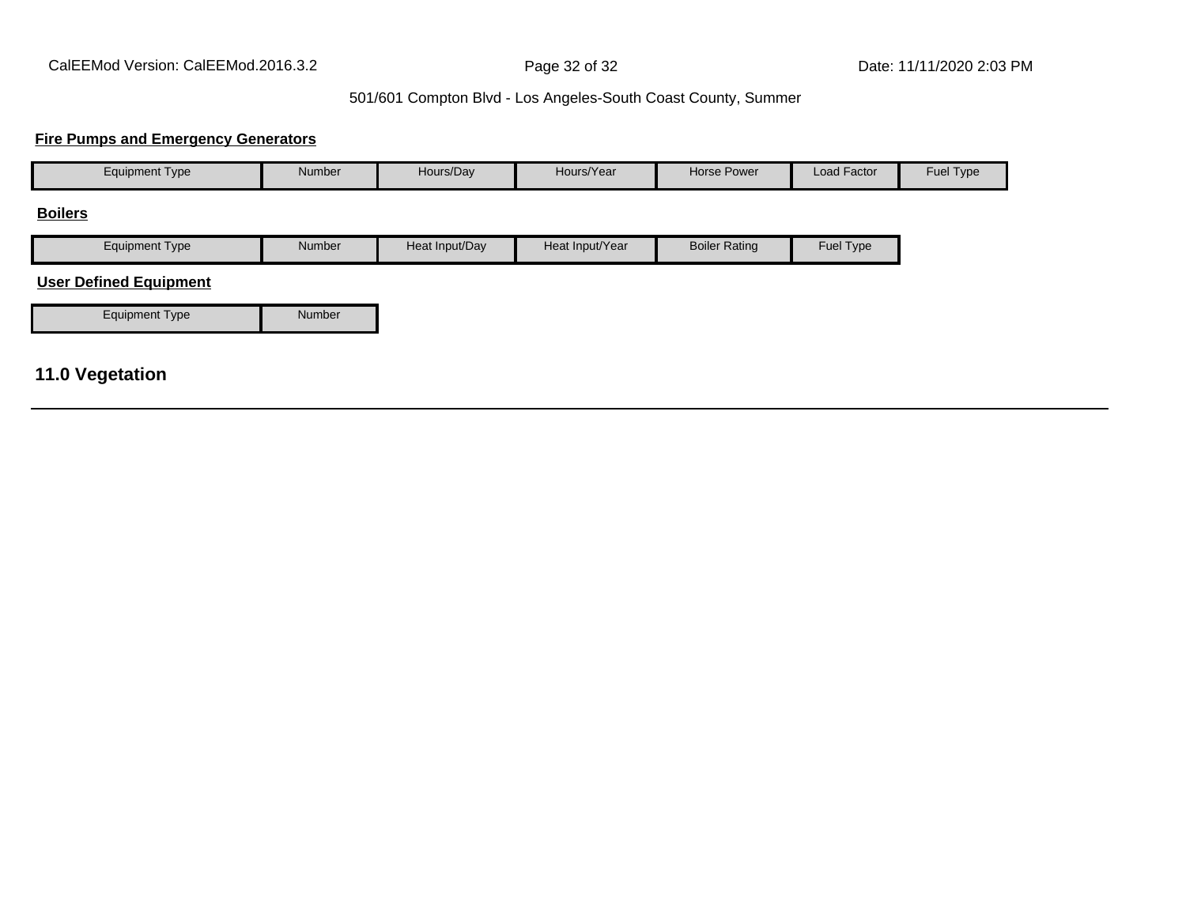**Fire Pumps and Emergency Generators**

| Equipment Type | Number | Hours/Day | Hours/Year | Horse Power | Load Factor | Fuel Type |
|---|---|---|---|---|---|---|

**Boilers**

| Equipment Type | Number | Heat Input/Day | Heat Input/Year | Boiler Rating | Fuel Type |
|---|---|---|---|---|---|

**User Defined Equipment**

| Equipment Type | Number |
|---|---|

## 11.0 Vegetation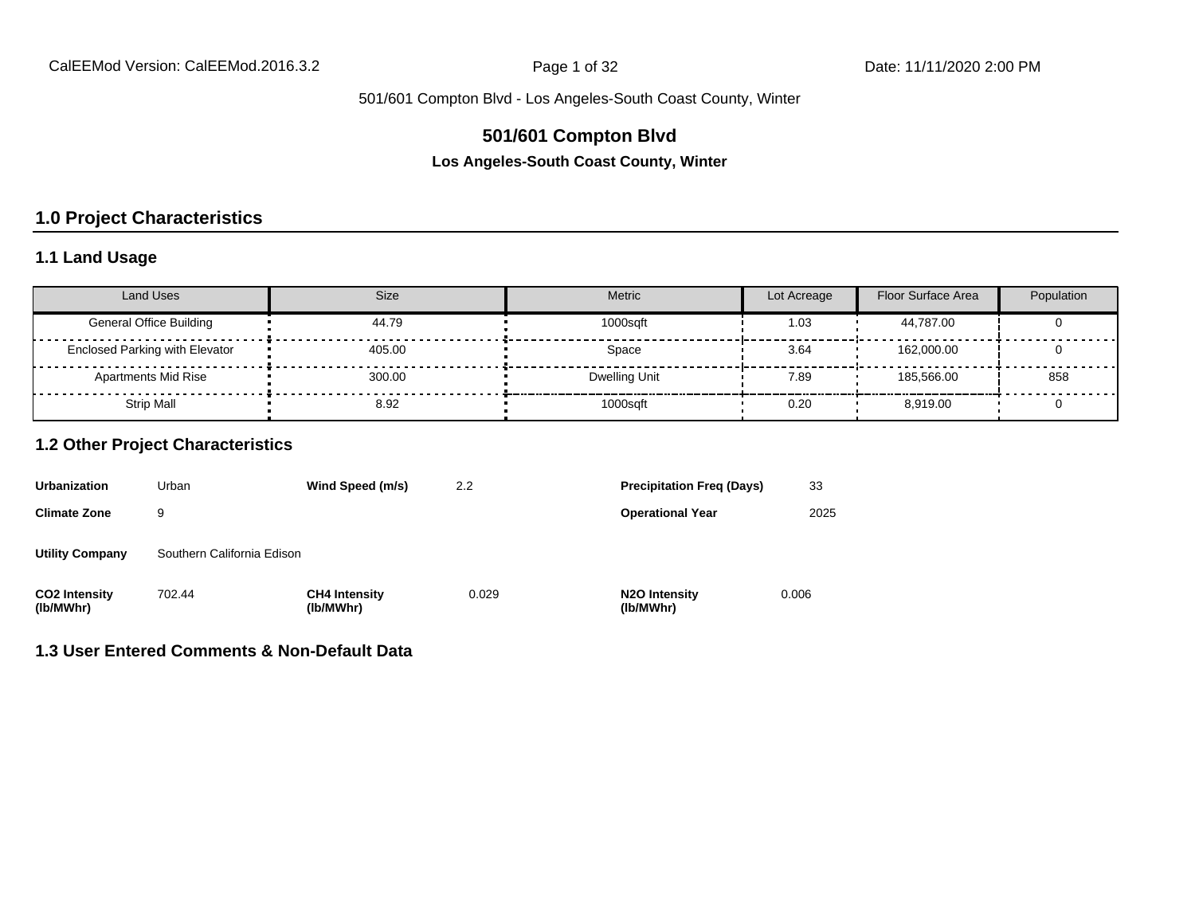# 501/601 Compton Blvd

### Los Angeles-South Coast County, Winter

## 1.0 Project Characteristics

### 1.1 Land Usage

| Land Uses | Size | Metric | Lot Acreage | Floor Surface Area | Population |
|---|---|---|---|---|---|
| General Office Building | 44.79 | 1000sqft | 1.03 | 44,787.00 | 0 |
| Enclosed Parking with Elevator | 405.00 | Space | 3.64 | 162,000.00 | 0 |
| Apartments Mid Rise | 300.00 | Dwelling Unit | 7.89 | 185,566.00 | 858 |
| Strip Mall | 8.92 | 1000sqft | 0.20 | 8,919.00 | 0 |

### 1.2 Other Project Characteristics

| | | | | | |
|---|---|---|---|---|---|
| **Urbanization** | Urban | **Wind Speed (m/s)** | 2.2 | **Precipitation Freq (Days)** | 33 |
| **Climate Zone** | 9 | | | **Operational Year** | 2025 |
| **Utility Company** | Southern California Edison | | | | |
| **CO2 Intensity (lb/MWhr)** | 702.44 | **CH4 Intensity (lb/MWhr)** | 0.029 | **N2O Intensity (lb/MWhr)** | 0.006 |

### 1.3 User Entered Comments & Non-Default Data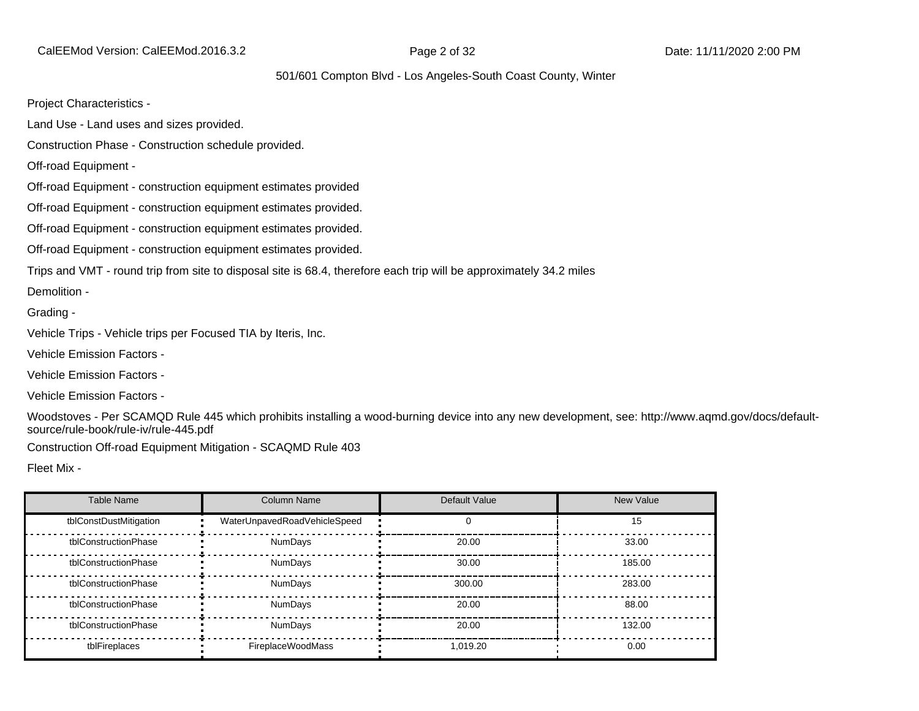Project Characteristics -

Land Use - Land uses and sizes provided.

Construction Phase - Construction schedule provided.

Off-road Equipment -

Off-road Equipment - construction equipment estimates provided

Off-road Equipment - construction equipment estimates provided.

Off-road Equipment - construction equipment estimates provided.

Off-road Equipment - construction equipment estimates provided.

Trips and VMT - round trip from site to disposal site is 68.4, therefore each trip will be approximately 34.2 miles

Demolition -

Grading -

Vehicle Trips - Vehicle trips per Focused TIA by Iteris, Inc.

Vehicle Emission Factors -

Vehicle Emission Factors -

Vehicle Emission Factors -

Woodstoves - Per SCAMQD Rule 445 which prohibits installing a wood-burning device into any new development, see: http://www.aqmd.gov/docs/default-source/rule-book/rule-iv/rule-445.pdf

Construction Off-road Equipment Mitigation - SCAQMD Rule 403

Fleet Mix -

| Table Name | Column Name | Default Value | New Value |
|---|---|---|---|
| tblConstDustMitigation | WaterUnpavedRoadVehicleSpeed | 0 | 15 |
| tblConstructionPhase | NumDays | 20.00 | 33.00 |
| tblConstructionPhase | NumDays | 30.00 | 185.00 |
| tblConstructionPhase | NumDays | 300.00 | 283.00 |
| tblConstructionPhase | NumDays | 20.00 | 88.00 |
| tblConstructionPhase | NumDays | 20.00 | 132.00 |
| tblFireplaces | FireplaceWoodMass | 1,019.20 | 0.00 |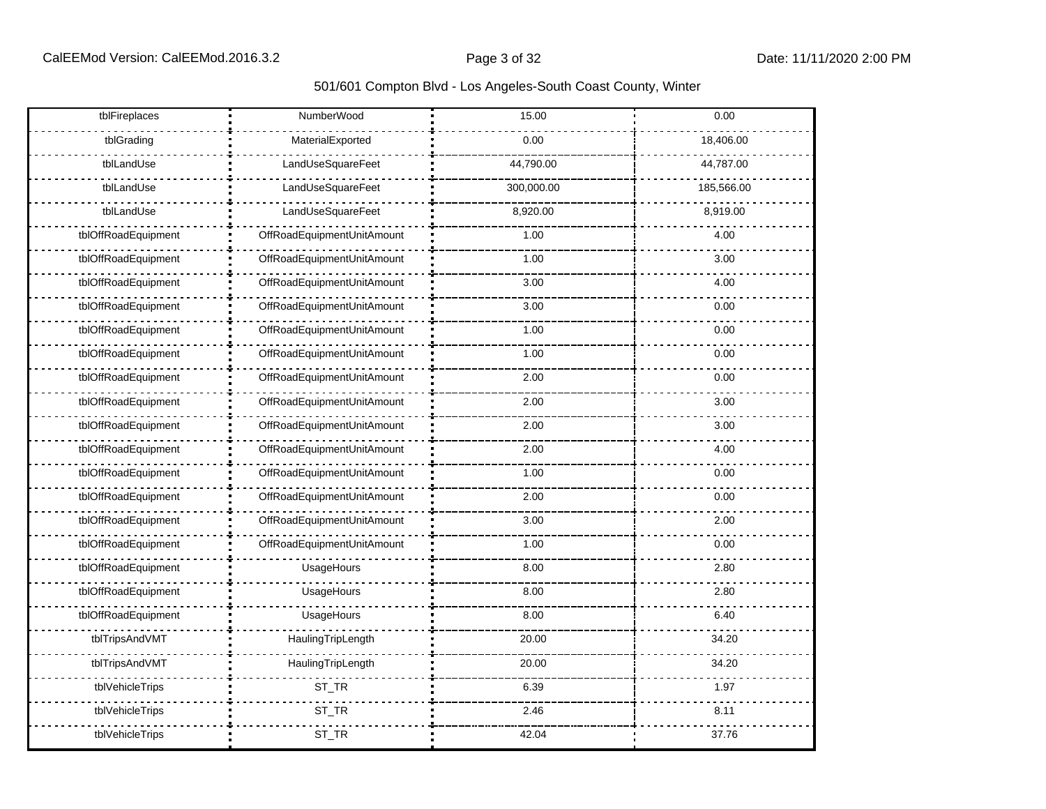| tblFireplaces | NumberWood | 15.00 | 0.00 |
|---|---|---|---|
| tblGrading | MaterialExported | 0.00 | 18,406.00 |
| tblLandUse | LandUseSquareFeet | 44,790.00 | 44,787.00 |
| tblLandUse | LandUseSquareFeet | 300,000.00 | 185,566.00 |
| tblLandUse | LandUseSquareFeet | 8,920.00 | 8,919.00 |
| tblOffRoadEquipment | OffRoadEquipmentUnitAmount | 1.00 | 4.00 |
| tblOffRoadEquipment | OffRoadEquipmentUnitAmount | 1.00 | 3.00 |
| tblOffRoadEquipment | OffRoadEquipmentUnitAmount | 3.00 | 4.00 |
| tblOffRoadEquipment | OffRoadEquipmentUnitAmount | 3.00 | 0.00 |
| tblOffRoadEquipment | OffRoadEquipmentUnitAmount | 1.00 | 0.00 |
| tblOffRoadEquipment | OffRoadEquipmentUnitAmount | 1.00 | 0.00 |
| tblOffRoadEquipment | OffRoadEquipmentUnitAmount | 2.00 | 0.00 |
| tblOffRoadEquipment | OffRoadEquipmentUnitAmount | 2.00 | 3.00 |
| tblOffRoadEquipment | OffRoadEquipmentUnitAmount | 2.00 | 3.00 |
| tblOffRoadEquipment | OffRoadEquipmentUnitAmount | 2.00 | 4.00 |
| tblOffRoadEquipment | OffRoadEquipmentUnitAmount | 1.00 | 0.00 |
| tblOffRoadEquipment | OffRoadEquipmentUnitAmount | 2.00 | 0.00 |
| tblOffRoadEquipment | OffRoadEquipmentUnitAmount | 3.00 | 2.00 |
| tblOffRoadEquipment | OffRoadEquipmentUnitAmount | 1.00 | 0.00 |
| tblOffRoadEquipment | UsageHours | 8.00 | 2.80 |
| tblOffRoadEquipment | UsageHours | 8.00 | 2.80 |
| tblOffRoadEquipment | UsageHours | 8.00 | 6.40 |
| tblTripsAndVMT | HaulingTripLength | 20.00 | 34.20 |
| tblTripsAndVMT | HaulingTripLength | 20.00 | 34.20 |
| tblVehicleTrips | ST_TR | 6.39 | 1.97 |
| tblVehicleTrips | ST_TR | 2.46 | 8.11 |
| tblVehicleTrips | ST_TR | 42.04 | 37.76 |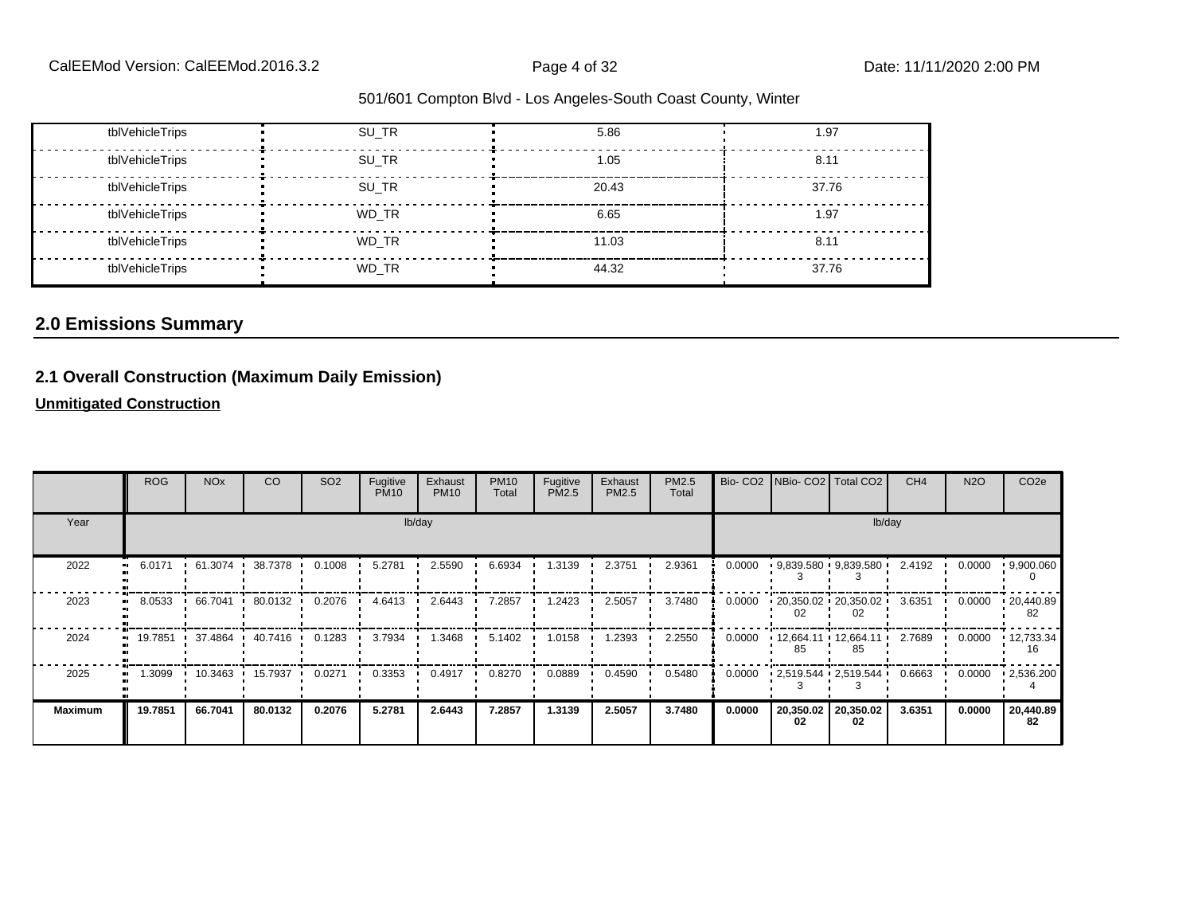| tblVehicleTrips | SU_TR | 5.86 | 1.97 |
|---|---|---|---|
| tblVehicleTrips | SU_TR | 1.05 | 8.11 |
| tblVehicleTrips | SU_TR | 20.43 | 37.76 |
| tblVehicleTrips | WD_TR | 6.65 | 1.97 |
| tblVehicleTrips | WD_TR | 11.03 | 8.11 |
| tblVehicleTrips | WD_TR | 44.32 | 37.76 |

## 2.0 Emissions Summary

### 2.1 Overall Construction (Maximum Daily Emission)

**Unmitigated Construction**

| | ROG | NOx | CO | SO2 | Fugitive PM10 | Exhaust PM10 | PM10 Total | Fugitive PM2.5 | Exhaust PM2.5 | PM2.5 Total | Bio- CO2 | NBio- CO2 | Total CO2 | CH4 | N2O | CO2e |
|---|---|---|---|---|---|---|---|---|---|---|---|---|---|---|---|---|
| Year | lb/day | | | | | | | | | | lb/day | | | | | |
| 2022 | 6.0171 | 61.3074 | 38.7378 | 0.1008 | 5.2781 | 2.5590 | 6.6934 | 1.3139 | 2.3751 | 2.9361 | 0.0000 | 9,839.5803 | 9,839.5803 | 2.4192 | 0.0000 | 9,900.0600 |
| 2023 | 8.0533 | 66.7041 | 80.0132 | 0.2076 | 4.6413 | 2.6443 | 7.2857 | 1.2423 | 2.5057 | 3.7480 | 0.0000 | 20,350.0202 | 20,350.0202 | 3.6351 | 0.0000 | 20,440.8982 |
| 2024 | 19.7851 | 37.4864 | 40.7416 | 0.1283 | 3.7934 | 1.3468 | 5.1402 | 1.0158 | 1.2393 | 2.2550 | 0.0000 | 12,664.1185 | 12,664.1185 | 2.7689 | 0.0000 | 12,733.3416 |
| 2025 | 1.3099 | 10.3463 | 15.7937 | 0.0271 | 0.3353 | 0.4917 | 0.8270 | 0.0889 | 0.4590 | 0.5480 | 0.0000 | 2,519.5443 | 2,519.5443 | 0.6663 | 0.0000 | 2,536.2004 |
| **Maximum** | **19.7851** | **66.7041** | **80.0132** | **0.2076** | **5.2781** | **2.6443** | **7.2857** | **1.3139** | **2.5057** | **3.7480** | **0.0000** | **20,350.0202** | **20,350.0202** | **3.6351** | **0.0000** | **20,440.8982** |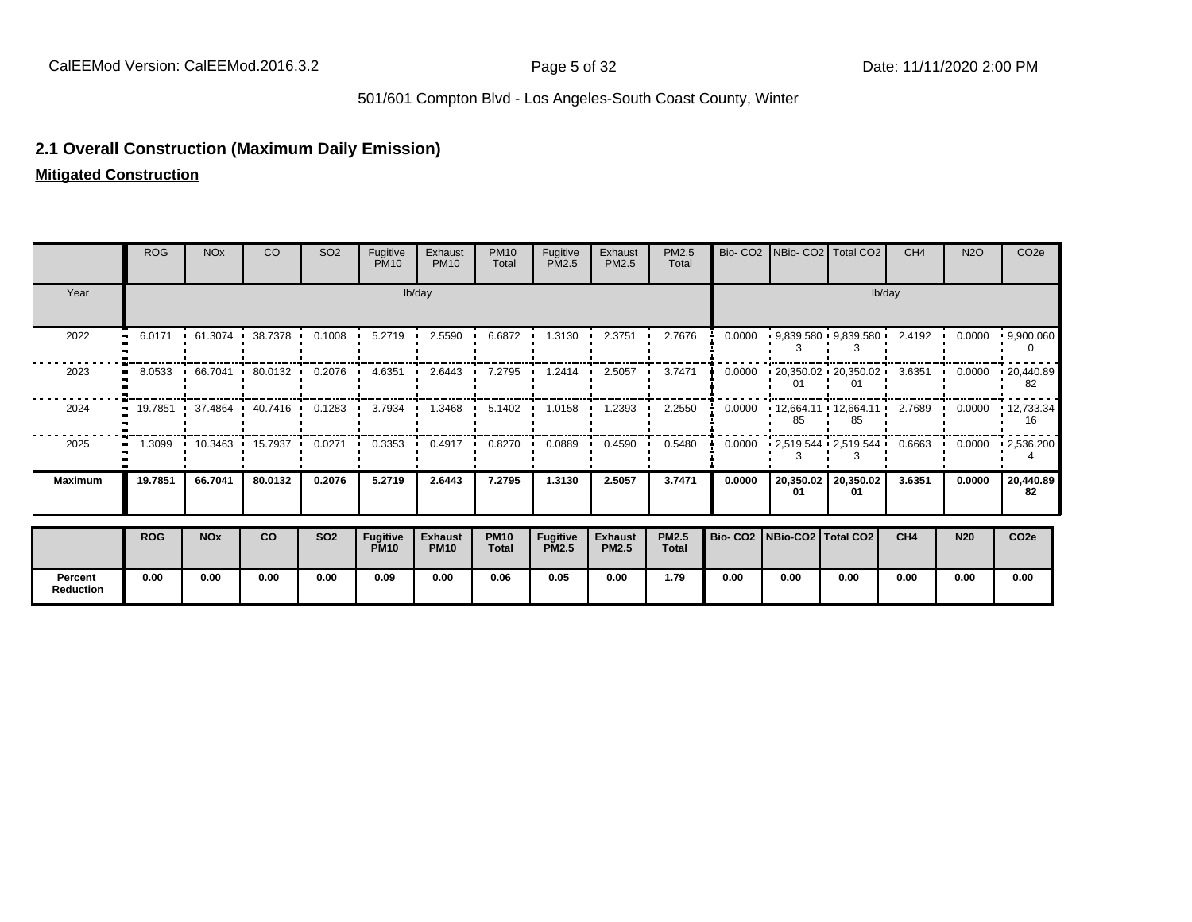## 2.1 Overall Construction (Maximum Daily Emission)

**Mitigated Construction**

| | ROG | NOx | CO | SO2 | Fugitive PM10 | Exhaust PM10 | PM10 Total | Fugitive PM2.5 | Exhaust PM2.5 | PM2.5 Total | Bio- CO2 | NBio- CO2 | Total CO2 | CH4 | N2O | CO2e |
|---|---|---|---|---|---|---|---|---|---|---|---|---|---|---|---|---|
| Year | lb/day | | | | | | | | | | lb/day | | | | | |
| 2022 | 6.0171 | 61.3074 | 38.7378 | 0.1008 | 5.2719 | 2.5590 | 6.6872 | 1.3130 | 2.3751 | 2.7676 | 0.0000 | 9,839.580 3 | 9,839.580 3 | 2.4192 | 0.0000 | 9,900.060 0 |
| 2023 | 8.0533 | 66.7041 | 80.0132 | 0.2076 | 4.6351 | 2.6443 | 7.2795 | 1.2414 | 2.5057 | 3.7471 | 0.0000 | 20,350.02 01 | 20,350.02 01 | 3.6351 | 0.0000 | 20,440.89 82 |
| 2024 | 19.7851 | 37.4864 | 40.7416 | 0.1283 | 3.7934 | 1.3468 | 5.1402 | 1.0158 | 1.2393 | 2.2550 | 0.0000 | 12,664.11 85 | 12,664.11 85 | 2.7689 | 0.0000 | 12,733.34 16 |
| 2025 | 1.3099 | 10.3463 | 15.7937 | 0.0271 | 0.3353 | 0.4917 | 0.8270 | 0.0889 | 0.4590 | 0.5480 | 0.0000 | 2,519.544 3 | 2,519.544 3 | 0.6663 | 0.0000 | 2,536.200 4 |
| **Maximum** | **19.7851** | **66.7041** | **80.0132** | **0.2076** | **5.2719** | **2.6443** | **7.2795** | **1.3130** | **2.5057** | **3.7471** | **0.0000** | **20,350.02 01** | **20,350.02 01** | **3.6351** | **0.0000** | **20,440.89 82** |

| | ROG | NOx | CO | SO2 | Fugitive PM10 | Exhaust PM10 | PM10 Total | Fugitive PM2.5 | Exhaust PM2.5 | PM2.5 Total | Bio- CO2 | NBio-CO2 | Total CO2 | CH4 | N20 | CO2e |
|---|---|---|---|---|---|---|---|---|---|---|---|---|---|---|---|---|
| **Percent Reduction** | **0.00** | **0.00** | **0.00** | **0.00** | **0.09** | **0.00** | **0.06** | **0.05** | **0.00** | **1.79** | **0.00** | **0.00** | **0.00** | **0.00** | **0.00** | **0.00** |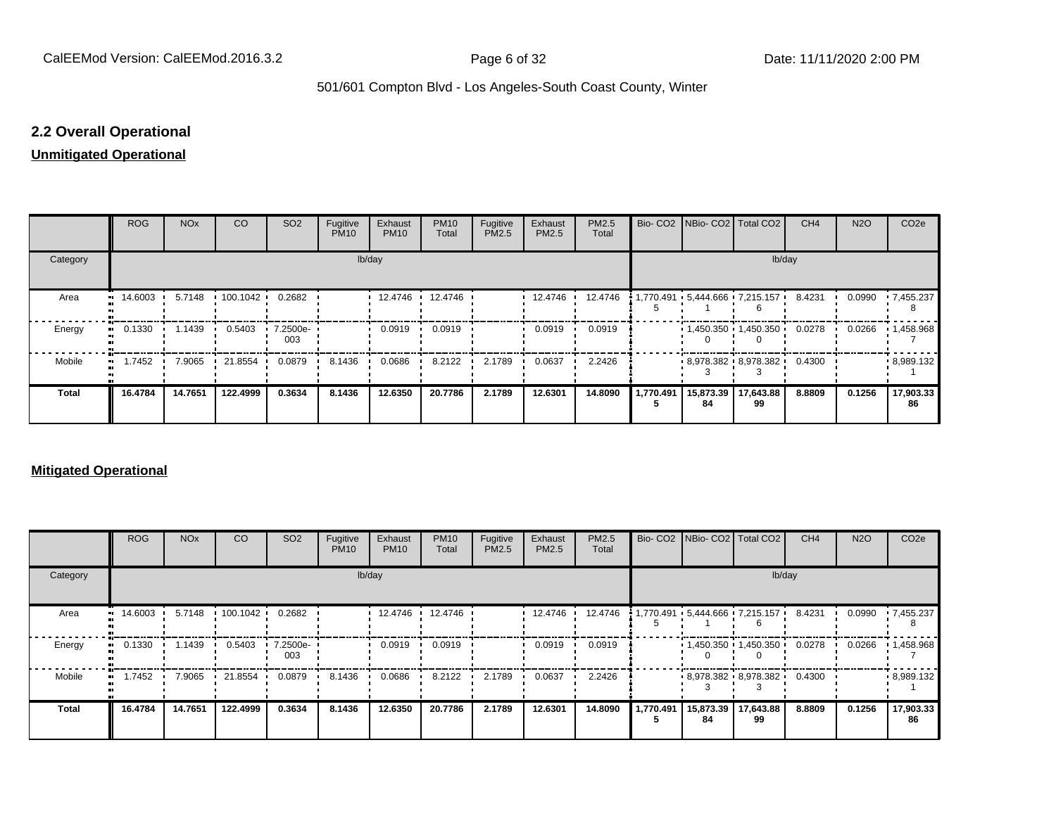## 2.2 Overall Operational

**Unmitigated Operational**

| | ROG | NOx | CO | SO2 | Fugitive PM10 | Exhaust PM10 | PM10 Total | Fugitive PM2.5 | Exhaust PM2.5 | PM2.5 Total | Bio- CO2 | NBio- CO2 | Total CO2 | CH4 | N2O | CO2e |
|---|---|---|---|---|---|---|---|---|---|---|---|---|---|---|---|---|
| Category | lb/day | | | | | | | | | | lb/day | | | | | |
| Area | 14.6003 | 5.7148 | 100.1042 | 0.2682 | | 12.4746 | 12.4746 | | 12.4746 | 12.4746 | 1,770.4915 | 5,444.6661 | 7,215.1576 | 8.4231 | 0.0990 | 7,455.2378 |
| Energy | 0.1330 | 1.1439 | 0.5403 | 7.2500e-003 | | 0.0919 | 0.0919 | | 0.0919 | 0.0919 | | 1,450.3500 | 1,450.3500 | 0.0278 | 0.0266 | 1,458.9687 |
| Mobile | 1.7452 | 7.9065 | 21.8554 | 0.0879 | 8.1436 | 0.0686 | 8.2122 | 2.1789 | 0.0637 | 2.2426 | | 8,978.3823 | 8,978.3823 | 0.4300 | | 8,989.1321 |
| **Total** | **16.4784** | **14.7651** | **122.4999** | **0.3634** | **8.1436** | **12.6350** | **20.7786** | **2.1789** | **12.6301** | **14.8090** | **1,770.4915** | **15,873.3984** | **17,643.8899** | **8.8809** | **0.1256** | **17,903.3386** |

**Mitigated Operational**

| | ROG | NOx | CO | SO2 | Fugitive PM10 | Exhaust PM10 | PM10 Total | Fugitive PM2.5 | Exhaust PM2.5 | PM2.5 Total | Bio- CO2 | NBio- CO2 | Total CO2 | CH4 | N2O | CO2e |
|---|---|---|---|---|---|---|---|---|---|---|---|---|---|---|---|---|
| Category | lb/day | | | | | | | | | | lb/day | | | | | |
| Area | 14.6003 | 5.7148 | 100.1042 | 0.2682 | | 12.4746 | 12.4746 | | 12.4746 | 12.4746 | 1,770.4915 | 5,444.6661 | 7,215.1576 | 8.4231 | 0.0990 | 7,455.2378 |
| Energy | 0.1330 | 1.1439 | 0.5403 | 7.2500e-003 | | 0.0919 | 0.0919 | | 0.0919 | 0.0919 | | 1,450.3500 | 1,450.3500 | 0.0278 | 0.0266 | 1,458.9687 |
| Mobile | 1.7452 | 7.9065 | 21.8554 | 0.0879 | 8.1436 | 0.0686 | 8.2122 | 2.1789 | 0.0637 | 2.2426 | | 8,978.3823 | 8,978.3823 | 0.4300 | | 8,989.1321 |
| **Total** | **16.4784** | **14.7651** | **122.4999** | **0.3634** | **8.1436** | **12.6350** | **20.7786** | **2.1789** | **12.6301** | **14.8090** | **1,770.4915** | **15,873.3984** | **17,643.8899** | **8.8809** | **0.1256** | **17,903.3386** |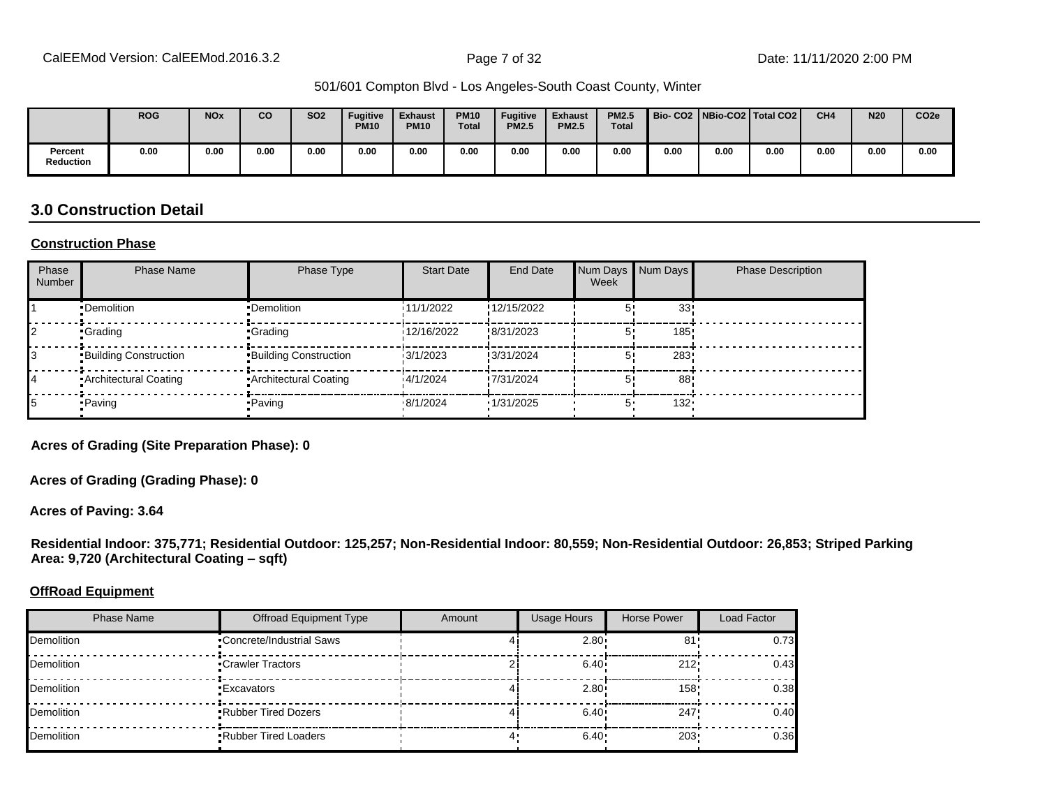|  | ROG | NOx | CO | SO2 | Fugitive PM10 | Exhaust PM10 | PM10 Total | Fugitive PM2.5 | Exhaust PM2.5 | PM2.5 Total | Bio- CO2 | NBio-CO2 | Total CO2 | CH4 | N20 | CO2e |
|---|---|---|---|---|---|---|---|---|---|---|---|---|---|---|---|---|
| Percent Reduction | 0.00 | 0.00 | 0.00 | 0.00 | 0.00 | 0.00 | 0.00 | 0.00 | 0.00 | 0.00 | 0.00 | 0.00 | 0.00 | 0.00 | 0.00 | 0.00 |

## 3.0 Construction Detail

### Construction Phase

| Phase Number | Phase Name | Phase Type | Start Date | End Date | Num Days Week | Num Days | Phase Description |
|---|---|---|---|---|---|---|---|
| 1 | Demolition | Demolition | 11/1/2022 | 12/15/2022 | 5 | 33 |  |
| 2 | Grading | Grading | 12/16/2022 | 8/31/2023 | 5 | 185 |  |
| 3 | Building Construction | Building Construction | 3/1/2023 | 3/31/2024 | 5 | 283 |  |
| 4 | Architectural Coating | Architectural Coating | 4/1/2024 | 7/31/2024 | 5 | 88 |  |
| 5 | Paving | Paving | 8/1/2024 | 1/31/2025 | 5 | 132 |  |

**Acres of Grading (Site Preparation Phase): 0**

**Acres of Grading (Grading Phase): 0**

**Acres of Paving: 3.64**

**Residential Indoor: 375,771; Residential Outdoor: 125,257; Non-Residential Indoor: 80,559; Non-Residential Outdoor: 26,853; Striped Parking Area: 9,720 (Architectural Coating – sqft)**

### OffRoad Equipment

| Phase Name | Offroad Equipment Type | Amount | Usage Hours | Horse Power | Load Factor |
|---|---|---|---|---|---|
| Demolition | Concrete/Industrial Saws | 4 | 2.80 | 81 | 0.73 |
| Demolition | Crawler Tractors | 2 | 6.40 | 212 | 0.43 |
| Demolition | Excavators | 4 | 2.80 | 158 | 0.38 |
| Demolition | Rubber Tired Dozers | 4 | 6.40 | 247 | 0.40 |
| Demolition | Rubber Tired Loaders | 4 | 6.40 | 203 | 0.36 |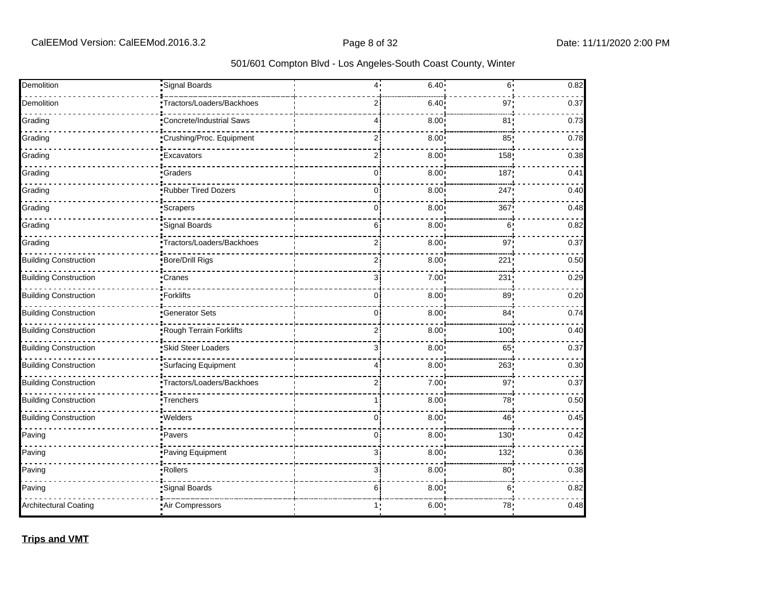| Demolition | Signal Boards | 4 | 6.40 | 6 | 0.82 |
|---|---|---|---|---|---|
| Demolition | Tractors/Loaders/Backhoes | 2 | 6.40 | 97 | 0.37 |
| Grading | Concrete/Industrial Saws | 4 | 8.00 | 81 | 0.73 |
| Grading | Crushing/Proc. Equipment | 2 | 8.00 | 85 | 0.78 |
| Grading | Excavators | 2 | 8.00 | 158 | 0.38 |
| Grading | Graders | 0 | 8.00 | 187 | 0.41 |
| Grading | Rubber Tired Dozers | 0 | 8.00 | 247 | 0.40 |
| Grading | Scrapers | 0 | 8.00 | 367 | 0.48 |
| Grading | Signal Boards | 6 | 8.00 | 6 | 0.82 |
| Grading | Tractors/Loaders/Backhoes | 2 | 8.00 | 97 | 0.37 |
| Building Construction | Bore/Drill Rigs | 2 | 8.00 | 221 | 0.50 |
| Building Construction | Cranes | 3 | 7.00 | 231 | 0.29 |
| Building Construction | Forklifts | 0 | 8.00 | 89 | 0.20 |
| Building Construction | Generator Sets | 0 | 8.00 | 84 | 0.74 |
| Building Construction | Rough Terrain Forklifts | 2 | 8.00 | 100 | 0.40 |
| Building Construction | Skid Steer Loaders | 3 | 8.00 | 65 | 0.37 |
| Building Construction | Surfacing Equipment | 4 | 8.00 | 263 | 0.30 |
| Building Construction | Tractors/Loaders/Backhoes | 2 | 7.00 | 97 | 0.37 |
| Building Construction | Trenchers | 1 | 8.00 | 78 | 0.50 |
| Building Construction | Welders | 0 | 8.00 | 46 | 0.45 |
| Paving | Pavers | 0 | 8.00 | 130 | 0.42 |
| Paving | Paving Equipment | 3 | 8.00 | 132 | 0.36 |
| Paving | Rollers | 3 | 8.00 | 80 | 0.38 |
| Paving | Signal Boards | 6 | 8.00 | 6 | 0.82 |
| Architectural Coating | Air Compressors | 1 | 6.00 | 78 | 0.48 |

**Trips and VMT**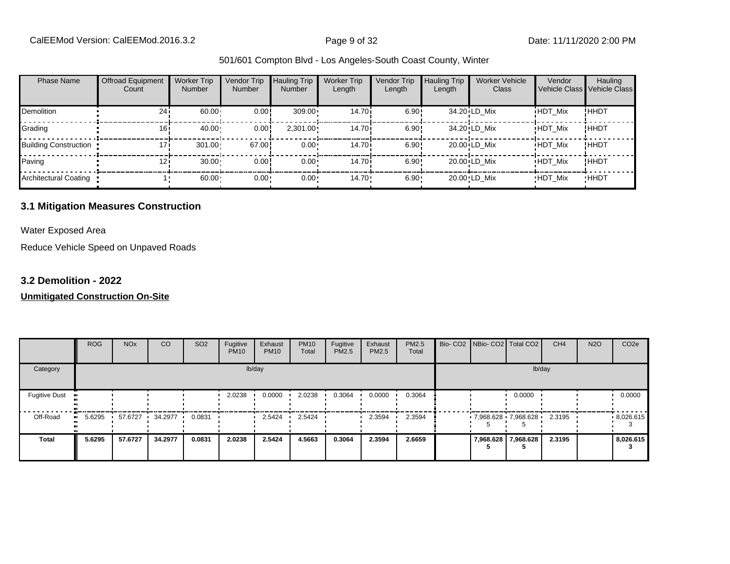501/601 Compton Blvd - Los Angeles-South Coast County, Winter

| Phase Name | Offroad Equipment Count | Worker Trip Number | Vendor Trip Number | Hauling Trip Number | Worker Trip Length | Vendor Trip Length | Hauling Trip Length | Worker Vehicle Class | Vendor Vehicle Class | Hauling Vehicle Class |
|---|---|---|---|---|---|---|---|---|---|---|
| Demolition | 24 | 60.00 | 0.00 | 309.00 | 14.70 | 6.90 | 34.20 | LD_Mix | HDT_Mix | HHDT |
| Grading | 16 | 40.00 | 0.00 | 2,301.00 | 14.70 | 6.90 | 34.20 | LD_Mix | HDT_Mix | HHDT |
| Building Construction | 17 | 301.00 | 67.00 | 0.00 | 14.70 | 6.90 | 20.00 | LD_Mix | HDT_Mix | HHDT |
| Paving | 12 | 30.00 | 0.00 | 0.00 | 14.70 | 6.90 | 20.00 | LD_Mix | HDT_Mix | HHDT |
| Architectural Coating | 1 | 60.00 | 0.00 | 0.00 | 14.70 | 6.90 | 20.00 | LD_Mix | HDT_Mix | HHDT |

## 3.1 Mitigation Measures Construction

Water Exposed Area

Reduce Vehicle Speed on Unpaved Roads

## 3.2 Demolition - 2022

**Unmitigated Construction On-Site**

| | ROG | NOx | CO | SO2 | Fugitive PM10 | Exhaust PM10 | PM10 Total | Fugitive PM2.5 | Exhaust PM2.5 | PM2.5 Total | Bio- CO2 | NBio- CO2 | Total CO2 | CH4 | N2O | CO2e |
|---|---|---|---|---|---|---|---|---|---|---|---|---|---|---|---|---|
| Category | | | | | lb/day | | | | | | | | | lb/day | | |
| Fugitive Dust | | | | | 2.0238 | 0.0000 | 2.0238 | 0.3064 | 0.0000 | 0.3064 | | | 0.0000 | | | 0.0000 |
| Off-Road | 5.6295 | 57.6727 | 34.2977 | 0.0831 | | 2.5424 | 2.5424 | | 2.3594 | 2.3594 | | 7,968.6285 | 7,968.6285 | 2.3195 | | 8,026.6153 |
| **Total** | **5.6295** | **57.6727** | **34.2977** | **0.0831** | **2.0238** | **2.5424** | **4.5663** | **0.3064** | **2.3594** | **2.6659** | | **7,968.6285** | **7,968.6285** | **2.3195** | | **8,026.6153** |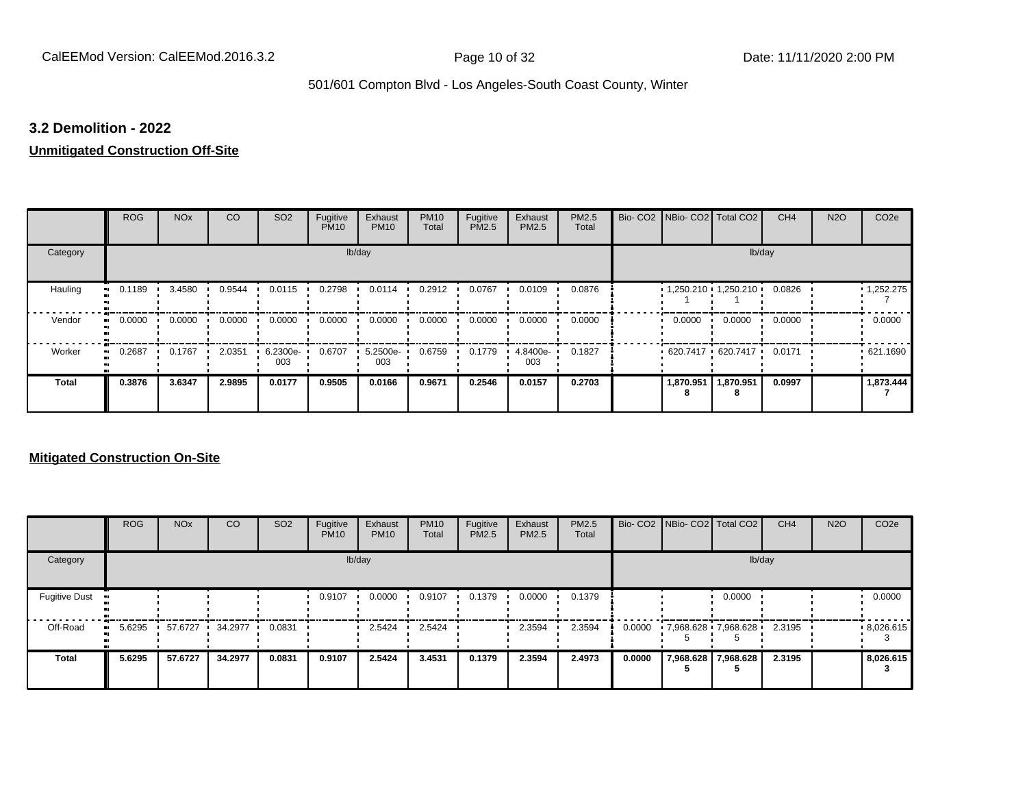### 3.2 Demolition - 2022

**Unmitigated Construction Off-Site**

| | ROG | NOx | CO | SO2 | Fugitive PM10 | Exhaust PM10 | PM10 Total | Fugitive PM2.5 | Exhaust PM2.5 | PM2.5 Total | Bio- CO2 | NBio- CO2 | Total CO2 | CH4 | N2O | CO2e |
|---|---|---|---|---|---|---|---|---|---|---|---|---|---|---|---|---|
| Category | lb/day | | | | | | | | | | lb/day | | | | | |
| Hauling | 0.1189 | 3.4580 | 0.9544 | 0.0115 | 0.2798 | 0.0114 | 0.2912 | 0.0767 | 0.0109 | 0.0876 | | 1,250.2101 | 1,250.2101 | 0.0826 | | 1,252.2757 |
| Vendor | 0.0000 | 0.0000 | 0.0000 | 0.0000 | 0.0000 | 0.0000 | 0.0000 | 0.0000 | 0.0000 | 0.0000 | | 0.0000 | 0.0000 | 0.0000 | | 0.0000 |
| Worker | 0.2687 | 0.1767 | 2.0351 | 6.2300e-003 | 0.6707 | 5.2500e-003 | 0.6759 | 0.1779 | 4.8400e-003 | 0.1827 | | 620.7417 | 620.7417 | 0.0171 | | 621.1690 |
| **Total** | **0.3876** | **3.6347** | **2.9895** | **0.0177** | **0.9505** | **0.0166** | **0.9671** | **0.2546** | **0.0157** | **0.2703** | | **1,870.9518** | **1,870.9518** | **0.0997** | | **1,873.4447** |

**Mitigated Construction On-Site**

| | ROG | NOx | CO | SO2 | Fugitive PM10 | Exhaust PM10 | PM10 Total | Fugitive PM2.5 | Exhaust PM2.5 | PM2.5 Total | Bio- CO2 | NBio- CO2 | Total CO2 | CH4 | N2O | CO2e |
|---|---|---|---|---|---|---|---|---|---|---|---|---|---|---|---|---|
| Category | lb/day | | | | | | | | | | lb/day | | | | | |
| Fugitive Dust | | | | | 0.9107 | 0.0000 | 0.9107 | 0.1379 | 0.0000 | 0.1379 | | | 0.0000 | | | 0.0000 |
| Off-Road | 5.6295 | 57.6727 | 34.2977 | 0.0831 | | 2.5424 | 2.5424 | | 2.3594 | 2.3594 | 0.0000 | 7,968.6285 | 7,968.6285 | 2.3195 | | 8,026.6153 |
| **Total** | **5.6295** | **57.6727** | **34.2977** | **0.0831** | **0.9107** | **2.5424** | **3.4531** | **0.1379** | **2.3594** | **2.4973** | **0.0000** | **7,968.6285** | **7,968.6285** | **2.3195** | | **8,026.6153** |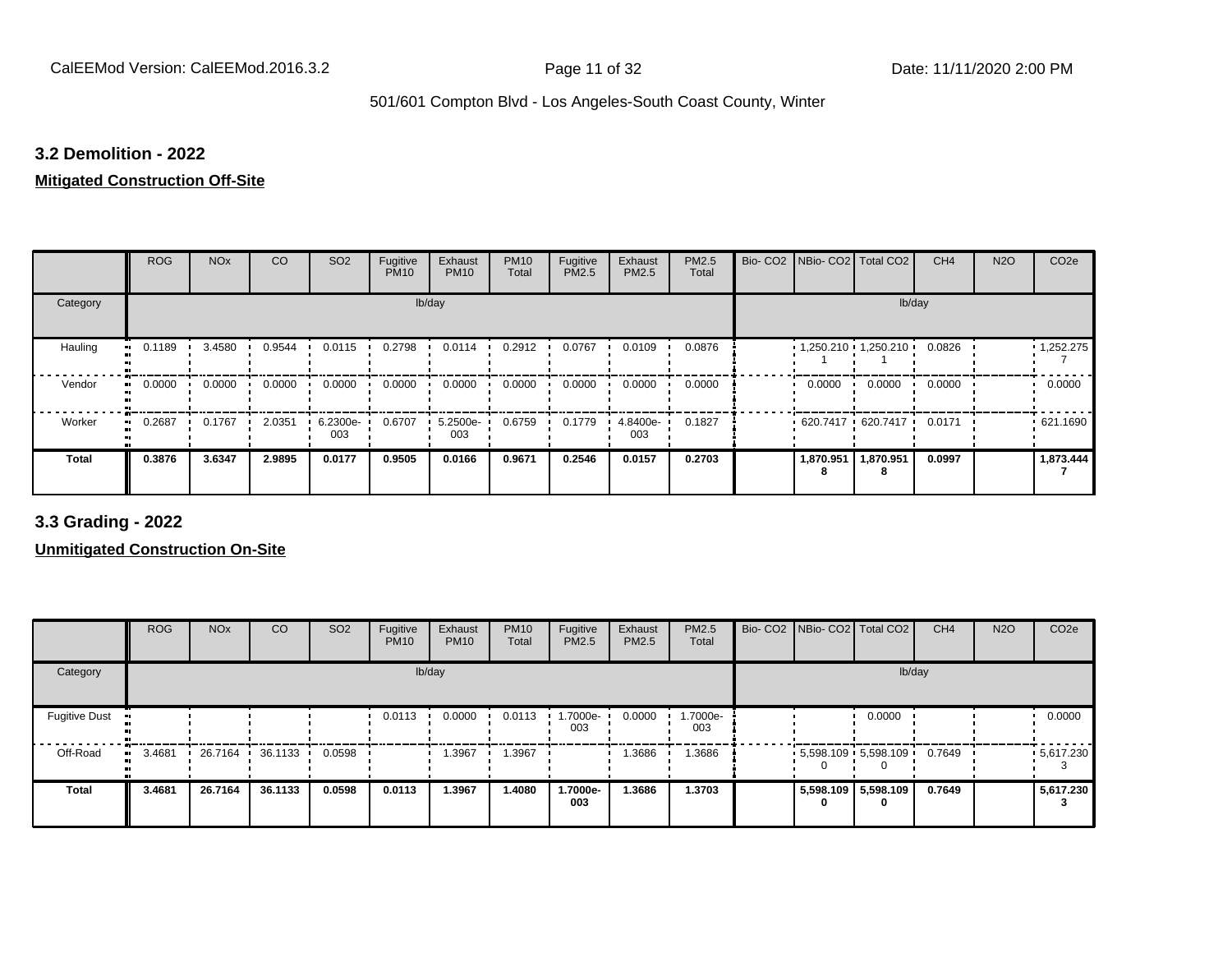### 3.2 Demolition - 2022

**Mitigated Construction Off-Site**

| | ROG | NOx | CO | SO2 | Fugitive PM10 | Exhaust PM10 | PM10 Total | Fugitive PM2.5 | Exhaust PM2.5 | PM2.5 Total | Bio- CO2 | NBio- CO2 | Total CO2 | CH4 | N2O | CO2e |
|---|---|---|---|---|---|---|---|---|---|---|---|---|---|---|---|---|
| Category | lb/day | | | | | | | | | | lb/day | | | | | |
| Hauling | 0.1189 | 3.4580 | 0.9544 | 0.0115 | 0.2798 | 0.0114 | 0.2912 | 0.0767 | 0.0109 | 0.0876 | | 1,250.2101 | 1,250.2101 | 0.0826 | | 1,252.2757 |
| Vendor | 0.0000 | 0.0000 | 0.0000 | 0.0000 | 0.0000 | 0.0000 | 0.0000 | 0.0000 | 0.0000 | 0.0000 | | 0.0000 | 0.0000 | 0.0000 | | 0.0000 |
| Worker | 0.2687 | 0.1767 | 2.0351 | 6.2300e-003 | 0.6707 | 5.2500e-003 | 0.6759 | 0.1779 | 4.8400e-003 | 0.1827 | | 620.7417 | 620.7417 | 0.0171 | | 621.1690 |
| **Total** | **0.3876** | **3.6347** | **2.9895** | **0.0177** | **0.9505** | **0.0166** | **0.9671** | **0.2546** | **0.0157** | **0.2703** | | **1,870.9518** | **1,870.9518** | **0.0997** | | **1,873.4447** |

### 3.3 Grading - 2022

**Unmitigated Construction On-Site**

| | ROG | NOx | CO | SO2 | Fugitive PM10 | Exhaust PM10 | PM10 Total | Fugitive PM2.5 | Exhaust PM2.5 | PM2.5 Total | Bio- CO2 | NBio- CO2 | Total CO2 | CH4 | N2O | CO2e |
|---|---|---|---|---|---|---|---|---|---|---|---|---|---|---|---|---|
| Category | lb/day | | | | | | | | | | lb/day | | | | | |
| Fugitive Dust | | | | | 0.0113 | 0.0000 | 0.0113 | 1.7000e-003 | 0.0000 | 1.7000e-003 | | | 0.0000 | | | 0.0000 |
| Off-Road | 3.4681 | 26.7164 | 36.1133 | 0.0598 | | 1.3967 | 1.3967 | | 1.3686 | 1.3686 | | 5,598.1090 | 5,598.1090 | 0.7649 | | 5,617.2303 |
| **Total** | **3.4681** | **26.7164** | **36.1133** | **0.0598** | **0.0113** | **1.3967** | **1.4080** | **1.7000e-003** | **1.3686** | **1.3703** | | **5,598.1090** | **5,598.1090** | **0.7649** | | **5,617.2303** |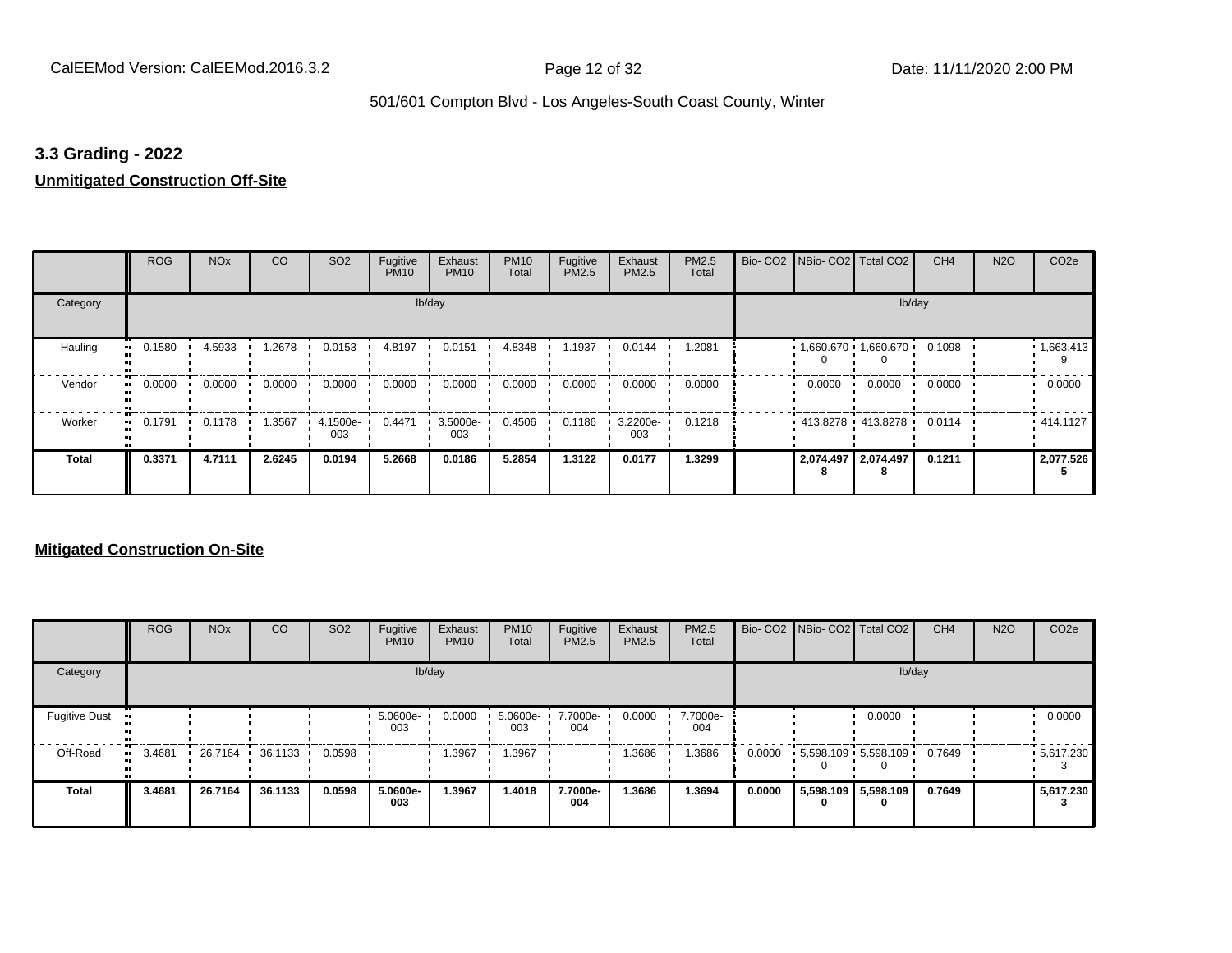## 3.3 Grading - 2022

**Unmitigated Construction Off-Site**

| | ROG | NOx | CO | SO2 | Fugitive PM10 | Exhaust PM10 | PM10 Total | Fugitive PM2.5 | Exhaust PM2.5 | PM2.5 Total | Bio- CO2 | NBio- CO2 | Total CO2 | CH4 | N2O | CO2e |
|---|---|---|---|---|---|---|---|---|---|---|---|---|---|---|---|---|
| Category | lb/day | | | | | | | | | | lb/day | | | | | |
| Hauling | 0.1580 | 4.5933 | 1.2678 | 0.0153 | 4.8197 | 0.0151 | 4.8348 | 1.1937 | 0.0144 | 1.2081 | | 1,660.6700 | 1,660.6700 | 0.1098 | | 1,663.4139 |
| Vendor | 0.0000 | 0.0000 | 0.0000 | 0.0000 | 0.0000 | 0.0000 | 0.0000 | 0.0000 | 0.0000 | 0.0000 | | 0.0000 | 0.0000 | 0.0000 | | 0.0000 |
| Worker | 0.1791 | 0.1178 | 1.3567 | 4.1500e-003 | 0.4471 | 3.5000e-003 | 0.4506 | 0.1186 | 3.2200e-003 | 0.1218 | | 413.8278 | 413.8278 | 0.0114 | | 414.1127 |
| **Total** | **0.3371** | **4.7111** | **2.6245** | **0.0194** | **5.2668** | **0.0186** | **5.2854** | **1.3122** | **0.0177** | **1.3299** | | **2,074.4978** | **2,074.4978** | **0.1211** | | **2,077.5265** |

**Mitigated Construction On-Site**

| | ROG | NOx | CO | SO2 | Fugitive PM10 | Exhaust PM10 | PM10 Total | Fugitive PM2.5 | Exhaust PM2.5 | PM2.5 Total | Bio- CO2 | NBio- CO2 | Total CO2 | CH4 | N2O | CO2e |
|---|---|---|---|---|---|---|---|---|---|---|---|---|---|---|---|---|
| Category | lb/day | | | | | | | | | | lb/day | | | | | |
| Fugitive Dust | | | | | 5.0600e-003 | 0.0000 | 5.0600e-003 | 7.7000e-004 | 0.0000 | 7.7000e-004 | | | 0.0000 | | | 0.0000 |
| Off-Road | 3.4681 | 26.7164 | 36.1133 | 0.0598 | | 1.3967 | 1.3967 | | 1.3686 | 1.3686 | 0.0000 | 5,598.1090 | 5,598.1090 | 0.7649 | | 5,617.2303 |
| **Total** | **3.4681** | **26.7164** | **36.1133** | **0.0598** | **5.0600e-003** | **1.3967** | **1.4018** | **7.7000e-004** | **1.3686** | **1.3694** | **0.0000** | **5,598.1090** | **5,598.1090** | **0.7649** | | **5,617.2303** |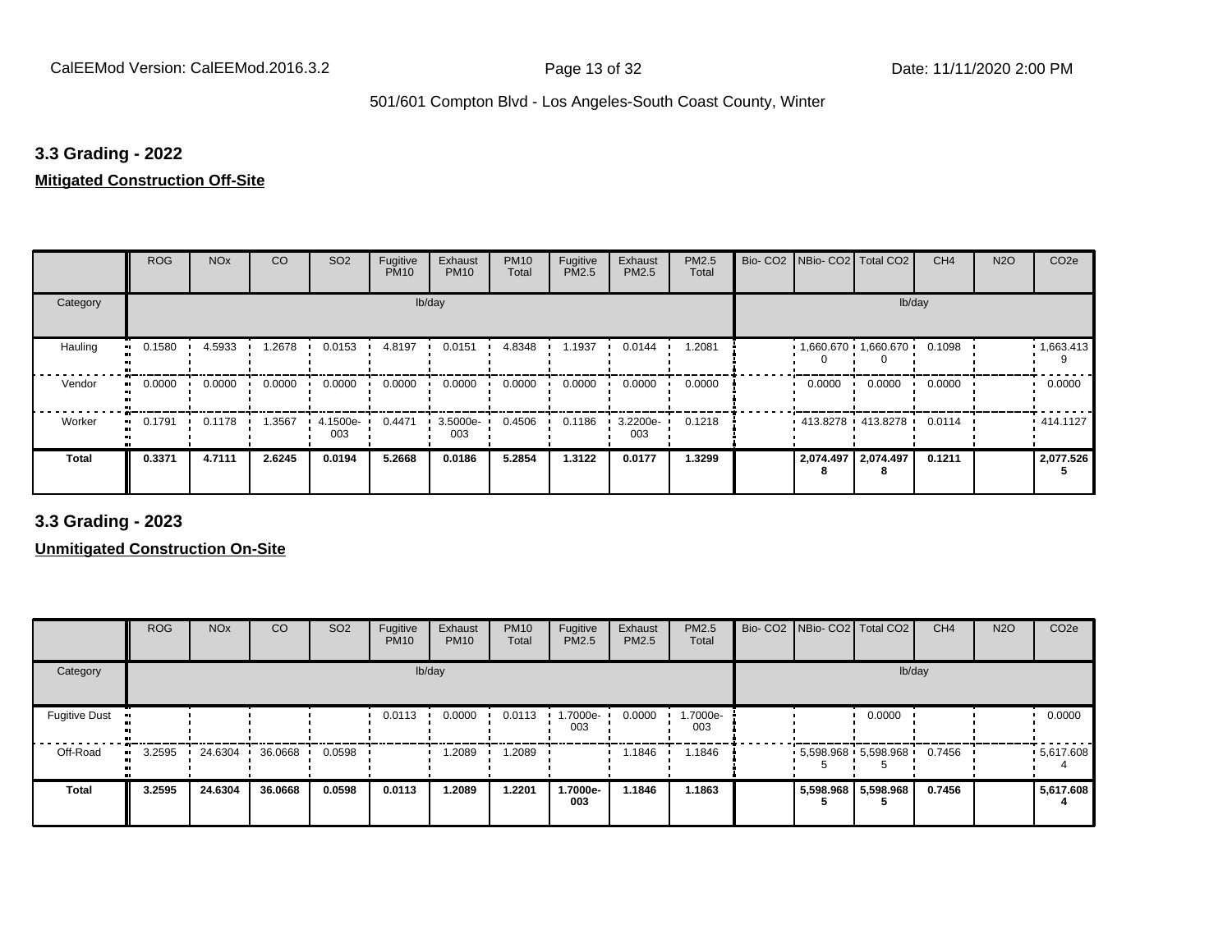## 3.3 Grading - 2022

**Mitigated Construction Off-Site**

| | ROG | NOx | CO | SO2 | Fugitive PM10 | Exhaust PM10 | PM10 Total | Fugitive PM2.5 | Exhaust PM2.5 | PM2.5 Total | Bio- CO2 | NBio- CO2 | Total CO2 | CH4 | N2O | CO2e |
|---|---|---|---|---|---|---|---|---|---|---|---|---|---|---|---|---|
| Category | | | | | lb/day | | | | | | | | | lb/day | | |
| Hauling | 0.1580 | 4.5933 | 1.2678 | 0.0153 | 4.8197 | 0.0151 | 4.8348 | 1.1937 | 0.0144 | 1.2081 | | 1,660.6700 | 1,660.6700 | 0.1098 | | 1,663.4139 |
| Vendor | 0.0000 | 0.0000 | 0.0000 | 0.0000 | 0.0000 | 0.0000 | 0.0000 | 0.0000 | 0.0000 | 0.0000 | | 0.0000 | 0.0000 | 0.0000 | | 0.0000 |
| Worker | 0.1791 | 0.1178 | 1.3567 | 4.1500e-003 | 0.4471 | 3.5000e-003 | 0.4506 | 0.1186 | 3.2200e-003 | 0.1218 | | 413.8278 | 413.8278 | 0.0114 | | 414.1127 |
| **Total** | **0.3371** | **4.7111** | **2.6245** | **0.0194** | **5.2668** | **0.0186** | **5.2854** | **1.3122** | **0.0177** | **1.3299** | | **2,074.4978** | **2,074.4978** | **0.1211** | | **2,077.5265** |

## 3.3 Grading - 2023

**Unmitigated Construction On-Site**

| | ROG | NOx | CO | SO2 | Fugitive PM10 | Exhaust PM10 | PM10 Total | Fugitive PM2.5 | Exhaust PM2.5 | PM2.5 Total | Bio- CO2 | NBio- CO2 | Total CO2 | CH4 | N2O | CO2e |
|---|---|---|---|---|---|---|---|---|---|---|---|---|---|---|---|---|
| Category | | | | | lb/day | | | | | | | | | lb/day | | |
| Fugitive Dust | | | | | 0.0113 | 0.0000 | 0.0113 | 1.7000e-003 | 0.0000 | 1.7000e-003 | | | 0.0000 | | | 0.0000 |
| Off-Road | 3.2595 | 24.6304 | 36.0668 | 0.0598 | | 1.2089 | 1.2089 | | 1.1846 | 1.1846 | | 5,598.9685 | 5,598.9685 | 0.7456 | | 5,617.6084 |
| **Total** | **3.2595** | **24.6304** | **36.0668** | **0.0598** | **0.0113** | **1.2089** | **1.2201** | **1.7000e-003** | **1.1846** | **1.1863** | | **5,598.9685** | **5,598.9685** | **0.7456** | | **5,617.6084** |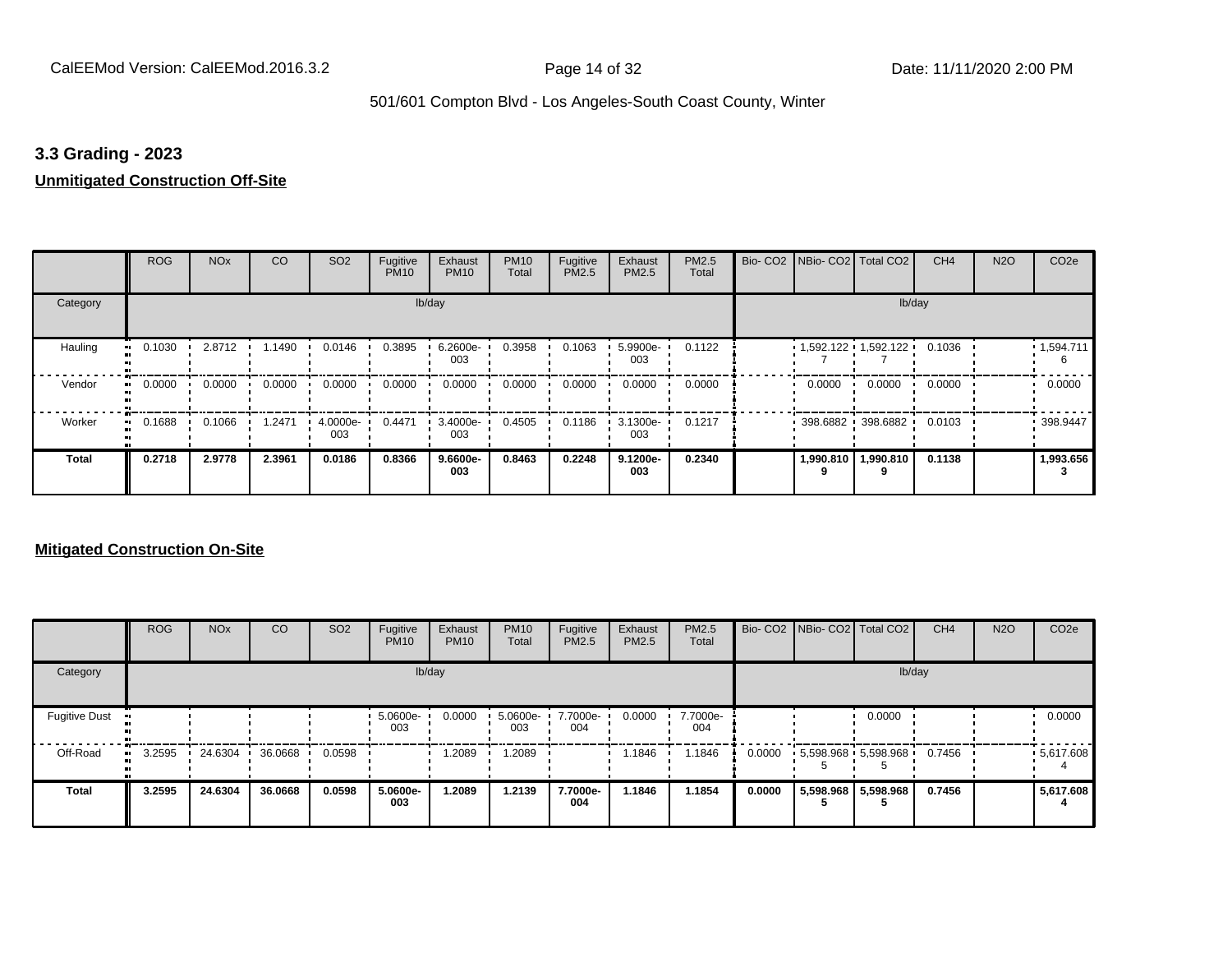## 3.3 Grading - 2023

### Unmitigated Construction Off-Site

| | ROG | NOx | CO | SO2 | Fugitive PM10 | Exhaust PM10 | PM10 Total | Fugitive PM2.5 | Exhaust PM2.5 | PM2.5 Total | Bio- CO2 | NBio- CO2 | Total CO2 | CH4 | N2O | CO2e |
|---|---|---|---|---|---|---|---|---|---|---|---|---|---|---|---|---|
| Category | lb/day | | | | | | | | | | lb/day | | | | | |
| Hauling | 0.1030 | 2.8712 | 1.1490 | 0.0146 | 0.3895 | 6.2600e-003 | 0.3958 | 0.1063 | 5.9900e-003 | 0.1122 | | 1,592.1227 | 1,592.1227 | 0.1036 | | 1,594.7116 |
| Vendor | 0.0000 | 0.0000 | 0.0000 | 0.0000 | 0.0000 | 0.0000 | 0.0000 | 0.0000 | 0.0000 | 0.0000 | | 0.0000 | 0.0000 | 0.0000 | | 0.0000 |
| Worker | 0.1688 | 0.1066 | 1.2471 | 4.0000e-003 | 0.4471 | 3.4000e-003 | 0.4505 | 0.1186 | 3.1300e-003 | 0.1217 | | 398.6882 | 398.6882 | 0.0103 | | 398.9447 |
| **Total** | **0.2718** | **2.9778** | **2.3961** | **0.0186** | **0.8366** | **9.6600e-003** | **0.8463** | **0.2248** | **9.1200e-003** | **0.2340** | | **1,990.8109** | **1,990.8109** | **0.1138** | | **1,993.6563** |

### Mitigated Construction On-Site

| | ROG | NOx | CO | SO2 | Fugitive PM10 | Exhaust PM10 | PM10 Total | Fugitive PM2.5 | Exhaust PM2.5 | PM2.5 Total | Bio- CO2 | NBio- CO2 | Total CO2 | CH4 | N2O | CO2e |
|---|---|---|---|---|---|---|---|---|---|---|---|---|---|---|---|---|
| Category | lb/day | | | | | | | | | | lb/day | | | | | |
| Fugitive Dust | | | | | 5.0600e-003 | 0.0000 | 5.0600e-003 | 7.7000e-004 | 0.0000 | 7.7000e-004 | | | 0.0000 | | | 0.0000 |
| Off-Road | 3.2595 | 24.6304 | 36.0668 | 0.0598 | | 1.2089 | 1.2089 | | 1.1846 | 1.1846 | 0.0000 | 5,598.9685 | 5,598.9685 | 0.7456 | | 5,617.6084 |
| **Total** | **3.2595** | **24.6304** | **36.0668** | **0.0598** | **5.0600e-003** | **1.2089** | **1.2139** | **7.7000e-004** | **1.1846** | **1.1854** | **0.0000** | **5,598.9685** | **5,598.9685** | **0.7456** | | **5,617.6084** |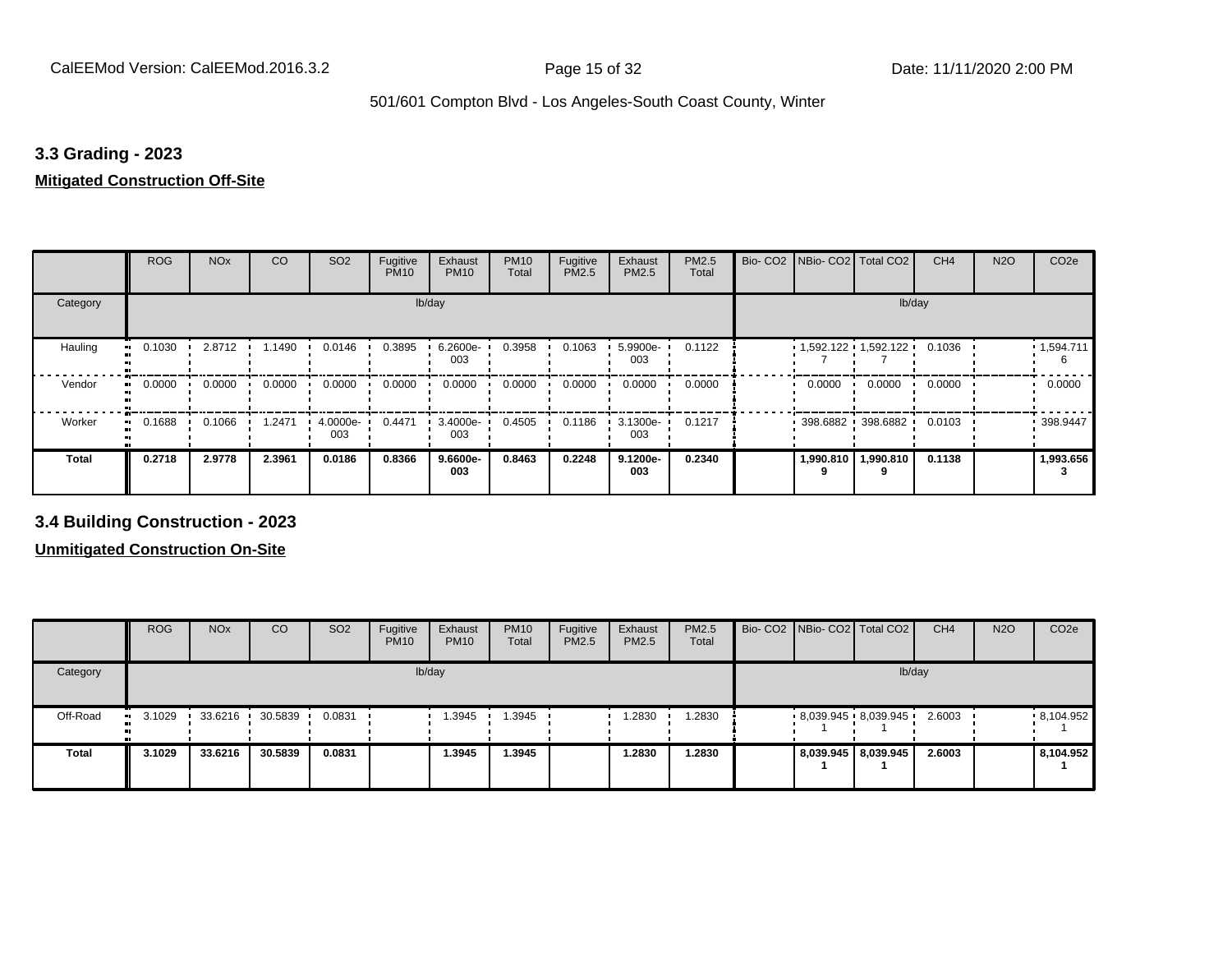501/601 Compton Blvd - Los Angeles-South Coast County, Winter

### 3.3 Grading - 2023

**Mitigated Construction Off-Site**

| | ROG | NOx | CO | SO2 | Fugitive PM10 | Exhaust PM10 | PM10 Total | Fugitive PM2.5 | Exhaust PM2.5 | PM2.5 Total | Bio- CO2 | NBio- CO2 | Total CO2 | CH4 | N2O | CO2e |
|---|---|---|---|---|---|---|---|---|---|---|---|---|---|---|---|---|
| Category | lb/day | | | | | | | | | | lb/day | | | | | |
| Hauling | 0.1030 | 2.8712 | 1.1490 | 0.0146 | 0.3895 | 6.2600e-003 | 0.3958 | 0.1063 | 5.9900e-003 | 0.1122 | | 1,592.1227 | 1,592.1227 | 0.1036 | | 1,594.7116 |
| Vendor | 0.0000 | 0.0000 | 0.0000 | 0.0000 | 0.0000 | 0.0000 | 0.0000 | 0.0000 | 0.0000 | 0.0000 | | 0.0000 | 0.0000 | 0.0000 | | 0.0000 |
| Worker | 0.1688 | 0.1066 | 1.2471 | 4.0000e-003 | 0.4471 | 3.4000e-003 | 0.4505 | 0.1186 | 3.1300e-003 | 0.1217 | | 398.6882 | 398.6882 | 0.0103 | | 398.9447 |
| **Total** | **0.2718** | **2.9778** | **2.3961** | **0.0186** | **0.8366** | **9.6600e-003** | **0.8463** | **0.2248** | **9.1200e-003** | **0.2340** | | **1,990.8109** | **1,990.8109** | **0.1138** | | **1,993.6563** |

### 3.4 Building Construction - 2023

**Unmitigated Construction On-Site**

| | ROG | NOx | CO | SO2 | Fugitive PM10 | Exhaust PM10 | PM10 Total | Fugitive PM2.5 | Exhaust PM2.5 | PM2.5 Total | Bio- CO2 | NBio- CO2 | Total CO2 | CH4 | N2O | CO2e |
|---|---|---|---|---|---|---|---|---|---|---|---|---|---|---|---|---|
| Category | lb/day | | | | | | | | | | lb/day | | | | | |
| Off-Road | 3.1029 | 33.6216 | 30.5839 | 0.0831 | | 1.3945 | 1.3945 | | 1.2830 | 1.2830 | | 8,039.9451 | 8,039.9451 | 2.6003 | | 8,104.9521 |
| **Total** | **3.1029** | **33.6216** | **30.5839** | **0.0831** | | **1.3945** | **1.3945** | | **1.2830** | **1.2830** | | **8,039.9451** | **8,039.9451** | **2.6003** | | **8,104.9521** |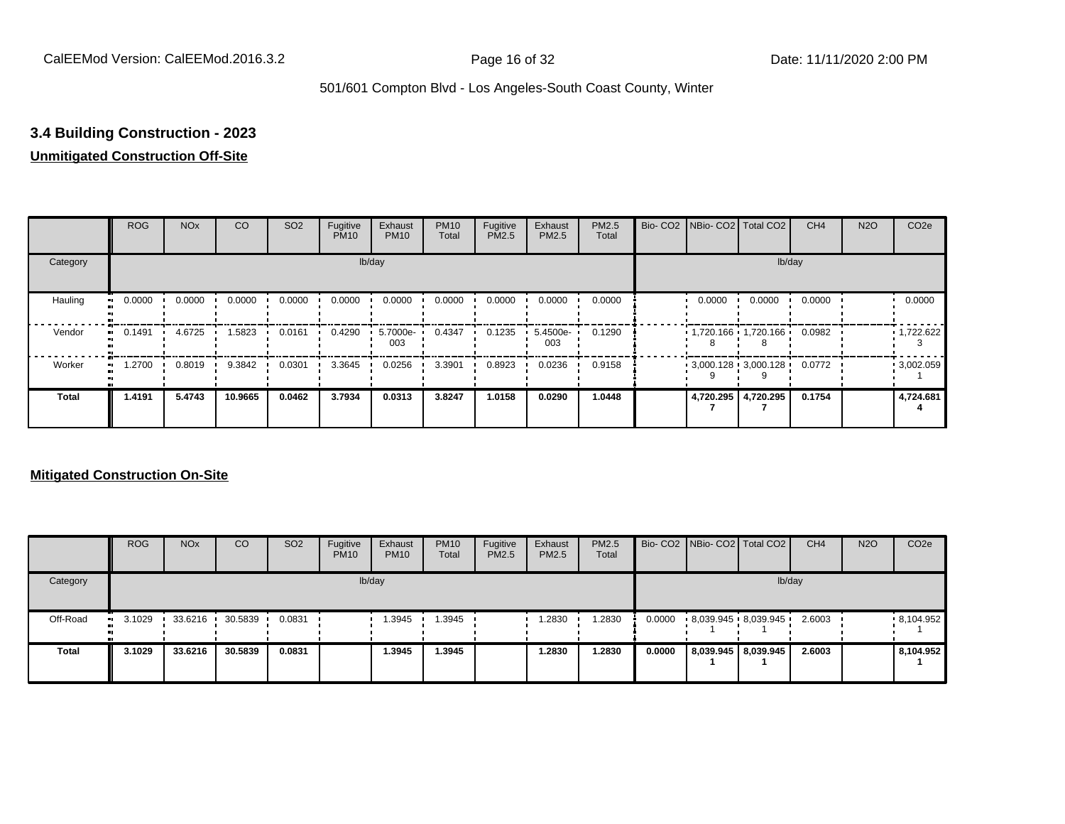### 3.4 Building Construction - 2023

**Unmitigated Construction Off-Site**

| | ROG | NOx | CO | SO2 | Fugitive PM10 | Exhaust PM10 | PM10 Total | Fugitive PM2.5 | Exhaust PM2.5 | PM2.5 Total | Bio- CO2 | NBio- CO2 | Total CO2 | CH4 | N2O | CO2e |
|---|---|---|---|---|---|---|---|---|---|---|---|---|---|---|---|---|
| Category | | | | | lb/day | | | | | | | | | lb/day | | |
| Hauling | 0.0000 | 0.0000 | 0.0000 | 0.0000 | 0.0000 | 0.0000 | 0.0000 | 0.0000 | 0.0000 | 0.0000 | | 0.0000 | 0.0000 | 0.0000 | | 0.0000 |
| Vendor | 0.1491 | 4.6725 | 1.5823 | 0.0161 | 0.4290 | 5.7000e-003 | 0.4347 | 0.1235 | 5.4500e-003 | 0.1290 | | 1,720.1668 | 1,720.1668 | 0.0982 | | 1,722.6223 |
| Worker | 1.2700 | 0.8019 | 9.3842 | 0.0301 | 3.3645 | 0.0256 | 3.3901 | 0.8923 | 0.0236 | 0.9158 | | 3,000.1289 | 3,000.1289 | 0.0772 | | 3,002.0591 |
| **Total** | **1.4191** | **5.4743** | **10.9665** | **0.0462** | **3.7934** | **0.0313** | **3.8247** | **1.0158** | **0.0290** | **1.0448** | | **4,720.2957** | **4,720.2957** | **0.1754** | | **4,724.6814** |

**Mitigated Construction On-Site**

| | ROG | NOx | CO | SO2 | Fugitive PM10 | Exhaust PM10 | PM10 Total | Fugitive PM2.5 | Exhaust PM2.5 | PM2.5 Total | Bio- CO2 | NBio- CO2 | Total CO2 | CH4 | N2O | CO2e |
|---|---|---|---|---|---|---|---|---|---|---|---|---|---|---|---|---|
| Category | | | | | lb/day | | | | | | | | | lb/day | | |
| Off-Road | 3.1029 | 33.6216 | 30.5839 | 0.0831 | | 1.3945 | 1.3945 | | 1.2830 | 1.2830 | 0.0000 | 8,039.9451 | 8,039.9451 | 2.6003 | | 8,104.9521 |
| **Total** | **3.1029** | **33.6216** | **30.5839** | **0.0831** | | **1.3945** | **1.3945** | | **1.2830** | **1.2830** | **0.0000** | **8,039.9451** | **8,039.9451** | **2.6003** | | **8,104.9521** |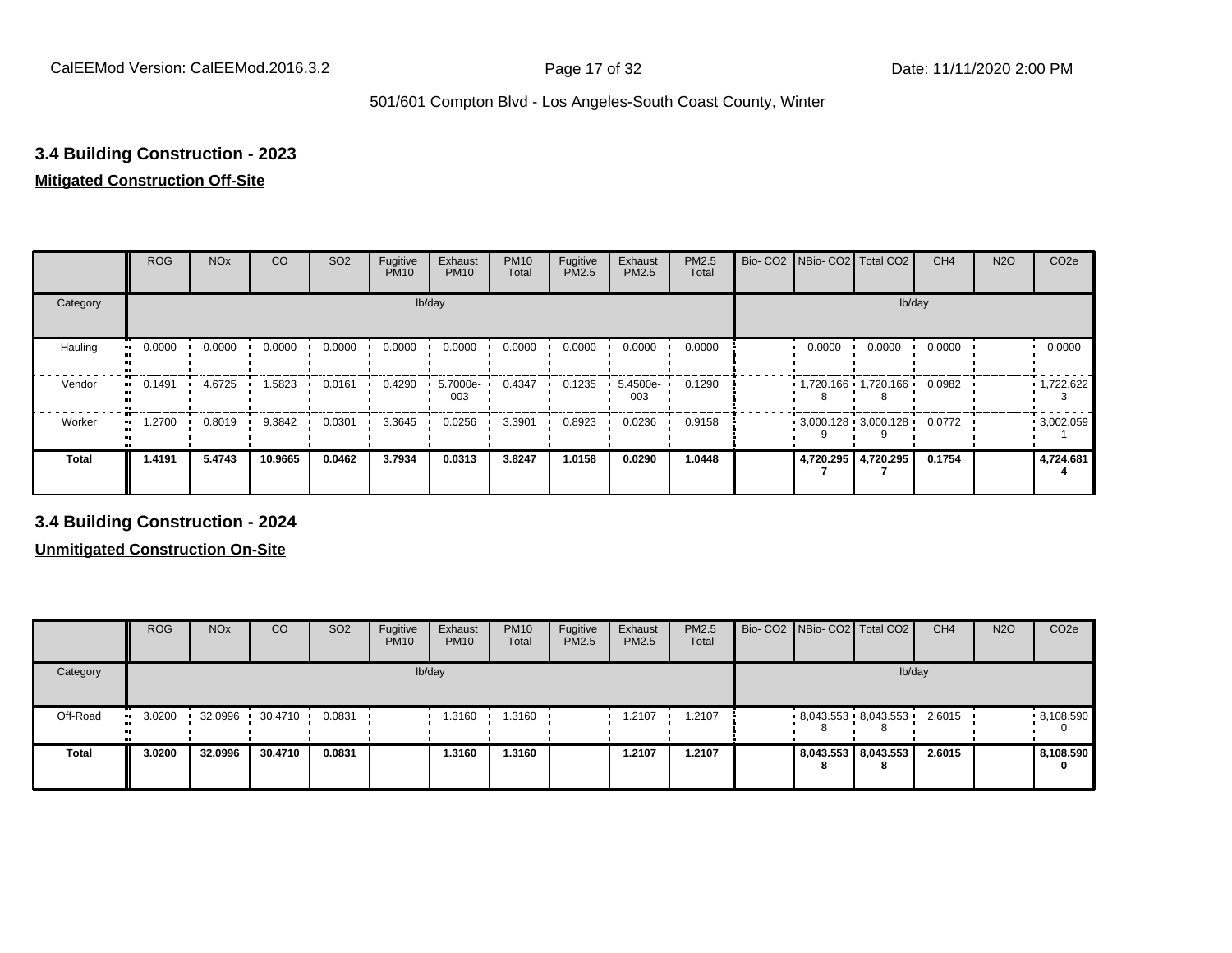## 3.4 Building Construction - 2023

**Mitigated Construction Off-Site**

| | ROG | NOx | CO | SO2 | Fugitive PM10 | Exhaust PM10 | PM10 Total | Fugitive PM2.5 | Exhaust PM2.5 | PM2.5 Total | Bio- CO2 | NBio- CO2 | Total CO2 | CH4 | N2O | CO2e |
|---|---|---|---|---|---|---|---|---|---|---|---|---|---|---|---|---|
| Category | | | | | | lb/day | | | | | | | | lb/day | | |
| Hauling | 0.0000 | 0.0000 | 0.0000 | 0.0000 | 0.0000 | 0.0000 | 0.0000 | 0.0000 | 0.0000 | 0.0000 | | 0.0000 | 0.0000 | 0.0000 | | 0.0000 |
| Vendor | 0.1491 | 4.6725 | 1.5823 | 0.0161 | 0.4290 | 5.7000e-003 | 0.4347 | 0.1235 | 5.4500e-003 | 0.1290 | | 1,720.166 8 | 1,720.166 8 | 0.0982 | | 1,722.622 3 |
| Worker | 1.2700 | 0.8019 | 9.3842 | 0.0301 | 3.3645 | 0.0256 | 3.3901 | 0.8923 | 0.0236 | 0.9158 | | 3,000.128 9 | 3,000.128 9 | 0.0772 | | 3,002.059 1 |
| **Total** | **1.4191** | **5.4743** | **10.9665** | **0.0462** | **3.7934** | **0.0313** | **3.8247** | **1.0158** | **0.0290** | **1.0448** | | **4,720.295 7** | **4,720.295 7** | **0.1754** | | **4,724.681 4** |

## 3.4 Building Construction - 2024

**Unmitigated Construction On-Site**

| | ROG | NOx | CO | SO2 | Fugitive PM10 | Exhaust PM10 | PM10 Total | Fugitive PM2.5 | Exhaust PM2.5 | PM2.5 Total | Bio- CO2 | NBio- CO2 | Total CO2 | CH4 | N2O | CO2e |
|---|---|---|---|---|---|---|---|---|---|---|---|---|---|---|---|---|
| Category | | | | | | lb/day | | | | | | | | lb/day | | |
| Off-Road | 3.0200 | 32.0996 | 30.4710 | 0.0831 | | 1.3160 | 1.3160 | | 1.2107 | 1.2107 | | 8,043.553 8 | 8,043.553 8 | 2.6015 | | 8,108.590 0 |
| **Total** | **3.0200** | **32.0996** | **30.4710** | **0.0831** | | **1.3160** | **1.3160** | | **1.2107** | **1.2107** | | **8,043.553 8** | **8,043.553 8** | **2.6015** | | **8,108.590 0** |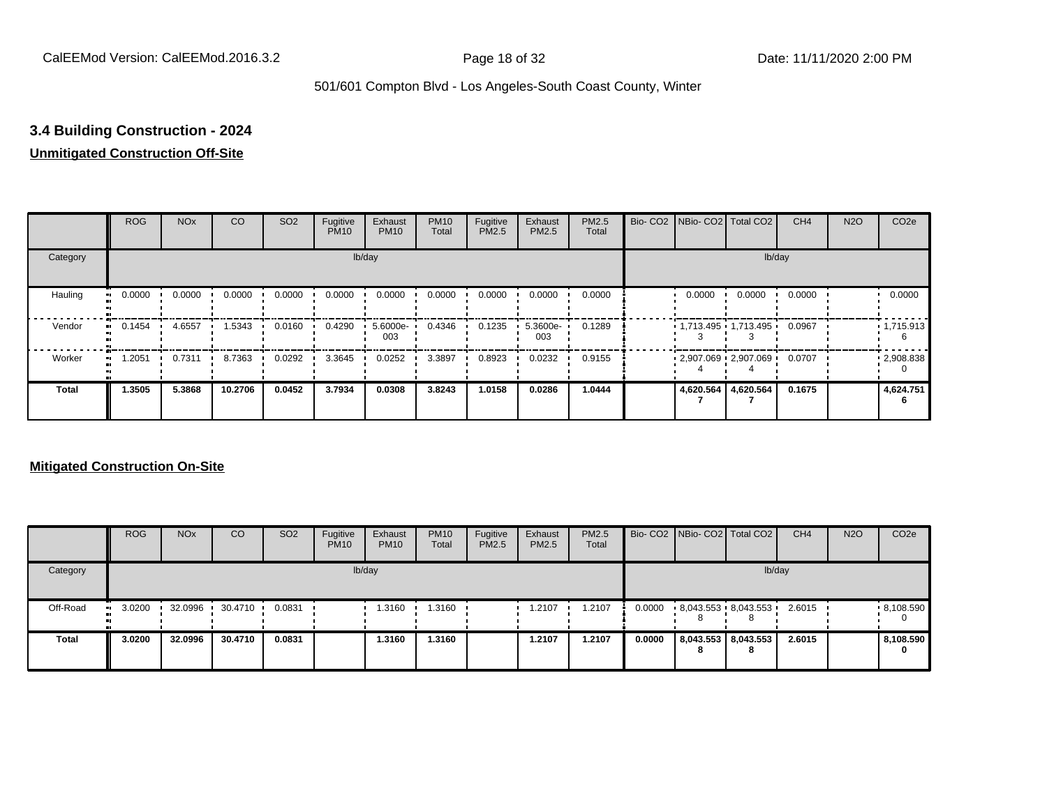501/601 Compton Blvd - Los Angeles-South Coast County, Winter

### 3.4 Building Construction - 2024

**Unmitigated Construction Off-Site**

| | ROG | NOx | CO | SO2 | Fugitive PM10 | Exhaust PM10 | PM10 Total | Fugitive PM2.5 | Exhaust PM2.5 | PM2.5 Total | Bio- CO2 | NBio- CO2 | Total CO2 | CH4 | N2O | CO2e |
|---|---|---|---|---|---|---|---|---|---|---|---|---|---|---|---|---|
| Category | lb/day | | | | | | | | | | lb/day | | | | | |
| Hauling | 0.0000 | 0.0000 | 0.0000 | 0.0000 | 0.0000 | 0.0000 | 0.0000 | 0.0000 | 0.0000 | 0.0000 | | 0.0000 | 0.0000 | 0.0000 | | 0.0000 |
| Vendor | 0.1454 | 4.6557 | 1.5343 | 0.0160 | 0.4290 | 5.6000e-003 | 0.4346 | 0.1235 | 5.3600e-003 | 0.1289 | | 1,713.4953 | 1,713.4953 | 0.0967 | | 1,715.9136 |
| Worker | 1.2051 | 0.7311 | 8.7363 | 0.0292 | 3.3645 | 0.0252 | 3.3897 | 0.8923 | 0.0232 | 0.9155 | | 2,907.0694 | 2,907.0694 | 0.0707 | | 2,908.8380 |
| **Total** | **1.3505** | **5.3868** | **10.2706** | **0.0452** | **3.7934** | **0.0308** | **3.8243** | **1.0158** | **0.0286** | **1.0444** | | **4,620.5647** | **4,620.5647** | **0.1675** | | **4,624.7516** |

**Mitigated Construction On-Site**

| | ROG | NOx | CO | SO2 | Fugitive PM10 | Exhaust PM10 | PM10 Total | Fugitive PM2.5 | Exhaust PM2.5 | PM2.5 Total | Bio- CO2 | NBio- CO2 | Total CO2 | CH4 | N2O | CO2e |
|---|---|---|---|---|---|---|---|---|---|---|---|---|---|---|---|---|
| Category | lb/day | | | | | | | | | | lb/day | | | | | |
| Off-Road | 3.0200 | 32.0996 | 30.4710 | 0.0831 | | 1.3160 | 1.3160 | | 1.2107 | 1.2107 | 0.0000 | 8,043.5538 | 8,043.5538 | 2.6015 | | 8,108.5900 |
| **Total** | **3.0200** | **32.0996** | **30.4710** | **0.0831** | | **1.3160** | **1.3160** | | **1.2107** | **1.2107** | **0.0000** | **8,043.5538** | **8,043.5538** | **2.6015** | | **8,108.5900** |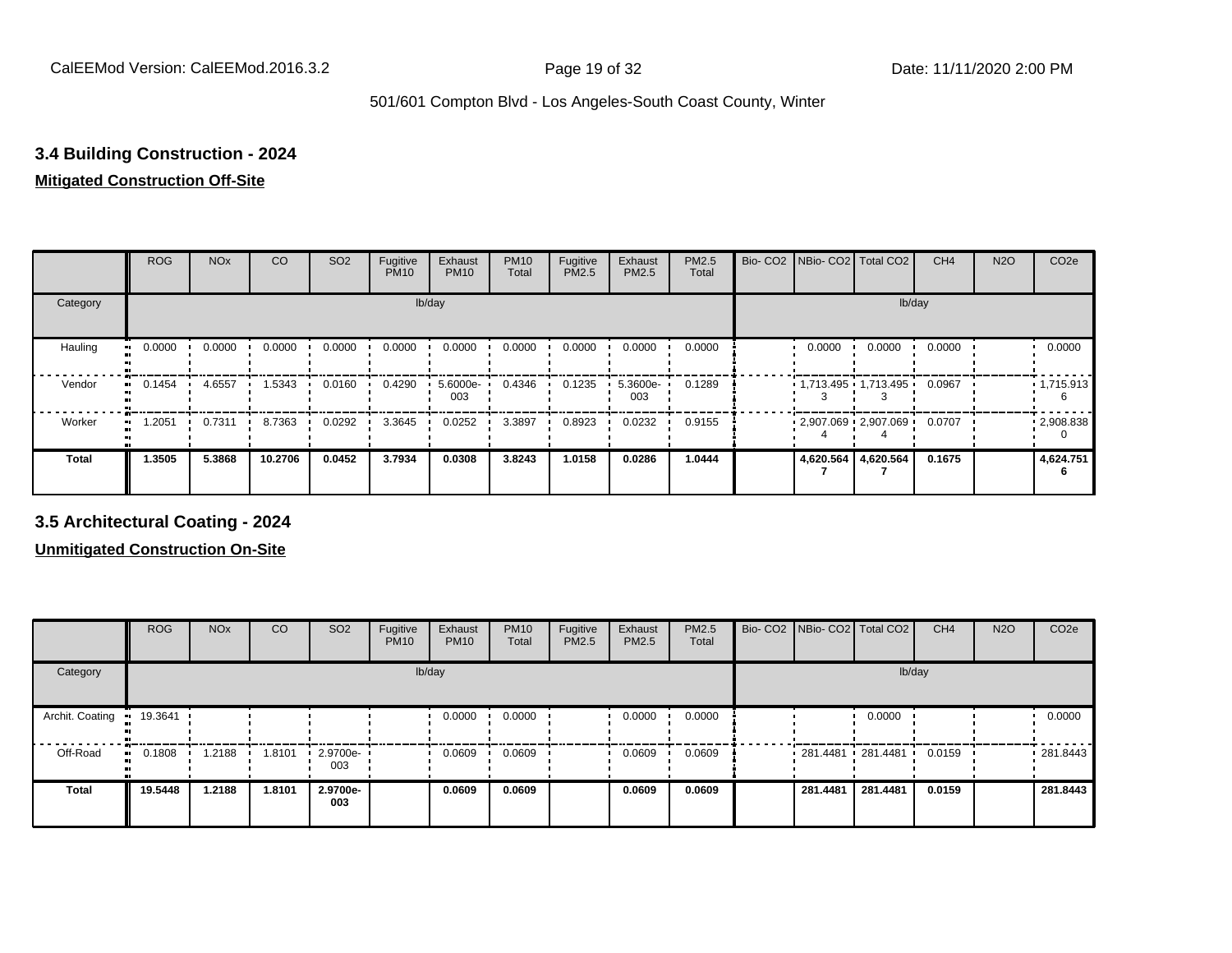## 3.4 Building Construction - 2024

**Mitigated Construction Off-Site**

| | ROG | NOx | CO | SO2 | Fugitive PM10 | Exhaust PM10 | PM10 Total | Fugitive PM2.5 | Exhaust PM2.5 | PM2.5 Total | Bio- CO2 | NBio- CO2 | Total CO2 | CH4 | N2O | CO2e |
|---|---|---|---|---|---|---|---|---|---|---|---|---|---|---|---|---|
| Category | lb/day | | | | | | | | | | lb/day | | | | | |
| Hauling | 0.0000 | 0.0000 | 0.0000 | 0.0000 | 0.0000 | 0.0000 | 0.0000 | 0.0000 | 0.0000 | 0.0000 | | 0.0000 | 0.0000 | 0.0000 | | 0.0000 |
| Vendor | 0.1454 | 4.6557 | 1.5343 | 0.0160 | 0.4290 | 5.6000e-003 | 0.4346 | 0.1235 | 5.3600e-003 | 0.1289 | | 1,713.4953 | 1,713.4953 | 0.0967 | | 1,715.9136 |
| Worker | 1.2051 | 0.7311 | 8.7363 | 0.0292 | 3.3645 | 0.0252 | 3.3897 | 0.8923 | 0.0232 | 0.9155 | | 2,907.0694 | 2,907.0694 | 0.0707 | | 2,908.8380 |
| **Total** | **1.3505** | **5.3868** | **10.2706** | **0.0452** | **3.7934** | **0.0308** | **3.8243** | **1.0158** | **0.0286** | **1.0444** | | **4,620.5647** | **4,620.5647** | **0.1675** | | **4,624.7516** |

## 3.5 Architectural Coating - 2024

**Unmitigated Construction On-Site**

| | ROG | NOx | CO | SO2 | Fugitive PM10 | Exhaust PM10 | PM10 Total | Fugitive PM2.5 | Exhaust PM2.5 | PM2.5 Total | Bio- CO2 | NBio- CO2 | Total CO2 | CH4 | N2O | CO2e |
|---|---|---|---|---|---|---|---|---|---|---|---|---|---|---|---|---|
| Category | lb/day | | | | | | | | | | lb/day | | | | | |
| Archit. Coating | 19.3641 | | | | | 0.0000 | 0.0000 | | 0.0000 | 0.0000 | | | 0.0000 | | | 0.0000 |
| Off-Road | 0.1808 | 1.2188 | 1.8101 | 2.9700e-003 | | 0.0609 | 0.0609 | | 0.0609 | 0.0609 | | 281.4481 | 281.4481 | 0.0159 | | 281.8443 |
| **Total** | **19.5448** | **1.2188** | **1.8101** | **2.9700e-003** | | **0.0609** | **0.0609** | | **0.0609** | **0.0609** | | **281.4481** | **281.4481** | **0.0159** | | **281.8443** |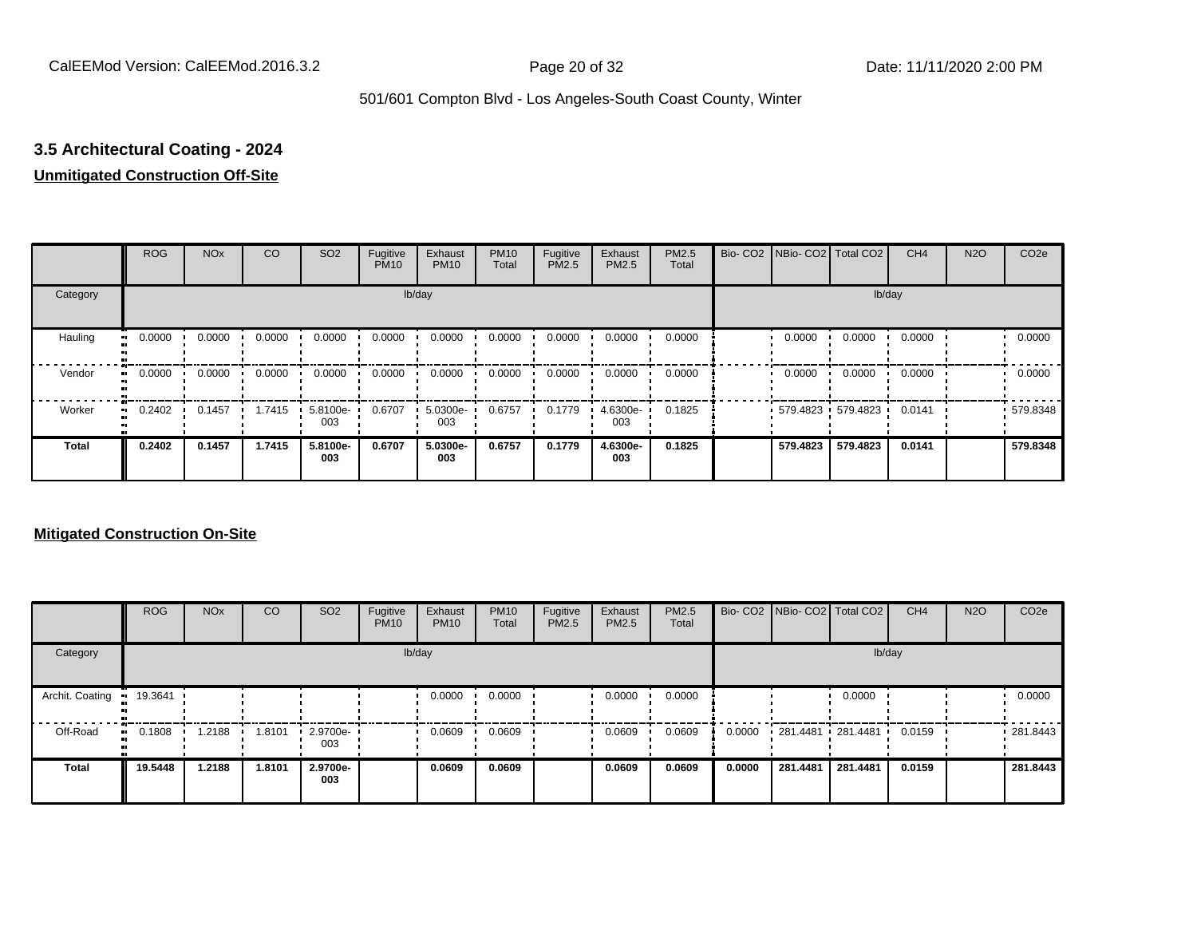### 3.5 Architectural Coating - 2024

**Unmitigated Construction Off-Site**

| | ROG | NOx | CO | SO2 | Fugitive PM10 | Exhaust PM10 | PM10 Total | Fugitive PM2.5 | Exhaust PM2.5 | PM2.5 Total | Bio- CO2 | NBio- CO2 | Total CO2 | CH4 | N2O | CO2e |
|---|---|---|---|---|---|---|---|---|---|---|---|---|---|---|---|---|
| Category | lb/day | | | | | | | | | | lb/day | | | | | |
| Hauling | 0.0000 | 0.0000 | 0.0000 | 0.0000 | 0.0000 | 0.0000 | 0.0000 | 0.0000 | 0.0000 | 0.0000 | | 0.0000 | 0.0000 | 0.0000 | | 0.0000 |
| Vendor | 0.0000 | 0.0000 | 0.0000 | 0.0000 | 0.0000 | 0.0000 | 0.0000 | 0.0000 | 0.0000 | 0.0000 | | 0.0000 | 0.0000 | 0.0000 | | 0.0000 |
| Worker | 0.2402 | 0.1457 | 1.7415 | 5.8100e-003 | 0.6707 | 5.0300e-003 | 0.6757 | 0.1779 | 4.6300e-003 | 0.1825 | | 579.4823 | 579.4823 | 0.0141 | | 579.8348 |
| **Total** | **0.2402** | **0.1457** | **1.7415** | **5.8100e-003** | **0.6707** | **5.0300e-003** | **0.6757** | **0.1779** | **4.6300e-003** | **0.1825** | | **579.4823** | **579.4823** | **0.0141** | | **579.8348** |

**Mitigated Construction On-Site**

| | ROG | NOx | CO | SO2 | Fugitive PM10 | Exhaust PM10 | PM10 Total | Fugitive PM2.5 | Exhaust PM2.5 | PM2.5 Total | Bio- CO2 | NBio- CO2 | Total CO2 | CH4 | N2O | CO2e |
|---|---|---|---|---|---|---|---|---|---|---|---|---|---|---|---|---|
| Category | lb/day | | | | | | | | | | lb/day | | | | | |
| Archit. Coating | 19.3641 | | | | | 0.0000 | 0.0000 | | 0.0000 | 0.0000 | | | 0.0000 | | | 0.0000 |
| Off-Road | 0.1808 | 1.2188 | 1.8101 | 2.9700e-003 | | 0.0609 | 0.0609 | | 0.0609 | 0.0609 | 0.0000 | 281.4481 | 281.4481 | 0.0159 | | 281.8443 |
| **Total** | **19.5448** | **1.2188** | **1.8101** | **2.9700e-003** | | **0.0609** | **0.0609** | | **0.0609** | **0.0609** | **0.0000** | **281.4481** | **281.4481** | **0.0159** | | **281.8443** |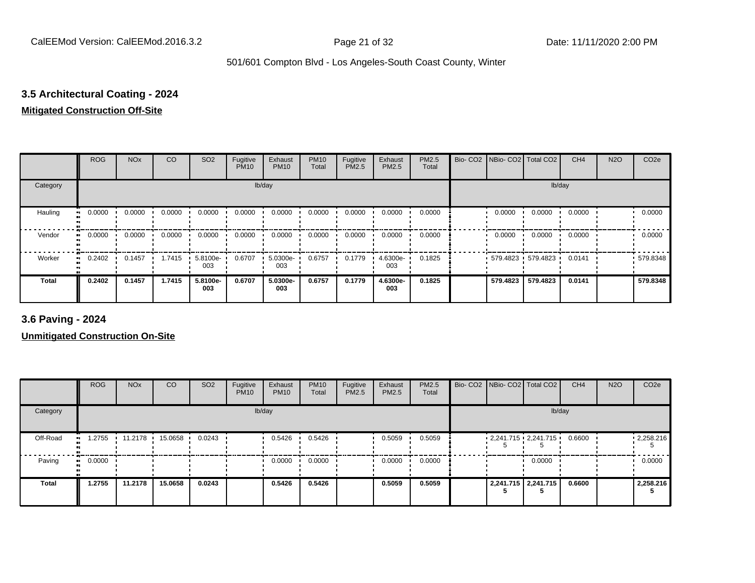### 3.5 Architectural Coating - 2024

**Mitigated Construction Off-Site**

| | ROG | NOx | CO | SO2 | Fugitive PM10 | Exhaust PM10 | PM10 Total | Fugitive PM2.5 | Exhaust PM2.5 | PM2.5 Total | Bio- CO2 | NBio- CO2 | Total CO2 | CH4 | N2O | CO2e |
|---|---|---|---|---|---|---|---|---|---|---|---|---|---|---|---|---|
| Category | | | | | | lb/day | | | | | | | | lb/day | | |
| Hauling | 0.0000 | 0.0000 | 0.0000 | 0.0000 | 0.0000 | 0.0000 | 0.0000 | 0.0000 | 0.0000 | 0.0000 | | 0.0000 | 0.0000 | 0.0000 | | 0.0000 |
| Vendor | 0.0000 | 0.0000 | 0.0000 | 0.0000 | 0.0000 | 0.0000 | 0.0000 | 0.0000 | 0.0000 | 0.0000 | | 0.0000 | 0.0000 | 0.0000 | | 0.0000 |
| Worker | 0.2402 | 0.1457 | 1.7415 | 5.8100e-003 | 0.6707 | 5.0300e-003 | 0.6757 | 0.1779 | 4.6300e-003 | 0.1825 | | 579.4823 | 579.4823 | 0.0141 | | 579.8348 |
| **Total** | **0.2402** | **0.1457** | **1.7415** | **5.8100e-003** | **0.6707** | **5.0300e-003** | **0.6757** | **0.1779** | **4.6300e-003** | **0.1825** | | **579.4823** | **579.4823** | **0.0141** | | **579.8348** |

### 3.6 Paving - 2024

**Unmitigated Construction On-Site**

| | ROG | NOx | CO | SO2 | Fugitive PM10 | Exhaust PM10 | PM10 Total | Fugitive PM2.5 | Exhaust PM2.5 | PM2.5 Total | Bio- CO2 | NBio- CO2 | Total CO2 | CH4 | N2O | CO2e |
|---|---|---|---|---|---|---|---|---|---|---|---|---|---|---|---|---|
| Category | | | | | | lb/day | | | | | | | | lb/day | | |
| Off-Road | 1.2755 | 11.2178 | 15.0658 | 0.0243 | | 0.5426 | 0.5426 | | 0.5059 | 0.5059 | | 2,241.7155 | 2,241.7155 | 0.6600 | | 2,258.2165 |
| Paving | 0.0000 | | | | | 0.0000 | 0.0000 | | 0.0000 | 0.0000 | | | 0.0000 | | | 0.0000 |
| **Total** | **1.2755** | **11.2178** | **15.0658** | **0.0243** | | **0.5426** | **0.5426** | | **0.5059** | **0.5059** | | **2,241.7155** | **2,241.7155** | **0.6600** | | **2,258.2165** |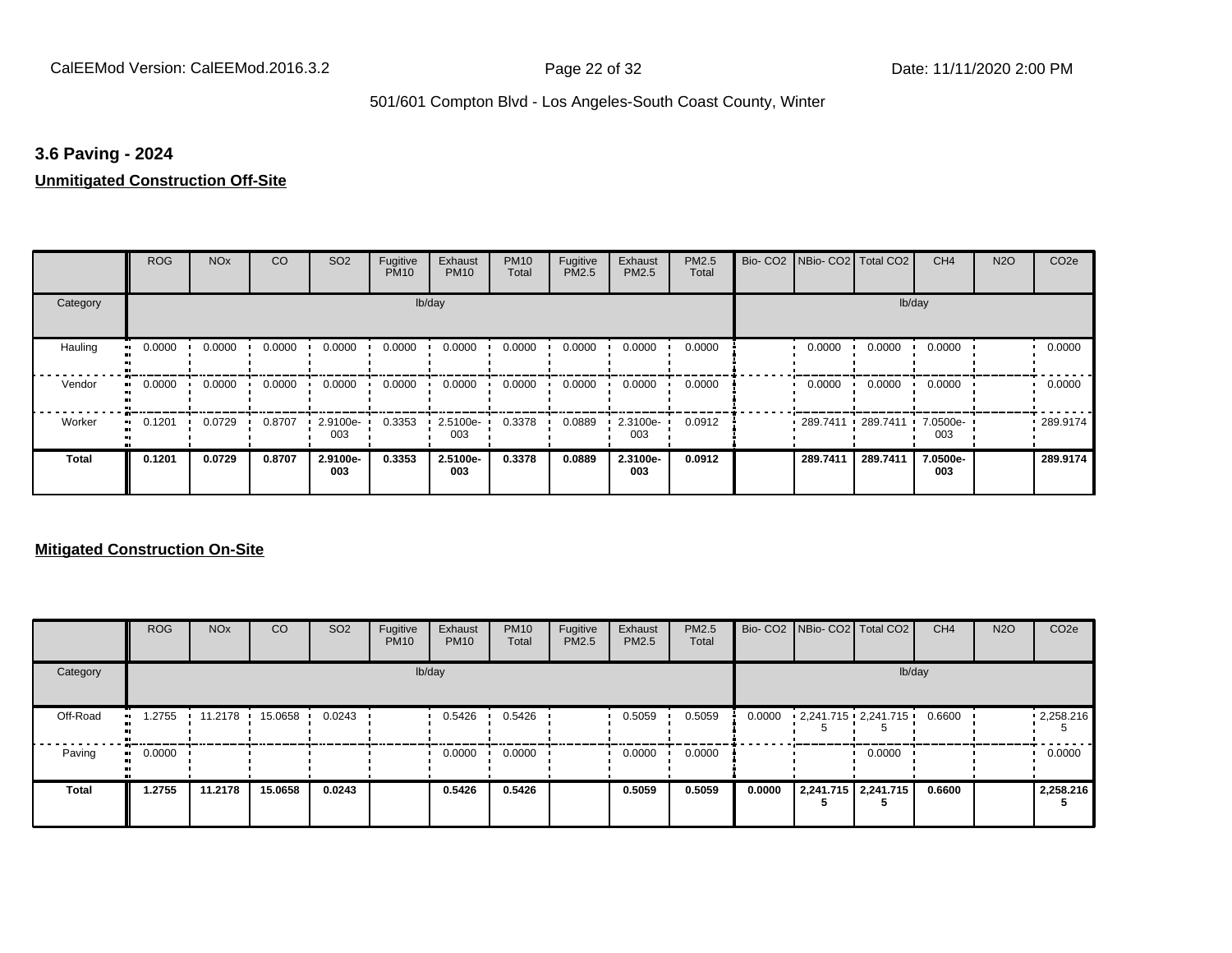### 3.6 Paving - 2024

**Unmitigated Construction Off-Site**

| | ROG | NOx | CO | SO2 | Fugitive PM10 | Exhaust PM10 | PM10 Total | Fugitive PM2.5 | Exhaust PM2.5 | PM2.5 Total | Bio- CO2 | NBio- CO2 | Total CO2 | CH4 | N2O | CO2e |
|---|---|---|---|---|---|---|---|---|---|---|---|---|---|---|---|---|
| Category | lb/day | | | | | | | | | | lb/day | | | | | |
| Hauling | 0.0000 | 0.0000 | 0.0000 | 0.0000 | 0.0000 | 0.0000 | 0.0000 | 0.0000 | 0.0000 | 0.0000 | | 0.0000 | 0.0000 | 0.0000 | | 0.0000 |
| Vendor | 0.0000 | 0.0000 | 0.0000 | 0.0000 | 0.0000 | 0.0000 | 0.0000 | 0.0000 | 0.0000 | 0.0000 | | 0.0000 | 0.0000 | 0.0000 | | 0.0000 |
| Worker | 0.1201 | 0.0729 | 0.8707 | 2.9100e-003 | 0.3353 | 2.5100e-003 | 0.3378 | 0.0889 | 2.3100e-003 | 0.0912 | | 289.7411 | 289.7411 | 7.0500e-003 | | 289.9174 |
| **Total** | **0.1201** | **0.0729** | **0.8707** | **2.9100e-003** | **0.3353** | **2.5100e-003** | **0.3378** | **0.0889** | **2.3100e-003** | **0.0912** | | **289.7411** | **289.7411** | **7.0500e-003** | | **289.9174** |

**Mitigated Construction On-Site**

| | ROG | NOx | CO | SO2 | Fugitive PM10 | Exhaust PM10 | PM10 Total | Fugitive PM2.5 | Exhaust PM2.5 | PM2.5 Total | Bio- CO2 | NBio- CO2 | Total CO2 | CH4 | N2O | CO2e |
|---|---|---|---|---|---|---|---|---|---|---|---|---|---|---|---|---|
| Category | lb/day | | | | | | | | | | lb/day | | | | | |
| Off-Road | 1.2755 | 11.2178 | 15.0658 | 0.0243 | | 0.5426 | 0.5426 | | 0.5059 | 0.5059 | 0.0000 | 2,241.7155 | 2,241.7155 | 0.6600 | | 2,258.2165 |
| Paving | 0.0000 | | | | | 0.0000 | 0.0000 | | 0.0000 | 0.0000 | | | 0.0000 | | | 0.0000 |
| **Total** | **1.2755** | **11.2178** | **15.0658** | **0.0243** | | **0.5426** | **0.5426** | | **0.5059** | **0.5059** | **0.0000** | **2,241.7155** | **2,241.7155** | **0.6600** | | **2,258.2165** |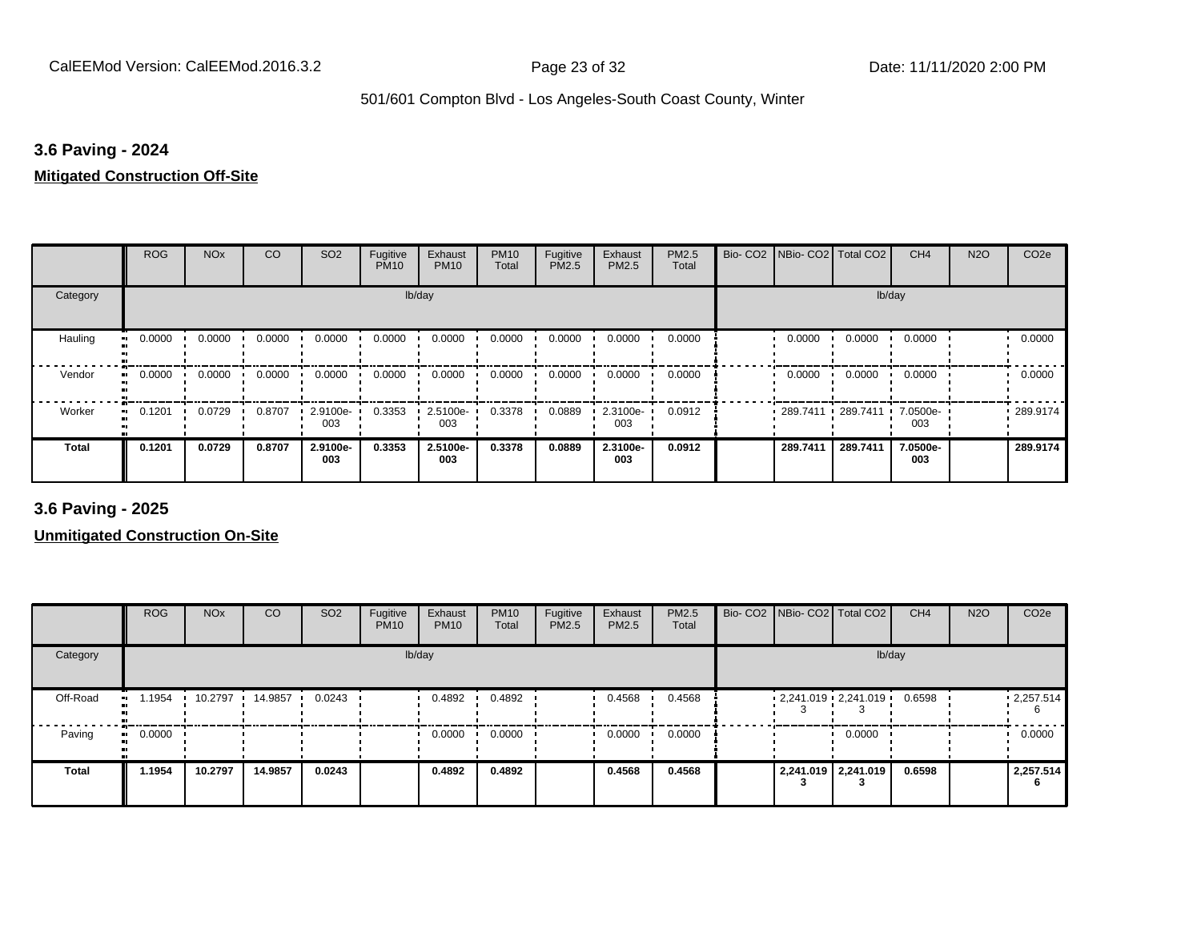### 3.6 Paving - 2024

**Mitigated Construction Off-Site**

| | ROG | NOx | CO | SO2 | Fugitive PM10 | Exhaust PM10 | PM10 Total | Fugitive PM2.5 | Exhaust PM2.5 | PM2.5 Total | Bio- CO2 | NBio- CO2 | Total CO2 | CH4 | N2O | CO2e |
|---|---|---|---|---|---|---|---|---|---|---|---|---|---|---|---|---|
| Category | lb/day | | | | | | | | | | lb/day | | | | | |
| Hauling | 0.0000 | 0.0000 | 0.0000 | 0.0000 | 0.0000 | 0.0000 | 0.0000 | 0.0000 | 0.0000 | 0.0000 | | 0.0000 | 0.0000 | 0.0000 | | 0.0000 |
| Vendor | 0.0000 | 0.0000 | 0.0000 | 0.0000 | 0.0000 | 0.0000 | 0.0000 | 0.0000 | 0.0000 | 0.0000 | | 0.0000 | 0.0000 | 0.0000 | | 0.0000 |
| Worker | 0.1201 | 0.0729 | 0.8707 | 2.9100e-003 | 0.3353 | 2.5100e-003 | 0.3378 | 0.0889 | 2.3100e-003 | 0.0912 | | 289.7411 | 289.7411 | 7.0500e-003 | | 289.9174 |
| **Total** | **0.1201** | **0.0729** | **0.8707** | **2.9100e-003** | **0.3353** | **2.5100e-003** | **0.3378** | **0.0889** | **2.3100e-003** | **0.0912** | | **289.7411** | **289.7411** | **7.0500e-003** | | **289.9174** |

### 3.6 Paving - 2025

**Unmitigated Construction On-Site**

| | ROG | NOx | CO | SO2 | Fugitive PM10 | Exhaust PM10 | PM10 Total | Fugitive PM2.5 | Exhaust PM2.5 | PM2.5 Total | Bio- CO2 | NBio- CO2 | Total CO2 | CH4 | N2O | CO2e |
|---|---|---|---|---|---|---|---|---|---|---|---|---|---|---|---|---|
| Category | lb/day | | | | | | | | | | lb/day | | | | | |
| Off-Road | 1.1954 | 10.2797 | 14.9857 | 0.0243 | | 0.4892 | 0.4892 | | 0.4568 | 0.4568 | | 2,241.0193 | 2,241.0193 | 0.6598 | | 2,257.5146 |
| Paving | 0.0000 | | | | | 0.0000 | 0.0000 | | 0.0000 | 0.0000 | | | 0.0000 | | | 0.0000 |
| **Total** | **1.1954** | **10.2797** | **14.9857** | **0.0243** | | **0.4892** | **0.4892** | | **0.4568** | **0.4568** | | **2,241.0193** | **2,241.0193** | **0.6598** | | **2,257.5146** |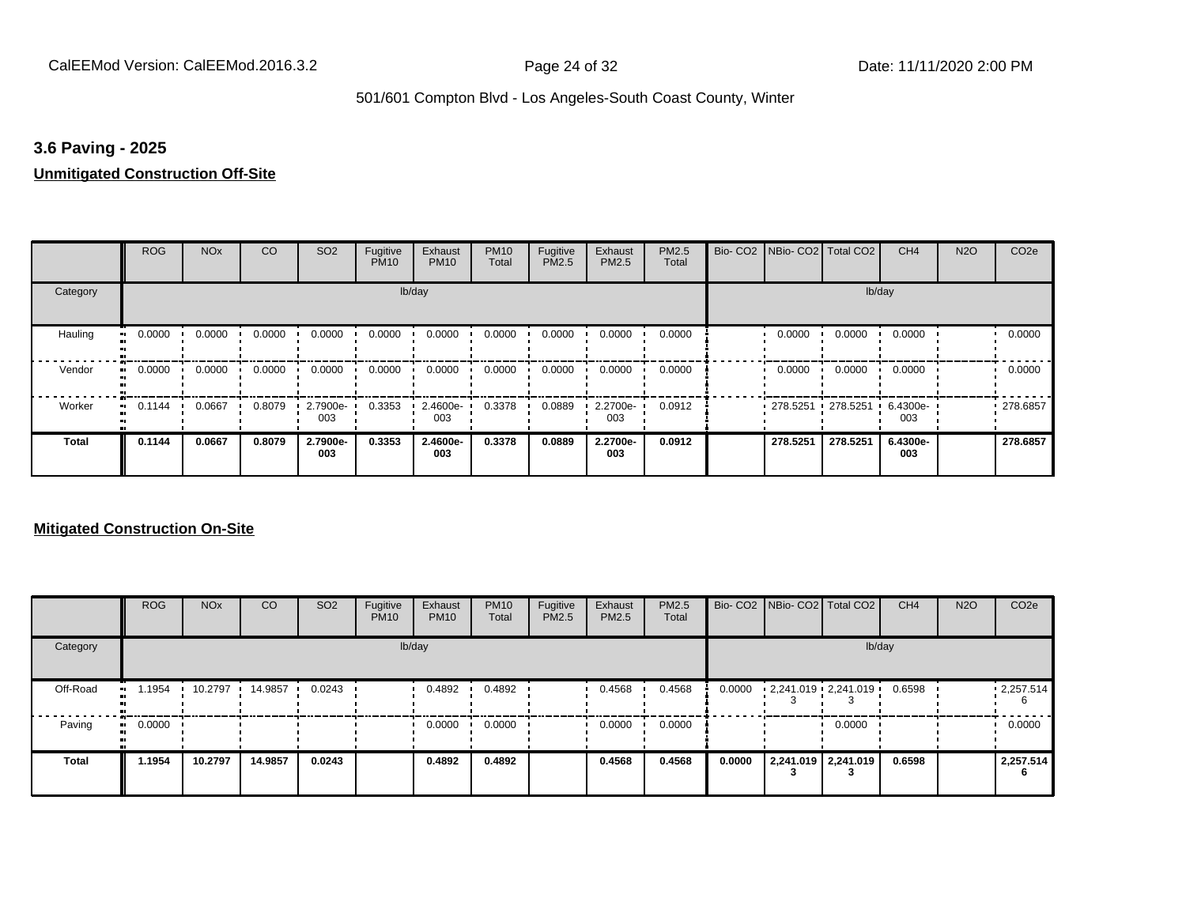### 3.6 Paving - 2025

**Unmitigated Construction Off-Site**

| | ROG | NOx | CO | SO2 | Fugitive PM10 | Exhaust PM10 | PM10 Total | Fugitive PM2.5 | Exhaust PM2.5 | PM2.5 Total | Bio- CO2 | NBio- CO2 | Total CO2 | CH4 | N2O | CO2e |
|---|---|---|---|---|---|---|---|---|---|---|---|---|---|---|---|---|
| Category | lb/day | | | | | | | | | | lb/day | | | | | |
| Hauling | 0.0000 | 0.0000 | 0.0000 | 0.0000 | 0.0000 | 0.0000 | 0.0000 | 0.0000 | 0.0000 | 0.0000 | | 0.0000 | 0.0000 | 0.0000 | | 0.0000 |
| Vendor | 0.0000 | 0.0000 | 0.0000 | 0.0000 | 0.0000 | 0.0000 | 0.0000 | 0.0000 | 0.0000 | 0.0000 | | 0.0000 | 0.0000 | 0.0000 | | 0.0000 |
| Worker | 0.1144 | 0.0667 | 0.8079 | 2.7900e-003 | 0.3353 | 2.4600e-003 | 0.3378 | 0.0889 | 2.2700e-003 | 0.0912 | | 278.5251 | 278.5251 | 6.4300e-003 | | 278.6857 |
| **Total** | **0.1144** | **0.0667** | **0.8079** | **2.7900e-003** | **0.3353** | **2.4600e-003** | **0.3378** | **0.0889** | **2.2700e-003** | **0.0912** | | **278.5251** | **278.5251** | **6.4300e-003** | | **278.6857** |

**Mitigated Construction On-Site**

| | ROG | NOx | CO | SO2 | Fugitive PM10 | Exhaust PM10 | PM10 Total | Fugitive PM2.5 | Exhaust PM2.5 | PM2.5 Total | Bio- CO2 | NBio- CO2 | Total CO2 | CH4 | N2O | CO2e |
|---|---|---|---|---|---|---|---|---|---|---|---|---|---|---|---|---|
| Category | lb/day | | | | | | | | | | lb/day | | | | | |
| Off-Road | 1.1954 | 10.2797 | 14.9857 | 0.0243 | | 0.4892 | 0.4892 | | 0.4568 | 0.4568 | 0.0000 | 2,241.0193 | 2,241.0193 | 0.6598 | | 2,257.5146 |
| Paving | 0.0000 | | | | | 0.0000 | 0.0000 | | 0.0000 | 0.0000 | | | 0.0000 | | | 0.0000 |
| **Total** | **1.1954** | **10.2797** | **14.9857** | **0.0243** | | **0.4892** | **0.4892** | | **0.4568** | **0.4568** | **0.0000** | **2,241.0193** | **2,241.0193** | **0.6598** | | **2,257.5146** |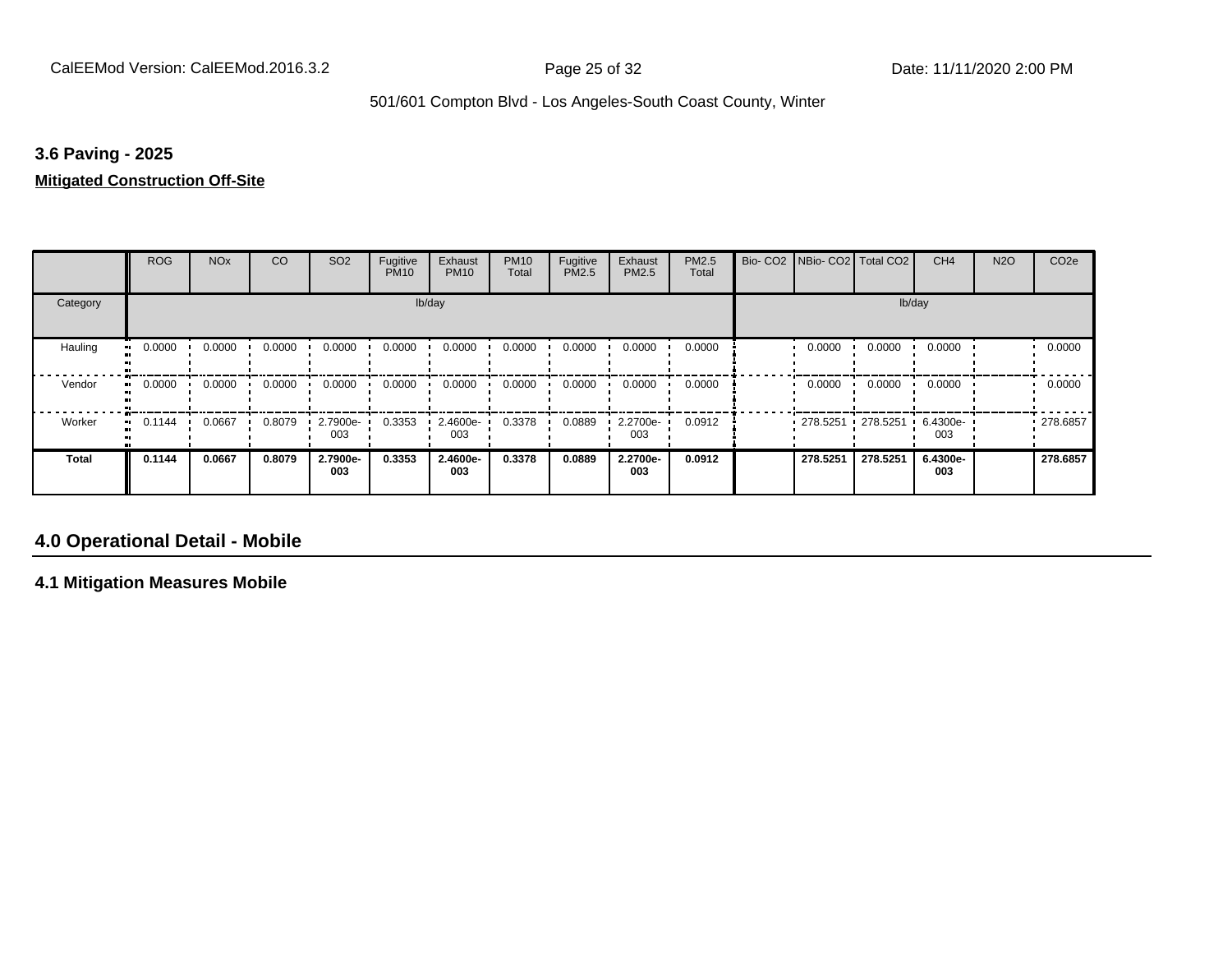### 3.6 Paving - 2025

**Mitigated Construction Off-Site**

| | ROG | NOx | CO | SO2 | Fugitive PM10 | Exhaust PM10 | PM10 Total | Fugitive PM2.5 | Exhaust PM2.5 | PM2.5 Total | Bio- CO2 | NBio- CO2 | Total CO2 | CH4 | N2O | CO2e |
|---|---|---|---|---|---|---|---|---|---|---|---|---|---|---|---|---|
| Category | lb/day | | | | | | | | | | lb/day | | | | | |
| Hauling | 0.0000 | 0.0000 | 0.0000 | 0.0000 | 0.0000 | 0.0000 | 0.0000 | 0.0000 | 0.0000 | 0.0000 | | 0.0000 | 0.0000 | 0.0000 | | 0.0000 |
| Vendor | 0.0000 | 0.0000 | 0.0000 | 0.0000 | 0.0000 | 0.0000 | 0.0000 | 0.0000 | 0.0000 | 0.0000 | | 0.0000 | 0.0000 | 0.0000 | | 0.0000 |
| Worker | 0.1144 | 0.0667 | 0.8079 | 2.7900e-003 | 0.3353 | 2.4600e-003 | 0.3378 | 0.0889 | 2.2700e-003 | 0.0912 | | 278.5251 | 278.5251 | 6.4300e-003 | | 278.6857 |
| **Total** | **0.1144** | **0.0667** | **0.8079** | **2.7900e-003** | **0.3353** | **2.4600e-003** | **0.3378** | **0.0889** | **2.2700e-003** | **0.0912** | | **278.5251** | **278.5251** | **6.4300e-003** | | **278.6857** |

## 4.0 Operational Detail - Mobile

### 4.1 Mitigation Measures Mobile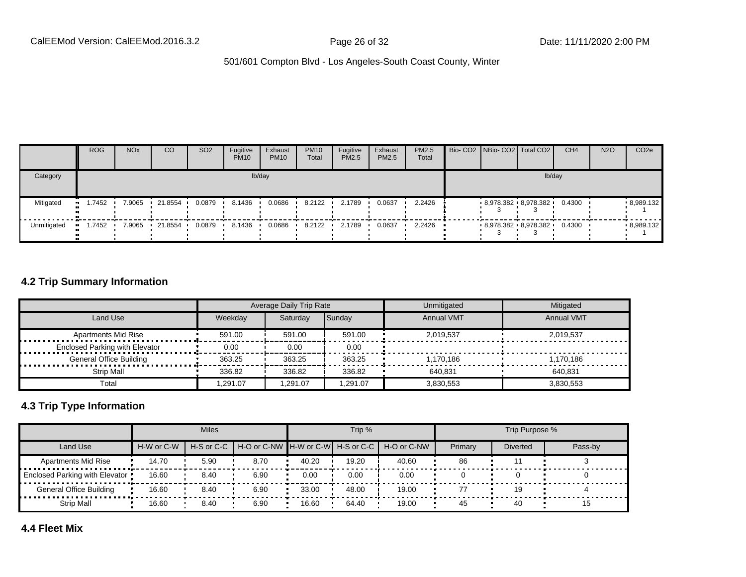| | ROG | NOx | CO | SO2 | Fugitive PM10 | Exhaust PM10 | PM10 Total | Fugitive PM2.5 | Exhaust PM2.5 | PM2.5 Total | Bio- CO2 | NBio- CO2 | Total CO2 | CH4 | N2O | CO2e |
|---|---|---|---|---|---|---|---|---|---|---|---|---|---|---|---|---|
| Category | lb/day | | | | | | | | | | lb/day | | | | | |
| Mitigated | 1.7452 | 7.9065 | 21.8554 | 0.0879 | 8.1436 | 0.0686 | 8.2122 | 2.1789 | 0.0637 | 2.2426 | | 8,978.382 3 | 8,978.382 3 | 0.4300 | | 8,989.132 1 |
| Unmitigated | 1.7452 | 7.9065 | 21.8554 | 0.0879 | 8.1436 | 0.0686 | 8.2122 | 2.1789 | 0.0637 | 2.2426 | | 8,978.382 3 | 8,978.382 3 | 0.4300 | | 8,989.132 1 |

## 4.2 Trip Summary Information

| | Average Daily Trip Rate | | | Unmitigated | Mitigated |
|---|---|---|---|---|---|
| Land Use | Weekday | Saturday | Sunday | Annual VMT | Annual VMT |
| Apartments Mid Rise | 591.00 | 591.00 | 591.00 | 2,019,537 | 2,019,537 |
| Enclosed Parking with Elevator | 0.00 | 0.00 | 0.00 | | |
| General Office Building | 363.25 | 363.25 | 363.25 | 1,170,186 | 1,170,186 |
| Strip Mall | 336.82 | 336.82 | 336.82 | 640,831 | 640,831 |
| Total | 1,291.07 | 1,291.07 | 1,291.07 | 3,830,553 | 3,830,553 |

## 4.3 Trip Type Information

| | Miles | | | Trip % | | | Trip Purpose % | | |
|---|---|---|---|---|---|---|---|---|---|
| Land Use | H-W or C-W | H-S or C-C | H-O or C-NW | H-W or C-W | H-S or C-C | H-O or C-NW | Primary | Diverted | Pass-by |
| Apartments Mid Rise | 14.70 | 5.90 | 8.70 | 40.20 | 19.20 | 40.60 | 86 | 11 | 3 |
| Enclosed Parking with Elevator | 16.60 | 8.40 | 6.90 | 0.00 | 0.00 | 0.00 | 0 | 0 | 0 |
| General Office Building | 16.60 | 8.40 | 6.90 | 33.00 | 48.00 | 19.00 | 77 | 19 | 4 |
| Strip Mall | 16.60 | 8.40 | 6.90 | 16.60 | 64.40 | 19.00 | 45 | 40 | 15 |

## 4.4 Fleet Mix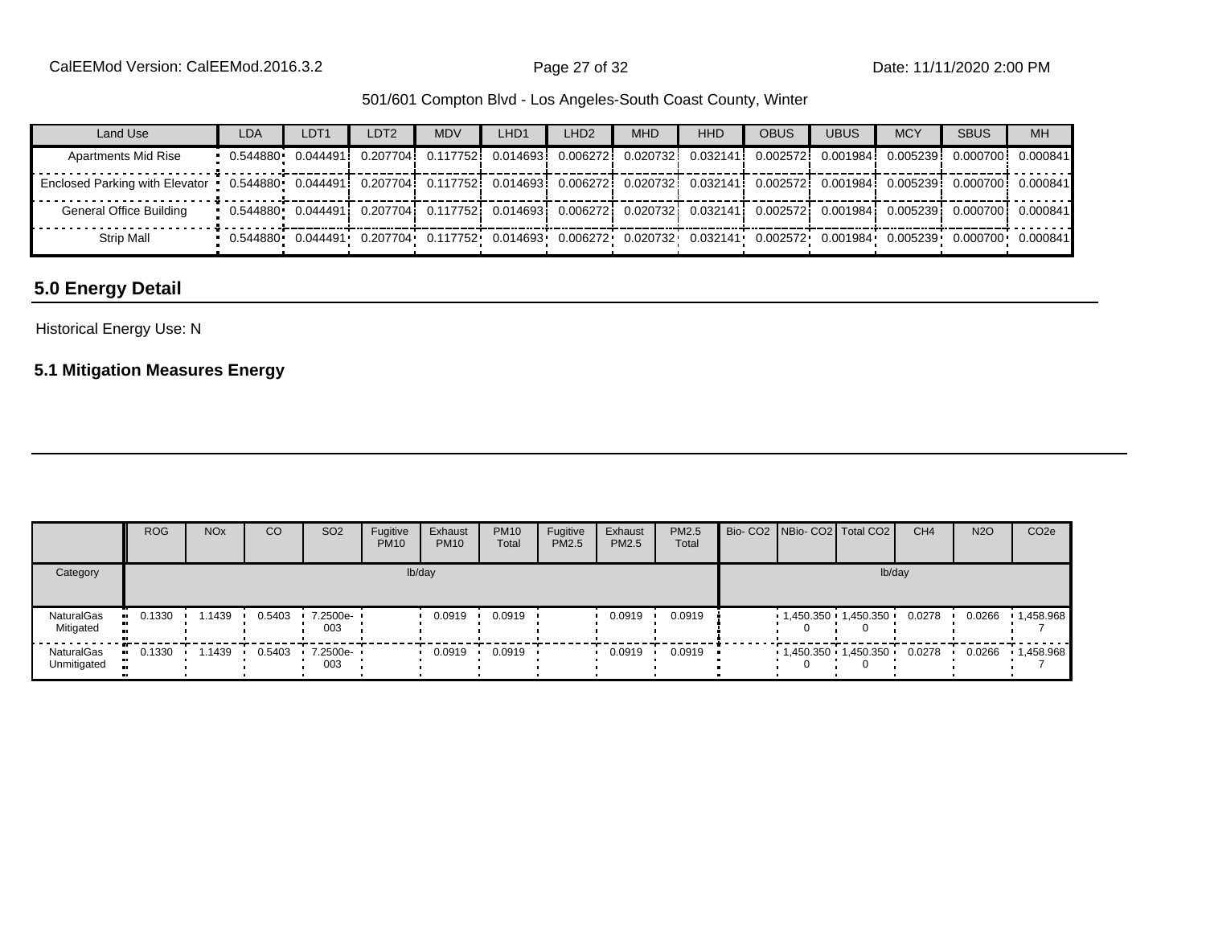| Land Use | LDA | LDT1 | LDT2 | MDV | LHD1 | LHD2 | MHD | HHD | OBUS | UBUS | MCY | SBUS | MH |
|---|---|---|---|---|---|---|---|---|---|---|---|---|---|
| Apartments Mid Rise | 0.544880 | 0.044491 | 0.207704 | 0.117752 | 0.014693 | 0.006272 | 0.020732 | 0.032141 | 0.002572 | 0.001984 | 0.005239 | 0.000700 | 0.000841 |
| Enclosed Parking with Elevator | 0.544880 | 0.044491 | 0.207704 | 0.117752 | 0.014693 | 0.006272 | 0.020732 | 0.032141 | 0.002572 | 0.001984 | 0.005239 | 0.000700 | 0.000841 |
| General Office Building | 0.544880 | 0.044491 | 0.207704 | 0.117752 | 0.014693 | 0.006272 | 0.020732 | 0.032141 | 0.002572 | 0.001984 | 0.005239 | 0.000700 | 0.000841 |
| Strip Mall | 0.544880 | 0.044491 | 0.207704 | 0.117752 | 0.014693 | 0.006272 | 0.020732 | 0.032141 | 0.002572 | 0.001984 | 0.005239 | 0.000700 | 0.000841 |

## 5.0 Energy Detail

Historical Energy Use: N

### 5.1 Mitigation Measures Energy

| | ROG | NOx | CO | SO2 | Fugitive PM10 | Exhaust PM10 | PM10 Total | Fugitive PM2.5 | Exhaust PM2.5 | PM2.5 Total | Bio- CO2 | NBio- CO2 | Total CO2 | CH4 | N2O | CO2e |
|---|---|---|---|---|---|---|---|---|---|---|---|---|---|---|---|---|
| Category | lb/day | | | | | | | | | | lb/day | | | | | |
| NaturalGas Mitigated | 0.1330 | 1.1439 | 0.5403 | 7.2500e-003 | | 0.0919 | 0.0919 | | 0.0919 | 0.0919 | | 1,450.3500 | 1,450.3500 | 0.0278 | 0.0266 | 1,458.9687 |
| NaturalGas Unmitigated | 0.1330 | 1.1439 | 0.5403 | 7.2500e-003 | | 0.0919 | 0.0919 | | 0.0919 | 0.0919 | | 1,450.3500 | 1,450.3500 | 0.0278 | 0.0266 | 1,458.9687 |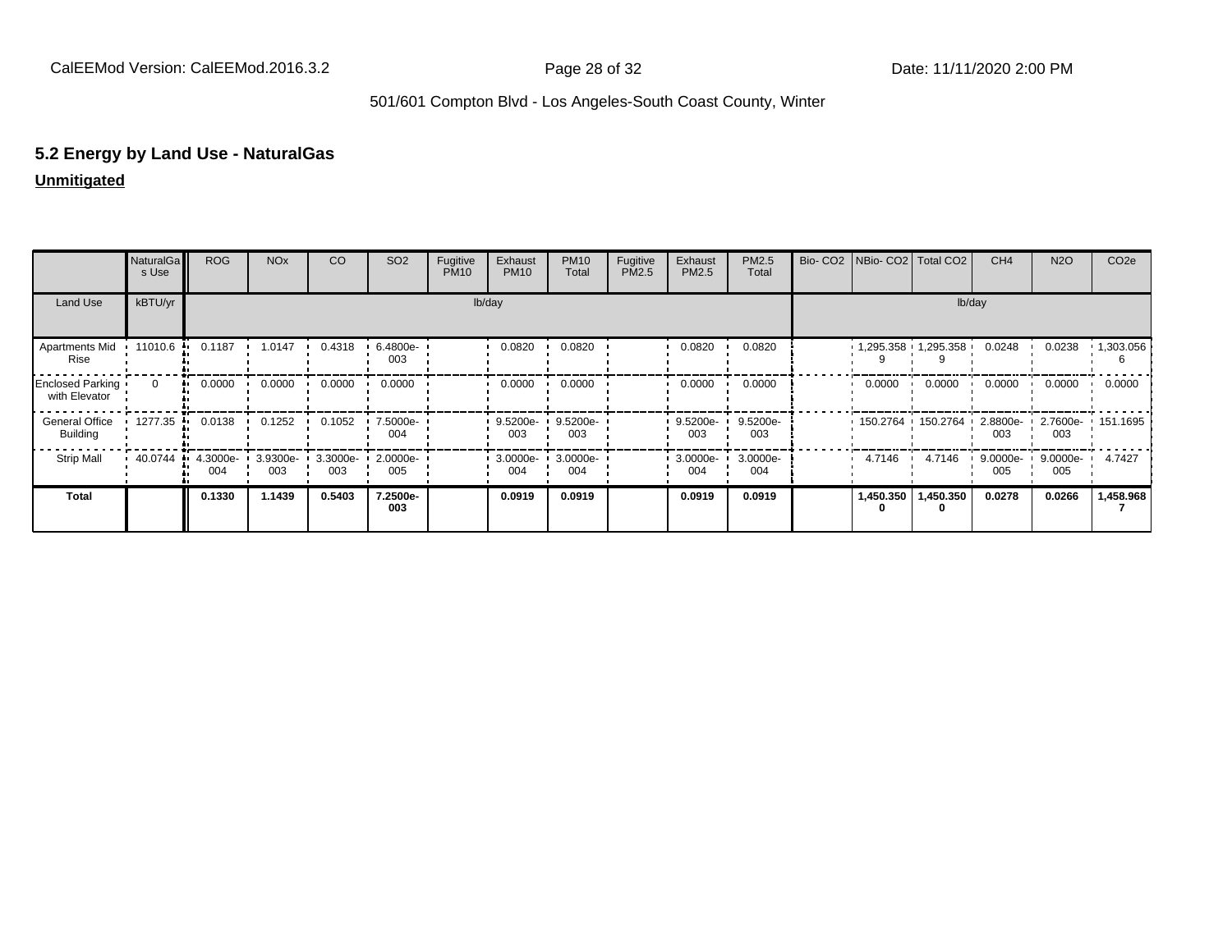501/601 Compton Blvd - Los Angeles-South Coast County, Winter

## 5.2 Energy by Land Use - NaturalGas

**Unmitigated**

| | NaturalGas Use | ROG | NOx | CO | SO2 | Fugitive PM10 | Exhaust PM10 | PM10 Total | Fugitive PM2.5 | Exhaust PM2.5 | PM2.5 Total | Bio- CO2 | NBio- CO2 | Total CO2 | CH4 | N2O | CO2e |
|---|---|---|---|---|---|---|---|---|---|---|---|---|---|---|---|---|---|
| Land Use | kBTU/yr | lb/day | | | | | | | | | | lb/day | | | | | |
| Apartments Mid Rise | 11010.6 | 0.1187 | 1.0147 | 0.4318 | 6.4800e-003 | | 0.0820 | 0.0820 | | 0.0820 | 0.0820 | | 1,295.3589 | 1,295.3589 | 0.0248 | 0.0238 | 1,303.0566 |
| Enclosed Parking with Elevator | 0 | 0.0000 | 0.0000 | 0.0000 | 0.0000 | | 0.0000 | 0.0000 | | 0.0000 | 0.0000 | | 0.0000 | 0.0000 | 0.0000 | 0.0000 | 0.0000 |
| General Office Building | 1277.35 | 0.0138 | 0.1252 | 0.1052 | 7.5000e-004 | | 9.5200e-003 | 9.5200e-003 | | 9.5200e-003 | 9.5200e-003 | | 150.2764 | 150.2764 | 2.8800e-003 | 2.7600e-003 | 151.1695 |
| Strip Mall | 40.0744 | 4.3000e-004 | 3.9300e-003 | 3.3000e-003 | 2.0000e-005 | | 3.0000e-004 | 3.0000e-004 | | 3.0000e-004 | 3.0000e-004 | | 4.7146 | 4.7146 | 9.0000e-005 | 9.0000e-005 | 4.7427 |
| **Total** | | **0.1330** | **1.1439** | **0.5403** | **7.2500e-003** | | **0.0919** | **0.0919** | | **0.0919** | **0.0919** | | **1,450.3500** | **1,450.3500** | **0.0278** | **0.0266** | **1,458.9687** |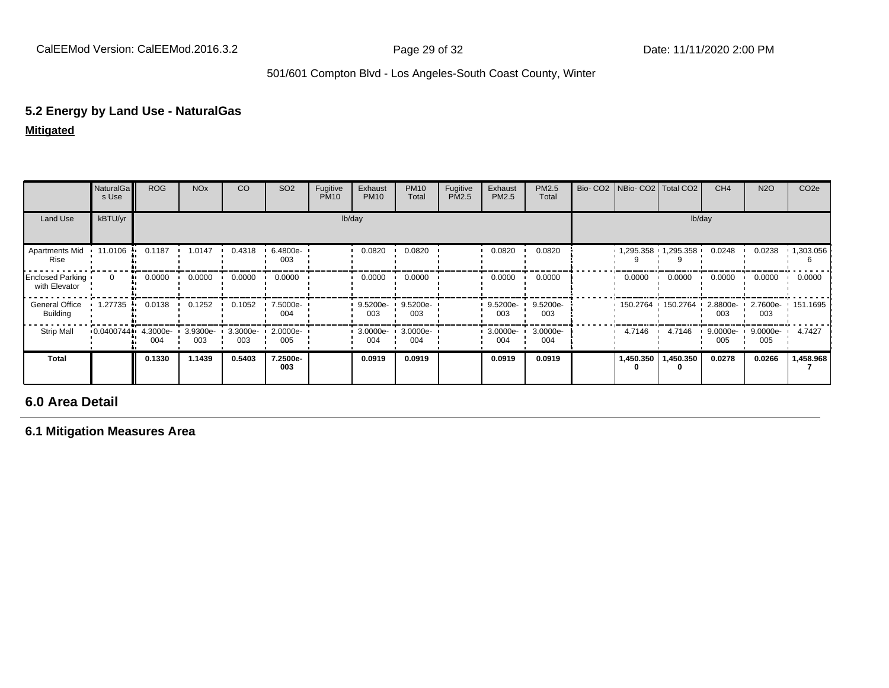501/601 Compton Blvd - Los Angeles-South Coast County, Winter

## 5.2 Energy by Land Use - NaturalGas

**Mitigated**

| | NaturalGas Use | ROG | NOx | CO | SO2 | Fugitive PM10 | Exhaust PM10 | PM10 Total | Fugitive PM2.5 | Exhaust PM2.5 | PM2.5 Total | Bio- CO2 | NBio- CO2 | Total CO2 | CH4 | N2O | CO2e |
|---|---|---|---|---|---|---|---|---|---|---|---|---|---|---|---|---|---|
| Land Use | kBTU/yr | lb/day | | | | | | | | | | lb/day | | | | | |
| Apartments Mid Rise | 11.0106 | 0.1187 | 1.0147 | 0.4318 | 6.4800e-003 | | 0.0820 | 0.0820 | | 0.0820 | 0.0820 | | 1,295.3589 | 1,295.3589 | 0.0248 | 0.0238 | 1,303.0566 |
| Enclosed Parking with Elevator | 0 | 0.0000 | 0.0000 | 0.0000 | 0.0000 | | 0.0000 | 0.0000 | | 0.0000 | 0.0000 | | 0.0000 | 0.0000 | 0.0000 | 0.0000 | 0.0000 |
| General Office Building | 1.27735 | 0.0138 | 0.1252 | 0.1052 | 7.5000e-004 | | 9.5200e-003 | 9.5200e-003 | | 9.5200e-003 | 9.5200e-003 | | 150.2764 | 150.2764 | 2.8800e-003 | 2.7600e-003 | 151.1695 |
| Strip Mall | 0.0400744 | 4.3000e-004 | 3.9300e-003 | 3.3000e-003 | 2.0000e-005 | | 3.0000e-004 | 3.0000e-004 | | 3.0000e-004 | 3.0000e-004 | | 4.7146 | 4.7146 | 9.0000e-005 | 9.0000e-005 | 4.7427 |
| **Total** | | **0.1330** | **1.1439** | **0.5403** | **7.2500e-003** | | **0.0919** | **0.0919** | | **0.0919** | **0.0919** | | **1,450.3500** | **1,450.3500** | **0.0278** | **0.0266** | **1,458.9687** |

# 6.0 Area Detail

## 6.1 Mitigation Measures Area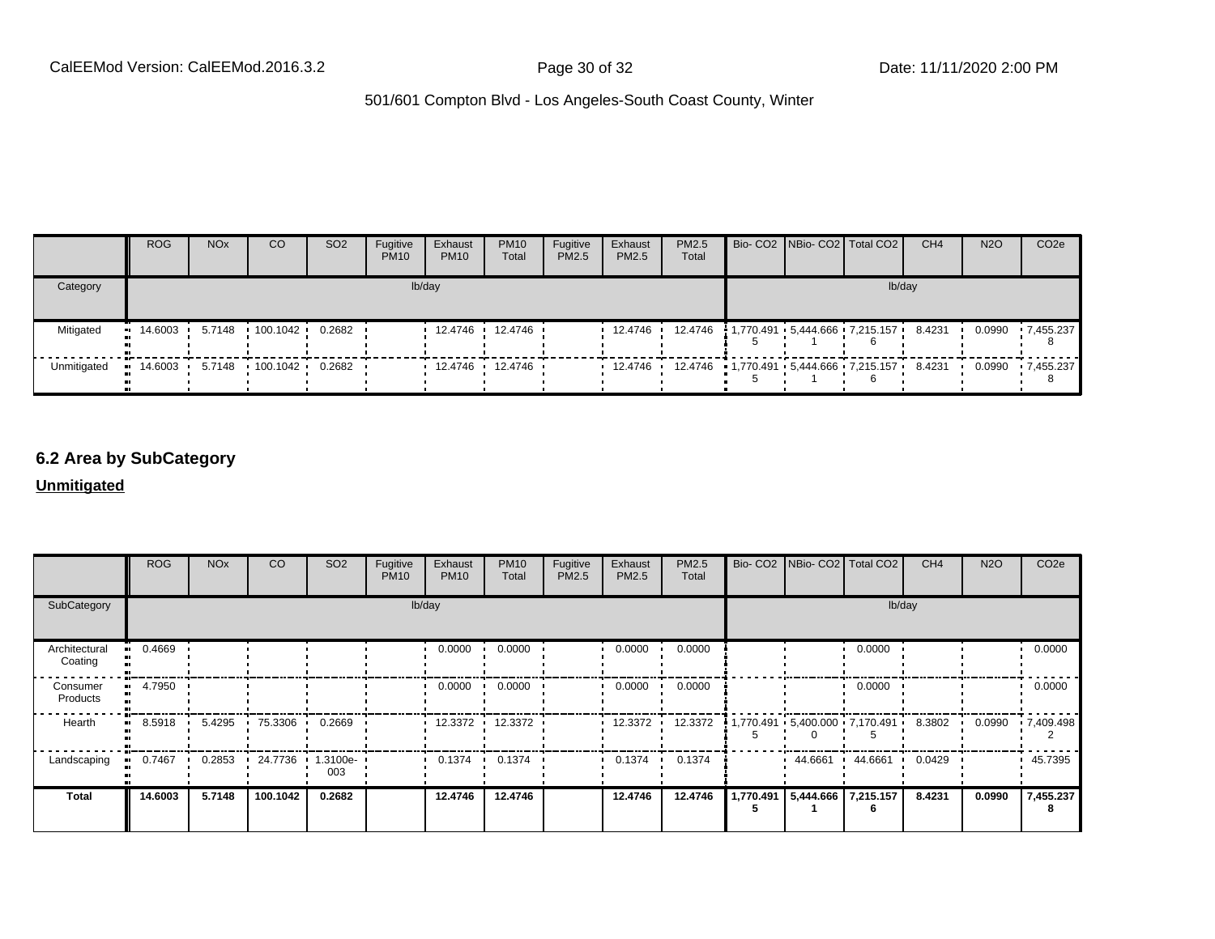| | ROG | NOx | CO | SO2 | Fugitive PM10 | Exhaust PM10 | PM10 Total | Fugitive PM2.5 | Exhaust PM2.5 | PM2.5 Total | Bio- CO2 | NBio- CO2 | Total CO2 | CH4 | N2O | CO2e |
|---|---|---|---|---|---|---|---|---|---|---|---|---|---|---|---|---|
| Category | lb/day | | | | | | | | | | lb/day | | | | | |
| Mitigated | 14.6003 | 5.7148 | 100.1042 | 0.2682 | | 12.4746 | 12.4746 | | 12.4746 | 12.4746 | 1,770.4915 | 5,444.6661 | 7,215.1576 | 8.4231 | 0.0990 | 7,455.2378 |
| Unmitigated | 14.6003 | 5.7148 | 100.1042 | 0.2682 | | 12.4746 | 12.4746 | | 12.4746 | 12.4746 | 1,770.4915 | 5,444.6661 | 7,215.1576 | 8.4231 | 0.0990 | 7,455.2378 |

## 6.2 Area by SubCategory

**Unmitigated**

| | ROG | NOx | CO | SO2 | Fugitive PM10 | Exhaust PM10 | PM10 Total | Fugitive PM2.5 | Exhaust PM2.5 | PM2.5 Total | Bio- CO2 | NBio- CO2 | Total CO2 | CH4 | N2O | CO2e |
|---|---|---|---|---|---|---|---|---|---|---|---|---|---|---|---|---|
| SubCategory | lb/day | | | | | | | | | | lb/day | | | | | |
| Architectural Coating | 0.4669 | | | | | 0.0000 | 0.0000 | | 0.0000 | 0.0000 | | | 0.0000 | | | 0.0000 |
| Consumer Products | 4.7950 | | | | | 0.0000 | 0.0000 | | 0.0000 | 0.0000 | | | 0.0000 | | | 0.0000 |
| Hearth | 8.5918 | 5.4295 | 75.3306 | 0.2669 | | 12.3372 | 12.3372 | | 12.3372 | 12.3372 | 1,770.4915 | 5,400.0000 | 7,170.4915 | 8.3802 | 0.0990 | 7,409.4982 |
| Landscaping | 0.7467 | 0.2853 | 24.7736 | 1.3100e-003 | | 0.1374 | 0.1374 | | 0.1374 | 0.1374 | | 44.6661 | 44.6661 | 0.0429 | | 45.7395 |
| **Total** | **14.6003** | **5.7148** | **100.1042** | **0.2682** | | **12.4746** | **12.4746** | | **12.4746** | **12.4746** | **1,770.4915** | **5,444.6661** | **7,215.1576** | **8.4231** | **0.0990** | **7,455.2378** |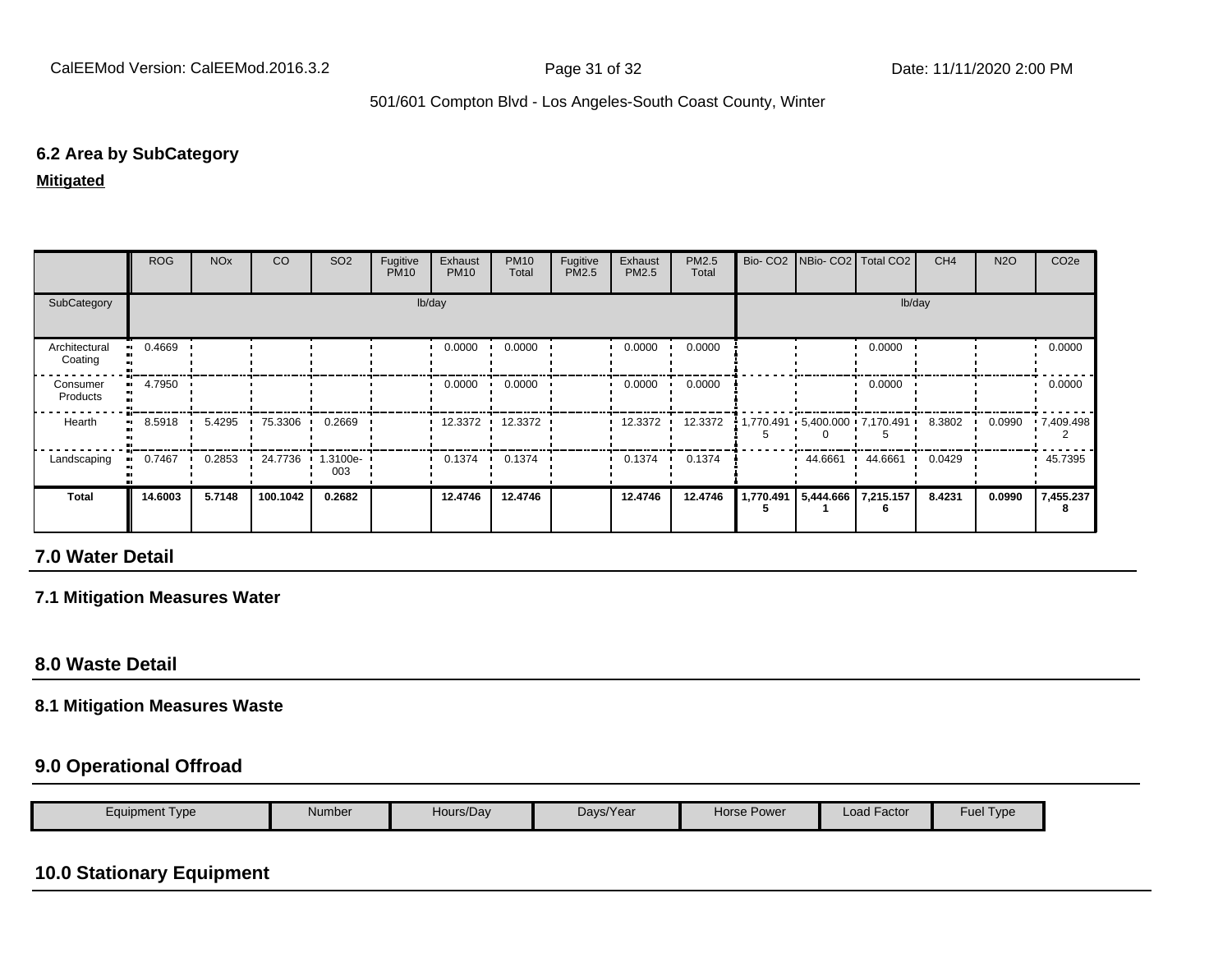### 6.2 Area by SubCategory

**Mitigated**

| | ROG | NOx | CO | SO2 | Fugitive PM10 | Exhaust PM10 | PM10 Total | Fugitive PM2.5 | Exhaust PM2.5 | PM2.5 Total | Bio- CO2 | NBio- CO2 | Total CO2 | CH4 | N2O | CO2e |
|---|---|---|---|---|---|---|---|---|---|---|---|---|---|---|---|---|
| SubCategory | lb/day | | | | | | | | | | lb/day | | | | | |
| Architectural Coating | 0.4669 | | | | | 0.0000 | 0.0000 | | 0.0000 | 0.0000 | | | 0.0000 | | | 0.0000 |
| Consumer Products | 4.7950 | | | | | 0.0000 | 0.0000 | | 0.0000 | 0.0000 | | | 0.0000 | | | 0.0000 |
| Hearth | 8.5918 | 5.4295 | 75.3306 | 0.2669 | | 12.3372 | 12.3372 | | 12.3372 | 12.3372 | 1,770.491 5 | 5,400.000 0 | 7,170.491 5 | 8.3802 | 0.0990 | 7,409.498 2 |
| Landscaping | 0.7467 | 0.2853 | 24.7736 | 1.3100e-003 | | 0.1374 | 0.1374 | | 0.1374 | 0.1374 | | 44.6661 | 44.6661 | 0.0429 | | 45.7395 |
| **Total** | **14.6003** | **5.7148** | **100.1042** | **0.2682** | | **12.4746** | **12.4746** | | **12.4746** | **12.4746** | **1,770.491 5** | **5,444.666 1** | **7,215.157 6** | **8.4231** | **0.0990** | **7,455.237 8** |

## 7.0 Water Detail

### 7.1 Mitigation Measures Water

## 8.0 Waste Detail

### 8.1 Mitigation Measures Waste

## 9.0 Operational Offroad

| Equipment Type | Number | Hours/Day | Days/Year | Horse Power | Load Factor | Fuel Type |
|---|---|---|---|---|---|---|

## 10.0 Stationary Equipment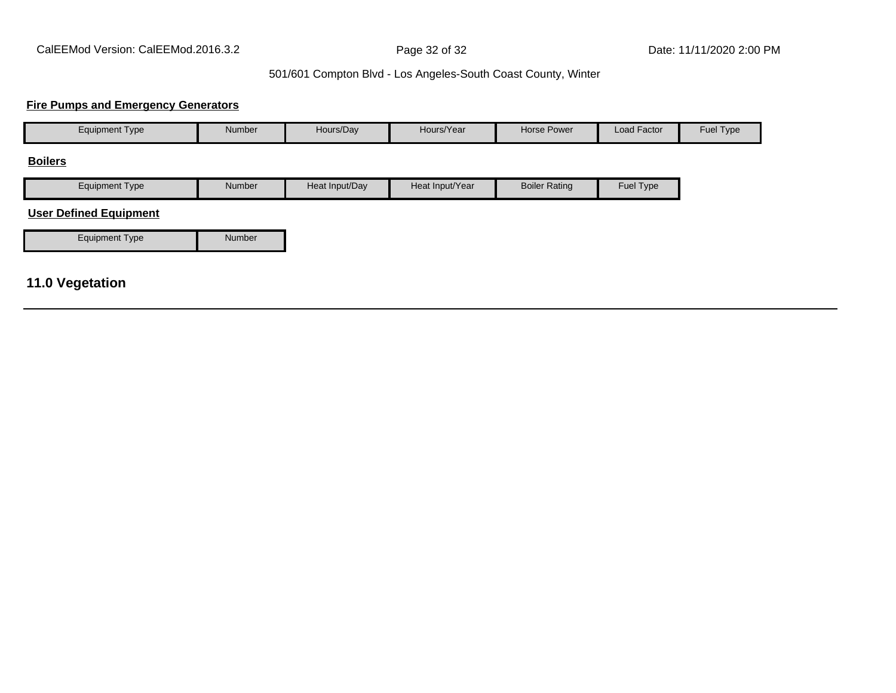### Fire Pumps and Emergency Generators

| Equipment Type | Number | Hours/Day | Hours/Year | Horse Power | Load Factor | Fuel Type |
|---|---|---|---|---|---|---|

### Boilers

| Equipment Type | Number | Heat Input/Day | Heat Input/Year | Boiler Rating | Fuel Type |
|---|---|---|---|---|---|

### User Defined Equipment

| Equipment Type | Number |
|---|---|

## 11.0 Vegetation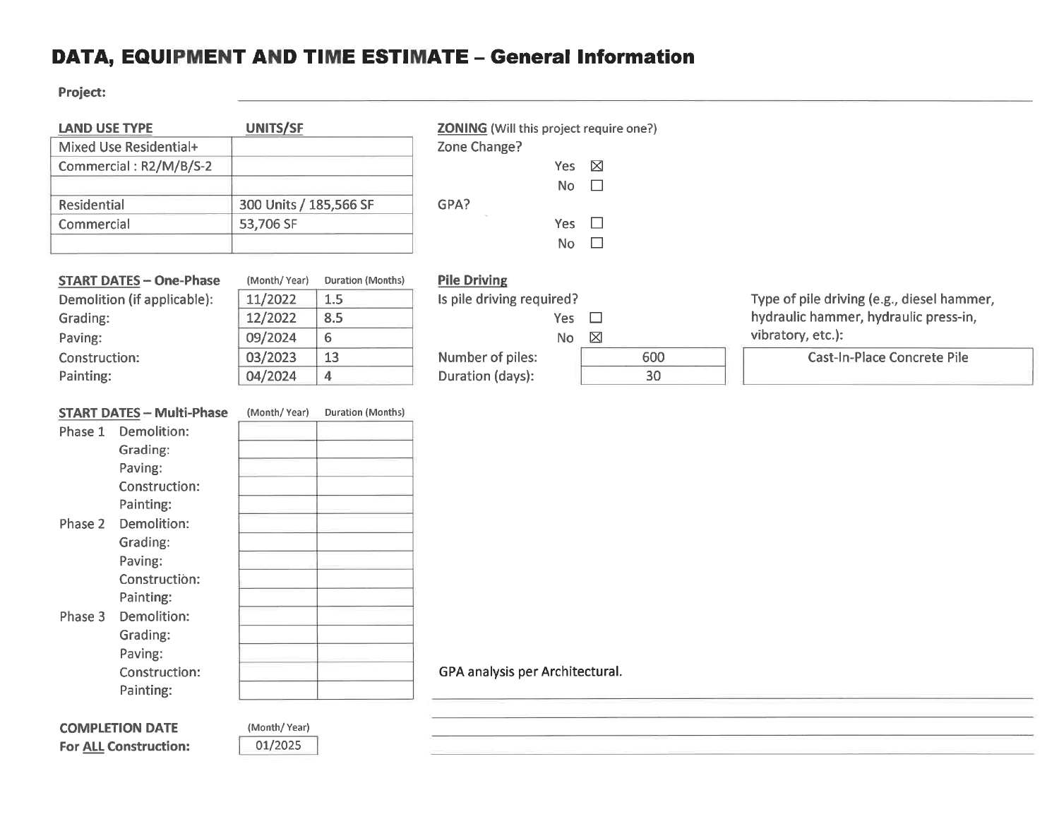# DATA, EQUIPMENT AND TIME ESTIMATE – General Information

**Project:**

| LAND USE TYPE | UNITS/SF |
|---|---|
| Mixed Use Residential+ | |
| Commercial : R2/M/B/S-2 | |
| | |
| Residential | 300 Units / 185,566 SF |
| Commercial | 53,706 SF |
| | |

**ZONING** (Will this project require one?)

Zone Change?

- Yes ☒
- No ☐

GPA?

- Yes ☐
- No ☐

| START DATES – One-Phase | (Month/ Year) | Duration (Months) |
|---|---|---|
| Demolition (if applicable): | 11/2022 | 1.5 |
| Grading: | 12/2022 | 8.5 |
| Paving: | 09/2024 | 6 |
| Construction: | 03/2023 | 13 |
| Painting: | 04/2024 | 4 |

**Pile Driving**

Is pile driving required?

- Yes ☐
- No ☒

| | |
|---|---|
| Number of piles: | 600 |
| Duration (days): | 30 |

Type of pile driving (e.g., diesel hammer, hydraulic hammer, hydraulic press-in, vibratory, etc.):

Cast-In-Place Concrete Pile

| START DATES – Multi-Phase | | (Month/ Year) | Duration (Months) |
|---|---|---|---|
| Phase 1 | Demolition: | | |
| | Grading: | | |
| | Paving: | | |
| | Construction: | | |
| | Painting: | | |
| Phase 2 | Demolition: | | |
| | Grading: | | |
| | Paving: | | |
| | Construction: | | |
| | Painting: | | |
| Phase 3 | Demolition: | | |
| | Grading: | | |
| | Paving: | | |
| | Construction: | | |
| | Painting: | | |

GPA analysis per Architectural.

| | (Month/ Year) |
|---|---|
| **COMPLETION DATE For ALL Construction:** | 01/2025 |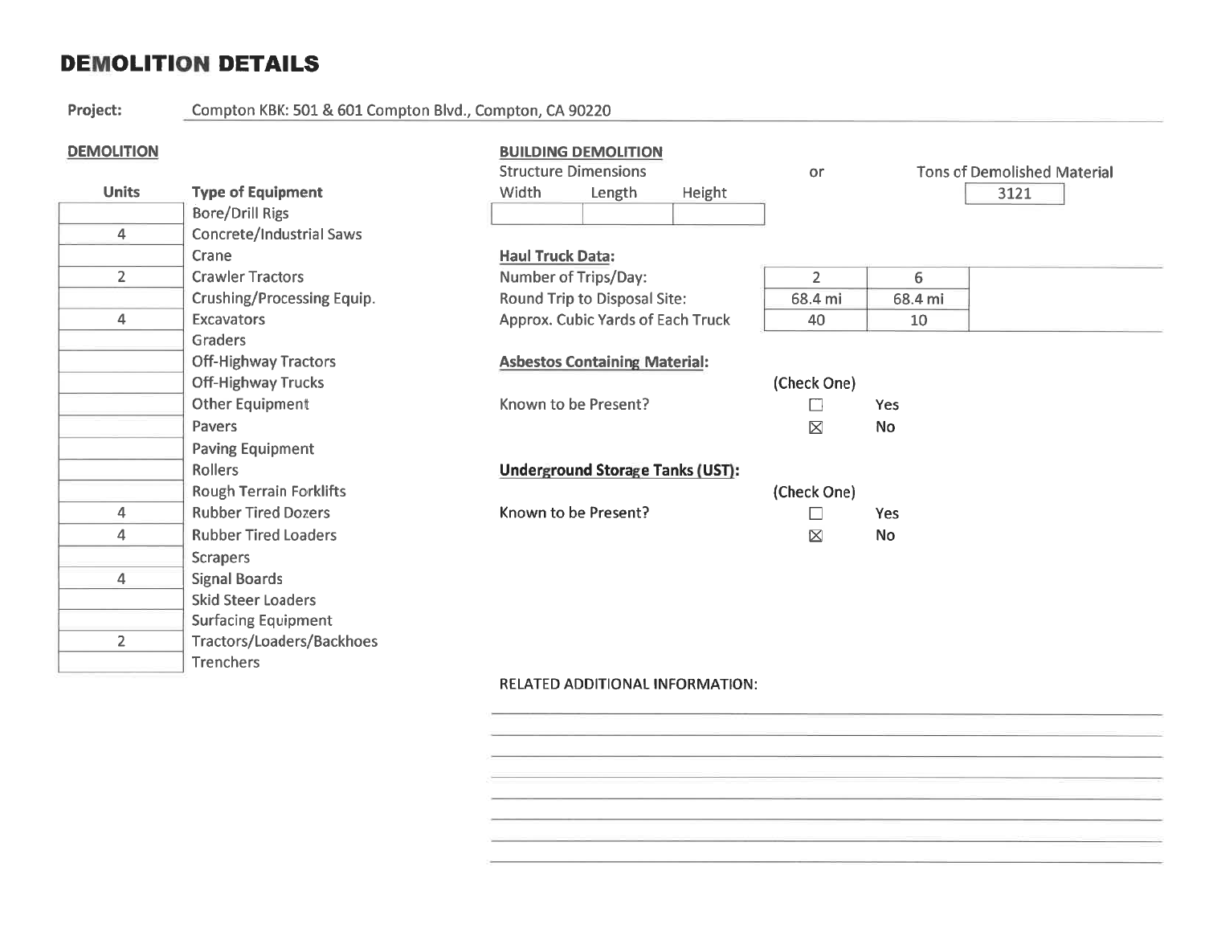# DEMOLITION DETAILS

**Project:** Compton KBK: 501 & 601 Compton Blvd., Compton, CA 90220

## DEMOLITION

| Units | Type of Equipment |
|---|---|
| | Bore/Drill Rigs |
| 4 | Concrete/Industrial Saws |
| | Crane |
| 2 | Crawler Tractors |
| | Crushing/Processing Equip. |
| 4 | Excavators |
| | Graders |
| | Off-Highway Tractors |
| | Off-Highway Trucks |
| | Other Equipment |
| | Pavers |
| | Paving Equipment |
| | Rollers |
| | Rough Terrain Forklifts |
| 4 | Rubber Tired Dozers |
| 4 | Rubber Tired Loaders |
| | Scrapers |
| 4 | Signal Boards |
| | Skid Steer Loaders |
| | Surfacing Equipment |
| 2 | Tractors/Loaders/Backhoes |
| | Trenchers |

## BUILDING DEMOLITION

Structure Dimensions or Tons of Demolished Material

| Width | Length | Height | | Tons of Demolished Material |
|---|---|---|---|---|
| | | | or | 3121 |

**Haul Truck Data:**

| | | |
|---|---|---|
| Number of Trips/Day: | 2 | 6 |
| Round Trip to Disposal Site: | 68.4 mi | 68.4 mi |
| Approx. Cubic Yards of Each Truck | 40 | 10 |

**Asbestos Containing Material:**

Known to be Present? (Check One)

- ☐ Yes
- ☒ No

**Underground Storage Tanks (UST):**

Known to be Present? (Check One)

- ☐ Yes
- ☒ No

RELATED ADDITIONAL INFORMATION: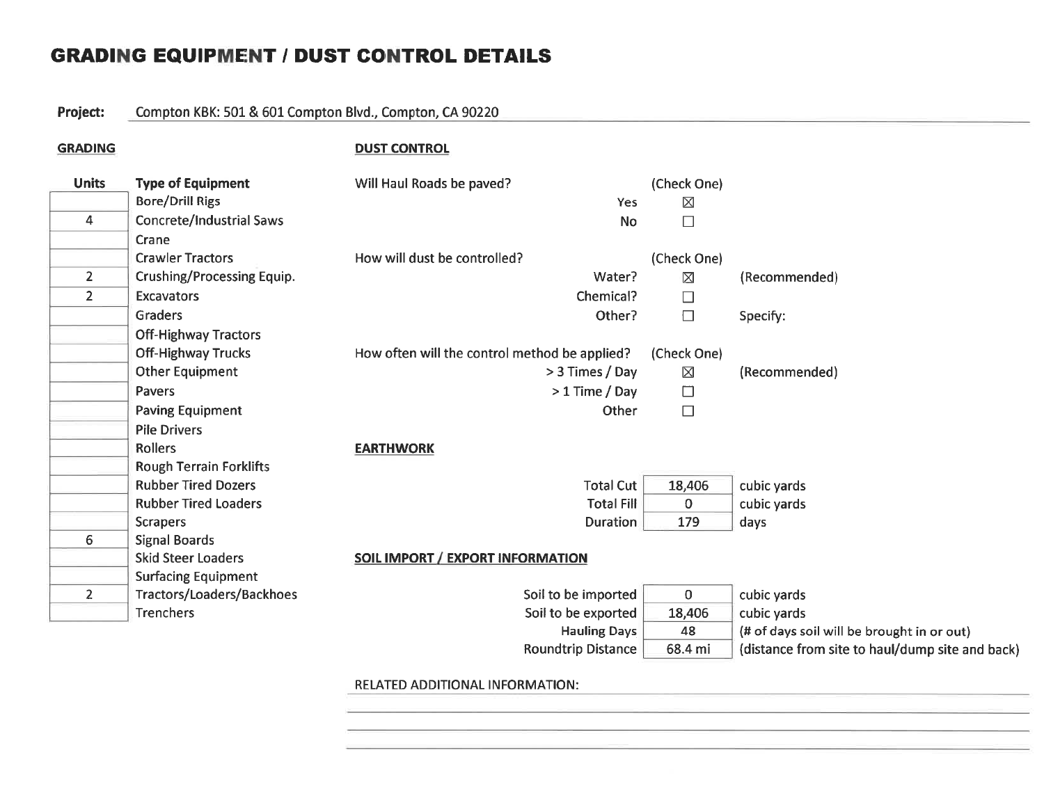# GRADING EQUIPMENT / DUST CONTROL DETAILS

**Project:** Compton KBK: 501 & 601 Compton Blvd., Compton, CA 90220

## GRADING

| Units | Type of Equipment |
| --- | --- |
| | Bore/Drill Rigs |
| 4 | Concrete/Industrial Saws |
| | Crane |
| | Crawler Tractors |
| 2 | Crushing/Processing Equip. |
| 2 | Excavators |
| | Graders |
| | Off-Highway Tractors |
| | Off-Highway Trucks |
| | Other Equipment |
| | Pavers |
| | Paving Equipment |
| | Pile Drivers |
| | Rollers |
| | Rough Terrain Forklifts |
| | Rubber Tired Dozers |
| | Rubber Tired Loaders |
| | Scrapers |
| 6 | Signal Boards |
| | Skid Steer Loaders |
| | Surfacing Equipment |
| 2 | Tractors/Loaders/Backhoes |
| | Trenchers |

## DUST CONTROL

Will Haul Roads be paved? (Check One)

- Yes ☒
- No ☐

How will dust be controlled? (Check One)

- Water? ☒ (Recommended)
- Chemical? ☐
- Other? ☐ Specify:

How often will the control method be applied? (Check One)

- > 3 Times / Day ☒ (Recommended)
- > 1 Time / Day ☐
- Other ☐

## EARTHWORK

| | | |
| --- | --- | --- |
| Total Cut | 18,406 | cubic yards |
| Total Fill | 0 | cubic yards |
| Duration | 179 | days |

## SOIL IMPORT / EXPORT INFORMATION

| | | |
| --- | --- | --- |
| Soil to be imported | 0 | cubic yards |
| Soil to be exported | 18,406 | cubic yards |
| Hauling Days | 48 | (# of days soil will be brought in or out) |
| Roundtrip Distance | 68.4 mi | (distance from site to haul/dump site and back) |

RELATED ADDITIONAL INFORMATION: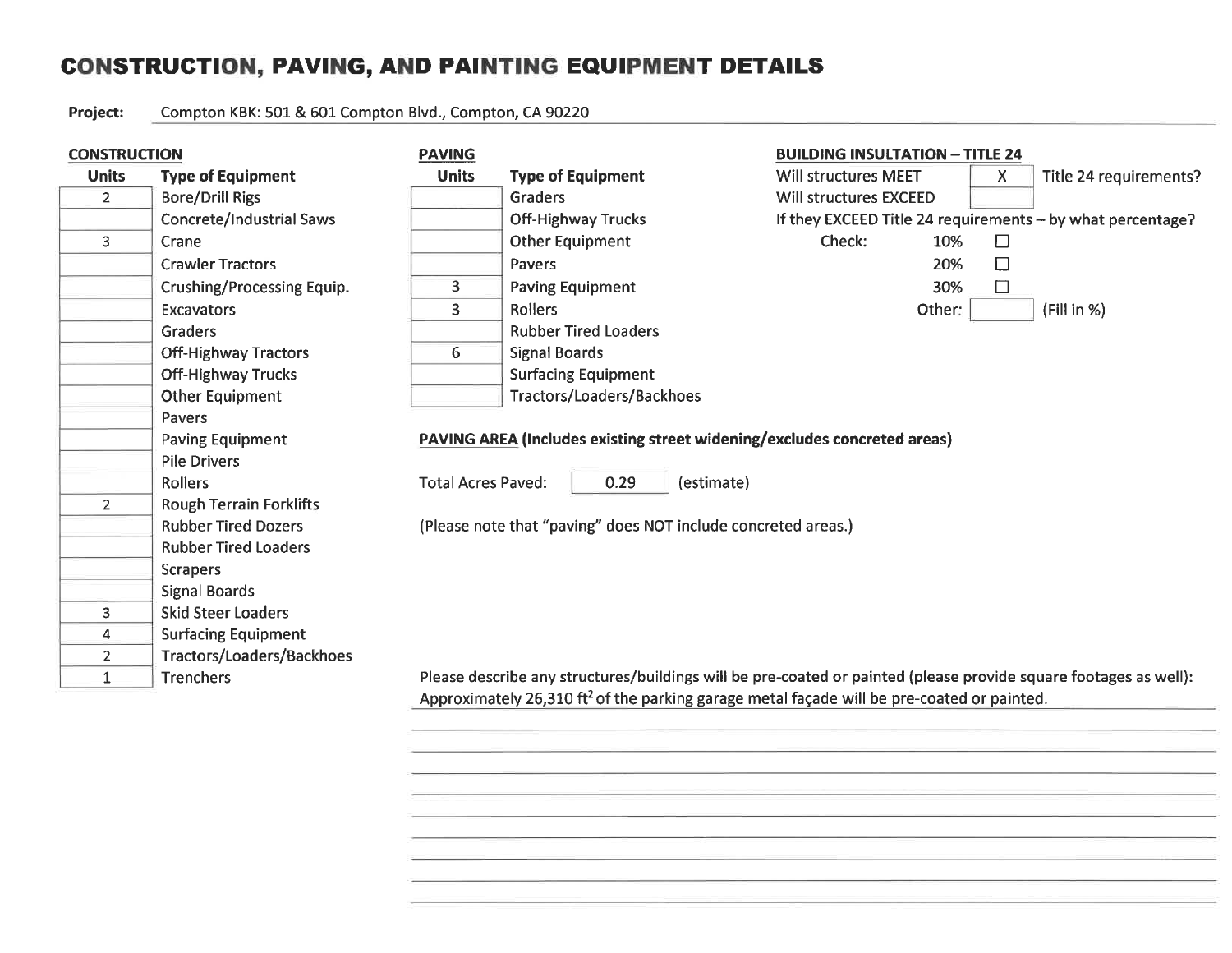# CONSTRUCTION, PAVING, AND PAINTING EQUIPMENT DETAILS

**Project:** Compton KBK: 501 & 601 Compton Blvd., Compton, CA 90220

## CONSTRUCTION

| Units | Type of Equipment |
|---|---|
| 2 | Bore/Drill Rigs |
| | Concrete/Industrial Saws |
| 3 | Crane |
| | Crawler Tractors |
| | Crushing/Processing Equip. |
| | Excavators |
| | Graders |
| | Off-Highway Tractors |
| | Off-Highway Trucks |
| | Other Equipment |
| | Pavers |
| | Paving Equipment |
| | Pile Drivers |
| | Rollers |
| 2 | Rough Terrain Forklifts |
| | Rubber Tired Dozers |
| | Rubber Tired Loaders |
| | Scrapers |
| | Signal Boards |
| 3 | Skid Steer Loaders |
| 4 | Surfacing Equipment |
| 2 | Tractors/Loaders/Backhoes |
| 1 | Trenchers |

## PAVING

| Units | Type of Equipment |
|---|---|
| | Graders |
| | Off-Highway Trucks |
| | Other Equipment |
| | Pavers |
| 3 | Paving Equipment |
| 3 | Rollers |
| | Rubber Tired Loaders |
| 6 | Signal Boards |
| | Surfacing Equipment |
| | Tractors/Loaders/Backhoes |

**PAVING AREA (Includes existing street widening/excludes concreted areas)**

Total Acres Paved: 0.29 (estimate)

(Please note that "paving" does NOT include concreted areas.)

## BUILDING INSULTATION – TITLE 24

Will structures MEET [X] Title 24 requirements?

Will structures EXCEED [ ]

If they EXCEED Title 24 requirements – by what percentage?

Check:
- 10% ☐
- 20% ☐
- 30% ☐
- Other: ______ (Fill in %)

Please describe any structures/buildings will be pre-coated or painted (please provide square footages as well):

Approximately 26,310 ft$^2$ of the parking garage metal façade will be pre-coated or painted.